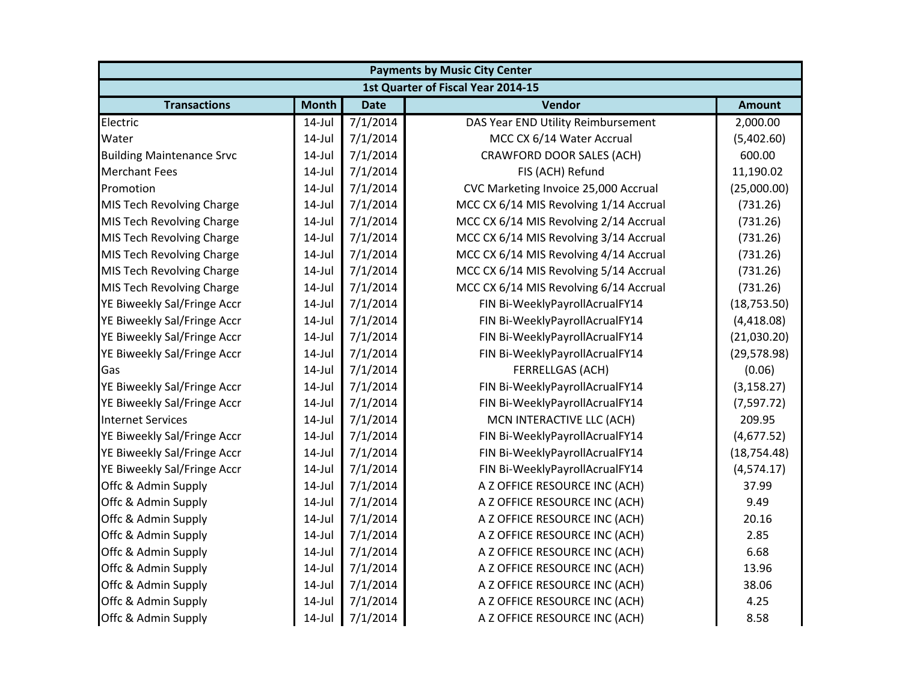| Payments by Music City Center | | | | |
|---|---|---|---|---|
| 1st Quarter of Fiscal Year 2014-15 | | | | |
| **Transactions** | **Month** | **Date** | **Vendor** | **Amount** |
| Electric | 14-Jul | 7/1/2014 | DAS Year END Utility Reimbursement | 2,000.00 |
| Water | 14-Jul | 7/1/2014 | MCC CX 6/14 Water Accrual | (5,402.60) |
| Building Maintenance Srvc | 14-Jul | 7/1/2014 | CRAWFORD DOOR SALES (ACH) | 600.00 |
| Merchant Fees | 14-Jul | 7/1/2014 | FIS (ACH) Refund | 11,190.02 |
| Promotion | 14-Jul | 7/1/2014 | CVC Marketing Invoice 25,000 Accrual | (25,000.00) |
| MIS Tech Revolving Charge | 14-Jul | 7/1/2014 | MCC CX 6/14 MIS Revolving 1/14 Accrual | (731.26) |
| MIS Tech Revolving Charge | 14-Jul | 7/1/2014 | MCC CX 6/14 MIS Revolving 2/14 Accrual | (731.26) |
| MIS Tech Revolving Charge | 14-Jul | 7/1/2014 | MCC CX 6/14 MIS Revolving 3/14 Accrual | (731.26) |
| MIS Tech Revolving Charge | 14-Jul | 7/1/2014 | MCC CX 6/14 MIS Revolving 4/14 Accrual | (731.26) |
| MIS Tech Revolving Charge | 14-Jul | 7/1/2014 | MCC CX 6/14 MIS Revolving 5/14 Accrual | (731.26) |
| MIS Tech Revolving Charge | 14-Jul | 7/1/2014 | MCC CX 6/14 MIS Revolving 6/14 Accrual | (731.26) |
| YE Biweekly Sal/Fringe Accr | 14-Jul | 7/1/2014 | FIN Bi-WeeklyPayrollAcrualFY14 | (18,753.50) |
| YE Biweekly Sal/Fringe Accr | 14-Jul | 7/1/2014 | FIN Bi-WeeklyPayrollAcrualFY14 | (4,418.08) |
| YE Biweekly Sal/Fringe Accr | 14-Jul | 7/1/2014 | FIN Bi-WeeklyPayrollAcrualFY14 | (21,030.20) |
| YE Biweekly Sal/Fringe Accr | 14-Jul | 7/1/2014 | FIN Bi-WeeklyPayrollAcrualFY14 | (29,578.98) |
| Gas | 14-Jul | 7/1/2014 | FERRELLGAS (ACH) | (0.06) |
| YE Biweekly Sal/Fringe Accr | 14-Jul | 7/1/2014 | FIN Bi-WeeklyPayrollAcrualFY14 | (3,158.27) |
| YE Biweekly Sal/Fringe Accr | 14-Jul | 7/1/2014 | FIN Bi-WeeklyPayrollAcrualFY14 | (7,597.72) |
| Internet Services | 14-Jul | 7/1/2014 | MCN INTERACTIVE LLC (ACH) | 209.95 |
| YE Biweekly Sal/Fringe Accr | 14-Jul | 7/1/2014 | FIN Bi-WeeklyPayrollAcrualFY14 | (4,677.52) |
| YE Biweekly Sal/Fringe Accr | 14-Jul | 7/1/2014 | FIN Bi-WeeklyPayrollAcrualFY14 | (18,754.48) |
| YE Biweekly Sal/Fringe Accr | 14-Jul | 7/1/2014 | FIN Bi-WeeklyPayrollAcrualFY14 | (4,574.17) |
| Offc & Admin Supply | 14-Jul | 7/1/2014 | A Z OFFICE RESOURCE INC (ACH) | 37.99 |
| Offc & Admin Supply | 14-Jul | 7/1/2014 | A Z OFFICE RESOURCE INC (ACH) | 9.49 |
| Offc & Admin Supply | 14-Jul | 7/1/2014 | A Z OFFICE RESOURCE INC (ACH) | 20.16 |
| Offc & Admin Supply | 14-Jul | 7/1/2014 | A Z OFFICE RESOURCE INC (ACH) | 2.85 |
| Offc & Admin Supply | 14-Jul | 7/1/2014 | A Z OFFICE RESOURCE INC (ACH) | 6.68 |
| Offc & Admin Supply | 14-Jul | 7/1/2014 | A Z OFFICE RESOURCE INC (ACH) | 13.96 |
| Offc & Admin Supply | 14-Jul | 7/1/2014 | A Z OFFICE RESOURCE INC (ACH) | 38.06 |
| Offc & Admin Supply | 14-Jul | 7/1/2014 | A Z OFFICE RESOURCE INC (ACH) | 4.25 |
| Offc & Admin Supply | 14-Jul | 7/1/2014 | A Z OFFICE RESOURCE INC (ACH) | 8.58 |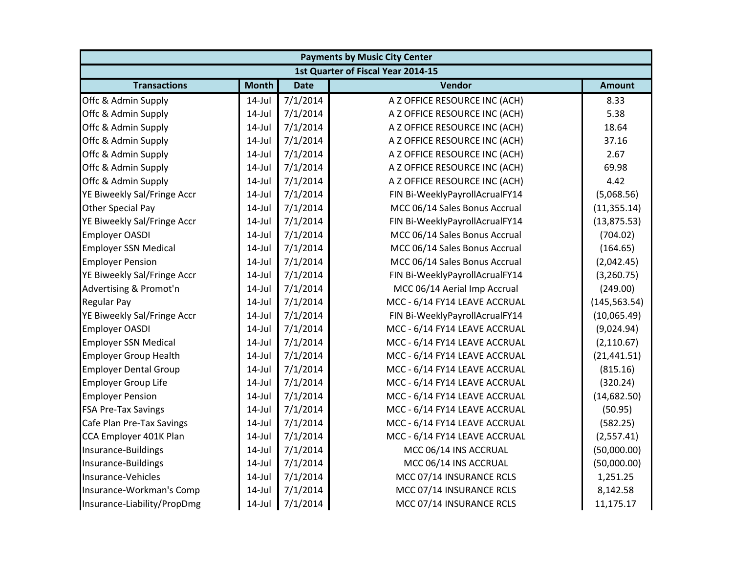| Payments by Music City Center | | | | |
|---|---|---|---|---|
| 1st Quarter of Fiscal Year 2014-15 | | | | |
| **Transactions** | **Month** | **Date** | **Vendor** | **Amount** |
| Offc & Admin Supply | 14-Jul | 7/1/2014 | A Z OFFICE RESOURCE INC (ACH) | 8.33 |
| Offc & Admin Supply | 14-Jul | 7/1/2014 | A Z OFFICE RESOURCE INC (ACH) | 5.38 |
| Offc & Admin Supply | 14-Jul | 7/1/2014 | A Z OFFICE RESOURCE INC (ACH) | 18.64 |
| Offc & Admin Supply | 14-Jul | 7/1/2014 | A Z OFFICE RESOURCE INC (ACH) | 37.16 |
| Offc & Admin Supply | 14-Jul | 7/1/2014 | A Z OFFICE RESOURCE INC (ACH) | 2.67 |
| Offc & Admin Supply | 14-Jul | 7/1/2014 | A Z OFFICE RESOURCE INC (ACH) | 69.98 |
| Offc & Admin Supply | 14-Jul | 7/1/2014 | A Z OFFICE RESOURCE INC (ACH) | 4.42 |
| YE Biweekly Sal/Fringe Accr | 14-Jul | 7/1/2014 | FIN Bi-WeeklyPayrollAcrualFY14 | (5,068.56) |
| Other Special Pay | 14-Jul | 7/1/2014 | MCC 06/14 Sales Bonus Accrual | (11,355.14) |
| YE Biweekly Sal/Fringe Accr | 14-Jul | 7/1/2014 | FIN Bi-WeeklyPayrollAcrualFY14 | (13,875.53) |
| Employer OASDI | 14-Jul | 7/1/2014 | MCC 06/14 Sales Bonus Accrual | (704.02) |
| Employer SSN Medical | 14-Jul | 7/1/2014 | MCC 06/14 Sales Bonus Accrual | (164.65) |
| Employer Pension | 14-Jul | 7/1/2014 | MCC 06/14 Sales Bonus Accrual | (2,042.45) |
| YE Biweekly Sal/Fringe Accr | 14-Jul | 7/1/2014 | FIN Bi-WeeklyPayrollAcrualFY14 | (3,260.75) |
| Advertising & Promot'n | 14-Jul | 7/1/2014 | MCC 06/14 Aerial Imp Accrual | (249.00) |
| Regular Pay | 14-Jul | 7/1/2014 | MCC - 6/14 FY14 LEAVE ACCRUAL | (145,563.54) |
| YE Biweekly Sal/Fringe Accr | 14-Jul | 7/1/2014 | FIN Bi-WeeklyPayrollAcrualFY14 | (10,065.49) |
| Employer OASDI | 14-Jul | 7/1/2014 | MCC - 6/14 FY14 LEAVE ACCRUAL | (9,024.94) |
| Employer SSN Medical | 14-Jul | 7/1/2014 | MCC - 6/14 FY14 LEAVE ACCRUAL | (2,110.67) |
| Employer Group Health | 14-Jul | 7/1/2014 | MCC - 6/14 FY14 LEAVE ACCRUAL | (21,441.51) |
| Employer Dental Group | 14-Jul | 7/1/2014 | MCC - 6/14 FY14 LEAVE ACCRUAL | (815.16) |
| Employer Group Life | 14-Jul | 7/1/2014 | MCC - 6/14 FY14 LEAVE ACCRUAL | (320.24) |
| Employer Pension | 14-Jul | 7/1/2014 | MCC - 6/14 FY14 LEAVE ACCRUAL | (14,682.50) |
| FSA Pre-Tax Savings | 14-Jul | 7/1/2014 | MCC - 6/14 FY14 LEAVE ACCRUAL | (50.95) |
| Cafe Plan Pre-Tax Savings | 14-Jul | 7/1/2014 | MCC - 6/14 FY14 LEAVE ACCRUAL | (582.25) |
| CCA Employer 401K Plan | 14-Jul | 7/1/2014 | MCC - 6/14 FY14 LEAVE ACCRUAL | (2,557.41) |
| Insurance-Buildings | 14-Jul | 7/1/2014 | MCC 06/14 INS ACCRUAL | (50,000.00) |
| Insurance-Buildings | 14-Jul | 7/1/2014 | MCC 06/14 INS ACCRUAL | (50,000.00) |
| Insurance-Vehicles | 14-Jul | 7/1/2014 | MCC 07/14 INSURANCE RCLS | 1,251.25 |
| Insurance-Workman's Comp | 14-Jul | 7/1/2014 | MCC 07/14 INSURANCE RCLS | 8,142.58 |
| Insurance-Liability/PropDmg | 14-Jul | 7/1/2014 | MCC 07/14 INSURANCE RCLS | 11,175.17 |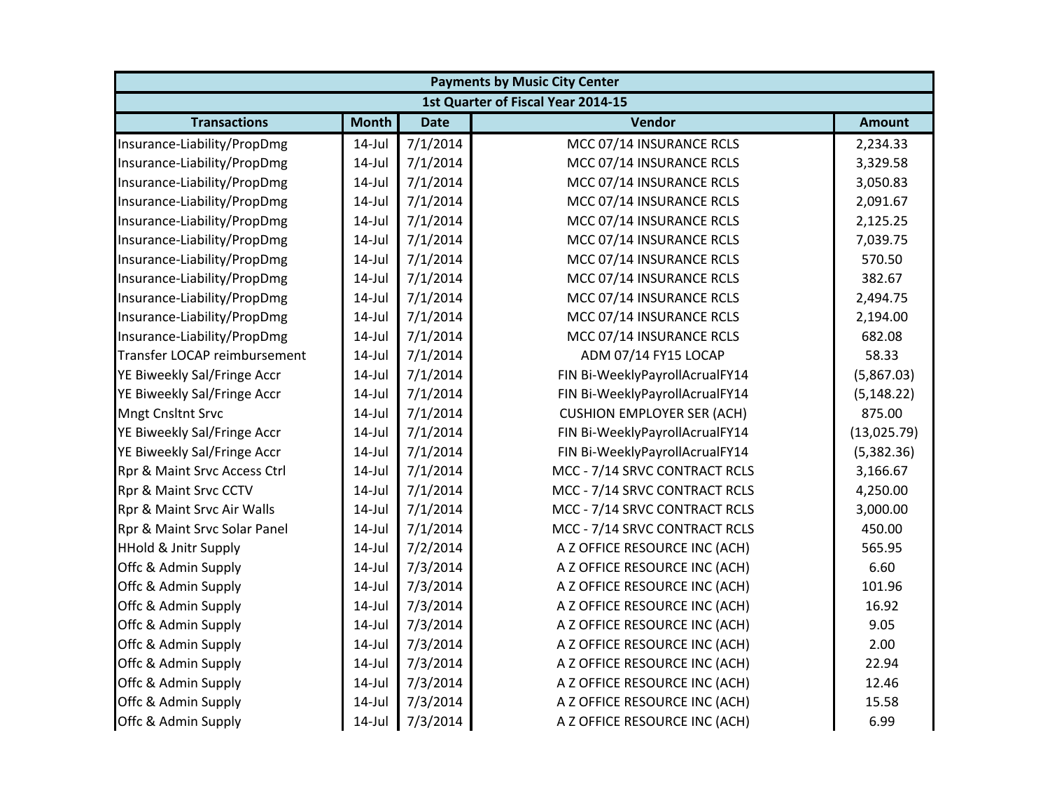| Payments by Music City Center | | | | |
|---|---|---|---|---|
| 1st Quarter of Fiscal Year 2014-15 | | | | |
| **Transactions** | **Month** | **Date** | **Vendor** | **Amount** |
| Insurance-Liability/PropDmg | 14-Jul | 7/1/2014 | MCC 07/14 INSURANCE RCLS | 2,234.33 |
| Insurance-Liability/PropDmg | 14-Jul | 7/1/2014 | MCC 07/14 INSURANCE RCLS | 3,329.58 |
| Insurance-Liability/PropDmg | 14-Jul | 7/1/2014 | MCC 07/14 INSURANCE RCLS | 3,050.83 |
| Insurance-Liability/PropDmg | 14-Jul | 7/1/2014 | MCC 07/14 INSURANCE RCLS | 2,091.67 |
| Insurance-Liability/PropDmg | 14-Jul | 7/1/2014 | MCC 07/14 INSURANCE RCLS | 2,125.25 |
| Insurance-Liability/PropDmg | 14-Jul | 7/1/2014 | MCC 07/14 INSURANCE RCLS | 7,039.75 |
| Insurance-Liability/PropDmg | 14-Jul | 7/1/2014 | MCC 07/14 INSURANCE RCLS | 570.50 |
| Insurance-Liability/PropDmg | 14-Jul | 7/1/2014 | MCC 07/14 INSURANCE RCLS | 382.67 |
| Insurance-Liability/PropDmg | 14-Jul | 7/1/2014 | MCC 07/14 INSURANCE RCLS | 2,494.75 |
| Insurance-Liability/PropDmg | 14-Jul | 7/1/2014 | MCC 07/14 INSURANCE RCLS | 2,194.00 |
| Insurance-Liability/PropDmg | 14-Jul | 7/1/2014 | MCC 07/14 INSURANCE RCLS | 682.08 |
| Transfer LOCAP reimbursement | 14-Jul | 7/1/2014 | ADM 07/14 FY15 LOCAP | 58.33 |
| YE Biweekly Sal/Fringe Accr | 14-Jul | 7/1/2014 | FIN Bi-WeeklyPayrollAcrualFY14 | (5,867.03) |
| YE Biweekly Sal/Fringe Accr | 14-Jul | 7/1/2014 | FIN Bi-WeeklyPayrollAcrualFY14 | (5,148.22) |
| Mngt Cnsltnt Srvc | 14-Jul | 7/1/2014 | CUSHION EMPLOYER SER (ACH) | 875.00 |
| YE Biweekly Sal/Fringe Accr | 14-Jul | 7/1/2014 | FIN Bi-WeeklyPayrollAcrualFY14 | (13,025.79) |
| YE Biweekly Sal/Fringe Accr | 14-Jul | 7/1/2014 | FIN Bi-WeeklyPayrollAcrualFY14 | (5,382.36) |
| Rpr & Maint Srvc Access Ctrl | 14-Jul | 7/1/2014 | MCC - 7/14 SRVC CONTRACT RCLS | 3,166.67 |
| Rpr & Maint Srvc CCTV | 14-Jul | 7/1/2014 | MCC - 7/14 SRVC CONTRACT RCLS | 4,250.00 |
| Rpr & Maint Srvc Air Walls | 14-Jul | 7/1/2014 | MCC - 7/14 SRVC CONTRACT RCLS | 3,000.00 |
| Rpr & Maint Srvc Solar Panel | 14-Jul | 7/1/2014 | MCC - 7/14 SRVC CONTRACT RCLS | 450.00 |
| HHold & Jnitr Supply | 14-Jul | 7/2/2014 | A Z OFFICE RESOURCE INC (ACH) | 565.95 |
| Offc & Admin Supply | 14-Jul | 7/3/2014 | A Z OFFICE RESOURCE INC (ACH) | 6.60 |
| Offc & Admin Supply | 14-Jul | 7/3/2014 | A Z OFFICE RESOURCE INC (ACH) | 101.96 |
| Offc & Admin Supply | 14-Jul | 7/3/2014 | A Z OFFICE RESOURCE INC (ACH) | 16.92 |
| Offc & Admin Supply | 14-Jul | 7/3/2014 | A Z OFFICE RESOURCE INC (ACH) | 9.05 |
| Offc & Admin Supply | 14-Jul | 7/3/2014 | A Z OFFICE RESOURCE INC (ACH) | 2.00 |
| Offc & Admin Supply | 14-Jul | 7/3/2014 | A Z OFFICE RESOURCE INC (ACH) | 22.94 |
| Offc & Admin Supply | 14-Jul | 7/3/2014 | A Z OFFICE RESOURCE INC (ACH) | 12.46 |
| Offc & Admin Supply | 14-Jul | 7/3/2014 | A Z OFFICE RESOURCE INC (ACH) | 15.58 |
| Offc & Admin Supply | 14-Jul | 7/3/2014 | A Z OFFICE RESOURCE INC (ACH) | 6.99 |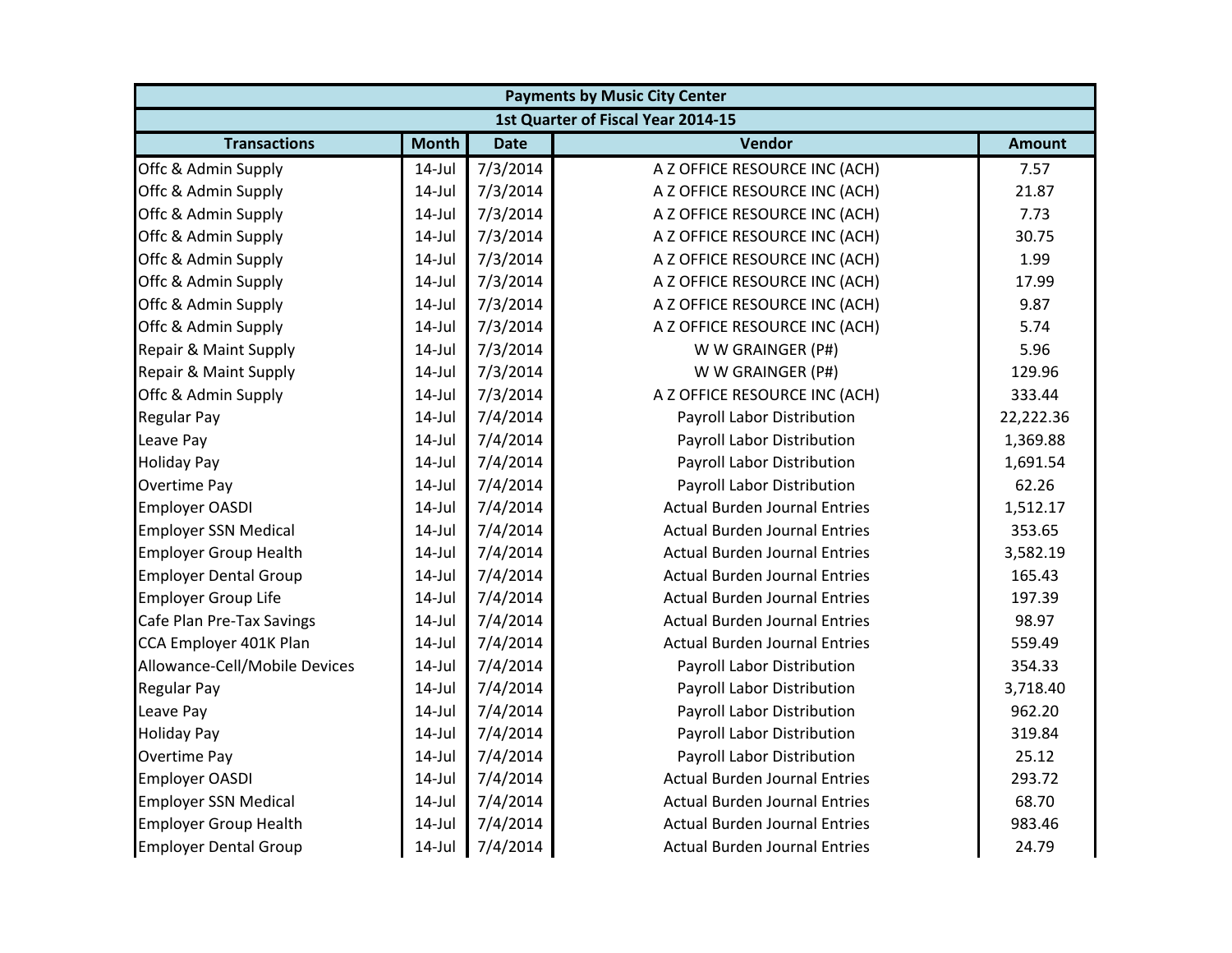| Payments by Music City Center | | | | |
|---|---|---|---|---|
| 1st Quarter of Fiscal Year 2014-15 | | | | |
| Transactions | Month | Date | Vendor | Amount |
| Offc & Admin Supply | 14-Jul | 7/3/2014 | A Z OFFICE RESOURCE INC (ACH) | 7.57 |
| Offc & Admin Supply | 14-Jul | 7/3/2014 | A Z OFFICE RESOURCE INC (ACH) | 21.87 |
| Offc & Admin Supply | 14-Jul | 7/3/2014 | A Z OFFICE RESOURCE INC (ACH) | 7.73 |
| Offc & Admin Supply | 14-Jul | 7/3/2014 | A Z OFFICE RESOURCE INC (ACH) | 30.75 |
| Offc & Admin Supply | 14-Jul | 7/3/2014 | A Z OFFICE RESOURCE INC (ACH) | 1.99 |
| Offc & Admin Supply | 14-Jul | 7/3/2014 | A Z OFFICE RESOURCE INC (ACH) | 17.99 |
| Offc & Admin Supply | 14-Jul | 7/3/2014 | A Z OFFICE RESOURCE INC (ACH) | 9.87 |
| Offc & Admin Supply | 14-Jul | 7/3/2014 | A Z OFFICE RESOURCE INC (ACH) | 5.74 |
| Repair & Maint Supply | 14-Jul | 7/3/2014 | W W GRAINGER (P#) | 5.96 |
| Repair & Maint Supply | 14-Jul | 7/3/2014 | W W GRAINGER (P#) | 129.96 |
| Offc & Admin Supply | 14-Jul | 7/3/2014 | A Z OFFICE RESOURCE INC (ACH) | 333.44 |
| Regular Pay | 14-Jul | 7/4/2014 | Payroll Labor Distribution | 22,222.36 |
| Leave Pay | 14-Jul | 7/4/2014 | Payroll Labor Distribution | 1,369.88 |
| Holiday Pay | 14-Jul | 7/4/2014 | Payroll Labor Distribution | 1,691.54 |
| Overtime Pay | 14-Jul | 7/4/2014 | Payroll Labor Distribution | 62.26 |
| Employer OASDI | 14-Jul | 7/4/2014 | Actual Burden Journal Entries | 1,512.17 |
| Employer SSN Medical | 14-Jul | 7/4/2014 | Actual Burden Journal Entries | 353.65 |
| Employer Group Health | 14-Jul | 7/4/2014 | Actual Burden Journal Entries | 3,582.19 |
| Employer Dental Group | 14-Jul | 7/4/2014 | Actual Burden Journal Entries | 165.43 |
| Employer Group Life | 14-Jul | 7/4/2014 | Actual Burden Journal Entries | 197.39 |
| Cafe Plan Pre-Tax Savings | 14-Jul | 7/4/2014 | Actual Burden Journal Entries | 98.97 |
| CCA Employer 401K Plan | 14-Jul | 7/4/2014 | Actual Burden Journal Entries | 559.49 |
| Allowance-Cell/Mobile Devices | 14-Jul | 7/4/2014 | Payroll Labor Distribution | 354.33 |
| Regular Pay | 14-Jul | 7/4/2014 | Payroll Labor Distribution | 3,718.40 |
| Leave Pay | 14-Jul | 7/4/2014 | Payroll Labor Distribution | 962.20 |
| Holiday Pay | 14-Jul | 7/4/2014 | Payroll Labor Distribution | 319.84 |
| Overtime Pay | 14-Jul | 7/4/2014 | Payroll Labor Distribution | 25.12 |
| Employer OASDI | 14-Jul | 7/4/2014 | Actual Burden Journal Entries | 293.72 |
| Employer SSN Medical | 14-Jul | 7/4/2014 | Actual Burden Journal Entries | 68.70 |
| Employer Group Health | 14-Jul | 7/4/2014 | Actual Burden Journal Entries | 983.46 |
| Employer Dental Group | 14-Jul | 7/4/2014 | Actual Burden Journal Entries | 24.79 |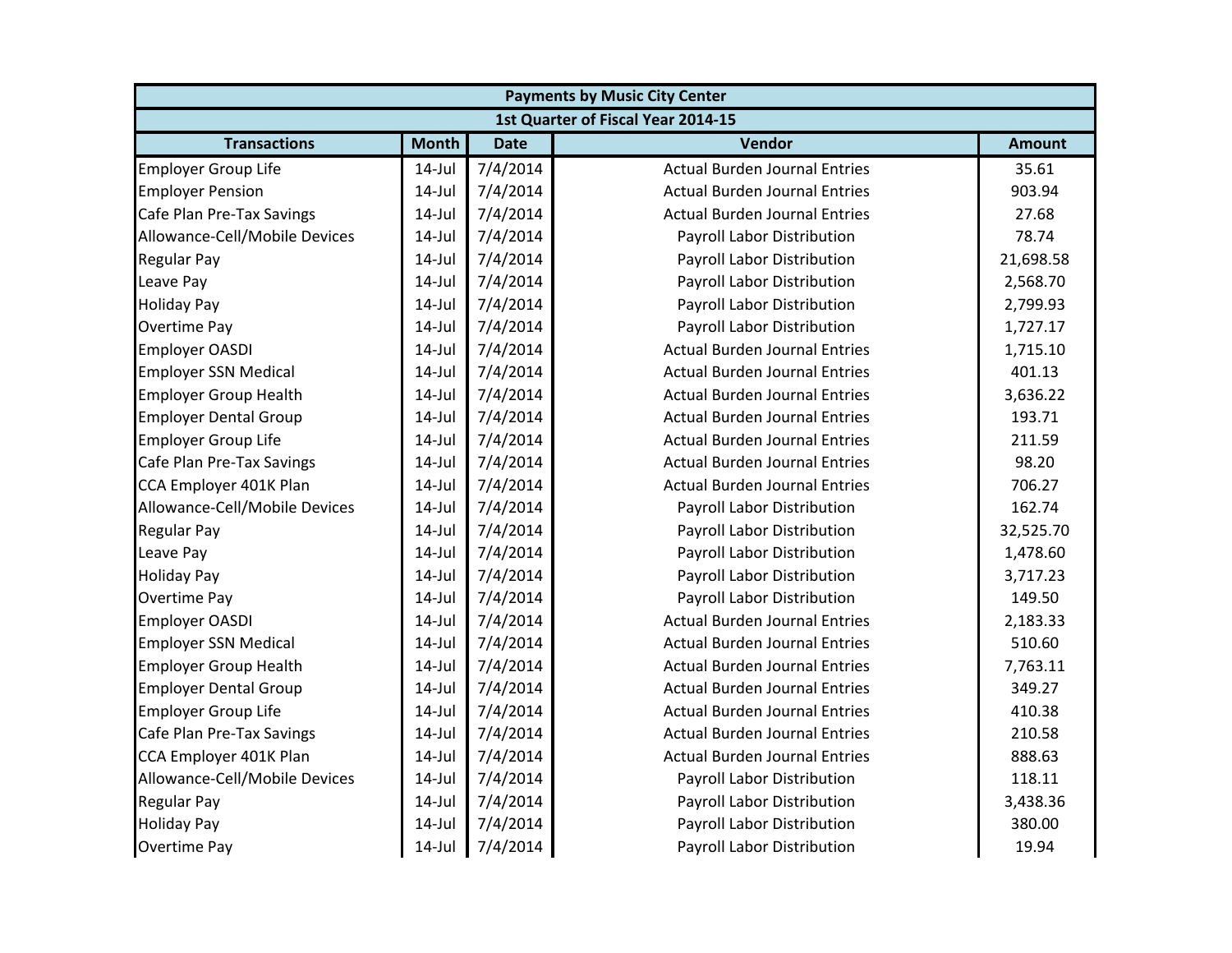| Payments by Music City Center | | | | |
|---|---|---|---|---|
| 1st Quarter of Fiscal Year 2014-15 | | | | |
| Transactions | Month | Date | Vendor | Amount |
| Employer Group Life | 14-Jul | 7/4/2014 | Actual Burden Journal Entries | 35.61 |
| Employer Pension | 14-Jul | 7/4/2014 | Actual Burden Journal Entries | 903.94 |
| Cafe Plan Pre-Tax Savings | 14-Jul | 7/4/2014 | Actual Burden Journal Entries | 27.68 |
| Allowance-Cell/Mobile Devices | 14-Jul | 7/4/2014 | Payroll Labor Distribution | 78.74 |
| Regular Pay | 14-Jul | 7/4/2014 | Payroll Labor Distribution | 21,698.58 |
| Leave Pay | 14-Jul | 7/4/2014 | Payroll Labor Distribution | 2,568.70 |
| Holiday Pay | 14-Jul | 7/4/2014 | Payroll Labor Distribution | 2,799.93 |
| Overtime Pay | 14-Jul | 7/4/2014 | Payroll Labor Distribution | 1,727.17 |
| Employer OASDI | 14-Jul | 7/4/2014 | Actual Burden Journal Entries | 1,715.10 |
| Employer SSN Medical | 14-Jul | 7/4/2014 | Actual Burden Journal Entries | 401.13 |
| Employer Group Health | 14-Jul | 7/4/2014 | Actual Burden Journal Entries | 3,636.22 |
| Employer Dental Group | 14-Jul | 7/4/2014 | Actual Burden Journal Entries | 193.71 |
| Employer Group Life | 14-Jul | 7/4/2014 | Actual Burden Journal Entries | 211.59 |
| Cafe Plan Pre-Tax Savings | 14-Jul | 7/4/2014 | Actual Burden Journal Entries | 98.20 |
| CCA Employer 401K Plan | 14-Jul | 7/4/2014 | Actual Burden Journal Entries | 706.27 |
| Allowance-Cell/Mobile Devices | 14-Jul | 7/4/2014 | Payroll Labor Distribution | 162.74 |
| Regular Pay | 14-Jul | 7/4/2014 | Payroll Labor Distribution | 32,525.70 |
| Leave Pay | 14-Jul | 7/4/2014 | Payroll Labor Distribution | 1,478.60 |
| Holiday Pay | 14-Jul | 7/4/2014 | Payroll Labor Distribution | 3,717.23 |
| Overtime Pay | 14-Jul | 7/4/2014 | Payroll Labor Distribution | 149.50 |
| Employer OASDI | 14-Jul | 7/4/2014 | Actual Burden Journal Entries | 2,183.33 |
| Employer SSN Medical | 14-Jul | 7/4/2014 | Actual Burden Journal Entries | 510.60 |
| Employer Group Health | 14-Jul | 7/4/2014 | Actual Burden Journal Entries | 7,763.11 |
| Employer Dental Group | 14-Jul | 7/4/2014 | Actual Burden Journal Entries | 349.27 |
| Employer Group Life | 14-Jul | 7/4/2014 | Actual Burden Journal Entries | 410.38 |
| Cafe Plan Pre-Tax Savings | 14-Jul | 7/4/2014 | Actual Burden Journal Entries | 210.58 |
| CCA Employer 401K Plan | 14-Jul | 7/4/2014 | Actual Burden Journal Entries | 888.63 |
| Allowance-Cell/Mobile Devices | 14-Jul | 7/4/2014 | Payroll Labor Distribution | 118.11 |
| Regular Pay | 14-Jul | 7/4/2014 | Payroll Labor Distribution | 3,438.36 |
| Holiday Pay | 14-Jul | 7/4/2014 | Payroll Labor Distribution | 380.00 |
| Overtime Pay | 14-Jul | 7/4/2014 | Payroll Labor Distribution | 19.94 |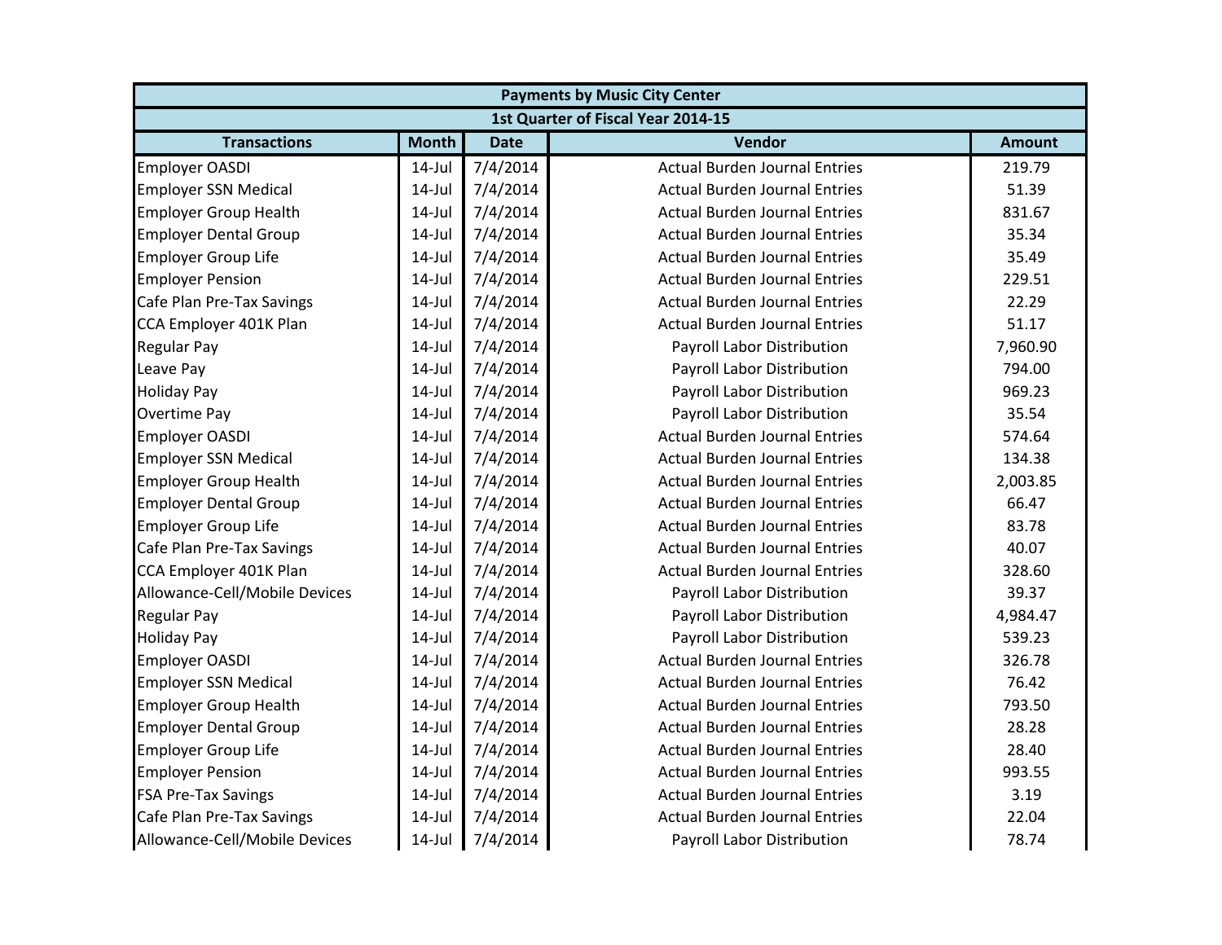| Payments by Music City Center | | | | |
| --- | --- | --- | --- | --- |
| 1st Quarter of Fiscal Year 2014-15 | | | | |
| Transactions | Month | Date | Vendor | Amount |
| Employer OASDI | 14-Jul | 7/4/2014 | Actual Burden Journal Entries | 219.79 |
| Employer SSN Medical | 14-Jul | 7/4/2014 | Actual Burden Journal Entries | 51.39 |
| Employer Group Health | 14-Jul | 7/4/2014 | Actual Burden Journal Entries | 831.67 |
| Employer Dental Group | 14-Jul | 7/4/2014 | Actual Burden Journal Entries | 35.34 |
| Employer Group Life | 14-Jul | 7/4/2014 | Actual Burden Journal Entries | 35.49 |
| Employer Pension | 14-Jul | 7/4/2014 | Actual Burden Journal Entries | 229.51 |
| Cafe Plan Pre-Tax Savings | 14-Jul | 7/4/2014 | Actual Burden Journal Entries | 22.29 |
| CCA Employer 401K Plan | 14-Jul | 7/4/2014 | Actual Burden Journal Entries | 51.17 |
| Regular Pay | 14-Jul | 7/4/2014 | Payroll Labor Distribution | 7,960.90 |
| Leave Pay | 14-Jul | 7/4/2014 | Payroll Labor Distribution | 794.00 |
| Holiday Pay | 14-Jul | 7/4/2014 | Payroll Labor Distribution | 969.23 |
| Overtime Pay | 14-Jul | 7/4/2014 | Payroll Labor Distribution | 35.54 |
| Employer OASDI | 14-Jul | 7/4/2014 | Actual Burden Journal Entries | 574.64 |
| Employer SSN Medical | 14-Jul | 7/4/2014 | Actual Burden Journal Entries | 134.38 |
| Employer Group Health | 14-Jul | 7/4/2014 | Actual Burden Journal Entries | 2,003.85 |
| Employer Dental Group | 14-Jul | 7/4/2014 | Actual Burden Journal Entries | 66.47 |
| Employer Group Life | 14-Jul | 7/4/2014 | Actual Burden Journal Entries | 83.78 |
| Cafe Plan Pre-Tax Savings | 14-Jul | 7/4/2014 | Actual Burden Journal Entries | 40.07 |
| CCA Employer 401K Plan | 14-Jul | 7/4/2014 | Actual Burden Journal Entries | 328.60 |
| Allowance-Cell/Mobile Devices | 14-Jul | 7/4/2014 | Payroll Labor Distribution | 39.37 |
| Regular Pay | 14-Jul | 7/4/2014 | Payroll Labor Distribution | 4,984.47 |
| Holiday Pay | 14-Jul | 7/4/2014 | Payroll Labor Distribution | 539.23 |
| Employer OASDI | 14-Jul | 7/4/2014 | Actual Burden Journal Entries | 326.78 |
| Employer SSN Medical | 14-Jul | 7/4/2014 | Actual Burden Journal Entries | 76.42 |
| Employer Group Health | 14-Jul | 7/4/2014 | Actual Burden Journal Entries | 793.50 |
| Employer Dental Group | 14-Jul | 7/4/2014 | Actual Burden Journal Entries | 28.28 |
| Employer Group Life | 14-Jul | 7/4/2014 | Actual Burden Journal Entries | 28.40 |
| Employer Pension | 14-Jul | 7/4/2014 | Actual Burden Journal Entries | 993.55 |
| FSA Pre-Tax Savings | 14-Jul | 7/4/2014 | Actual Burden Journal Entries | 3.19 |
| Cafe Plan Pre-Tax Savings | 14-Jul | 7/4/2014 | Actual Burden Journal Entries | 22.04 |
| Allowance-Cell/Mobile Devices | 14-Jul | 7/4/2014 | Payroll Labor Distribution | 78.74 |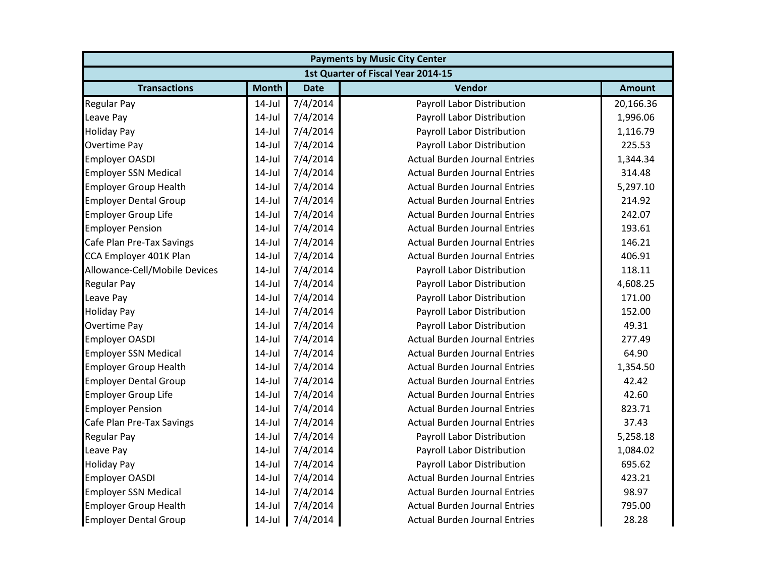| Payments by Music City Center | | | | |
|---|---|---|---|---|
| 1st Quarter of Fiscal Year 2014-15 | | | | |
| Transactions | Month | Date | Vendor | Amount |
| Regular Pay | 14-Jul | 7/4/2014 | Payroll Labor Distribution | 20,166.36 |
| Leave Pay | 14-Jul | 7/4/2014 | Payroll Labor Distribution | 1,996.06 |
| Holiday Pay | 14-Jul | 7/4/2014 | Payroll Labor Distribution | 1,116.79 |
| Overtime Pay | 14-Jul | 7/4/2014 | Payroll Labor Distribution | 225.53 |
| Employer OASDI | 14-Jul | 7/4/2014 | Actual Burden Journal Entries | 1,344.34 |
| Employer SSN Medical | 14-Jul | 7/4/2014 | Actual Burden Journal Entries | 314.48 |
| Employer Group Health | 14-Jul | 7/4/2014 | Actual Burden Journal Entries | 5,297.10 |
| Employer Dental Group | 14-Jul | 7/4/2014 | Actual Burden Journal Entries | 214.92 |
| Employer Group Life | 14-Jul | 7/4/2014 | Actual Burden Journal Entries | 242.07 |
| Employer Pension | 14-Jul | 7/4/2014 | Actual Burden Journal Entries | 193.61 |
| Cafe Plan Pre-Tax Savings | 14-Jul | 7/4/2014 | Actual Burden Journal Entries | 146.21 |
| CCA Employer 401K Plan | 14-Jul | 7/4/2014 | Actual Burden Journal Entries | 406.91 |
| Allowance-Cell/Mobile Devices | 14-Jul | 7/4/2014 | Payroll Labor Distribution | 118.11 |
| Regular Pay | 14-Jul | 7/4/2014 | Payroll Labor Distribution | 4,608.25 |
| Leave Pay | 14-Jul | 7/4/2014 | Payroll Labor Distribution | 171.00 |
| Holiday Pay | 14-Jul | 7/4/2014 | Payroll Labor Distribution | 152.00 |
| Overtime Pay | 14-Jul | 7/4/2014 | Payroll Labor Distribution | 49.31 |
| Employer OASDI | 14-Jul | 7/4/2014 | Actual Burden Journal Entries | 277.49 |
| Employer SSN Medical | 14-Jul | 7/4/2014 | Actual Burden Journal Entries | 64.90 |
| Employer Group Health | 14-Jul | 7/4/2014 | Actual Burden Journal Entries | 1,354.50 |
| Employer Dental Group | 14-Jul | 7/4/2014 | Actual Burden Journal Entries | 42.42 |
| Employer Group Life | 14-Jul | 7/4/2014 | Actual Burden Journal Entries | 42.60 |
| Employer Pension | 14-Jul | 7/4/2014 | Actual Burden Journal Entries | 823.71 |
| Cafe Plan Pre-Tax Savings | 14-Jul | 7/4/2014 | Actual Burden Journal Entries | 37.43 |
| Regular Pay | 14-Jul | 7/4/2014 | Payroll Labor Distribution | 5,258.18 |
| Leave Pay | 14-Jul | 7/4/2014 | Payroll Labor Distribution | 1,084.02 |
| Holiday Pay | 14-Jul | 7/4/2014 | Payroll Labor Distribution | 695.62 |
| Employer OASDI | 14-Jul | 7/4/2014 | Actual Burden Journal Entries | 423.21 |
| Employer SSN Medical | 14-Jul | 7/4/2014 | Actual Burden Journal Entries | 98.97 |
| Employer Group Health | 14-Jul | 7/4/2014 | Actual Burden Journal Entries | 795.00 |
| Employer Dental Group | 14-Jul | 7/4/2014 | Actual Burden Journal Entries | 28.28 |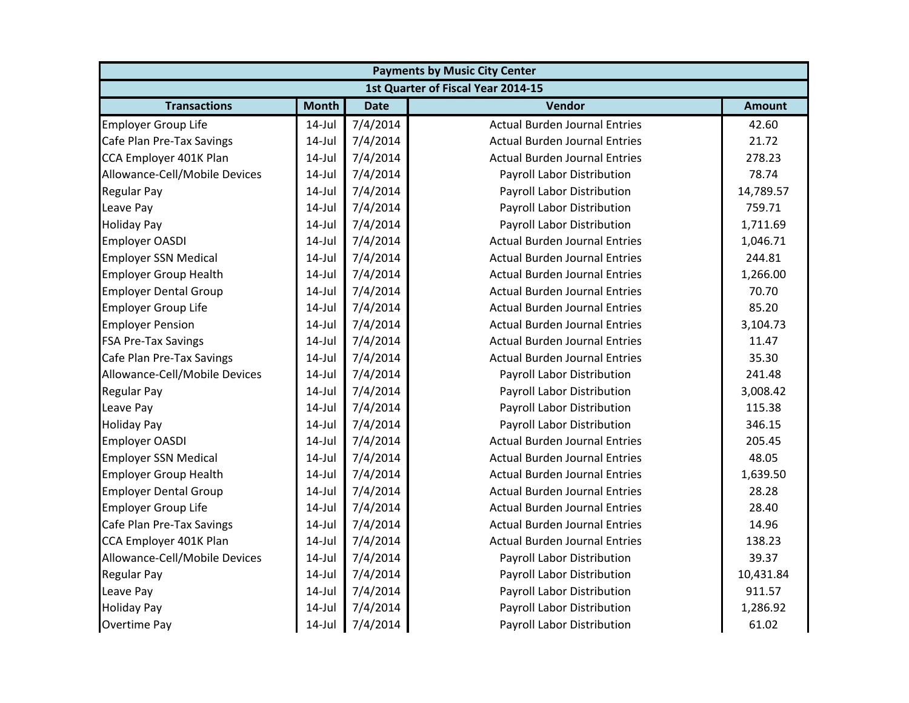| Payments by Music City Center | | | | |
|---|---|---|---|---|
| 1st Quarter of Fiscal Year 2014-15 | | | | |
| Transactions | Month | Date | Vendor | Amount |
| Employer Group Life | 14-Jul | 7/4/2014 | Actual Burden Journal Entries | 42.60 |
| Cafe Plan Pre-Tax Savings | 14-Jul | 7/4/2014 | Actual Burden Journal Entries | 21.72 |
| CCA Employer 401K Plan | 14-Jul | 7/4/2014 | Actual Burden Journal Entries | 278.23 |
| Allowance-Cell/Mobile Devices | 14-Jul | 7/4/2014 | Payroll Labor Distribution | 78.74 |
| Regular Pay | 14-Jul | 7/4/2014 | Payroll Labor Distribution | 14,789.57 |
| Leave Pay | 14-Jul | 7/4/2014 | Payroll Labor Distribution | 759.71 |
| Holiday Pay | 14-Jul | 7/4/2014 | Payroll Labor Distribution | 1,711.69 |
| Employer OASDI | 14-Jul | 7/4/2014 | Actual Burden Journal Entries | 1,046.71 |
| Employer SSN Medical | 14-Jul | 7/4/2014 | Actual Burden Journal Entries | 244.81 |
| Employer Group Health | 14-Jul | 7/4/2014 | Actual Burden Journal Entries | 1,266.00 |
| Employer Dental Group | 14-Jul | 7/4/2014 | Actual Burden Journal Entries | 70.70 |
| Employer Group Life | 14-Jul | 7/4/2014 | Actual Burden Journal Entries | 85.20 |
| Employer Pension | 14-Jul | 7/4/2014 | Actual Burden Journal Entries | 3,104.73 |
| FSA Pre-Tax Savings | 14-Jul | 7/4/2014 | Actual Burden Journal Entries | 11.47 |
| Cafe Plan Pre-Tax Savings | 14-Jul | 7/4/2014 | Actual Burden Journal Entries | 35.30 |
| Allowance-Cell/Mobile Devices | 14-Jul | 7/4/2014 | Payroll Labor Distribution | 241.48 |
| Regular Pay | 14-Jul | 7/4/2014 | Payroll Labor Distribution | 3,008.42 |
| Leave Pay | 14-Jul | 7/4/2014 | Payroll Labor Distribution | 115.38 |
| Holiday Pay | 14-Jul | 7/4/2014 | Payroll Labor Distribution | 346.15 |
| Employer OASDI | 14-Jul | 7/4/2014 | Actual Burden Journal Entries | 205.45 |
| Employer SSN Medical | 14-Jul | 7/4/2014 | Actual Burden Journal Entries | 48.05 |
| Employer Group Health | 14-Jul | 7/4/2014 | Actual Burden Journal Entries | 1,639.50 |
| Employer Dental Group | 14-Jul | 7/4/2014 | Actual Burden Journal Entries | 28.28 |
| Employer Group Life | 14-Jul | 7/4/2014 | Actual Burden Journal Entries | 28.40 |
| Cafe Plan Pre-Tax Savings | 14-Jul | 7/4/2014 | Actual Burden Journal Entries | 14.96 |
| CCA Employer 401K Plan | 14-Jul | 7/4/2014 | Actual Burden Journal Entries | 138.23 |
| Allowance-Cell/Mobile Devices | 14-Jul | 7/4/2014 | Payroll Labor Distribution | 39.37 |
| Regular Pay | 14-Jul | 7/4/2014 | Payroll Labor Distribution | 10,431.84 |
| Leave Pay | 14-Jul | 7/4/2014 | Payroll Labor Distribution | 911.57 |
| Holiday Pay | 14-Jul | 7/4/2014 | Payroll Labor Distribution | 1,286.92 |
| Overtime Pay | 14-Jul | 7/4/2014 | Payroll Labor Distribution | 61.02 |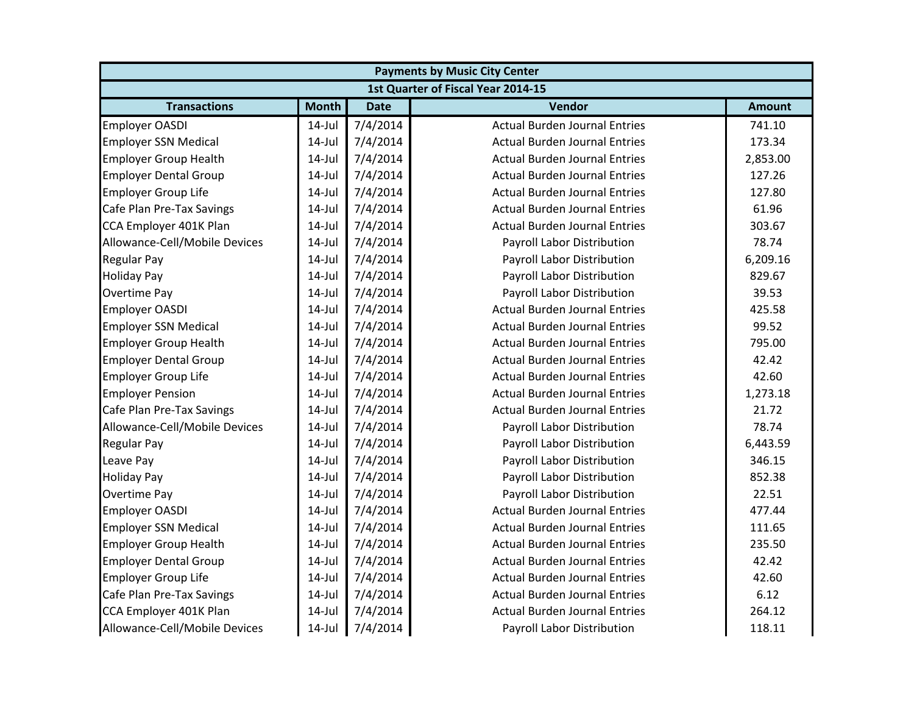| Payments by Music City Center | | | | |
|---|---|---|---|---|
| 1st Quarter of Fiscal Year 2014-15 | | | | |
| Transactions | Month | Date | Vendor | Amount |
| Employer OASDI | 14-Jul | 7/4/2014 | Actual Burden Journal Entries | 741.10 |
| Employer SSN Medical | 14-Jul | 7/4/2014 | Actual Burden Journal Entries | 173.34 |
| Employer Group Health | 14-Jul | 7/4/2014 | Actual Burden Journal Entries | 2,853.00 |
| Employer Dental Group | 14-Jul | 7/4/2014 | Actual Burden Journal Entries | 127.26 |
| Employer Group Life | 14-Jul | 7/4/2014 | Actual Burden Journal Entries | 127.80 |
| Cafe Plan Pre-Tax Savings | 14-Jul | 7/4/2014 | Actual Burden Journal Entries | 61.96 |
| CCA Employer 401K Plan | 14-Jul | 7/4/2014 | Actual Burden Journal Entries | 303.67 |
| Allowance-Cell/Mobile Devices | 14-Jul | 7/4/2014 | Payroll Labor Distribution | 78.74 |
| Regular Pay | 14-Jul | 7/4/2014 | Payroll Labor Distribution | 6,209.16 |
| Holiday Pay | 14-Jul | 7/4/2014 | Payroll Labor Distribution | 829.67 |
| Overtime Pay | 14-Jul | 7/4/2014 | Payroll Labor Distribution | 39.53 |
| Employer OASDI | 14-Jul | 7/4/2014 | Actual Burden Journal Entries | 425.58 |
| Employer SSN Medical | 14-Jul | 7/4/2014 | Actual Burden Journal Entries | 99.52 |
| Employer Group Health | 14-Jul | 7/4/2014 | Actual Burden Journal Entries | 795.00 |
| Employer Dental Group | 14-Jul | 7/4/2014 | Actual Burden Journal Entries | 42.42 |
| Employer Group Life | 14-Jul | 7/4/2014 | Actual Burden Journal Entries | 42.60 |
| Employer Pension | 14-Jul | 7/4/2014 | Actual Burden Journal Entries | 1,273.18 |
| Cafe Plan Pre-Tax Savings | 14-Jul | 7/4/2014 | Actual Burden Journal Entries | 21.72 |
| Allowance-Cell/Mobile Devices | 14-Jul | 7/4/2014 | Payroll Labor Distribution | 78.74 |
| Regular Pay | 14-Jul | 7/4/2014 | Payroll Labor Distribution | 6,443.59 |
| Leave Pay | 14-Jul | 7/4/2014 | Payroll Labor Distribution | 346.15 |
| Holiday Pay | 14-Jul | 7/4/2014 | Payroll Labor Distribution | 852.38 |
| Overtime Pay | 14-Jul | 7/4/2014 | Payroll Labor Distribution | 22.51 |
| Employer OASDI | 14-Jul | 7/4/2014 | Actual Burden Journal Entries | 477.44 |
| Employer SSN Medical | 14-Jul | 7/4/2014 | Actual Burden Journal Entries | 111.65 |
| Employer Group Health | 14-Jul | 7/4/2014 | Actual Burden Journal Entries | 235.50 |
| Employer Dental Group | 14-Jul | 7/4/2014 | Actual Burden Journal Entries | 42.42 |
| Employer Group Life | 14-Jul | 7/4/2014 | Actual Burden Journal Entries | 42.60 |
| Cafe Plan Pre-Tax Savings | 14-Jul | 7/4/2014 | Actual Burden Journal Entries | 6.12 |
| CCA Employer 401K Plan | 14-Jul | 7/4/2014 | Actual Burden Journal Entries | 264.12 |
| Allowance-Cell/Mobile Devices | 14-Jul | 7/4/2014 | Payroll Labor Distribution | 118.11 |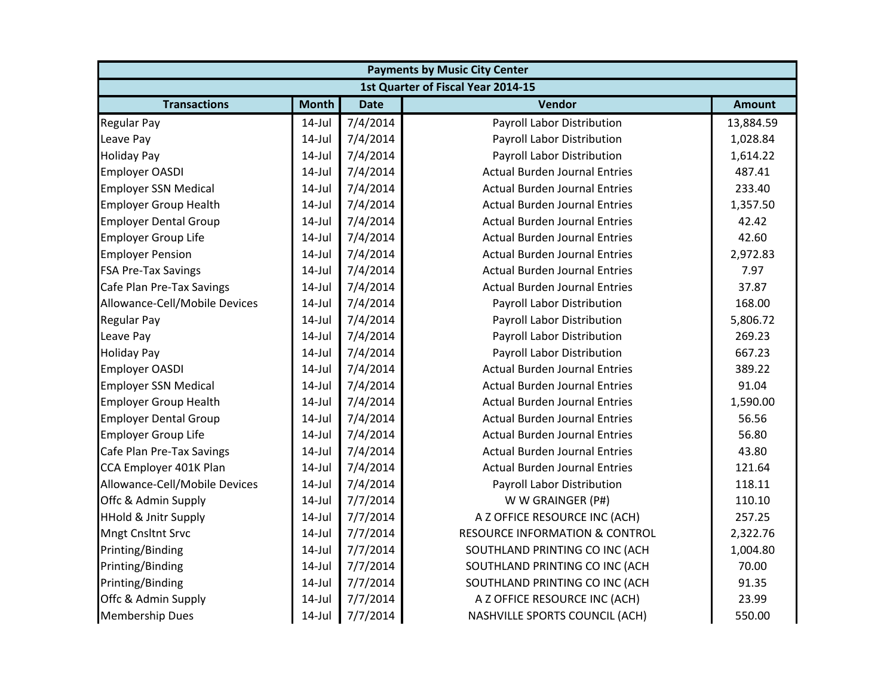| Payments by Music City Center | | | | |
|---|---|---|---|---|
| 1st Quarter of Fiscal Year 2014-15 | | | | |
| Transactions | Month | Date | Vendor | Amount |
| Regular Pay | 14-Jul | 7/4/2014 | Payroll Labor Distribution | 13,884.59 |
| Leave Pay | 14-Jul | 7/4/2014 | Payroll Labor Distribution | 1,028.84 |
| Holiday Pay | 14-Jul | 7/4/2014 | Payroll Labor Distribution | 1,614.22 |
| Employer OASDI | 14-Jul | 7/4/2014 | Actual Burden Journal Entries | 487.41 |
| Employer SSN Medical | 14-Jul | 7/4/2014 | Actual Burden Journal Entries | 233.40 |
| Employer Group Health | 14-Jul | 7/4/2014 | Actual Burden Journal Entries | 1,357.50 |
| Employer Dental Group | 14-Jul | 7/4/2014 | Actual Burden Journal Entries | 42.42 |
| Employer Group Life | 14-Jul | 7/4/2014 | Actual Burden Journal Entries | 42.60 |
| Employer Pension | 14-Jul | 7/4/2014 | Actual Burden Journal Entries | 2,972.83 |
| FSA Pre-Tax Savings | 14-Jul | 7/4/2014 | Actual Burden Journal Entries | 7.97 |
| Cafe Plan Pre-Tax Savings | 14-Jul | 7/4/2014 | Actual Burden Journal Entries | 37.87 |
| Allowance-Cell/Mobile Devices | 14-Jul | 7/4/2014 | Payroll Labor Distribution | 168.00 |
| Regular Pay | 14-Jul | 7/4/2014 | Payroll Labor Distribution | 5,806.72 |
| Leave Pay | 14-Jul | 7/4/2014 | Payroll Labor Distribution | 269.23 |
| Holiday Pay | 14-Jul | 7/4/2014 | Payroll Labor Distribution | 667.23 |
| Employer OASDI | 14-Jul | 7/4/2014 | Actual Burden Journal Entries | 389.22 |
| Employer SSN Medical | 14-Jul | 7/4/2014 | Actual Burden Journal Entries | 91.04 |
| Employer Group Health | 14-Jul | 7/4/2014 | Actual Burden Journal Entries | 1,590.00 |
| Employer Dental Group | 14-Jul | 7/4/2014 | Actual Burden Journal Entries | 56.56 |
| Employer Group Life | 14-Jul | 7/4/2014 | Actual Burden Journal Entries | 56.80 |
| Cafe Plan Pre-Tax Savings | 14-Jul | 7/4/2014 | Actual Burden Journal Entries | 43.80 |
| CCA Employer 401K Plan | 14-Jul | 7/4/2014 | Actual Burden Journal Entries | 121.64 |
| Allowance-Cell/Mobile Devices | 14-Jul | 7/4/2014 | Payroll Labor Distribution | 118.11 |
| Offc & Admin Supply | 14-Jul | 7/7/2014 | W W GRAINGER (P#) | 110.10 |
| HHold & Jnitr Supply | 14-Jul | 7/7/2014 | A Z OFFICE RESOURCE INC (ACH) | 257.25 |
| Mngt Cnsltnt Srvc | 14-Jul | 7/7/2014 | RESOURCE INFORMATION & CONTROL | 2,322.76 |
| Printing/Binding | 14-Jul | 7/7/2014 | SOUTHLAND PRINTING CO INC (ACH | 1,004.80 |
| Printing/Binding | 14-Jul | 7/7/2014 | SOUTHLAND PRINTING CO INC (ACH | 70.00 |
| Printing/Binding | 14-Jul | 7/7/2014 | SOUTHLAND PRINTING CO INC (ACH | 91.35 |
| Offc & Admin Supply | 14-Jul | 7/7/2014 | A Z OFFICE RESOURCE INC (ACH) | 23.99 |
| Membership Dues | 14-Jul | 7/7/2014 | NASHVILLE SPORTS COUNCIL (ACH) | 550.00 |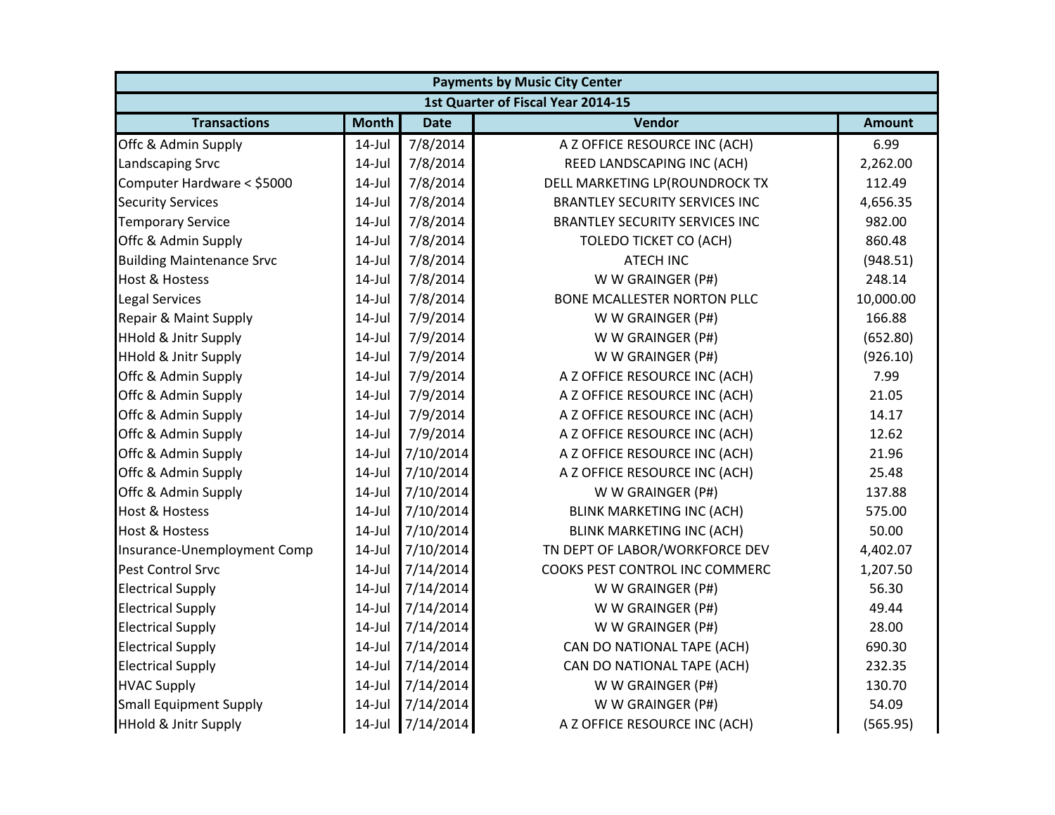| Payments by Music City Center | | | | |
|---|---|---|---|---|
| 1st Quarter of Fiscal Year 2014-15 | | | | |
| Transactions | Month | Date | Vendor | Amount |
| Offc & Admin Supply | 14-Jul | 7/8/2014 | A Z OFFICE RESOURCE INC (ACH) | 6.99 |
| Landscaping Srvc | 14-Jul | 7/8/2014 | REED LANDSCAPING INC (ACH) | 2,262.00 |
| Computer Hardware < $5000 | 14-Jul | 7/8/2014 | DELL MARKETING LP(ROUNDROCK TX | 112.49 |
| Security Services | 14-Jul | 7/8/2014 | BRANTLEY SECURITY SERVICES INC | 4,656.35 |
| Temporary Service | 14-Jul | 7/8/2014 | BRANTLEY SECURITY SERVICES INC | 982.00 |
| Offc & Admin Supply | 14-Jul | 7/8/2014 | TOLEDO TICKET CO (ACH) | 860.48 |
| Building Maintenance Srvc | 14-Jul | 7/8/2014 | ATECH INC | (948.51) |
| Host & Hostess | 14-Jul | 7/8/2014 | W W GRAINGER (P#) | 248.14 |
| Legal Services | 14-Jul | 7/8/2014 | BONE MCALLESTER NORTON PLLC | 10,000.00 |
| Repair & Maint Supply | 14-Jul | 7/9/2014 | W W GRAINGER (P#) | 166.88 |
| HHold & Jnitr Supply | 14-Jul | 7/9/2014 | W W GRAINGER (P#) | (652.80) |
| HHold & Jnitr Supply | 14-Jul | 7/9/2014 | W W GRAINGER (P#) | (926.10) |
| Offc & Admin Supply | 14-Jul | 7/9/2014 | A Z OFFICE RESOURCE INC (ACH) | 7.99 |
| Offc & Admin Supply | 14-Jul | 7/9/2014 | A Z OFFICE RESOURCE INC (ACH) | 21.05 |
| Offc & Admin Supply | 14-Jul | 7/9/2014 | A Z OFFICE RESOURCE INC (ACH) | 14.17 |
| Offc & Admin Supply | 14-Jul | 7/9/2014 | A Z OFFICE RESOURCE INC (ACH) | 12.62 |
| Offc & Admin Supply | 14-Jul | 7/10/2014 | A Z OFFICE RESOURCE INC (ACH) | 21.96 |
| Offc & Admin Supply | 14-Jul | 7/10/2014 | A Z OFFICE RESOURCE INC (ACH) | 25.48 |
| Offc & Admin Supply | 14-Jul | 7/10/2014 | W W GRAINGER (P#) | 137.88 |
| Host & Hostess | 14-Jul | 7/10/2014 | BLINK MARKETING INC (ACH) | 575.00 |
| Host & Hostess | 14-Jul | 7/10/2014 | BLINK MARKETING INC (ACH) | 50.00 |
| Insurance-Unemployment Comp | 14-Jul | 7/10/2014 | TN DEPT OF LABOR/WORKFORCE DEV | 4,402.07 |
| Pest Control Srvc | 14-Jul | 7/14/2014 | COOKS PEST CONTROL INC COMMERC | 1,207.50 |
| Electrical Supply | 14-Jul | 7/14/2014 | W W GRAINGER (P#) | 56.30 |
| Electrical Supply | 14-Jul | 7/14/2014 | W W GRAINGER (P#) | 49.44 |
| Electrical Supply | 14-Jul | 7/14/2014 | W W GRAINGER (P#) | 28.00 |
| Electrical Supply | 14-Jul | 7/14/2014 | CAN DO NATIONAL TAPE (ACH) | 690.30 |
| Electrical Supply | 14-Jul | 7/14/2014 | CAN DO NATIONAL TAPE (ACH) | 232.35 |
| HVAC Supply | 14-Jul | 7/14/2014 | W W GRAINGER (P#) | 130.70 |
| Small Equipment Supply | 14-Jul | 7/14/2014 | W W GRAINGER (P#) | 54.09 |
| HHold & Jnitr Supply | 14-Jul | 7/14/2014 | A Z OFFICE RESOURCE INC (ACH) | (565.95) |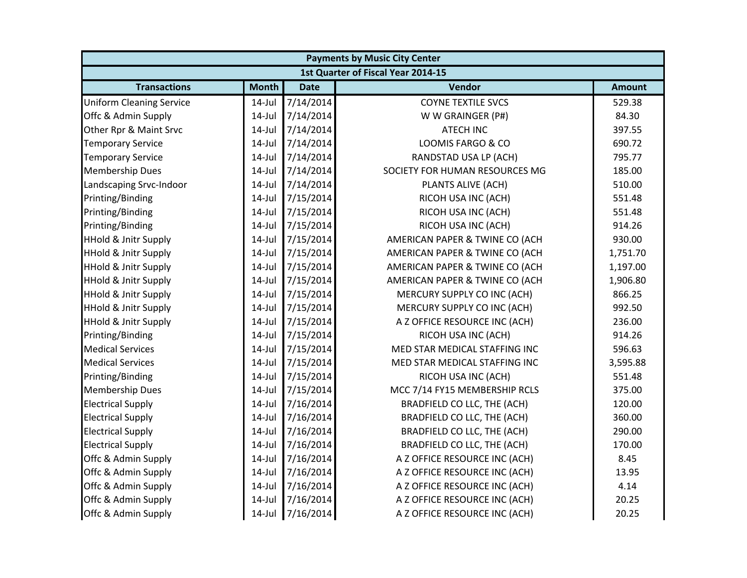| Payments by Music City Center | | | | |
|---|---|---|---|---|
| 1st Quarter of Fiscal Year 2014-15 | | | | |
| **Transactions** | **Month** | **Date** | **Vendor** | **Amount** |
| Uniform Cleaning Service | 14-Jul | 7/14/2014 | COYNE TEXTILE SVCS | 529.38 |
| Offc & Admin Supply | 14-Jul | 7/14/2014 | W W GRAINGER (P#) | 84.30 |
| Other Rpr & Maint Srvc | 14-Jul | 7/14/2014 | ATECH INC | 397.55 |
| Temporary Service | 14-Jul | 7/14/2014 | LOOMIS FARGO & CO | 690.72 |
| Temporary Service | 14-Jul | 7/14/2014 | RANDSTAD USA LP (ACH) | 795.77 |
| Membership Dues | 14-Jul | 7/14/2014 | SOCIETY FOR HUMAN RESOURCES MG | 185.00 |
| Landscaping Srvc-Indoor | 14-Jul | 7/14/2014 | PLANTS ALIVE (ACH) | 510.00 |
| Printing/Binding | 14-Jul | 7/15/2014 | RICOH USA INC (ACH) | 551.48 |
| Printing/Binding | 14-Jul | 7/15/2014 | RICOH USA INC (ACH) | 551.48 |
| Printing/Binding | 14-Jul | 7/15/2014 | RICOH USA INC (ACH) | 914.26 |
| HHold & Jnitr Supply | 14-Jul | 7/15/2014 | AMERICAN PAPER & TWINE CO (ACH | 930.00 |
| HHold & Jnitr Supply | 14-Jul | 7/15/2014 | AMERICAN PAPER & TWINE CO (ACH | 1,751.70 |
| HHold & Jnitr Supply | 14-Jul | 7/15/2014 | AMERICAN PAPER & TWINE CO (ACH | 1,197.00 |
| HHold & Jnitr Supply | 14-Jul | 7/15/2014 | AMERICAN PAPER & TWINE CO (ACH | 1,906.80 |
| HHold & Jnitr Supply | 14-Jul | 7/15/2014 | MERCURY SUPPLY CO INC (ACH) | 866.25 |
| HHold & Jnitr Supply | 14-Jul | 7/15/2014 | MERCURY SUPPLY CO INC (ACH) | 992.50 |
| HHold & Jnitr Supply | 14-Jul | 7/15/2014 | A Z OFFICE RESOURCE INC (ACH) | 236.00 |
| Printing/Binding | 14-Jul | 7/15/2014 | RICOH USA INC (ACH) | 914.26 |
| Medical Services | 14-Jul | 7/15/2014 | MED STAR MEDICAL STAFFING INC | 596.63 |
| Medical Services | 14-Jul | 7/15/2014 | MED STAR MEDICAL STAFFING INC | 3,595.88 |
| Printing/Binding | 14-Jul | 7/15/2014 | RICOH USA INC (ACH) | 551.48 |
| Membership Dues | 14-Jul | 7/15/2014 | MCC 7/14 FY15 MEMBERSHIP RCLS | 375.00 |
| Electrical Supply | 14-Jul | 7/16/2014 | BRADFIELD CO LLC, THE (ACH) | 120.00 |
| Electrical Supply | 14-Jul | 7/16/2014 | BRADFIELD CO LLC, THE (ACH) | 360.00 |
| Electrical Supply | 14-Jul | 7/16/2014 | BRADFIELD CO LLC, THE (ACH) | 290.00 |
| Electrical Supply | 14-Jul | 7/16/2014 | BRADFIELD CO LLC, THE (ACH) | 170.00 |
| Offc & Admin Supply | 14-Jul | 7/16/2014 | A Z OFFICE RESOURCE INC (ACH) | 8.45 |
| Offc & Admin Supply | 14-Jul | 7/16/2014 | A Z OFFICE RESOURCE INC (ACH) | 13.95 |
| Offc & Admin Supply | 14-Jul | 7/16/2014 | A Z OFFICE RESOURCE INC (ACH) | 4.14 |
| Offc & Admin Supply | 14-Jul | 7/16/2014 | A Z OFFICE RESOURCE INC (ACH) | 20.25 |
| Offc & Admin Supply | 14-Jul | 7/16/2014 | A Z OFFICE RESOURCE INC (ACH) | 20.25 |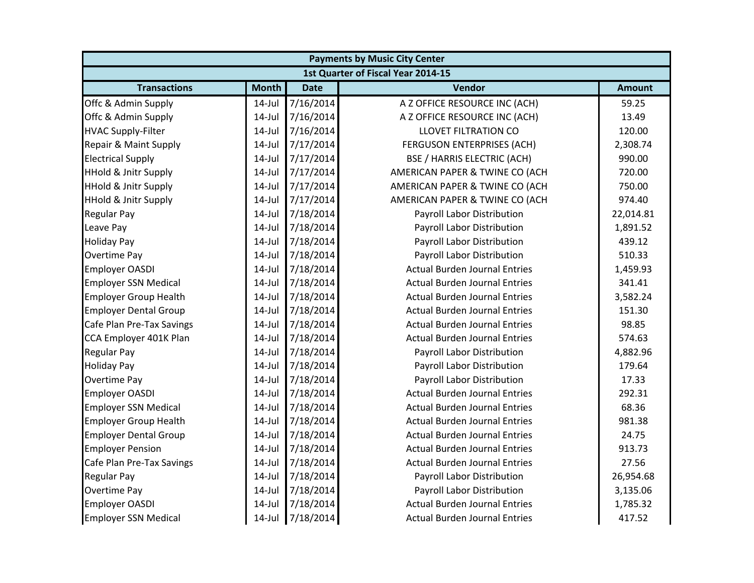| Payments by Music City Center | | | | |
|---|---|---|---|---|
| 1st Quarter of Fiscal Year 2014-15 | | | | |
| Transactions | Month | Date | Vendor | Amount |
| Offc & Admin Supply | 14-Jul | 7/16/2014 | A Z OFFICE RESOURCE INC (ACH) | 59.25 |
| Offc & Admin Supply | 14-Jul | 7/16/2014 | A Z OFFICE RESOURCE INC (ACH) | 13.49 |
| HVAC Supply-Filter | 14-Jul | 7/16/2014 | LLOVET FILTRATION CO | 120.00 |
| Repair & Maint Supply | 14-Jul | 7/17/2014 | FERGUSON ENTERPRISES (ACH) | 2,308.74 |
| Electrical Supply | 14-Jul | 7/17/2014 | BSE / HARRIS ELECTRIC (ACH) | 990.00 |
| HHold & Jnitr Supply | 14-Jul | 7/17/2014 | AMERICAN PAPER & TWINE CO (ACH | 720.00 |
| HHold & Jnitr Supply | 14-Jul | 7/17/2014 | AMERICAN PAPER & TWINE CO (ACH | 750.00 |
| HHold & Jnitr Supply | 14-Jul | 7/17/2014 | AMERICAN PAPER & TWINE CO (ACH | 974.40 |
| Regular Pay | 14-Jul | 7/18/2014 | Payroll Labor Distribution | 22,014.81 |
| Leave Pay | 14-Jul | 7/18/2014 | Payroll Labor Distribution | 1,891.52 |
| Holiday Pay | 14-Jul | 7/18/2014 | Payroll Labor Distribution | 439.12 |
| Overtime Pay | 14-Jul | 7/18/2014 | Payroll Labor Distribution | 510.33 |
| Employer OASDI | 14-Jul | 7/18/2014 | Actual Burden Journal Entries | 1,459.93 |
| Employer SSN Medical | 14-Jul | 7/18/2014 | Actual Burden Journal Entries | 341.41 |
| Employer Group Health | 14-Jul | 7/18/2014 | Actual Burden Journal Entries | 3,582.24 |
| Employer Dental Group | 14-Jul | 7/18/2014 | Actual Burden Journal Entries | 151.30 |
| Cafe Plan Pre-Tax Savings | 14-Jul | 7/18/2014 | Actual Burden Journal Entries | 98.85 |
| CCA Employer 401K Plan | 14-Jul | 7/18/2014 | Actual Burden Journal Entries | 574.63 |
| Regular Pay | 14-Jul | 7/18/2014 | Payroll Labor Distribution | 4,882.96 |
| Holiday Pay | 14-Jul | 7/18/2014 | Payroll Labor Distribution | 179.64 |
| Overtime Pay | 14-Jul | 7/18/2014 | Payroll Labor Distribution | 17.33 |
| Employer OASDI | 14-Jul | 7/18/2014 | Actual Burden Journal Entries | 292.31 |
| Employer SSN Medical | 14-Jul | 7/18/2014 | Actual Burden Journal Entries | 68.36 |
| Employer Group Health | 14-Jul | 7/18/2014 | Actual Burden Journal Entries | 981.38 |
| Employer Dental Group | 14-Jul | 7/18/2014 | Actual Burden Journal Entries | 24.75 |
| Employer Pension | 14-Jul | 7/18/2014 | Actual Burden Journal Entries | 913.73 |
| Cafe Plan Pre-Tax Savings | 14-Jul | 7/18/2014 | Actual Burden Journal Entries | 27.56 |
| Regular Pay | 14-Jul | 7/18/2014 | Payroll Labor Distribution | 26,954.68 |
| Overtime Pay | 14-Jul | 7/18/2014 | Payroll Labor Distribution | 3,135.06 |
| Employer OASDI | 14-Jul | 7/18/2014 | Actual Burden Journal Entries | 1,785.32 |
| Employer SSN Medical | 14-Jul | 7/18/2014 | Actual Burden Journal Entries | 417.52 |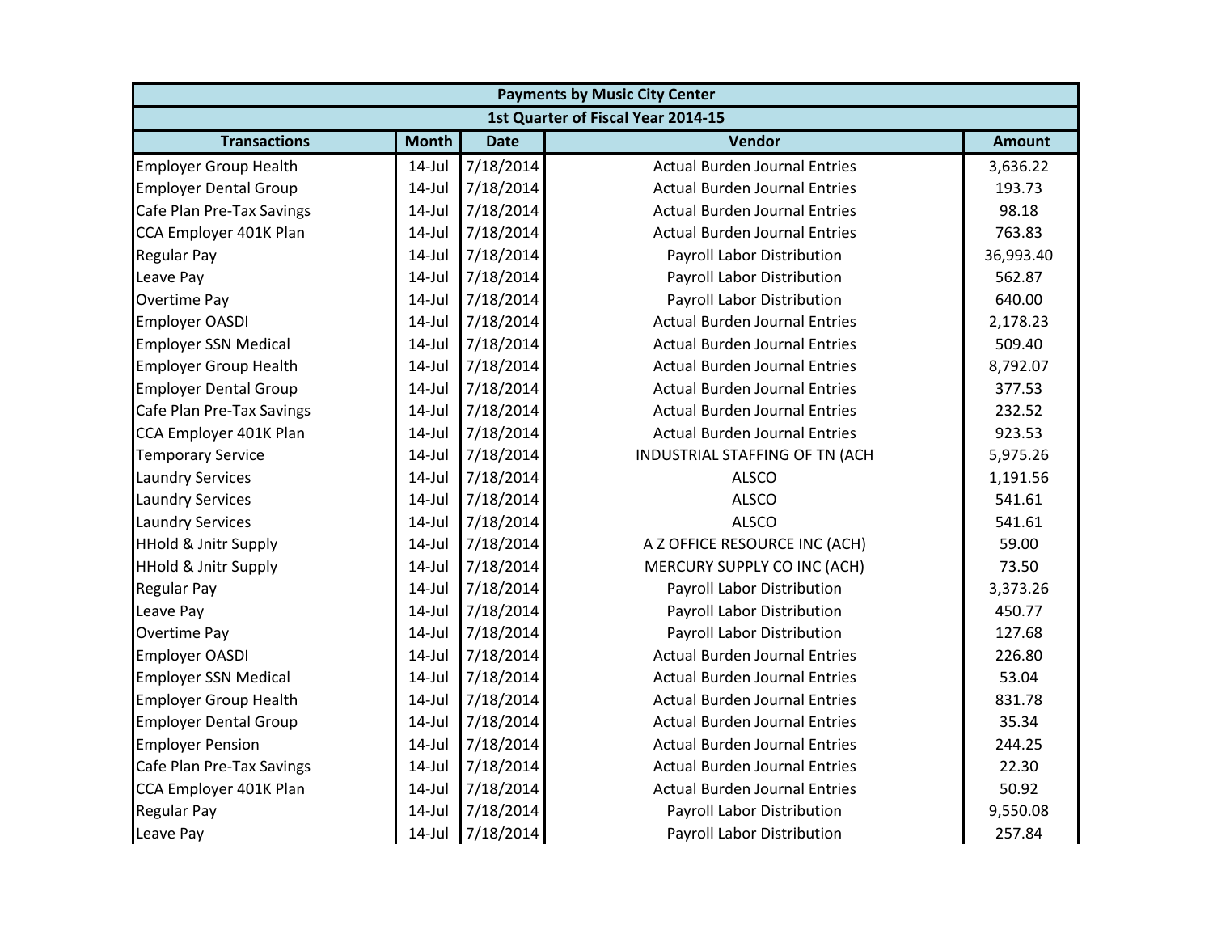| Payments by Music City Center | | | | |
|---|---|---|---|---|
| 1st Quarter of Fiscal Year 2014-15 | | | | |
| **Transactions** | **Month** | **Date** | **Vendor** | **Amount** |
| Employer Group Health | 14-Jul | 7/18/2014 | Actual Burden Journal Entries | 3,636.22 |
| Employer Dental Group | 14-Jul | 7/18/2014 | Actual Burden Journal Entries | 193.73 |
| Cafe Plan Pre-Tax Savings | 14-Jul | 7/18/2014 | Actual Burden Journal Entries | 98.18 |
| CCA Employer 401K Plan | 14-Jul | 7/18/2014 | Actual Burden Journal Entries | 763.83 |
| Regular Pay | 14-Jul | 7/18/2014 | Payroll Labor Distribution | 36,993.40 |
| Leave Pay | 14-Jul | 7/18/2014 | Payroll Labor Distribution | 562.87 |
| Overtime Pay | 14-Jul | 7/18/2014 | Payroll Labor Distribution | 640.00 |
| Employer OASDI | 14-Jul | 7/18/2014 | Actual Burden Journal Entries | 2,178.23 |
| Employer SSN Medical | 14-Jul | 7/18/2014 | Actual Burden Journal Entries | 509.40 |
| Employer Group Health | 14-Jul | 7/18/2014 | Actual Burden Journal Entries | 8,792.07 |
| Employer Dental Group | 14-Jul | 7/18/2014 | Actual Burden Journal Entries | 377.53 |
| Cafe Plan Pre-Tax Savings | 14-Jul | 7/18/2014 | Actual Burden Journal Entries | 232.52 |
| CCA Employer 401K Plan | 14-Jul | 7/18/2014 | Actual Burden Journal Entries | 923.53 |
| Temporary Service | 14-Jul | 7/18/2014 | INDUSTRIAL STAFFING OF TN (ACH | 5,975.26 |
| Laundry Services | 14-Jul | 7/18/2014 | ALSCO | 1,191.56 |
| Laundry Services | 14-Jul | 7/18/2014 | ALSCO | 541.61 |
| Laundry Services | 14-Jul | 7/18/2014 | ALSCO | 541.61 |
| HHold & Jnitr Supply | 14-Jul | 7/18/2014 | A Z OFFICE RESOURCE INC (ACH) | 59.00 |
| HHold & Jnitr Supply | 14-Jul | 7/18/2014 | MERCURY SUPPLY CO INC (ACH) | 73.50 |
| Regular Pay | 14-Jul | 7/18/2014 | Payroll Labor Distribution | 3,373.26 |
| Leave Pay | 14-Jul | 7/18/2014 | Payroll Labor Distribution | 450.77 |
| Overtime Pay | 14-Jul | 7/18/2014 | Payroll Labor Distribution | 127.68 |
| Employer OASDI | 14-Jul | 7/18/2014 | Actual Burden Journal Entries | 226.80 |
| Employer SSN Medical | 14-Jul | 7/18/2014 | Actual Burden Journal Entries | 53.04 |
| Employer Group Health | 14-Jul | 7/18/2014 | Actual Burden Journal Entries | 831.78 |
| Employer Dental Group | 14-Jul | 7/18/2014 | Actual Burden Journal Entries | 35.34 |
| Employer Pension | 14-Jul | 7/18/2014 | Actual Burden Journal Entries | 244.25 |
| Cafe Plan Pre-Tax Savings | 14-Jul | 7/18/2014 | Actual Burden Journal Entries | 22.30 |
| CCA Employer 401K Plan | 14-Jul | 7/18/2014 | Actual Burden Journal Entries | 50.92 |
| Regular Pay | 14-Jul | 7/18/2014 | Payroll Labor Distribution | 9,550.08 |
| Leave Pay | 14-Jul | 7/18/2014 | Payroll Labor Distribution | 257.84 |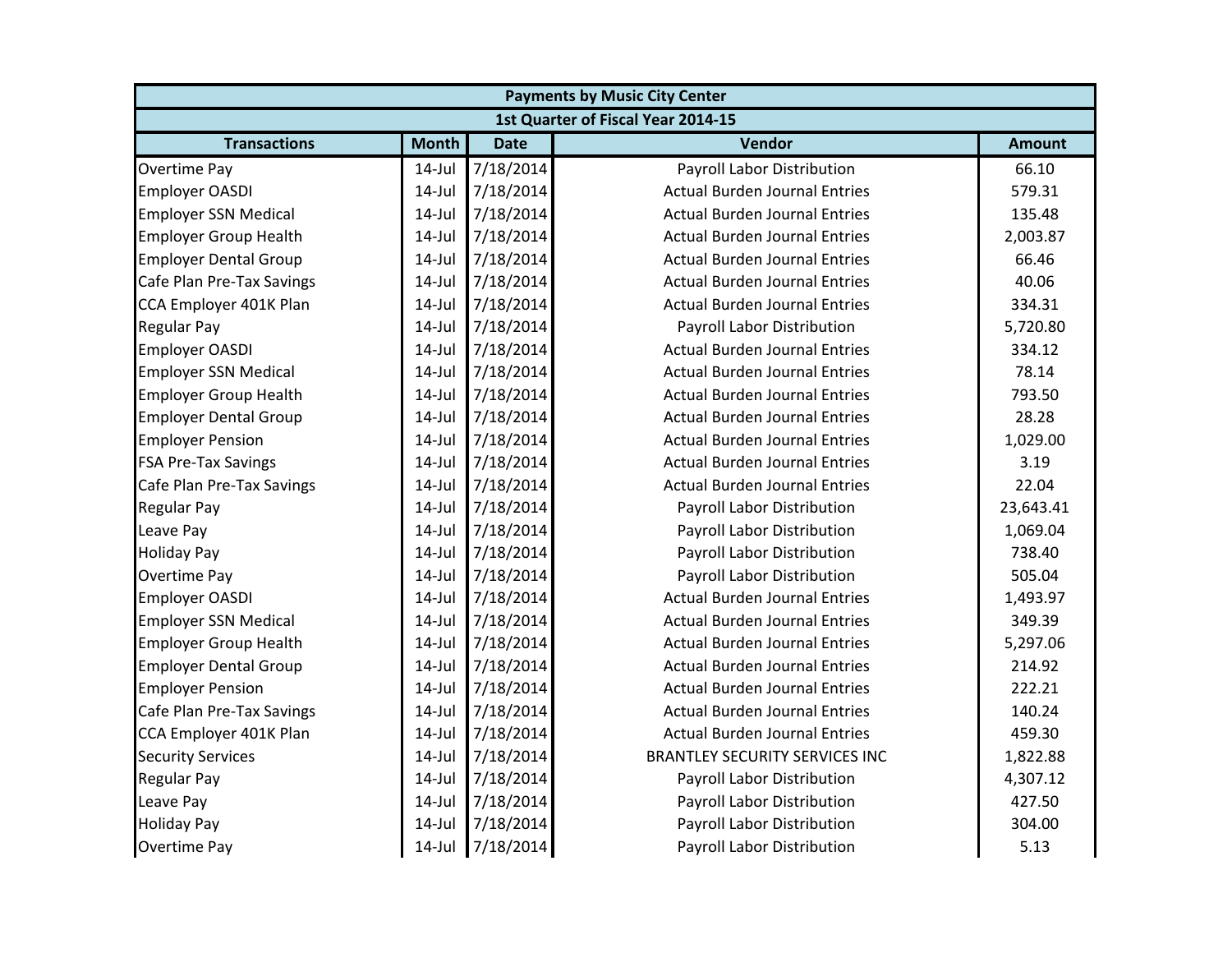| Payments by Music City Center | | | | |
|---|---|---|---|---|
| 1st Quarter of Fiscal Year 2014-15 | | | | |
| Transactions | Month | Date | Vendor | Amount |
| Overtime Pay | 14-Jul | 7/18/2014 | Payroll Labor Distribution | 66.10 |
| Employer OASDI | 14-Jul | 7/18/2014 | Actual Burden Journal Entries | 579.31 |
| Employer SSN Medical | 14-Jul | 7/18/2014 | Actual Burden Journal Entries | 135.48 |
| Employer Group Health | 14-Jul | 7/18/2014 | Actual Burden Journal Entries | 2,003.87 |
| Employer Dental Group | 14-Jul | 7/18/2014 | Actual Burden Journal Entries | 66.46 |
| Cafe Plan Pre-Tax Savings | 14-Jul | 7/18/2014 | Actual Burden Journal Entries | 40.06 |
| CCA Employer 401K Plan | 14-Jul | 7/18/2014 | Actual Burden Journal Entries | 334.31 |
| Regular Pay | 14-Jul | 7/18/2014 | Payroll Labor Distribution | 5,720.80 |
| Employer OASDI | 14-Jul | 7/18/2014 | Actual Burden Journal Entries | 334.12 |
| Employer SSN Medical | 14-Jul | 7/18/2014 | Actual Burden Journal Entries | 78.14 |
| Employer Group Health | 14-Jul | 7/18/2014 | Actual Burden Journal Entries | 793.50 |
| Employer Dental Group | 14-Jul | 7/18/2014 | Actual Burden Journal Entries | 28.28 |
| Employer Pension | 14-Jul | 7/18/2014 | Actual Burden Journal Entries | 1,029.00 |
| FSA Pre-Tax Savings | 14-Jul | 7/18/2014 | Actual Burden Journal Entries | 3.19 |
| Cafe Plan Pre-Tax Savings | 14-Jul | 7/18/2014 | Actual Burden Journal Entries | 22.04 |
| Regular Pay | 14-Jul | 7/18/2014 | Payroll Labor Distribution | 23,643.41 |
| Leave Pay | 14-Jul | 7/18/2014 | Payroll Labor Distribution | 1,069.04 |
| Holiday Pay | 14-Jul | 7/18/2014 | Payroll Labor Distribution | 738.40 |
| Overtime Pay | 14-Jul | 7/18/2014 | Payroll Labor Distribution | 505.04 |
| Employer OASDI | 14-Jul | 7/18/2014 | Actual Burden Journal Entries | 1,493.97 |
| Employer SSN Medical | 14-Jul | 7/18/2014 | Actual Burden Journal Entries | 349.39 |
| Employer Group Health | 14-Jul | 7/18/2014 | Actual Burden Journal Entries | 5,297.06 |
| Employer Dental Group | 14-Jul | 7/18/2014 | Actual Burden Journal Entries | 214.92 |
| Employer Pension | 14-Jul | 7/18/2014 | Actual Burden Journal Entries | 222.21 |
| Cafe Plan Pre-Tax Savings | 14-Jul | 7/18/2014 | Actual Burden Journal Entries | 140.24 |
| CCA Employer 401K Plan | 14-Jul | 7/18/2014 | Actual Burden Journal Entries | 459.30 |
| Security Services | 14-Jul | 7/18/2014 | BRANTLEY SECURITY SERVICES INC | 1,822.88 |
| Regular Pay | 14-Jul | 7/18/2014 | Payroll Labor Distribution | 4,307.12 |
| Leave Pay | 14-Jul | 7/18/2014 | Payroll Labor Distribution | 427.50 |
| Holiday Pay | 14-Jul | 7/18/2014 | Payroll Labor Distribution | 304.00 |
| Overtime Pay | 14-Jul | 7/18/2014 | Payroll Labor Distribution | 5.13 |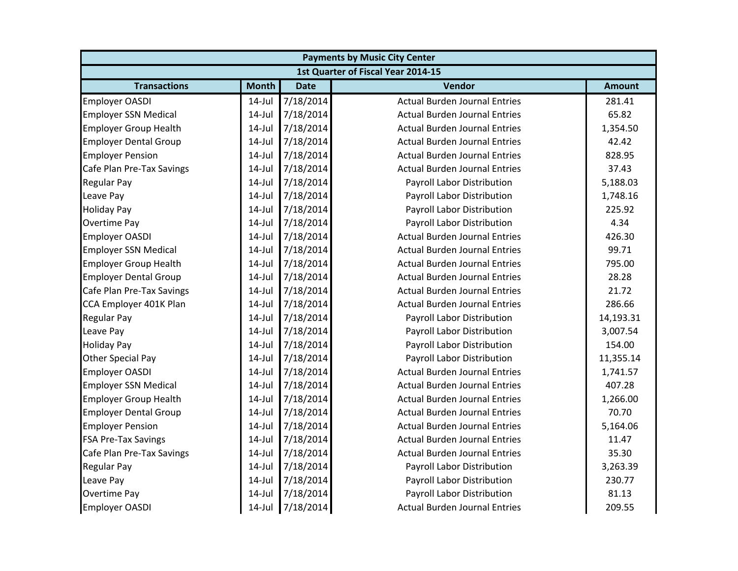| Payments by Music City Center | | | | |
|---|---|---|---|---|
| 1st Quarter of Fiscal Year 2014-15 | | | | |
| **Transactions** | **Month** | **Date** | **Vendor** | **Amount** |
| Employer OASDI | 14-Jul | 7/18/2014 | Actual Burden Journal Entries | 281.41 |
| Employer SSN Medical | 14-Jul | 7/18/2014 | Actual Burden Journal Entries | 65.82 |
| Employer Group Health | 14-Jul | 7/18/2014 | Actual Burden Journal Entries | 1,354.50 |
| Employer Dental Group | 14-Jul | 7/18/2014 | Actual Burden Journal Entries | 42.42 |
| Employer Pension | 14-Jul | 7/18/2014 | Actual Burden Journal Entries | 828.95 |
| Cafe Plan Pre-Tax Savings | 14-Jul | 7/18/2014 | Actual Burden Journal Entries | 37.43 |
| Regular Pay | 14-Jul | 7/18/2014 | Payroll Labor Distribution | 5,188.03 |
| Leave Pay | 14-Jul | 7/18/2014 | Payroll Labor Distribution | 1,748.16 |
| Holiday Pay | 14-Jul | 7/18/2014 | Payroll Labor Distribution | 225.92 |
| Overtime Pay | 14-Jul | 7/18/2014 | Payroll Labor Distribution | 4.34 |
| Employer OASDI | 14-Jul | 7/18/2014 | Actual Burden Journal Entries | 426.30 |
| Employer SSN Medical | 14-Jul | 7/18/2014 | Actual Burden Journal Entries | 99.71 |
| Employer Group Health | 14-Jul | 7/18/2014 | Actual Burden Journal Entries | 795.00 |
| Employer Dental Group | 14-Jul | 7/18/2014 | Actual Burden Journal Entries | 28.28 |
| Cafe Plan Pre-Tax Savings | 14-Jul | 7/18/2014 | Actual Burden Journal Entries | 21.72 |
| CCA Employer 401K Plan | 14-Jul | 7/18/2014 | Actual Burden Journal Entries | 286.66 |
| Regular Pay | 14-Jul | 7/18/2014 | Payroll Labor Distribution | 14,193.31 |
| Leave Pay | 14-Jul | 7/18/2014 | Payroll Labor Distribution | 3,007.54 |
| Holiday Pay | 14-Jul | 7/18/2014 | Payroll Labor Distribution | 154.00 |
| Other Special Pay | 14-Jul | 7/18/2014 | Payroll Labor Distribution | 11,355.14 |
| Employer OASDI | 14-Jul | 7/18/2014 | Actual Burden Journal Entries | 1,741.57 |
| Employer SSN Medical | 14-Jul | 7/18/2014 | Actual Burden Journal Entries | 407.28 |
| Employer Group Health | 14-Jul | 7/18/2014 | Actual Burden Journal Entries | 1,266.00 |
| Employer Dental Group | 14-Jul | 7/18/2014 | Actual Burden Journal Entries | 70.70 |
| Employer Pension | 14-Jul | 7/18/2014 | Actual Burden Journal Entries | 5,164.06 |
| FSA Pre-Tax Savings | 14-Jul | 7/18/2014 | Actual Burden Journal Entries | 11.47 |
| Cafe Plan Pre-Tax Savings | 14-Jul | 7/18/2014 | Actual Burden Journal Entries | 35.30 |
| Regular Pay | 14-Jul | 7/18/2014 | Payroll Labor Distribution | 3,263.39 |
| Leave Pay | 14-Jul | 7/18/2014 | Payroll Labor Distribution | 230.77 |
| Overtime Pay | 14-Jul | 7/18/2014 | Payroll Labor Distribution | 81.13 |
| Employer OASDI | 14-Jul | 7/18/2014 | Actual Burden Journal Entries | 209.55 |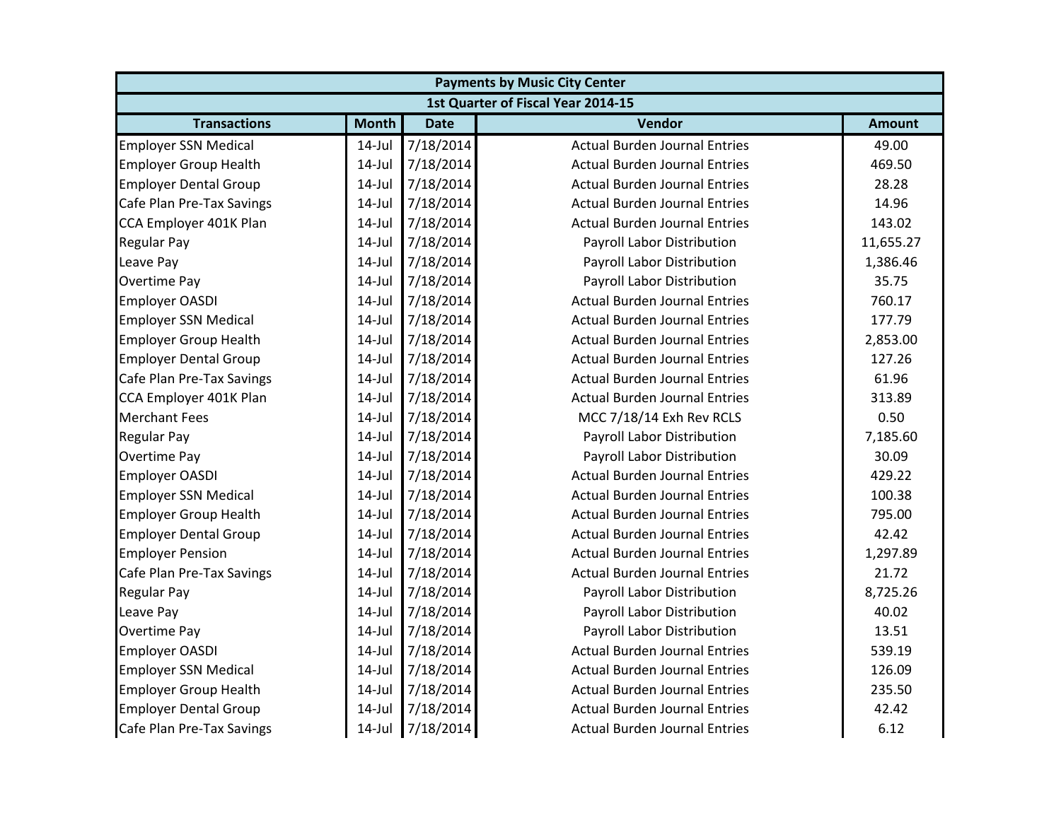| Payments by Music City Center | | | | |
|---|---|---|---|---|
| 1st Quarter of Fiscal Year 2014-15 | | | | |
| Transactions | Month | Date | Vendor | Amount |
| Employer SSN Medical | 14-Jul | 7/18/2014 | Actual Burden Journal Entries | 49.00 |
| Employer Group Health | 14-Jul | 7/18/2014 | Actual Burden Journal Entries | 469.50 |
| Employer Dental Group | 14-Jul | 7/18/2014 | Actual Burden Journal Entries | 28.28 |
| Cafe Plan Pre-Tax Savings | 14-Jul | 7/18/2014 | Actual Burden Journal Entries | 14.96 |
| CCA Employer 401K Plan | 14-Jul | 7/18/2014 | Actual Burden Journal Entries | 143.02 |
| Regular Pay | 14-Jul | 7/18/2014 | Payroll Labor Distribution | 11,655.27 |
| Leave Pay | 14-Jul | 7/18/2014 | Payroll Labor Distribution | 1,386.46 |
| Overtime Pay | 14-Jul | 7/18/2014 | Payroll Labor Distribution | 35.75 |
| Employer OASDI | 14-Jul | 7/18/2014 | Actual Burden Journal Entries | 760.17 |
| Employer SSN Medical | 14-Jul | 7/18/2014 | Actual Burden Journal Entries | 177.79 |
| Employer Group Health | 14-Jul | 7/18/2014 | Actual Burden Journal Entries | 2,853.00 |
| Employer Dental Group | 14-Jul | 7/18/2014 | Actual Burden Journal Entries | 127.26 |
| Cafe Plan Pre-Tax Savings | 14-Jul | 7/18/2014 | Actual Burden Journal Entries | 61.96 |
| CCA Employer 401K Plan | 14-Jul | 7/18/2014 | Actual Burden Journal Entries | 313.89 |
| Merchant Fees | 14-Jul | 7/18/2014 | MCC 7/18/14 Exh Rev RCLS | 0.50 |
| Regular Pay | 14-Jul | 7/18/2014 | Payroll Labor Distribution | 7,185.60 |
| Overtime Pay | 14-Jul | 7/18/2014 | Payroll Labor Distribution | 30.09 |
| Employer OASDI | 14-Jul | 7/18/2014 | Actual Burden Journal Entries | 429.22 |
| Employer SSN Medical | 14-Jul | 7/18/2014 | Actual Burden Journal Entries | 100.38 |
| Employer Group Health | 14-Jul | 7/18/2014 | Actual Burden Journal Entries | 795.00 |
| Employer Dental Group | 14-Jul | 7/18/2014 | Actual Burden Journal Entries | 42.42 |
| Employer Pension | 14-Jul | 7/18/2014 | Actual Burden Journal Entries | 1,297.89 |
| Cafe Plan Pre-Tax Savings | 14-Jul | 7/18/2014 | Actual Burden Journal Entries | 21.72 |
| Regular Pay | 14-Jul | 7/18/2014 | Payroll Labor Distribution | 8,725.26 |
| Leave Pay | 14-Jul | 7/18/2014 | Payroll Labor Distribution | 40.02 |
| Overtime Pay | 14-Jul | 7/18/2014 | Payroll Labor Distribution | 13.51 |
| Employer OASDI | 14-Jul | 7/18/2014 | Actual Burden Journal Entries | 539.19 |
| Employer SSN Medical | 14-Jul | 7/18/2014 | Actual Burden Journal Entries | 126.09 |
| Employer Group Health | 14-Jul | 7/18/2014 | Actual Burden Journal Entries | 235.50 |
| Employer Dental Group | 14-Jul | 7/18/2014 | Actual Burden Journal Entries | 42.42 |
| Cafe Plan Pre-Tax Savings | 14-Jul | 7/18/2014 | Actual Burden Journal Entries | 6.12 |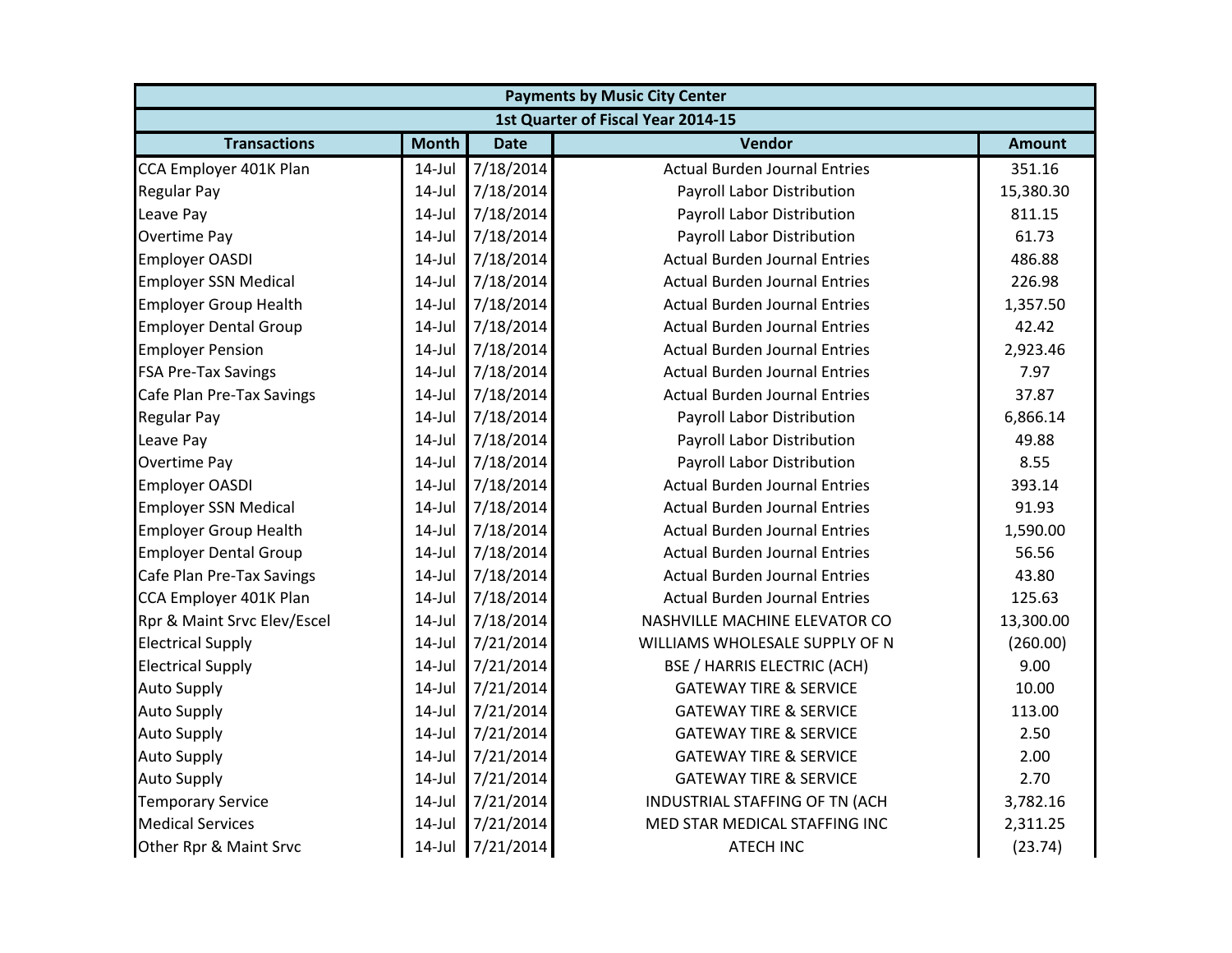| Payments by Music City Center | | | | |
|---|---|---|---|---|
| 1st Quarter of Fiscal Year 2014-15 | | | | |
| Transactions | Month | Date | Vendor | Amount |
| CCA Employer 401K Plan | 14-Jul | 7/18/2014 | Actual Burden Journal Entries | 351.16 |
| Regular Pay | 14-Jul | 7/18/2014 | Payroll Labor Distribution | 15,380.30 |
| Leave Pay | 14-Jul | 7/18/2014 | Payroll Labor Distribution | 811.15 |
| Overtime Pay | 14-Jul | 7/18/2014 | Payroll Labor Distribution | 61.73 |
| Employer OASDI | 14-Jul | 7/18/2014 | Actual Burden Journal Entries | 486.88 |
| Employer SSN Medical | 14-Jul | 7/18/2014 | Actual Burden Journal Entries | 226.98 |
| Employer Group Health | 14-Jul | 7/18/2014 | Actual Burden Journal Entries | 1,357.50 |
| Employer Dental Group | 14-Jul | 7/18/2014 | Actual Burden Journal Entries | 42.42 |
| Employer Pension | 14-Jul | 7/18/2014 | Actual Burden Journal Entries | 2,923.46 |
| FSA Pre-Tax Savings | 14-Jul | 7/18/2014 | Actual Burden Journal Entries | 7.97 |
| Cafe Plan Pre-Tax Savings | 14-Jul | 7/18/2014 | Actual Burden Journal Entries | 37.87 |
| Regular Pay | 14-Jul | 7/18/2014 | Payroll Labor Distribution | 6,866.14 |
| Leave Pay | 14-Jul | 7/18/2014 | Payroll Labor Distribution | 49.88 |
| Overtime Pay | 14-Jul | 7/18/2014 | Payroll Labor Distribution | 8.55 |
| Employer OASDI | 14-Jul | 7/18/2014 | Actual Burden Journal Entries | 393.14 |
| Employer SSN Medical | 14-Jul | 7/18/2014 | Actual Burden Journal Entries | 91.93 |
| Employer Group Health | 14-Jul | 7/18/2014 | Actual Burden Journal Entries | 1,590.00 |
| Employer Dental Group | 14-Jul | 7/18/2014 | Actual Burden Journal Entries | 56.56 |
| Cafe Plan Pre-Tax Savings | 14-Jul | 7/18/2014 | Actual Burden Journal Entries | 43.80 |
| CCA Employer 401K Plan | 14-Jul | 7/18/2014 | Actual Burden Journal Entries | 125.63 |
| Rpr & Maint Srvc Elev/Escel | 14-Jul | 7/18/2014 | NASHVILLE MACHINE ELEVATOR CO | 13,300.00 |
| Electrical Supply | 14-Jul | 7/21/2014 | WILLIAMS WHOLESALE SUPPLY OF N | (260.00) |
| Electrical Supply | 14-Jul | 7/21/2014 | BSE / HARRIS ELECTRIC (ACH) | 9.00 |
| Auto Supply | 14-Jul | 7/21/2014 | GATEWAY TIRE & SERVICE | 10.00 |
| Auto Supply | 14-Jul | 7/21/2014 | GATEWAY TIRE & SERVICE | 113.00 |
| Auto Supply | 14-Jul | 7/21/2014 | GATEWAY TIRE & SERVICE | 2.50 |
| Auto Supply | 14-Jul | 7/21/2014 | GATEWAY TIRE & SERVICE | 2.00 |
| Auto Supply | 14-Jul | 7/21/2014 | GATEWAY TIRE & SERVICE | 2.70 |
| Temporary Service | 14-Jul | 7/21/2014 | INDUSTRIAL STAFFING OF TN (ACH | 3,782.16 |
| Medical Services | 14-Jul | 7/21/2014 | MED STAR MEDICAL STAFFING INC | 2,311.25 |
| Other Rpr & Maint Srvc | 14-Jul | 7/21/2014 | ATECH INC | (23.74) |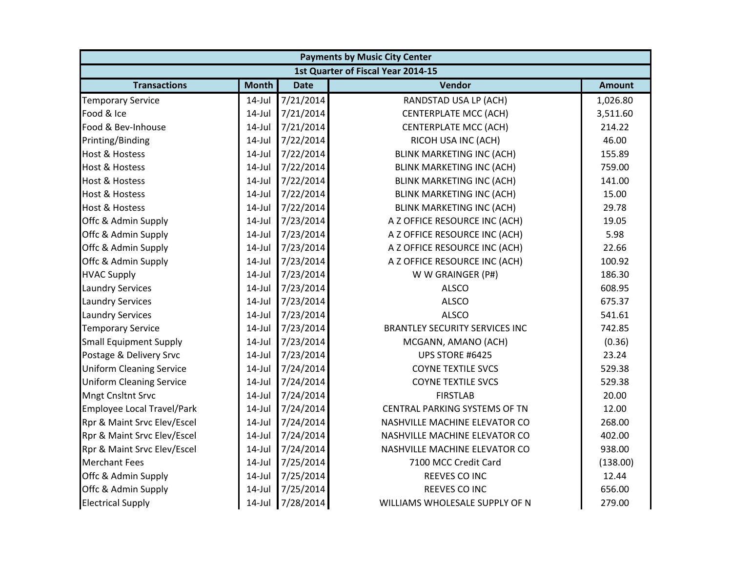| Payments by Music City Center | | | | |
|---|---|---|---|---|
| 1st Quarter of Fiscal Year 2014-15 | | | | |
| **Transactions** | **Month** | **Date** | **Vendor** | **Amount** |
| Temporary Service | 14-Jul | 7/21/2014 | RANDSTAD USA LP (ACH) | 1,026.80 |
| Food & Ice | 14-Jul | 7/21/2014 | CENTERPLATE MCC (ACH) | 3,511.60 |
| Food & Bev-Inhouse | 14-Jul | 7/21/2014 | CENTERPLATE MCC (ACH) | 214.22 |
| Printing/Binding | 14-Jul | 7/22/2014 | RICOH USA INC (ACH) | 46.00 |
| Host & Hostess | 14-Jul | 7/22/2014 | BLINK MARKETING INC (ACH) | 155.89 |
| Host & Hostess | 14-Jul | 7/22/2014 | BLINK MARKETING INC (ACH) | 759.00 |
| Host & Hostess | 14-Jul | 7/22/2014 | BLINK MARKETING INC (ACH) | 141.00 |
| Host & Hostess | 14-Jul | 7/22/2014 | BLINK MARKETING INC (ACH) | 15.00 |
| Host & Hostess | 14-Jul | 7/22/2014 | BLINK MARKETING INC (ACH) | 29.78 |
| Offc & Admin Supply | 14-Jul | 7/23/2014 | A Z OFFICE RESOURCE INC (ACH) | 19.05 |
| Offc & Admin Supply | 14-Jul | 7/23/2014 | A Z OFFICE RESOURCE INC (ACH) | 5.98 |
| Offc & Admin Supply | 14-Jul | 7/23/2014 | A Z OFFICE RESOURCE INC (ACH) | 22.66 |
| Offc & Admin Supply | 14-Jul | 7/23/2014 | A Z OFFICE RESOURCE INC (ACH) | 100.92 |
| HVAC Supply | 14-Jul | 7/23/2014 | W W GRAINGER (P#) | 186.30 |
| Laundry Services | 14-Jul | 7/23/2014 | ALSCO | 608.95 |
| Laundry Services | 14-Jul | 7/23/2014 | ALSCO | 675.37 |
| Laundry Services | 14-Jul | 7/23/2014 | ALSCO | 541.61 |
| Temporary Service | 14-Jul | 7/23/2014 | BRANTLEY SECURITY SERVICES INC | 742.85 |
| Small Equipment Supply | 14-Jul | 7/23/2014 | MCGANN, AMANO (ACH) | (0.36) |
| Postage & Delivery Srvc | 14-Jul | 7/23/2014 | UPS STORE #6425 | 23.24 |
| Uniform Cleaning Service | 14-Jul | 7/24/2014 | COYNE TEXTILE SVCS | 529.38 |
| Uniform Cleaning Service | 14-Jul | 7/24/2014 | COYNE TEXTILE SVCS | 529.38 |
| Mngt Cnsltnt Srvc | 14-Jul | 7/24/2014 | FIRSTLAB | 20.00 |
| Employee Local Travel/Park | 14-Jul | 7/24/2014 | CENTRAL PARKING SYSTEMS OF TN | 12.00 |
| Rpr & Maint Srvc Elev/Escel | 14-Jul | 7/24/2014 | NASHVILLE MACHINE ELEVATOR CO | 268.00 |
| Rpr & Maint Srvc Elev/Escel | 14-Jul | 7/24/2014 | NASHVILLE MACHINE ELEVATOR CO | 402.00 |
| Rpr & Maint Srvc Elev/Escel | 14-Jul | 7/24/2014 | NASHVILLE MACHINE ELEVATOR CO | 938.00 |
| Merchant Fees | 14-Jul | 7/25/2014 | 7100 MCC Credit Card | (138.00) |
| Offc & Admin Supply | 14-Jul | 7/25/2014 | REEVES CO INC | 12.44 |
| Offc & Admin Supply | 14-Jul | 7/25/2014 | REEVES CO INC | 656.00 |
| Electrical Supply | 14-Jul | 7/28/2014 | WILLIAMS WHOLESALE SUPPLY OF N | 279.00 |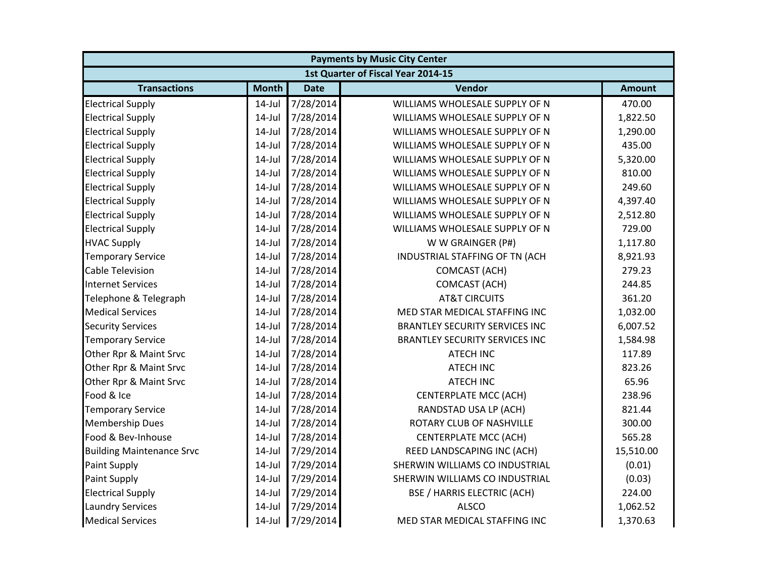| Payments by Music City Center | | | | |
|---|---|---|---|---|
| 1st Quarter of Fiscal Year 2014-15 | | | | |
| Transactions | Month | Date | Vendor | Amount |
| Electrical Supply | 14-Jul | 7/28/2014 | WILLIAMS WHOLESALE SUPPLY OF N | 470.00 |
| Electrical Supply | 14-Jul | 7/28/2014 | WILLIAMS WHOLESALE SUPPLY OF N | 1,822.50 |
| Electrical Supply | 14-Jul | 7/28/2014 | WILLIAMS WHOLESALE SUPPLY OF N | 1,290.00 |
| Electrical Supply | 14-Jul | 7/28/2014 | WILLIAMS WHOLESALE SUPPLY OF N | 435.00 |
| Electrical Supply | 14-Jul | 7/28/2014 | WILLIAMS WHOLESALE SUPPLY OF N | 5,320.00 |
| Electrical Supply | 14-Jul | 7/28/2014 | WILLIAMS WHOLESALE SUPPLY OF N | 810.00 |
| Electrical Supply | 14-Jul | 7/28/2014 | WILLIAMS WHOLESALE SUPPLY OF N | 249.60 |
| Electrical Supply | 14-Jul | 7/28/2014 | WILLIAMS WHOLESALE SUPPLY OF N | 4,397.40 |
| Electrical Supply | 14-Jul | 7/28/2014 | WILLIAMS WHOLESALE SUPPLY OF N | 2,512.80 |
| Electrical Supply | 14-Jul | 7/28/2014 | WILLIAMS WHOLESALE SUPPLY OF N | 729.00 |
| HVAC Supply | 14-Jul | 7/28/2014 | W W GRAINGER (P#) | 1,117.80 |
| Temporary Service | 14-Jul | 7/28/2014 | INDUSTRIAL STAFFING OF TN (ACH | 8,921.93 |
| Cable Television | 14-Jul | 7/28/2014 | COMCAST (ACH) | 279.23 |
| Internet Services | 14-Jul | 7/28/2014 | COMCAST (ACH) | 244.85 |
| Telephone & Telegraph | 14-Jul | 7/28/2014 | AT&T CIRCUITS | 361.20 |
| Medical Services | 14-Jul | 7/28/2014 | MED STAR MEDICAL STAFFING INC | 1,032.00 |
| Security Services | 14-Jul | 7/28/2014 | BRANTLEY SECURITY SERVICES INC | 6,007.52 |
| Temporary Service | 14-Jul | 7/28/2014 | BRANTLEY SECURITY SERVICES INC | 1,584.98 |
| Other Rpr & Maint Srvc | 14-Jul | 7/28/2014 | ATECH INC | 117.89 |
| Other Rpr & Maint Srvc | 14-Jul | 7/28/2014 | ATECH INC | 823.26 |
| Other Rpr & Maint Srvc | 14-Jul | 7/28/2014 | ATECH INC | 65.96 |
| Food & Ice | 14-Jul | 7/28/2014 | CENTERPLATE MCC (ACH) | 238.96 |
| Temporary Service | 14-Jul | 7/28/2014 | RANDSTAD USA LP (ACH) | 821.44 |
| Membership Dues | 14-Jul | 7/28/2014 | ROTARY CLUB OF NASHVILLE | 300.00 |
| Food & Bev-Inhouse | 14-Jul | 7/28/2014 | CENTERPLATE MCC (ACH) | 565.28 |
| Building Maintenance Srvc | 14-Jul | 7/29/2014 | REED LANDSCAPING INC (ACH) | 15,510.00 |
| Paint Supply | 14-Jul | 7/29/2014 | SHERWIN WILLIAMS CO INDUSTRIAL | (0.01) |
| Paint Supply | 14-Jul | 7/29/2014 | SHERWIN WILLIAMS CO INDUSTRIAL | (0.03) |
| Electrical Supply | 14-Jul | 7/29/2014 | BSE / HARRIS ELECTRIC (ACH) | 224.00 |
| Laundry Services | 14-Jul | 7/29/2014 | ALSCO | 1,062.52 |
| Medical Services | 14-Jul | 7/29/2014 | MED STAR MEDICAL STAFFING INC | 1,370.63 |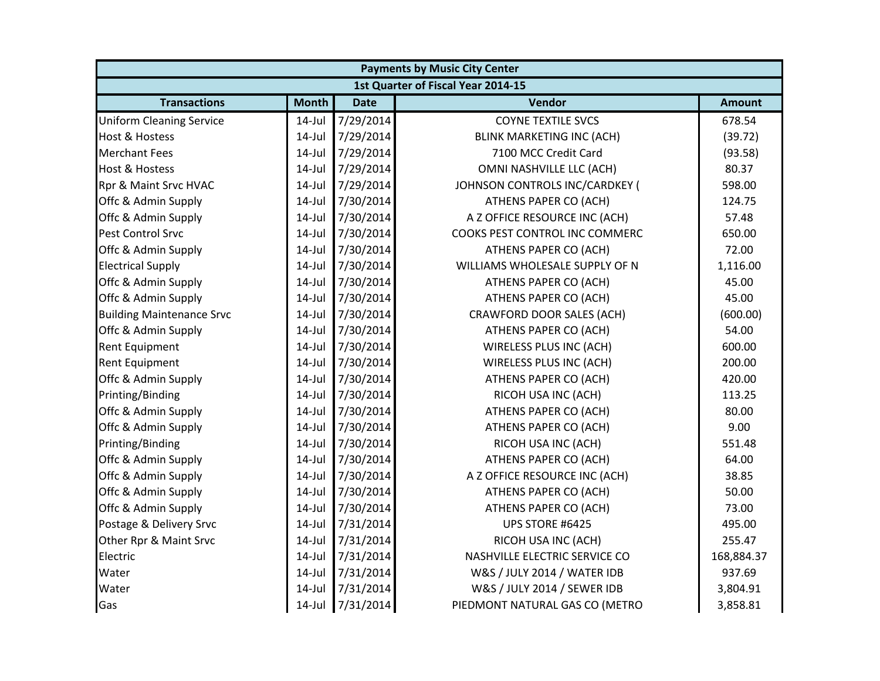| Payments by Music City Center | | | | |
|---|---|---|---|---|
| 1st Quarter of Fiscal Year 2014-15 | | | | |
| **Transactions** | **Month** | **Date** | **Vendor** | **Amount** |
| Uniform Cleaning Service | 14-Jul | 7/29/2014 | COYNE TEXTILE SVCS | 678.54 |
| Host & Hostess | 14-Jul | 7/29/2014 | BLINK MARKETING INC (ACH) | (39.72) |
| Merchant Fees | 14-Jul | 7/29/2014 | 7100 MCC Credit Card | (93.58) |
| Host & Hostess | 14-Jul | 7/29/2014 | OMNI NASHVILLE LLC (ACH) | 80.37 |
| Rpr & Maint Srvc HVAC | 14-Jul | 7/29/2014 | JOHNSON CONTROLS INC/CARDKEY ( | 598.00 |
| Offc & Admin Supply | 14-Jul | 7/30/2014 | ATHENS PAPER CO (ACH) | 124.75 |
| Offc & Admin Supply | 14-Jul | 7/30/2014 | A Z OFFICE RESOURCE INC (ACH) | 57.48 |
| Pest Control Srvc | 14-Jul | 7/30/2014 | COOKS PEST CONTROL INC COMMERC | 650.00 |
| Offc & Admin Supply | 14-Jul | 7/30/2014 | ATHENS PAPER CO (ACH) | 72.00 |
| Electrical Supply | 14-Jul | 7/30/2014 | WILLIAMS WHOLESALE SUPPLY OF N | 1,116.00 |
| Offc & Admin Supply | 14-Jul | 7/30/2014 | ATHENS PAPER CO (ACH) | 45.00 |
| Offc & Admin Supply | 14-Jul | 7/30/2014 | ATHENS PAPER CO (ACH) | 45.00 |
| Building Maintenance Srvc | 14-Jul | 7/30/2014 | CRAWFORD DOOR SALES (ACH) | (600.00) |
| Offc & Admin Supply | 14-Jul | 7/30/2014 | ATHENS PAPER CO (ACH) | 54.00 |
| Rent Equipment | 14-Jul | 7/30/2014 | WIRELESS PLUS INC (ACH) | 600.00 |
| Rent Equipment | 14-Jul | 7/30/2014 | WIRELESS PLUS INC (ACH) | 200.00 |
| Offc & Admin Supply | 14-Jul | 7/30/2014 | ATHENS PAPER CO (ACH) | 420.00 |
| Printing/Binding | 14-Jul | 7/30/2014 | RICOH USA INC (ACH) | 113.25 |
| Offc & Admin Supply | 14-Jul | 7/30/2014 | ATHENS PAPER CO (ACH) | 80.00 |
| Offc & Admin Supply | 14-Jul | 7/30/2014 | ATHENS PAPER CO (ACH) | 9.00 |
| Printing/Binding | 14-Jul | 7/30/2014 | RICOH USA INC (ACH) | 551.48 |
| Offc & Admin Supply | 14-Jul | 7/30/2014 | ATHENS PAPER CO (ACH) | 64.00 |
| Offc & Admin Supply | 14-Jul | 7/30/2014 | A Z OFFICE RESOURCE INC (ACH) | 38.85 |
| Offc & Admin Supply | 14-Jul | 7/30/2014 | ATHENS PAPER CO (ACH) | 50.00 |
| Offc & Admin Supply | 14-Jul | 7/30/2014 | ATHENS PAPER CO (ACH) | 73.00 |
| Postage & Delivery Srvc | 14-Jul | 7/31/2014 | UPS STORE #6425 | 495.00 |
| Other Rpr & Maint Srvc | 14-Jul | 7/31/2014 | RICOH USA INC (ACH) | 255.47 |
| Electric | 14-Jul | 7/31/2014 | NASHVILLE ELECTRIC SERVICE CO | 168,884.37 |
| Water | 14-Jul | 7/31/2014 | W&S / JULY 2014 / WATER IDB | 937.69 |
| Water | 14-Jul | 7/31/2014 | W&S / JULY 2014 / SEWER IDB | 3,804.91 |
| Gas | 14-Jul | 7/31/2014 | PIEDMONT NATURAL GAS CO (METRO | 3,858.81 |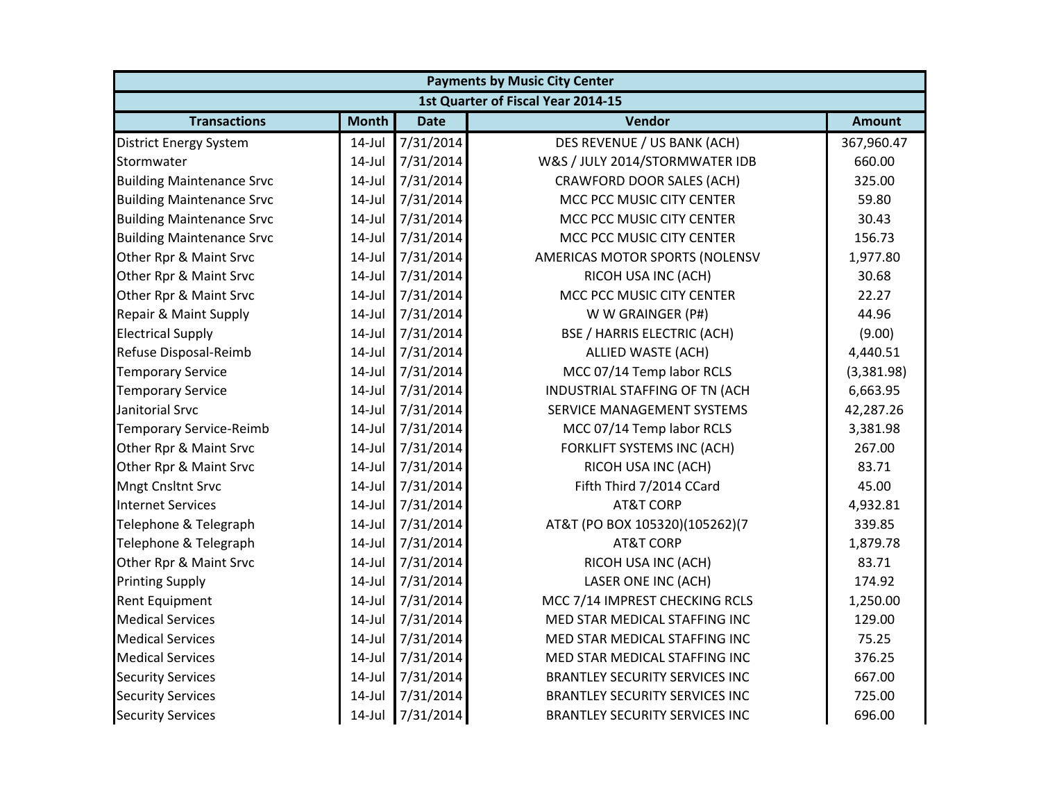| Payments by Music City Center | | | | |
|---|---|---|---|---|
| 1st Quarter of Fiscal Year 2014-15 | | | | |
| Transactions | Month | Date | Vendor | Amount |
| District Energy System | 14-Jul | 7/31/2014 | DES REVENUE / US BANK (ACH) | 367,960.47 |
| Stormwater | 14-Jul | 7/31/2014 | W&S / JULY 2014/STORMWATER IDB | 660.00 |
| Building Maintenance Srvc | 14-Jul | 7/31/2014 | CRAWFORD DOOR SALES (ACH) | 325.00 |
| Building Maintenance Srvc | 14-Jul | 7/31/2014 | MCC PCC MUSIC CITY CENTER | 59.80 |
| Building Maintenance Srvc | 14-Jul | 7/31/2014 | MCC PCC MUSIC CITY CENTER | 30.43 |
| Building Maintenance Srvc | 14-Jul | 7/31/2014 | MCC PCC MUSIC CITY CENTER | 156.73 |
| Other Rpr & Maint Srvc | 14-Jul | 7/31/2014 | AMERICAS MOTOR SPORTS (NOLENSV | 1,977.80 |
| Other Rpr & Maint Srvc | 14-Jul | 7/31/2014 | RICOH USA INC (ACH) | 30.68 |
| Other Rpr & Maint Srvc | 14-Jul | 7/31/2014 | MCC PCC MUSIC CITY CENTER | 22.27 |
| Repair & Maint Supply | 14-Jul | 7/31/2014 | W W GRAINGER (P#) | 44.96 |
| Electrical Supply | 14-Jul | 7/31/2014 | BSE / HARRIS ELECTRIC (ACH) | (9.00) |
| Refuse Disposal-Reimb | 14-Jul | 7/31/2014 | ALLIED WASTE (ACH) | 4,440.51 |
| Temporary Service | 14-Jul | 7/31/2014 | MCC 07/14 Temp labor RCLS | (3,381.98) |
| Temporary Service | 14-Jul | 7/31/2014 | INDUSTRIAL STAFFING OF TN (ACH | 6,663.95 |
| Janitorial Srvc | 14-Jul | 7/31/2014 | SERVICE MANAGEMENT SYSTEMS | 42,287.26 |
| Temporary Service-Reimb | 14-Jul | 7/31/2014 | MCC 07/14 Temp labor RCLS | 3,381.98 |
| Other Rpr & Maint Srvc | 14-Jul | 7/31/2014 | FORKLIFT SYSTEMS INC (ACH) | 267.00 |
| Other Rpr & Maint Srvc | 14-Jul | 7/31/2014 | RICOH USA INC (ACH) | 83.71 |
| Mngt Cnsltnt Srvc | 14-Jul | 7/31/2014 | Fifth Third 7/2014 CCard | 45.00 |
| Internet Services | 14-Jul | 7/31/2014 | AT&T CORP | 4,932.81 |
| Telephone & Telegraph | 14-Jul | 7/31/2014 | AT&T (PO BOX 105320)(105262)(7 | 339.85 |
| Telephone & Telegraph | 14-Jul | 7/31/2014 | AT&T CORP | 1,879.78 |
| Other Rpr & Maint Srvc | 14-Jul | 7/31/2014 | RICOH USA INC (ACH) | 83.71 |
| Printing Supply | 14-Jul | 7/31/2014 | LASER ONE INC (ACH) | 174.92 |
| Rent Equipment | 14-Jul | 7/31/2014 | MCC 7/14 IMPREST CHECKING RCLS | 1,250.00 |
| Medical Services | 14-Jul | 7/31/2014 | MED STAR MEDICAL STAFFING INC | 129.00 |
| Medical Services | 14-Jul | 7/31/2014 | MED STAR MEDICAL STAFFING INC | 75.25 |
| Medical Services | 14-Jul | 7/31/2014 | MED STAR MEDICAL STAFFING INC | 376.25 |
| Security Services | 14-Jul | 7/31/2014 | BRANTLEY SECURITY SERVICES INC | 667.00 |
| Security Services | 14-Jul | 7/31/2014 | BRANTLEY SECURITY SERVICES INC | 725.00 |
| Security Services | 14-Jul | 7/31/2014 | BRANTLEY SECURITY SERVICES INC | 696.00 |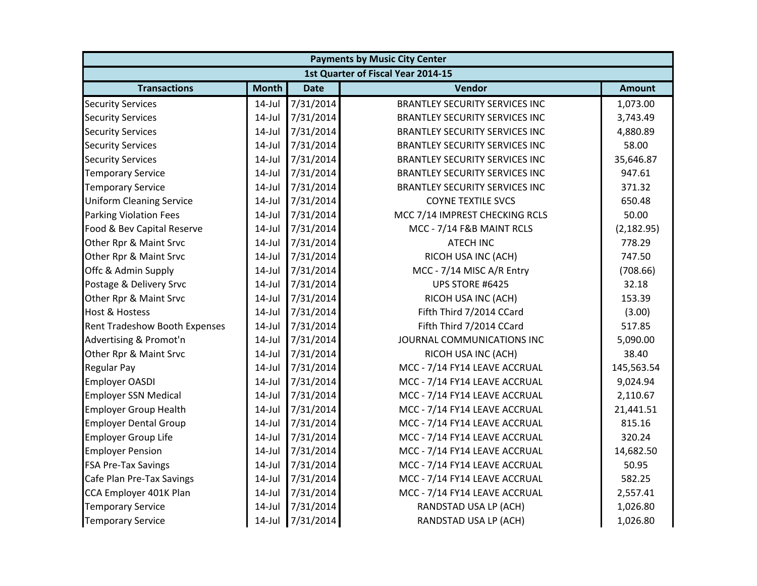| Payments by Music City Center | | | | |
|---|---|---|---|---|
| 1st Quarter of Fiscal Year 2014-15 | | | | |
| Transactions | Month | Date | Vendor | Amount |
| Security Services | 14-Jul | 7/31/2014 | BRANTLEY SECURITY SERVICES INC | 1,073.00 |
| Security Services | 14-Jul | 7/31/2014 | BRANTLEY SECURITY SERVICES INC | 3,743.49 |
| Security Services | 14-Jul | 7/31/2014 | BRANTLEY SECURITY SERVICES INC | 4,880.89 |
| Security Services | 14-Jul | 7/31/2014 | BRANTLEY SECURITY SERVICES INC | 58.00 |
| Security Services | 14-Jul | 7/31/2014 | BRANTLEY SECURITY SERVICES INC | 35,646.87 |
| Temporary Service | 14-Jul | 7/31/2014 | BRANTLEY SECURITY SERVICES INC | 947.61 |
| Temporary Service | 14-Jul | 7/31/2014 | BRANTLEY SECURITY SERVICES INC | 371.32 |
| Uniform Cleaning Service | 14-Jul | 7/31/2014 | COYNE TEXTILE SVCS | 650.48 |
| Parking Violation Fees | 14-Jul | 7/31/2014 | MCC 7/14 IMPREST CHECKING RCLS | 50.00 |
| Food & Bev Capital Reserve | 14-Jul | 7/31/2014 | MCC - 7/14 F&B MAINT RCLS | (2,182.95) |
| Other Rpr & Maint Srvc | 14-Jul | 7/31/2014 | ATECH INC | 778.29 |
| Other Rpr & Maint Srvc | 14-Jul | 7/31/2014 | RICOH USA INC (ACH) | 747.50 |
| Offc & Admin Supply | 14-Jul | 7/31/2014 | MCC - 7/14 MISC A/R Entry | (708.66) |
| Postage & Delivery Srvc | 14-Jul | 7/31/2014 | UPS STORE #6425 | 32.18 |
| Other Rpr & Maint Srvc | 14-Jul | 7/31/2014 | RICOH USA INC (ACH) | 153.39 |
| Host & Hostess | 14-Jul | 7/31/2014 | Fifth Third 7/2014 CCard | (3.00) |
| Rent Tradeshow Booth Expenses | 14-Jul | 7/31/2014 | Fifth Third 7/2014 CCard | 517.85 |
| Advertising & Promot'n | 14-Jul | 7/31/2014 | JOURNAL COMMUNICATIONS INC | 5,090.00 |
| Other Rpr & Maint Srvc | 14-Jul | 7/31/2014 | RICOH USA INC (ACH) | 38.40 |
| Regular Pay | 14-Jul | 7/31/2014 | MCC - 7/14 FY14 LEAVE ACCRUAL | 145,563.54 |
| Employer OASDI | 14-Jul | 7/31/2014 | MCC - 7/14 FY14 LEAVE ACCRUAL | 9,024.94 |
| Employer SSN Medical | 14-Jul | 7/31/2014 | MCC - 7/14 FY14 LEAVE ACCRUAL | 2,110.67 |
| Employer Group Health | 14-Jul | 7/31/2014 | MCC - 7/14 FY14 LEAVE ACCRUAL | 21,441.51 |
| Employer Dental Group | 14-Jul | 7/31/2014 | MCC - 7/14 FY14 LEAVE ACCRUAL | 815.16 |
| Employer Group Life | 14-Jul | 7/31/2014 | MCC - 7/14 FY14 LEAVE ACCRUAL | 320.24 |
| Employer Pension | 14-Jul | 7/31/2014 | MCC - 7/14 FY14 LEAVE ACCRUAL | 14,682.50 |
| FSA Pre-Tax Savings | 14-Jul | 7/31/2014 | MCC - 7/14 FY14 LEAVE ACCRUAL | 50.95 |
| Cafe Plan Pre-Tax Savings | 14-Jul | 7/31/2014 | MCC - 7/14 FY14 LEAVE ACCRUAL | 582.25 |
| CCA Employer 401K Plan | 14-Jul | 7/31/2014 | MCC - 7/14 FY14 LEAVE ACCRUAL | 2,557.41 |
| Temporary Service | 14-Jul | 7/31/2014 | RANDSTAD USA LP (ACH) | 1,026.80 |
| Temporary Service | 14-Jul | 7/31/2014 | RANDSTAD USA LP (ACH) | 1,026.80 |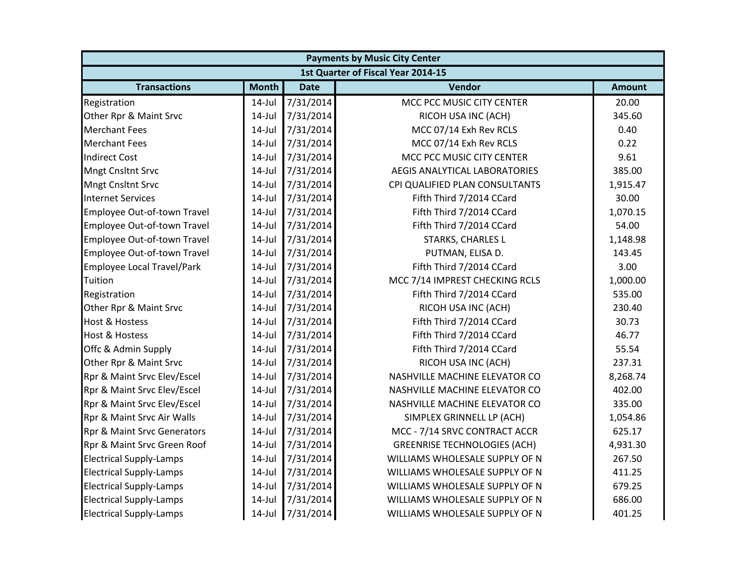| Payments by Music City Center | | | | |
|---|---|---|---|---|
| 1st Quarter of Fiscal Year 2014-15 | | | | |
| **Transactions** | **Month** | **Date** | **Vendor** | **Amount** |
| Registration | 14-Jul | 7/31/2014 | MCC PCC MUSIC CITY CENTER | 20.00 |
| Other Rpr & Maint Srvc | 14-Jul | 7/31/2014 | RICOH USA INC (ACH) | 345.60 |
| Merchant Fees | 14-Jul | 7/31/2014 | MCC 07/14 Exh Rev RCLS | 0.40 |
| Merchant Fees | 14-Jul | 7/31/2014 | MCC 07/14 Exh Rev RCLS | 0.22 |
| Indirect Cost | 14-Jul | 7/31/2014 | MCC PCC MUSIC CITY CENTER | 9.61 |
| Mngt Cnsltnt Srvc | 14-Jul | 7/31/2014 | AEGIS ANALYTICAL LABORATORIES | 385.00 |
| Mngt Cnsltnt Srvc | 14-Jul | 7/31/2014 | CPI QUALIFIED PLAN CONSULTANTS | 1,915.47 |
| Internet Services | 14-Jul | 7/31/2014 | Fifth Third 7/2014 CCard | 30.00 |
| Employee Out-of-town Travel | 14-Jul | 7/31/2014 | Fifth Third 7/2014 CCard | 1,070.15 |
| Employee Out-of-town Travel | 14-Jul | 7/31/2014 | Fifth Third 7/2014 CCard | 54.00 |
| Employee Out-of-town Travel | 14-Jul | 7/31/2014 | STARKS, CHARLES L | 1,148.98 |
| Employee Out-of-town Travel | 14-Jul | 7/31/2014 | PUTMAN, ELISA D. | 143.45 |
| Employee Local Travel/Park | 14-Jul | 7/31/2014 | Fifth Third 7/2014 CCard | 3.00 |
| Tuition | 14-Jul | 7/31/2014 | MCC 7/14 IMPREST CHECKING RCLS | 1,000.00 |
| Registration | 14-Jul | 7/31/2014 | Fifth Third 7/2014 CCard | 535.00 |
| Other Rpr & Maint Srvc | 14-Jul | 7/31/2014 | RICOH USA INC (ACH) | 230.40 |
| Host & Hostess | 14-Jul | 7/31/2014 | Fifth Third 7/2014 CCard | 30.73 |
| Host & Hostess | 14-Jul | 7/31/2014 | Fifth Third 7/2014 CCard | 46.77 |
| Offc & Admin Supply | 14-Jul | 7/31/2014 | Fifth Third 7/2014 CCard | 55.54 |
| Other Rpr & Maint Srvc | 14-Jul | 7/31/2014 | RICOH USA INC (ACH) | 237.31 |
| Rpr & Maint Srvc Elev/Escel | 14-Jul | 7/31/2014 | NASHVILLE MACHINE ELEVATOR CO | 8,268.74 |
| Rpr & Maint Srvc Elev/Escel | 14-Jul | 7/31/2014 | NASHVILLE MACHINE ELEVATOR CO | 402.00 |
| Rpr & Maint Srvc Elev/Escel | 14-Jul | 7/31/2014 | NASHVILLE MACHINE ELEVATOR CO | 335.00 |
| Rpr & Maint Srvc Air Walls | 14-Jul | 7/31/2014 | SIMPLEX GRINNELL LP (ACH) | 1,054.86 |
| Rpr & Maint Srvc Generators | 14-Jul | 7/31/2014 | MCC - 7/14 SRVC CONTRACT ACCR | 625.17 |
| Rpr & Maint Srvc Green Roof | 14-Jul | 7/31/2014 | GREENRISE TECHNOLOGIES (ACH) | 4,931.30 |
| Electrical Supply-Lamps | 14-Jul | 7/31/2014 | WILLIAMS WHOLESALE SUPPLY OF N | 267.50 |
| Electrical Supply-Lamps | 14-Jul | 7/31/2014 | WILLIAMS WHOLESALE SUPPLY OF N | 411.25 |
| Electrical Supply-Lamps | 14-Jul | 7/31/2014 | WILLIAMS WHOLESALE SUPPLY OF N | 679.25 |
| Electrical Supply-Lamps | 14-Jul | 7/31/2014 | WILLIAMS WHOLESALE SUPPLY OF N | 686.00 |
| Electrical Supply-Lamps | 14-Jul | 7/31/2014 | WILLIAMS WHOLESALE SUPPLY OF N | 401.25 |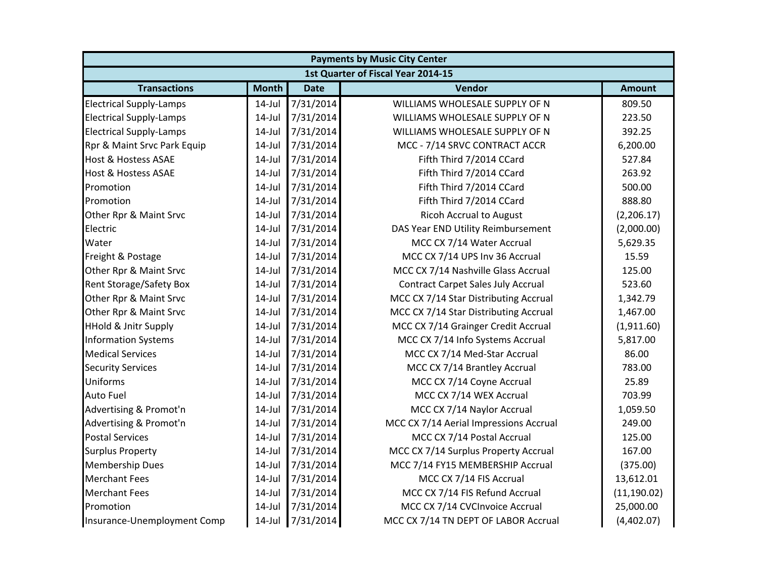| Payments by Music City Center | | | | |
|---|---|---|---|---|
| 1st Quarter of Fiscal Year 2014-15 | | | | |
| **Transactions** | **Month** | **Date** | **Vendor** | **Amount** |
| Electrical Supply-Lamps | 14-Jul | 7/31/2014 | WILLIAMS WHOLESALE SUPPLY OF N | 809.50 |
| Electrical Supply-Lamps | 14-Jul | 7/31/2014 | WILLIAMS WHOLESALE SUPPLY OF N | 223.50 |
| Electrical Supply-Lamps | 14-Jul | 7/31/2014 | WILLIAMS WHOLESALE SUPPLY OF N | 392.25 |
| Rpr & Maint Srvc Park Equip | 14-Jul | 7/31/2014 | MCC - 7/14 SRVC CONTRACT ACCR | 6,200.00 |
| Host & Hostess ASAE | 14-Jul | 7/31/2014 | Fifth Third 7/2014 CCard | 527.84 |
| Host & Hostess ASAE | 14-Jul | 7/31/2014 | Fifth Third 7/2014 CCard | 263.92 |
| Promotion | 14-Jul | 7/31/2014 | Fifth Third 7/2014 CCard | 500.00 |
| Promotion | 14-Jul | 7/31/2014 | Fifth Third 7/2014 CCard | 888.80 |
| Other Rpr & Maint Srvc | 14-Jul | 7/31/2014 | Ricoh Accrual to August | (2,206.17) |
| Electric | 14-Jul | 7/31/2014 | DAS Year END Utility Reimbursement | (2,000.00) |
| Water | 14-Jul | 7/31/2014 | MCC CX 7/14 Water Accrual | 5,629.35 |
| Freight & Postage | 14-Jul | 7/31/2014 | MCC CX 7/14 UPS Inv 36 Accrual | 15.59 |
| Other Rpr & Maint Srvc | 14-Jul | 7/31/2014 | MCC CX 7/14 Nashville Glass Accrual | 125.00 |
| Rent Storage/Safety Box | 14-Jul | 7/31/2014 | Contract Carpet Sales July Accrual | 523.60 |
| Other Rpr & Maint Srvc | 14-Jul | 7/31/2014 | MCC CX 7/14 Star Distributing Accrual | 1,342.79 |
| Other Rpr & Maint Srvc | 14-Jul | 7/31/2014 | MCC CX 7/14 Star Distributing Accrual | 1,467.00 |
| HHold & Jnitr Supply | 14-Jul | 7/31/2014 | MCC CX 7/14 Grainger Credit Accrual | (1,911.60) |
| Information Systems | 14-Jul | 7/31/2014 | MCC CX 7/14 Info Systems Accrual | 5,817.00 |
| Medical Services | 14-Jul | 7/31/2014 | MCC CX 7/14 Med-Star Accrual | 86.00 |
| Security Services | 14-Jul | 7/31/2014 | MCC CX 7/14 Brantley Accrual | 783.00 |
| Uniforms | 14-Jul | 7/31/2014 | MCC CX 7/14 Coyne Accrual | 25.89 |
| Auto Fuel | 14-Jul | 7/31/2014 | MCC CX 7/14 WEX Accrual | 703.99 |
| Advertising & Promot'n | 14-Jul | 7/31/2014 | MCC CX 7/14 Naylor Accrual | 1,059.50 |
| Advertising & Promot'n | 14-Jul | 7/31/2014 | MCC CX 7/14 Aerial Impressions Accrual | 249.00 |
| Postal Services | 14-Jul | 7/31/2014 | MCC CX 7/14 Postal Accrual | 125.00 |
| Surplus Property | 14-Jul | 7/31/2014 | MCC CX 7/14 Surplus Property Accrual | 167.00 |
| Membership Dues | 14-Jul | 7/31/2014 | MCC 7/14 FY15 MEMBERSHIP Accrual | (375.00) |
| Merchant Fees | 14-Jul | 7/31/2014 | MCC CX 7/14 FIS Accrual | 13,612.01 |
| Merchant Fees | 14-Jul | 7/31/2014 | MCC CX 7/14 FIS Refund Accrual | (11,190.02) |
| Promotion | 14-Jul | 7/31/2014 | MCC CX 7/14 CVCInvoice Accrual | 25,000.00 |
| Insurance-Unemployment Comp | 14-Jul | 7/31/2014 | MCC CX 7/14 TN DEPT OF LABOR Accrual | (4,402.07) |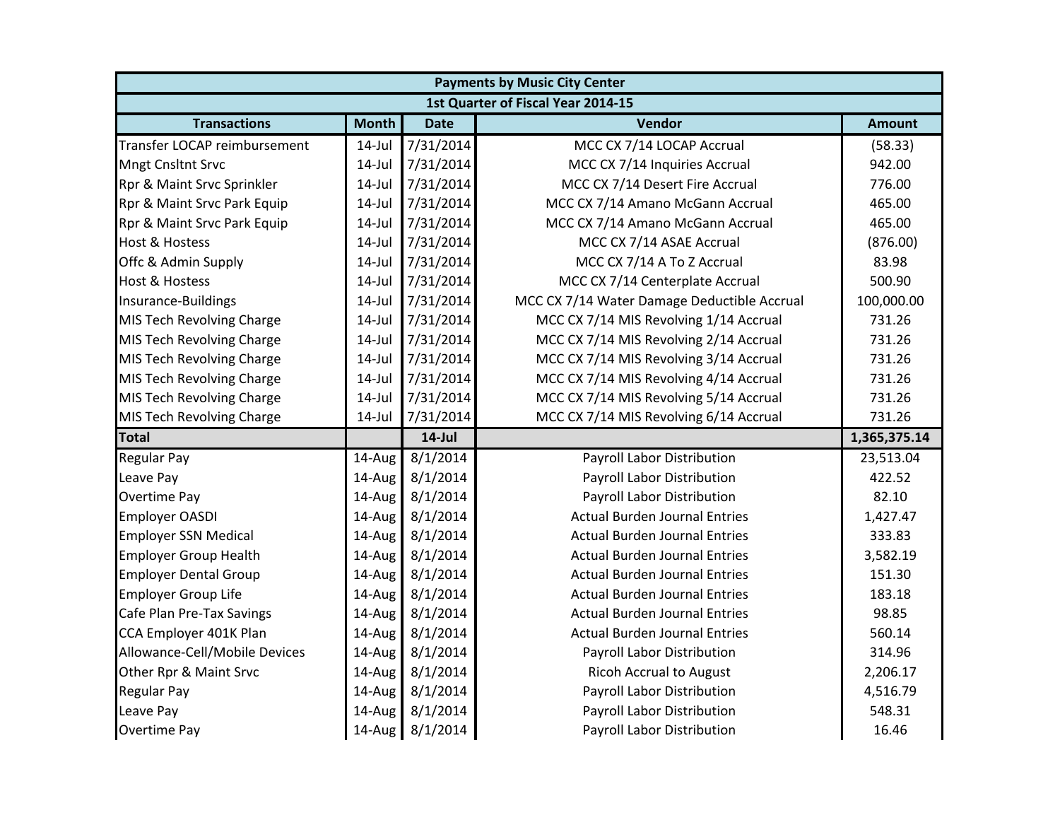| Payments by Music City Center | | | | |
|---|---|---|---|---|
| 1st Quarter of Fiscal Year 2014-15 | | | | |
| **Transactions** | **Month** | **Date** | **Vendor** | **Amount** |
| Transfer LOCAP reimbursement | 14-Jul | 7/31/2014 | MCC CX 7/14 LOCAP Accrual | (58.33) |
| Mngt Cnsltnt Srvc | 14-Jul | 7/31/2014 | MCC CX 7/14 Inquiries Accrual | 942.00 |
| Rpr & Maint Srvc Sprinkler | 14-Jul | 7/31/2014 | MCC CX 7/14 Desert Fire Accrual | 776.00 |
| Rpr & Maint Srvc Park Equip | 14-Jul | 7/31/2014 | MCC CX 7/14 Amano McGann Accrual | 465.00 |
| Rpr & Maint Srvc Park Equip | 14-Jul | 7/31/2014 | MCC CX 7/14 Amano McGann Accrual | 465.00 |
| Host & Hostess | 14-Jul | 7/31/2014 | MCC CX 7/14 ASAE Accrual | (876.00) |
| Offc & Admin Supply | 14-Jul | 7/31/2014 | MCC CX 7/14 A To Z Accrual | 83.98 |
| Host & Hostess | 14-Jul | 7/31/2014 | MCC CX 7/14 Centerplate Accrual | 500.90 |
| Insurance-Buildings | 14-Jul | 7/31/2014 | MCC CX 7/14 Water Damage Deductible Accrual | 100,000.00 |
| MIS Tech Revolving Charge | 14-Jul | 7/31/2014 | MCC CX 7/14 MIS Revolving 1/14 Accrual | 731.26 |
| MIS Tech Revolving Charge | 14-Jul | 7/31/2014 | MCC CX 7/14 MIS Revolving 2/14 Accrual | 731.26 |
| MIS Tech Revolving Charge | 14-Jul | 7/31/2014 | MCC CX 7/14 MIS Revolving 3/14 Accrual | 731.26 |
| MIS Tech Revolving Charge | 14-Jul | 7/31/2014 | MCC CX 7/14 MIS Revolving 4/14 Accrual | 731.26 |
| MIS Tech Revolving Charge | 14-Jul | 7/31/2014 | MCC CX 7/14 MIS Revolving 5/14 Accrual | 731.26 |
| MIS Tech Revolving Charge | 14-Jul | 7/31/2014 | MCC CX 7/14 MIS Revolving 6/14 Accrual | 731.26 |
| **Total** | | **14-Jul** | | **1,365,375.14** |
| Regular Pay | 14-Aug | 8/1/2014 | Payroll Labor Distribution | 23,513.04 |
| Leave Pay | 14-Aug | 8/1/2014 | Payroll Labor Distribution | 422.52 |
| Overtime Pay | 14-Aug | 8/1/2014 | Payroll Labor Distribution | 82.10 |
| Employer OASDI | 14-Aug | 8/1/2014 | Actual Burden Journal Entries | 1,427.47 |
| Employer SSN Medical | 14-Aug | 8/1/2014 | Actual Burden Journal Entries | 333.83 |
| Employer Group Health | 14-Aug | 8/1/2014 | Actual Burden Journal Entries | 3,582.19 |
| Employer Dental Group | 14-Aug | 8/1/2014 | Actual Burden Journal Entries | 151.30 |
| Employer Group Life | 14-Aug | 8/1/2014 | Actual Burden Journal Entries | 183.18 |
| Cafe Plan Pre-Tax Savings | 14-Aug | 8/1/2014 | Actual Burden Journal Entries | 98.85 |
| CCA Employer 401K Plan | 14-Aug | 8/1/2014 | Actual Burden Journal Entries | 560.14 |
| Allowance-Cell/Mobile Devices | 14-Aug | 8/1/2014 | Payroll Labor Distribution | 314.96 |
| Other Rpr & Maint Srvc | 14-Aug | 8/1/2014 | Ricoh Accrual to August | 2,206.17 |
| Regular Pay | 14-Aug | 8/1/2014 | Payroll Labor Distribution | 4,516.79 |
| Leave Pay | 14-Aug | 8/1/2014 | Payroll Labor Distribution | 548.31 |
| Overtime Pay | 14-Aug | 8/1/2014 | Payroll Labor Distribution | 16.46 |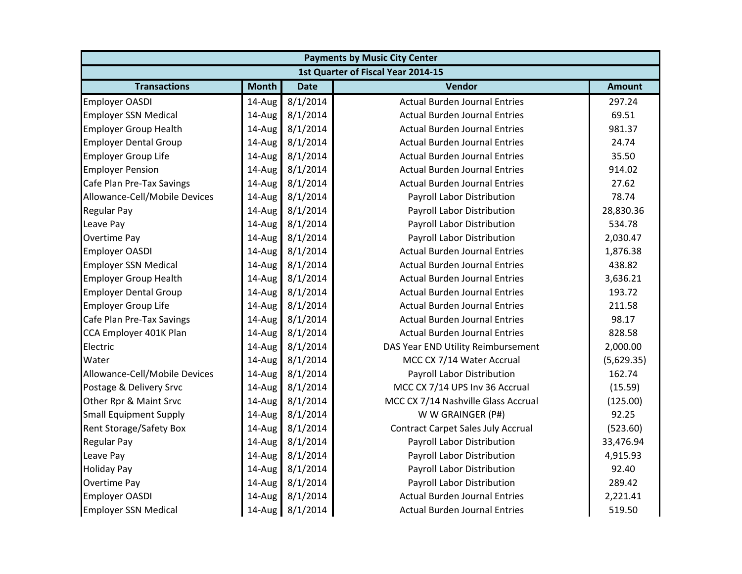| Payments by Music City Center | | | | |
|---|---|---|---|---|
| 1st Quarter of Fiscal Year 2014-15 | | | | |
| Transactions | Month | Date | Vendor | Amount |
| Employer OASDI | 14-Aug | 8/1/2014 | Actual Burden Journal Entries | 297.24 |
| Employer SSN Medical | 14-Aug | 8/1/2014 | Actual Burden Journal Entries | 69.51 |
| Employer Group Health | 14-Aug | 8/1/2014 | Actual Burden Journal Entries | 981.37 |
| Employer Dental Group | 14-Aug | 8/1/2014 | Actual Burden Journal Entries | 24.74 |
| Employer Group Life | 14-Aug | 8/1/2014 | Actual Burden Journal Entries | 35.50 |
| Employer Pension | 14-Aug | 8/1/2014 | Actual Burden Journal Entries | 914.02 |
| Cafe Plan Pre-Tax Savings | 14-Aug | 8/1/2014 | Actual Burden Journal Entries | 27.62 |
| Allowance-Cell/Mobile Devices | 14-Aug | 8/1/2014 | Payroll Labor Distribution | 78.74 |
| Regular Pay | 14-Aug | 8/1/2014 | Payroll Labor Distribution | 28,830.36 |
| Leave Pay | 14-Aug | 8/1/2014 | Payroll Labor Distribution | 534.78 |
| Overtime Pay | 14-Aug | 8/1/2014 | Payroll Labor Distribution | 2,030.47 |
| Employer OASDI | 14-Aug | 8/1/2014 | Actual Burden Journal Entries | 1,876.38 |
| Employer SSN Medical | 14-Aug | 8/1/2014 | Actual Burden Journal Entries | 438.82 |
| Employer Group Health | 14-Aug | 8/1/2014 | Actual Burden Journal Entries | 3,636.21 |
| Employer Dental Group | 14-Aug | 8/1/2014 | Actual Burden Journal Entries | 193.72 |
| Employer Group Life | 14-Aug | 8/1/2014 | Actual Burden Journal Entries | 211.58 |
| Cafe Plan Pre-Tax Savings | 14-Aug | 8/1/2014 | Actual Burden Journal Entries | 98.17 |
| CCA Employer 401K Plan | 14-Aug | 8/1/2014 | Actual Burden Journal Entries | 828.58 |
| Electric | 14-Aug | 8/1/2014 | DAS Year END Utility Reimbursement | 2,000.00 |
| Water | 14-Aug | 8/1/2014 | MCC CX 7/14 Water Accrual | (5,629.35) |
| Allowance-Cell/Mobile Devices | 14-Aug | 8/1/2014 | Payroll Labor Distribution | 162.74 |
| Postage & Delivery Srvc | 14-Aug | 8/1/2014 | MCC CX 7/14 UPS Inv 36 Accrual | (15.59) |
| Other Rpr & Maint Srvc | 14-Aug | 8/1/2014 | MCC CX 7/14 Nashville Glass Accrual | (125.00) |
| Small Equipment Supply | 14-Aug | 8/1/2014 | W W GRAINGER (P#) | 92.25 |
| Rent Storage/Safety Box | 14-Aug | 8/1/2014 | Contract Carpet Sales July Accrual | (523.60) |
| Regular Pay | 14-Aug | 8/1/2014 | Payroll Labor Distribution | 33,476.94 |
| Leave Pay | 14-Aug | 8/1/2014 | Payroll Labor Distribution | 4,915.93 |
| Holiday Pay | 14-Aug | 8/1/2014 | Payroll Labor Distribution | 92.40 |
| Overtime Pay | 14-Aug | 8/1/2014 | Payroll Labor Distribution | 289.42 |
| Employer OASDI | 14-Aug | 8/1/2014 | Actual Burden Journal Entries | 2,221.41 |
| Employer SSN Medical | 14-Aug | 8/1/2014 | Actual Burden Journal Entries | 519.50 |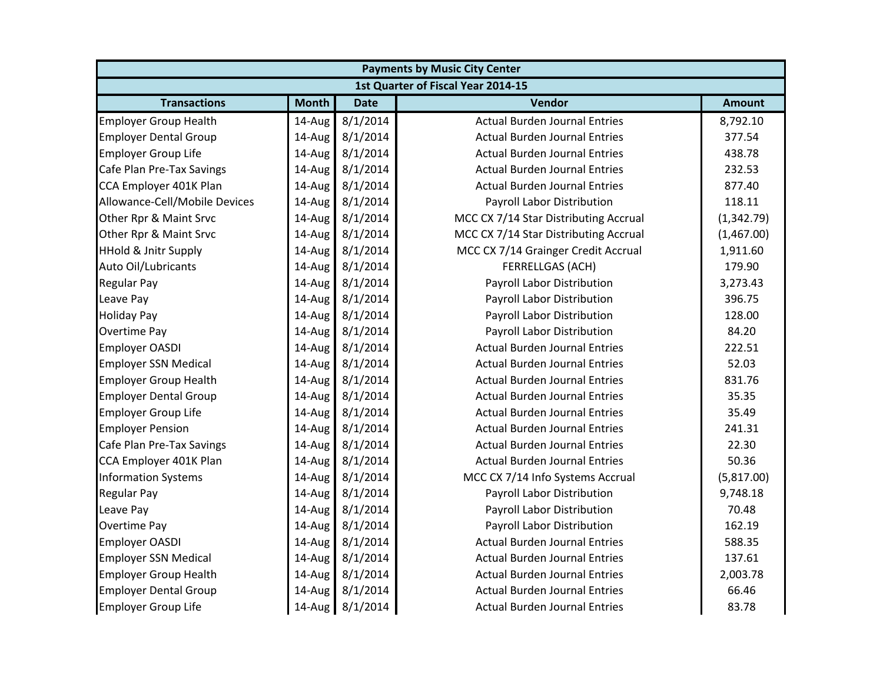| Payments by Music City Center | | | | |
|---|---|---|---|---|
| 1st Quarter of Fiscal Year 2014-15 | | | | |
| Transactions | Month | Date | Vendor | Amount |
| Employer Group Health | 14-Aug | 8/1/2014 | Actual Burden Journal Entries | 8,792.10 |
| Employer Dental Group | 14-Aug | 8/1/2014 | Actual Burden Journal Entries | 377.54 |
| Employer Group Life | 14-Aug | 8/1/2014 | Actual Burden Journal Entries | 438.78 |
| Cafe Plan Pre-Tax Savings | 14-Aug | 8/1/2014 | Actual Burden Journal Entries | 232.53 |
| CCA Employer 401K Plan | 14-Aug | 8/1/2014 | Actual Burden Journal Entries | 877.40 |
| Allowance-Cell/Mobile Devices | 14-Aug | 8/1/2014 | Payroll Labor Distribution | 118.11 |
| Other Rpr & Maint Srvc | 14-Aug | 8/1/2014 | MCC CX 7/14 Star Distributing Accrual | (1,342.79) |
| Other Rpr & Maint Srvc | 14-Aug | 8/1/2014 | MCC CX 7/14 Star Distributing Accrual | (1,467.00) |
| HHold & Jnitr Supply | 14-Aug | 8/1/2014 | MCC CX 7/14 Grainger Credit Accrual | 1,911.60 |
| Auto Oil/Lubricants | 14-Aug | 8/1/2014 | FERRELLGAS (ACH) | 179.90 |
| Regular Pay | 14-Aug | 8/1/2014 | Payroll Labor Distribution | 3,273.43 |
| Leave Pay | 14-Aug | 8/1/2014 | Payroll Labor Distribution | 396.75 |
| Holiday Pay | 14-Aug | 8/1/2014 | Payroll Labor Distribution | 128.00 |
| Overtime Pay | 14-Aug | 8/1/2014 | Payroll Labor Distribution | 84.20 |
| Employer OASDI | 14-Aug | 8/1/2014 | Actual Burden Journal Entries | 222.51 |
| Employer SSN Medical | 14-Aug | 8/1/2014 | Actual Burden Journal Entries | 52.03 |
| Employer Group Health | 14-Aug | 8/1/2014 | Actual Burden Journal Entries | 831.76 |
| Employer Dental Group | 14-Aug | 8/1/2014 | Actual Burden Journal Entries | 35.35 |
| Employer Group Life | 14-Aug | 8/1/2014 | Actual Burden Journal Entries | 35.49 |
| Employer Pension | 14-Aug | 8/1/2014 | Actual Burden Journal Entries | 241.31 |
| Cafe Plan Pre-Tax Savings | 14-Aug | 8/1/2014 | Actual Burden Journal Entries | 22.30 |
| CCA Employer 401K Plan | 14-Aug | 8/1/2014 | Actual Burden Journal Entries | 50.36 |
| Information Systems | 14-Aug | 8/1/2014 | MCC CX 7/14 Info Systems Accrual | (5,817.00) |
| Regular Pay | 14-Aug | 8/1/2014 | Payroll Labor Distribution | 9,748.18 |
| Leave Pay | 14-Aug | 8/1/2014 | Payroll Labor Distribution | 70.48 |
| Overtime Pay | 14-Aug | 8/1/2014 | Payroll Labor Distribution | 162.19 |
| Employer OASDI | 14-Aug | 8/1/2014 | Actual Burden Journal Entries | 588.35 |
| Employer SSN Medical | 14-Aug | 8/1/2014 | Actual Burden Journal Entries | 137.61 |
| Employer Group Health | 14-Aug | 8/1/2014 | Actual Burden Journal Entries | 2,003.78 |
| Employer Dental Group | 14-Aug | 8/1/2014 | Actual Burden Journal Entries | 66.46 |
| Employer Group Life | 14-Aug | 8/1/2014 | Actual Burden Journal Entries | 83.78 |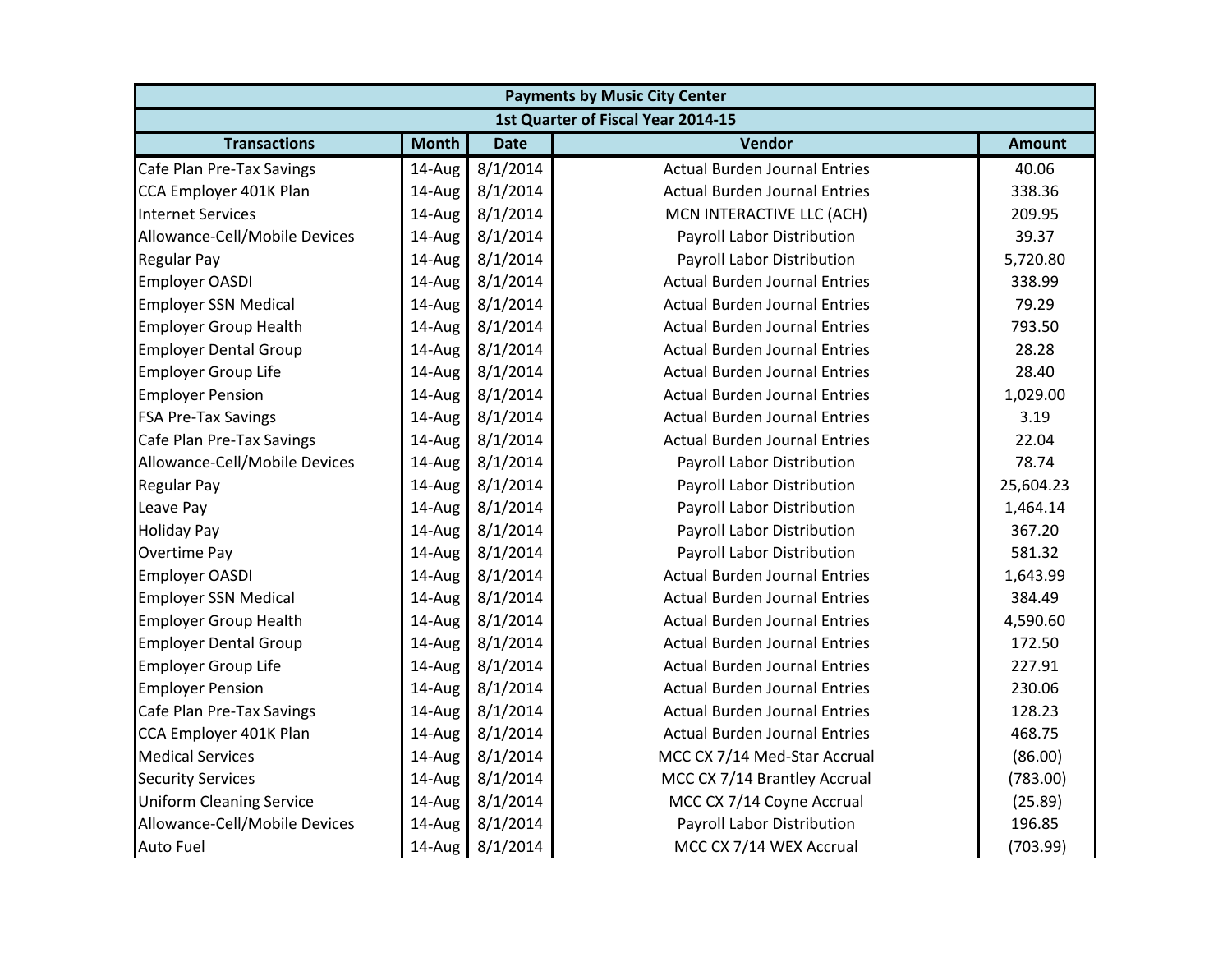| Payments by Music City Center | | | | |
|---|---|---|---|---|
| 1st Quarter of Fiscal Year 2014-15 | | | | |
| Transactions | Month | Date | Vendor | Amount |
| Cafe Plan Pre-Tax Savings | 14-Aug | 8/1/2014 | Actual Burden Journal Entries | 40.06 |
| CCA Employer 401K Plan | 14-Aug | 8/1/2014 | Actual Burden Journal Entries | 338.36 |
| Internet Services | 14-Aug | 8/1/2014 | MCN INTERACTIVE LLC (ACH) | 209.95 |
| Allowance-Cell/Mobile Devices | 14-Aug | 8/1/2014 | Payroll Labor Distribution | 39.37 |
| Regular Pay | 14-Aug | 8/1/2014 | Payroll Labor Distribution | 5,720.80 |
| Employer OASDI | 14-Aug | 8/1/2014 | Actual Burden Journal Entries | 338.99 |
| Employer SSN Medical | 14-Aug | 8/1/2014 | Actual Burden Journal Entries | 79.29 |
| Employer Group Health | 14-Aug | 8/1/2014 | Actual Burden Journal Entries | 793.50 |
| Employer Dental Group | 14-Aug | 8/1/2014 | Actual Burden Journal Entries | 28.28 |
| Employer Group Life | 14-Aug | 8/1/2014 | Actual Burden Journal Entries | 28.40 |
| Employer Pension | 14-Aug | 8/1/2014 | Actual Burden Journal Entries | 1,029.00 |
| FSA Pre-Tax Savings | 14-Aug | 8/1/2014 | Actual Burden Journal Entries | 3.19 |
| Cafe Plan Pre-Tax Savings | 14-Aug | 8/1/2014 | Actual Burden Journal Entries | 22.04 |
| Allowance-Cell/Mobile Devices | 14-Aug | 8/1/2014 | Payroll Labor Distribution | 78.74 |
| Regular Pay | 14-Aug | 8/1/2014 | Payroll Labor Distribution | 25,604.23 |
| Leave Pay | 14-Aug | 8/1/2014 | Payroll Labor Distribution | 1,464.14 |
| Holiday Pay | 14-Aug | 8/1/2014 | Payroll Labor Distribution | 367.20 |
| Overtime Pay | 14-Aug | 8/1/2014 | Payroll Labor Distribution | 581.32 |
| Employer OASDI | 14-Aug | 8/1/2014 | Actual Burden Journal Entries | 1,643.99 |
| Employer SSN Medical | 14-Aug | 8/1/2014 | Actual Burden Journal Entries | 384.49 |
| Employer Group Health | 14-Aug | 8/1/2014 | Actual Burden Journal Entries | 4,590.60 |
| Employer Dental Group | 14-Aug | 8/1/2014 | Actual Burden Journal Entries | 172.50 |
| Employer Group Life | 14-Aug | 8/1/2014 | Actual Burden Journal Entries | 227.91 |
| Employer Pension | 14-Aug | 8/1/2014 | Actual Burden Journal Entries | 230.06 |
| Cafe Plan Pre-Tax Savings | 14-Aug | 8/1/2014 | Actual Burden Journal Entries | 128.23 |
| CCA Employer 401K Plan | 14-Aug | 8/1/2014 | Actual Burden Journal Entries | 468.75 |
| Medical Services | 14-Aug | 8/1/2014 | MCC CX 7/14 Med-Star Accrual | (86.00) |
| Security Services | 14-Aug | 8/1/2014 | MCC CX 7/14 Brantley Accrual | (783.00) |
| Uniform Cleaning Service | 14-Aug | 8/1/2014 | MCC CX 7/14 Coyne Accrual | (25.89) |
| Allowance-Cell/Mobile Devices | 14-Aug | 8/1/2014 | Payroll Labor Distribution | 196.85 |
| Auto Fuel | 14-Aug | 8/1/2014 | MCC CX 7/14 WEX Accrual | (703.99) |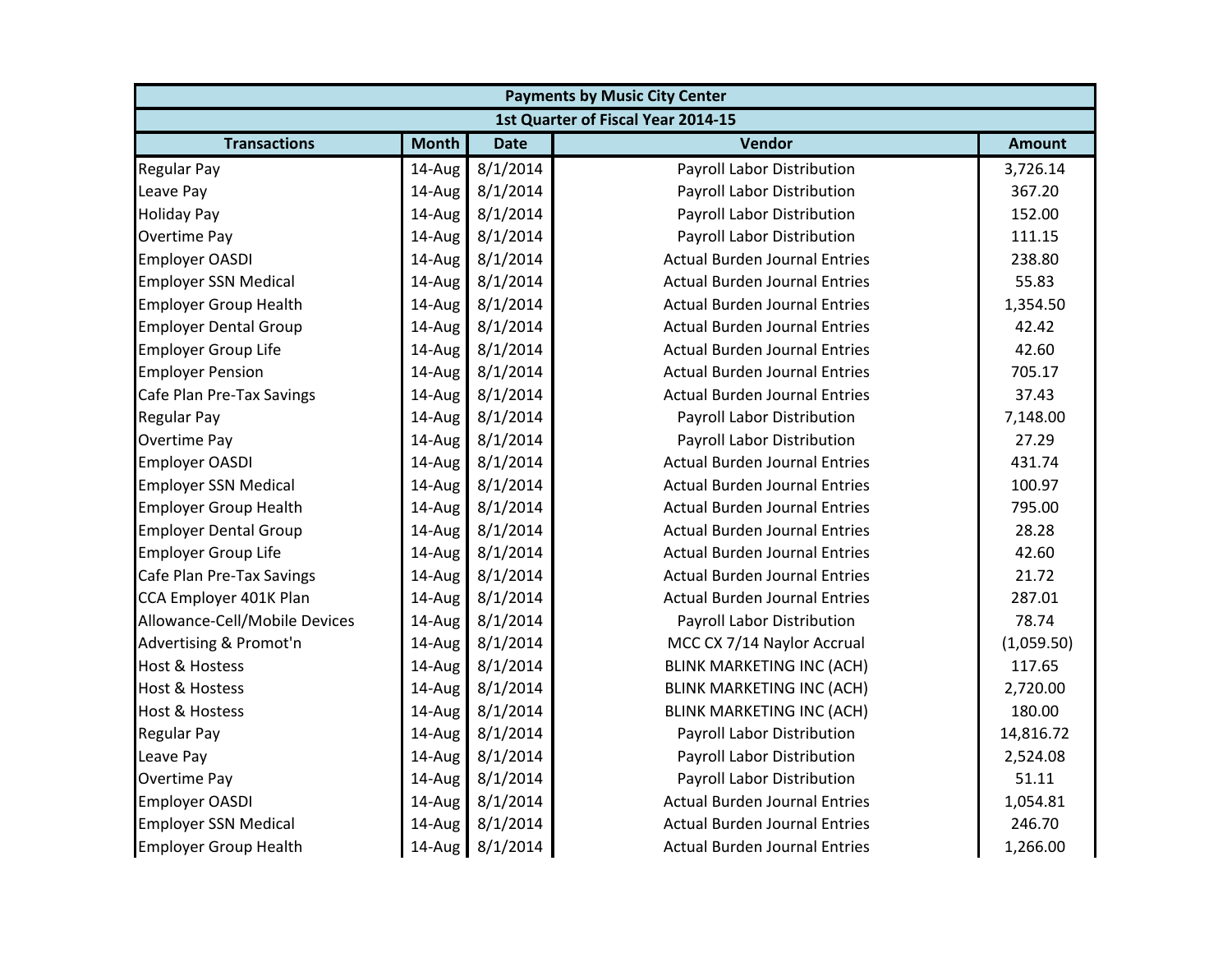| Payments by Music City Center | | | | |
|---|---|---|---|---|
| 1st Quarter of Fiscal Year 2014-15 | | | | |
| Transactions | Month | Date | Vendor | Amount |
| Regular Pay | 14-Aug | 8/1/2014 | Payroll Labor Distribution | 3,726.14 |
| Leave Pay | 14-Aug | 8/1/2014 | Payroll Labor Distribution | 367.20 |
| Holiday Pay | 14-Aug | 8/1/2014 | Payroll Labor Distribution | 152.00 |
| Overtime Pay | 14-Aug | 8/1/2014 | Payroll Labor Distribution | 111.15 |
| Employer OASDI | 14-Aug | 8/1/2014 | Actual Burden Journal Entries | 238.80 |
| Employer SSN Medical | 14-Aug | 8/1/2014 | Actual Burden Journal Entries | 55.83 |
| Employer Group Health | 14-Aug | 8/1/2014 | Actual Burden Journal Entries | 1,354.50 |
| Employer Dental Group | 14-Aug | 8/1/2014 | Actual Burden Journal Entries | 42.42 |
| Employer Group Life | 14-Aug | 8/1/2014 | Actual Burden Journal Entries | 42.60 |
| Employer Pension | 14-Aug | 8/1/2014 | Actual Burden Journal Entries | 705.17 |
| Cafe Plan Pre-Tax Savings | 14-Aug | 8/1/2014 | Actual Burden Journal Entries | 37.43 |
| Regular Pay | 14-Aug | 8/1/2014 | Payroll Labor Distribution | 7,148.00 |
| Overtime Pay | 14-Aug | 8/1/2014 | Payroll Labor Distribution | 27.29 |
| Employer OASDI | 14-Aug | 8/1/2014 | Actual Burden Journal Entries | 431.74 |
| Employer SSN Medical | 14-Aug | 8/1/2014 | Actual Burden Journal Entries | 100.97 |
| Employer Group Health | 14-Aug | 8/1/2014 | Actual Burden Journal Entries | 795.00 |
| Employer Dental Group | 14-Aug | 8/1/2014 | Actual Burden Journal Entries | 28.28 |
| Employer Group Life | 14-Aug | 8/1/2014 | Actual Burden Journal Entries | 42.60 |
| Cafe Plan Pre-Tax Savings | 14-Aug | 8/1/2014 | Actual Burden Journal Entries | 21.72 |
| CCA Employer 401K Plan | 14-Aug | 8/1/2014 | Actual Burden Journal Entries | 287.01 |
| Allowance-Cell/Mobile Devices | 14-Aug | 8/1/2014 | Payroll Labor Distribution | 78.74 |
| Advertising & Promot'n | 14-Aug | 8/1/2014 | MCC CX 7/14 Naylor Accrual | (1,059.50) |
| Host & Hostess | 14-Aug | 8/1/2014 | BLINK MARKETING INC (ACH) | 117.65 |
| Host & Hostess | 14-Aug | 8/1/2014 | BLINK MARKETING INC (ACH) | 2,720.00 |
| Host & Hostess | 14-Aug | 8/1/2014 | BLINK MARKETING INC (ACH) | 180.00 |
| Regular Pay | 14-Aug | 8/1/2014 | Payroll Labor Distribution | 14,816.72 |
| Leave Pay | 14-Aug | 8/1/2014 | Payroll Labor Distribution | 2,524.08 |
| Overtime Pay | 14-Aug | 8/1/2014 | Payroll Labor Distribution | 51.11 |
| Employer OASDI | 14-Aug | 8/1/2014 | Actual Burden Journal Entries | 1,054.81 |
| Employer SSN Medical | 14-Aug | 8/1/2014 | Actual Burden Journal Entries | 246.70 |
| Employer Group Health | 14-Aug | 8/1/2014 | Actual Burden Journal Entries | 1,266.00 |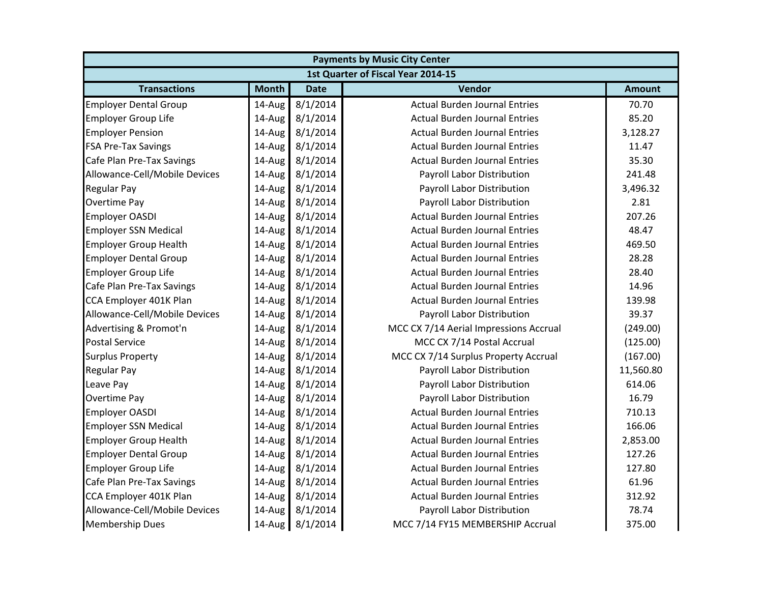| Payments by Music City Center | | | | |
|---|---|---|---|---|
| 1st Quarter of Fiscal Year 2014-15 | | | | |
| **Transactions** | **Month** | **Date** | **Vendor** | **Amount** |
| Employer Dental Group | 14-Aug | 8/1/2014 | Actual Burden Journal Entries | 70.70 |
| Employer Group Life | 14-Aug | 8/1/2014 | Actual Burden Journal Entries | 85.20 |
| Employer Pension | 14-Aug | 8/1/2014 | Actual Burden Journal Entries | 3,128.27 |
| FSA Pre-Tax Savings | 14-Aug | 8/1/2014 | Actual Burden Journal Entries | 11.47 |
| Cafe Plan Pre-Tax Savings | 14-Aug | 8/1/2014 | Actual Burden Journal Entries | 35.30 |
| Allowance-Cell/Mobile Devices | 14-Aug | 8/1/2014 | Payroll Labor Distribution | 241.48 |
| Regular Pay | 14-Aug | 8/1/2014 | Payroll Labor Distribution | 3,496.32 |
| Overtime Pay | 14-Aug | 8/1/2014 | Payroll Labor Distribution | 2.81 |
| Employer OASDI | 14-Aug | 8/1/2014 | Actual Burden Journal Entries | 207.26 |
| Employer SSN Medical | 14-Aug | 8/1/2014 | Actual Burden Journal Entries | 48.47 |
| Employer Group Health | 14-Aug | 8/1/2014 | Actual Burden Journal Entries | 469.50 |
| Employer Dental Group | 14-Aug | 8/1/2014 | Actual Burden Journal Entries | 28.28 |
| Employer Group Life | 14-Aug | 8/1/2014 | Actual Burden Journal Entries | 28.40 |
| Cafe Plan Pre-Tax Savings | 14-Aug | 8/1/2014 | Actual Burden Journal Entries | 14.96 |
| CCA Employer 401K Plan | 14-Aug | 8/1/2014 | Actual Burden Journal Entries | 139.98 |
| Allowance-Cell/Mobile Devices | 14-Aug | 8/1/2014 | Payroll Labor Distribution | 39.37 |
| Advertising & Promot'n | 14-Aug | 8/1/2014 | MCC CX 7/14 Aerial Impressions Accrual | (249.00) |
| Postal Service | 14-Aug | 8/1/2014 | MCC CX 7/14 Postal Accrual | (125.00) |
| Surplus Property | 14-Aug | 8/1/2014 | MCC CX 7/14 Surplus Property Accrual | (167.00) |
| Regular Pay | 14-Aug | 8/1/2014 | Payroll Labor Distribution | 11,560.80 |
| Leave Pay | 14-Aug | 8/1/2014 | Payroll Labor Distribution | 614.06 |
| Overtime Pay | 14-Aug | 8/1/2014 | Payroll Labor Distribution | 16.79 |
| Employer OASDI | 14-Aug | 8/1/2014 | Actual Burden Journal Entries | 710.13 |
| Employer SSN Medical | 14-Aug | 8/1/2014 | Actual Burden Journal Entries | 166.06 |
| Employer Group Health | 14-Aug | 8/1/2014 | Actual Burden Journal Entries | 2,853.00 |
| Employer Dental Group | 14-Aug | 8/1/2014 | Actual Burden Journal Entries | 127.26 |
| Employer Group Life | 14-Aug | 8/1/2014 | Actual Burden Journal Entries | 127.80 |
| Cafe Plan Pre-Tax Savings | 14-Aug | 8/1/2014 | Actual Burden Journal Entries | 61.96 |
| CCA Employer 401K Plan | 14-Aug | 8/1/2014 | Actual Burden Journal Entries | 312.92 |
| Allowance-Cell/Mobile Devices | 14-Aug | 8/1/2014 | Payroll Labor Distribution | 78.74 |
| Membership Dues | 14-Aug | 8/1/2014 | MCC 7/14 FY15 MEMBERSHIP Accrual | 375.00 |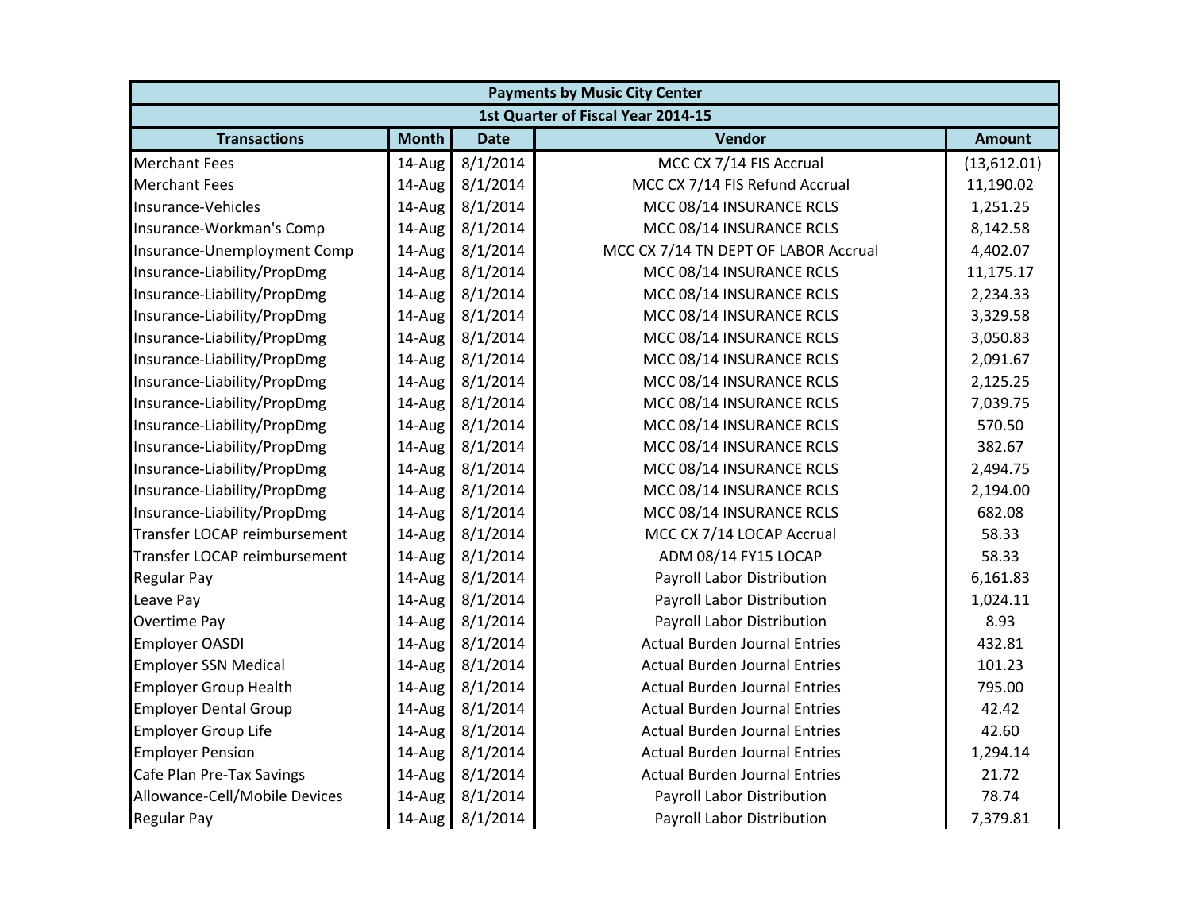| Payments by Music City Center | | | | |
|---|---|---|---|---|
| 1st Quarter of Fiscal Year 2014-15 | | | | |
| Transactions | Month | Date | Vendor | Amount |
| Merchant Fees | 14-Aug | 8/1/2014 | MCC CX 7/14 FIS Accrual | (13,612.01) |
| Merchant Fees | 14-Aug | 8/1/2014 | MCC CX 7/14 FIS Refund Accrual | 11,190.02 |
| Insurance-Vehicles | 14-Aug | 8/1/2014 | MCC 08/14 INSURANCE RCLS | 1,251.25 |
| Insurance-Workman's Comp | 14-Aug | 8/1/2014 | MCC 08/14 INSURANCE RCLS | 8,142.58 |
| Insurance-Unemployment Comp | 14-Aug | 8/1/2014 | MCC CX 7/14 TN DEPT OF LABOR Accrual | 4,402.07 |
| Insurance-Liability/PropDmg | 14-Aug | 8/1/2014 | MCC 08/14 INSURANCE RCLS | 11,175.17 |
| Insurance-Liability/PropDmg | 14-Aug | 8/1/2014 | MCC 08/14 INSURANCE RCLS | 2,234.33 |
| Insurance-Liability/PropDmg | 14-Aug | 8/1/2014 | MCC 08/14 INSURANCE RCLS | 3,329.58 |
| Insurance-Liability/PropDmg | 14-Aug | 8/1/2014 | MCC 08/14 INSURANCE RCLS | 3,050.83 |
| Insurance-Liability/PropDmg | 14-Aug | 8/1/2014 | MCC 08/14 INSURANCE RCLS | 2,091.67 |
| Insurance-Liability/PropDmg | 14-Aug | 8/1/2014 | MCC 08/14 INSURANCE RCLS | 2,125.25 |
| Insurance-Liability/PropDmg | 14-Aug | 8/1/2014 | MCC 08/14 INSURANCE RCLS | 7,039.75 |
| Insurance-Liability/PropDmg | 14-Aug | 8/1/2014 | MCC 08/14 INSURANCE RCLS | 570.50 |
| Insurance-Liability/PropDmg | 14-Aug | 8/1/2014 | MCC 08/14 INSURANCE RCLS | 382.67 |
| Insurance-Liability/PropDmg | 14-Aug | 8/1/2014 | MCC 08/14 INSURANCE RCLS | 2,494.75 |
| Insurance-Liability/PropDmg | 14-Aug | 8/1/2014 | MCC 08/14 INSURANCE RCLS | 2,194.00 |
| Insurance-Liability/PropDmg | 14-Aug | 8/1/2014 | MCC 08/14 INSURANCE RCLS | 682.08 |
| Transfer LOCAP reimbursement | 14-Aug | 8/1/2014 | MCC CX 7/14 LOCAP Accrual | 58.33 |
| Transfer LOCAP reimbursement | 14-Aug | 8/1/2014 | ADM 08/14 FY15 LOCAP | 58.33 |
| Regular Pay | 14-Aug | 8/1/2014 | Payroll Labor Distribution | 6,161.83 |
| Leave Pay | 14-Aug | 8/1/2014 | Payroll Labor Distribution | 1,024.11 |
| Overtime Pay | 14-Aug | 8/1/2014 | Payroll Labor Distribution | 8.93 |
| Employer OASDI | 14-Aug | 8/1/2014 | Actual Burden Journal Entries | 432.81 |
| Employer SSN Medical | 14-Aug | 8/1/2014 | Actual Burden Journal Entries | 101.23 |
| Employer Group Health | 14-Aug | 8/1/2014 | Actual Burden Journal Entries | 795.00 |
| Employer Dental Group | 14-Aug | 8/1/2014 | Actual Burden Journal Entries | 42.42 |
| Employer Group Life | 14-Aug | 8/1/2014 | Actual Burden Journal Entries | 42.60 |
| Employer Pension | 14-Aug | 8/1/2014 | Actual Burden Journal Entries | 1,294.14 |
| Cafe Plan Pre-Tax Savings | 14-Aug | 8/1/2014 | Actual Burden Journal Entries | 21.72 |
| Allowance-Cell/Mobile Devices | 14-Aug | 8/1/2014 | Payroll Labor Distribution | 78.74 |
| Regular Pay | 14-Aug | 8/1/2014 | Payroll Labor Distribution | 7,379.81 |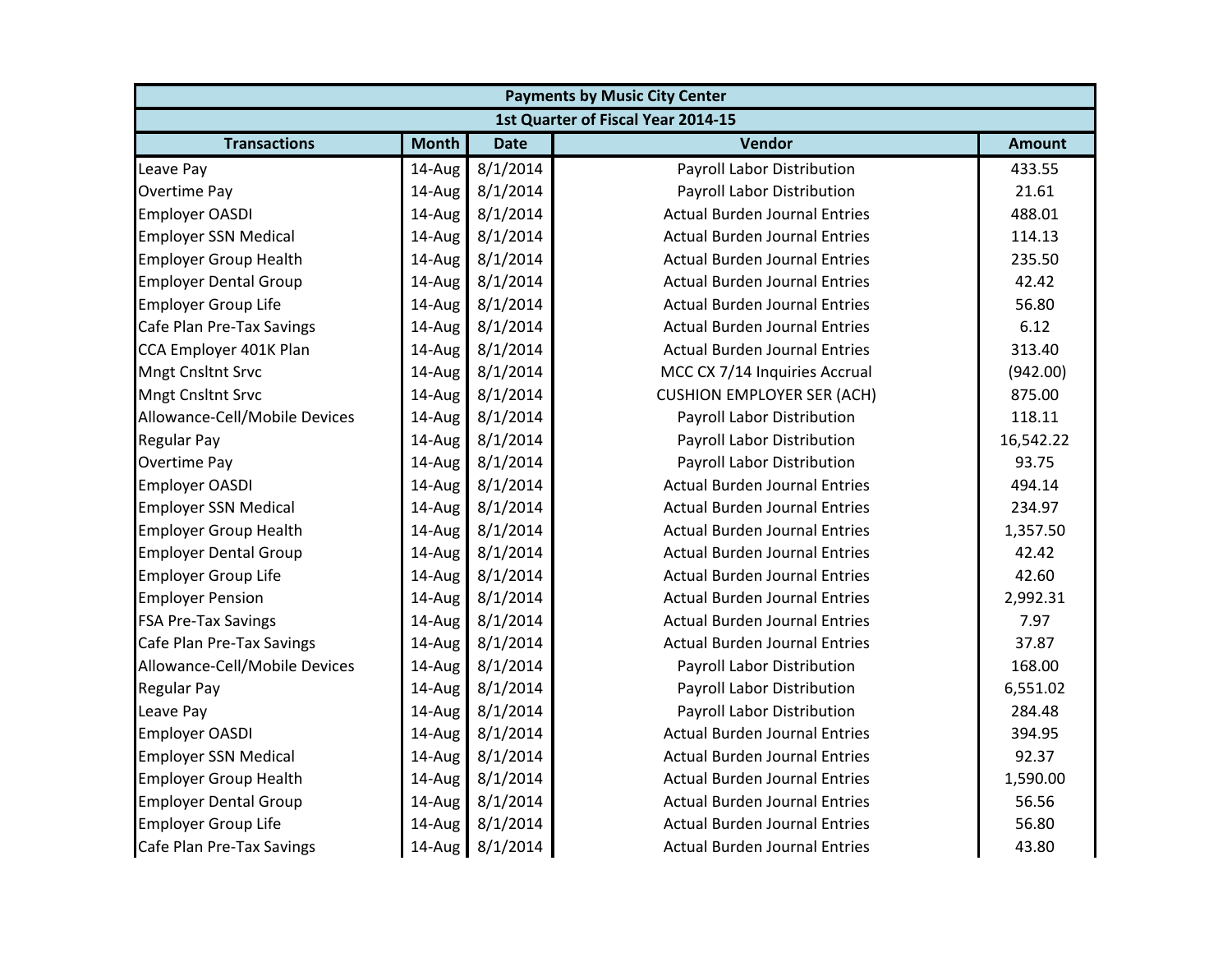| Payments by Music City Center | | | | |
|---|---|---|---|---|
| 1st Quarter of Fiscal Year 2014-15 | | | | |
| Transactions | Month | Date | Vendor | Amount |
| Leave Pay | 14-Aug | 8/1/2014 | Payroll Labor Distribution | 433.55 |
| Overtime Pay | 14-Aug | 8/1/2014 | Payroll Labor Distribution | 21.61 |
| Employer OASDI | 14-Aug | 8/1/2014 | Actual Burden Journal Entries | 488.01 |
| Employer SSN Medical | 14-Aug | 8/1/2014 | Actual Burden Journal Entries | 114.13 |
| Employer Group Health | 14-Aug | 8/1/2014 | Actual Burden Journal Entries | 235.50 |
| Employer Dental Group | 14-Aug | 8/1/2014 | Actual Burden Journal Entries | 42.42 |
| Employer Group Life | 14-Aug | 8/1/2014 | Actual Burden Journal Entries | 56.80 |
| Cafe Plan Pre-Tax Savings | 14-Aug | 8/1/2014 | Actual Burden Journal Entries | 6.12 |
| CCA Employer 401K Plan | 14-Aug | 8/1/2014 | Actual Burden Journal Entries | 313.40 |
| Mngt Cnsltnt Srvc | 14-Aug | 8/1/2014 | MCC CX 7/14 Inquiries Accrual | (942.00) |
| Mngt Cnsltnt Srvc | 14-Aug | 8/1/2014 | CUSHION EMPLOYER SER (ACH) | 875.00 |
| Allowance-Cell/Mobile Devices | 14-Aug | 8/1/2014 | Payroll Labor Distribution | 118.11 |
| Regular Pay | 14-Aug | 8/1/2014 | Payroll Labor Distribution | 16,542.22 |
| Overtime Pay | 14-Aug | 8/1/2014 | Payroll Labor Distribution | 93.75 |
| Employer OASDI | 14-Aug | 8/1/2014 | Actual Burden Journal Entries | 494.14 |
| Employer SSN Medical | 14-Aug | 8/1/2014 | Actual Burden Journal Entries | 234.97 |
| Employer Group Health | 14-Aug | 8/1/2014 | Actual Burden Journal Entries | 1,357.50 |
| Employer Dental Group | 14-Aug | 8/1/2014 | Actual Burden Journal Entries | 42.42 |
| Employer Group Life | 14-Aug | 8/1/2014 | Actual Burden Journal Entries | 42.60 |
| Employer Pension | 14-Aug | 8/1/2014 | Actual Burden Journal Entries | 2,992.31 |
| FSA Pre-Tax Savings | 14-Aug | 8/1/2014 | Actual Burden Journal Entries | 7.97 |
| Cafe Plan Pre-Tax Savings | 14-Aug | 8/1/2014 | Actual Burden Journal Entries | 37.87 |
| Allowance-Cell/Mobile Devices | 14-Aug | 8/1/2014 | Payroll Labor Distribution | 168.00 |
| Regular Pay | 14-Aug | 8/1/2014 | Payroll Labor Distribution | 6,551.02 |
| Leave Pay | 14-Aug | 8/1/2014 | Payroll Labor Distribution | 284.48 |
| Employer OASDI | 14-Aug | 8/1/2014 | Actual Burden Journal Entries | 394.95 |
| Employer SSN Medical | 14-Aug | 8/1/2014 | Actual Burden Journal Entries | 92.37 |
| Employer Group Health | 14-Aug | 8/1/2014 | Actual Burden Journal Entries | 1,590.00 |
| Employer Dental Group | 14-Aug | 8/1/2014 | Actual Burden Journal Entries | 56.56 |
| Employer Group Life | 14-Aug | 8/1/2014 | Actual Burden Journal Entries | 56.80 |
| Cafe Plan Pre-Tax Savings | 14-Aug | 8/1/2014 | Actual Burden Journal Entries | 43.80 |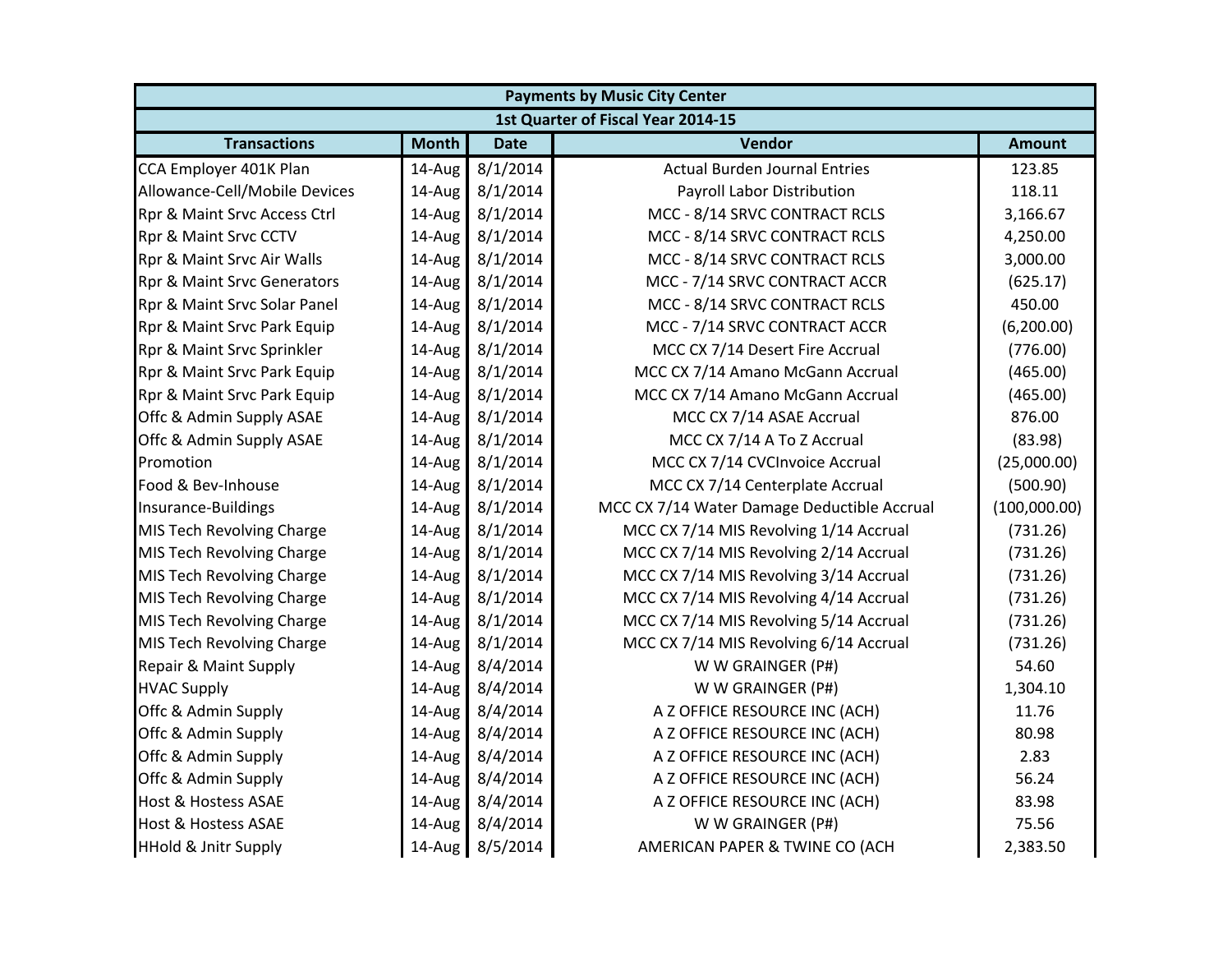| Payments by Music City Center | | | | |
|---|---|---|---|---|
| 1st Quarter of Fiscal Year 2014-15 | | | | |
| **Transactions** | **Month** | **Date** | **Vendor** | **Amount** |
| CCA Employer 401K Plan | 14-Aug | 8/1/2014 | Actual Burden Journal Entries | 123.85 |
| Allowance-Cell/Mobile Devices | 14-Aug | 8/1/2014 | Payroll Labor Distribution | 118.11 |
| Rpr & Maint Srvc Access Ctrl | 14-Aug | 8/1/2014 | MCC - 8/14 SRVC CONTRACT RCLS | 3,166.67 |
| Rpr & Maint Srvc CCTV | 14-Aug | 8/1/2014 | MCC - 8/14 SRVC CONTRACT RCLS | 4,250.00 |
| Rpr & Maint Srvc Air Walls | 14-Aug | 8/1/2014 | MCC - 8/14 SRVC CONTRACT RCLS | 3,000.00 |
| Rpr & Maint Srvc Generators | 14-Aug | 8/1/2014 | MCC - 7/14 SRVC CONTRACT ACCR | (625.17) |
| Rpr & Maint Srvc Solar Panel | 14-Aug | 8/1/2014 | MCC - 8/14 SRVC CONTRACT RCLS | 450.00 |
| Rpr & Maint Srvc Park Equip | 14-Aug | 8/1/2014 | MCC - 7/14 SRVC CONTRACT ACCR | (6,200.00) |
| Rpr & Maint Srvc Sprinkler | 14-Aug | 8/1/2014 | MCC CX 7/14 Desert Fire Accrual | (776.00) |
| Rpr & Maint Srvc Park Equip | 14-Aug | 8/1/2014 | MCC CX 7/14 Amano McGann Accrual | (465.00) |
| Rpr & Maint Srvc Park Equip | 14-Aug | 8/1/2014 | MCC CX 7/14 Amano McGann Accrual | (465.00) |
| Offc & Admin Supply ASAE | 14-Aug | 8/1/2014 | MCC CX 7/14 ASAE Accrual | 876.00 |
| Offc & Admin Supply ASAE | 14-Aug | 8/1/2014 | MCC CX 7/14 A To Z Accrual | (83.98) |
| Promotion | 14-Aug | 8/1/2014 | MCC CX 7/14 CVCInvoice Accrual | (25,000.00) |
| Food & Bev-Inhouse | 14-Aug | 8/1/2014 | MCC CX 7/14 Centerplate Accrual | (500.90) |
| Insurance-Buildings | 14-Aug | 8/1/2014 | MCC CX 7/14 Water Damage Deductible Accrual | (100,000.00) |
| MIS Tech Revolving Charge | 14-Aug | 8/1/2014 | MCC CX 7/14 MIS Revolving 1/14 Accrual | (731.26) |
| MIS Tech Revolving Charge | 14-Aug | 8/1/2014 | MCC CX 7/14 MIS Revolving 2/14 Accrual | (731.26) |
| MIS Tech Revolving Charge | 14-Aug | 8/1/2014 | MCC CX 7/14 MIS Revolving 3/14 Accrual | (731.26) |
| MIS Tech Revolving Charge | 14-Aug | 8/1/2014 | MCC CX 7/14 MIS Revolving 4/14 Accrual | (731.26) |
| MIS Tech Revolving Charge | 14-Aug | 8/1/2014 | MCC CX 7/14 MIS Revolving 5/14 Accrual | (731.26) |
| MIS Tech Revolving Charge | 14-Aug | 8/1/2014 | MCC CX 7/14 MIS Revolving 6/14 Accrual | (731.26) |
| Repair & Maint Supply | 14-Aug | 8/4/2014 | W W GRAINGER (P#) | 54.60 |
| HVAC Supply | 14-Aug | 8/4/2014 | W W GRAINGER (P#) | 1,304.10 |
| Offc & Admin Supply | 14-Aug | 8/4/2014 | A Z OFFICE RESOURCE INC (ACH) | 11.76 |
| Offc & Admin Supply | 14-Aug | 8/4/2014 | A Z OFFICE RESOURCE INC (ACH) | 80.98 |
| Offc & Admin Supply | 14-Aug | 8/4/2014 | A Z OFFICE RESOURCE INC (ACH) | 2.83 |
| Offc & Admin Supply | 14-Aug | 8/4/2014 | A Z OFFICE RESOURCE INC (ACH) | 56.24 |
| Host & Hostess ASAE | 14-Aug | 8/4/2014 | A Z OFFICE RESOURCE INC (ACH) | 83.98 |
| Host & Hostess ASAE | 14-Aug | 8/4/2014 | W W GRAINGER (P#) | 75.56 |
| HHold & Jnitr Supply | 14-Aug | 8/5/2014 | AMERICAN PAPER & TWINE CO (ACH | 2,383.50 |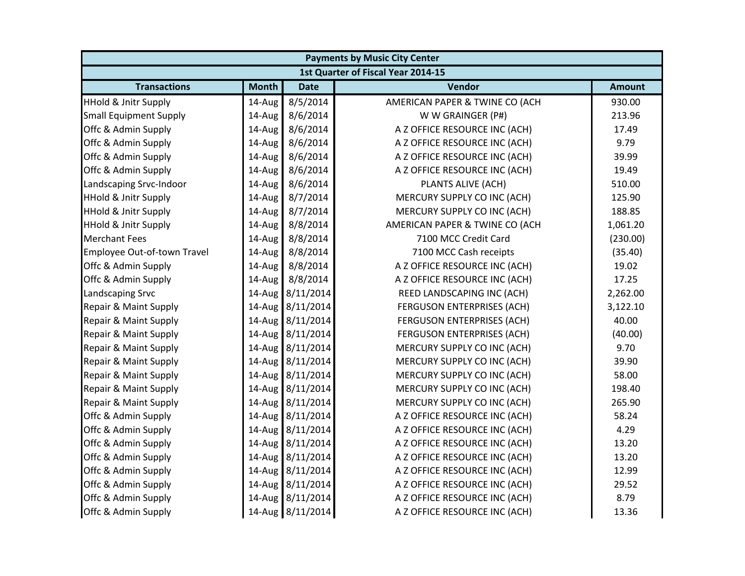| Payments by Music City Center | | | | |
|---|---|---|---|---|
| 1st Quarter of Fiscal Year 2014-15 | | | | |
| Transactions | Month | Date | Vendor | Amount |
| HHold & Jnitr Supply | 14-Aug | 8/5/2014 | AMERICAN PAPER & TWINE CO (ACH | 930.00 |
| Small Equipment Supply | 14-Aug | 8/6/2014 | W W GRAINGER (P#) | 213.96 |
| Offc & Admin Supply | 14-Aug | 8/6/2014 | A Z OFFICE RESOURCE INC (ACH) | 17.49 |
| Offc & Admin Supply | 14-Aug | 8/6/2014 | A Z OFFICE RESOURCE INC (ACH) | 9.79 |
| Offc & Admin Supply | 14-Aug | 8/6/2014 | A Z OFFICE RESOURCE INC (ACH) | 39.99 |
| Offc & Admin Supply | 14-Aug | 8/6/2014 | A Z OFFICE RESOURCE INC (ACH) | 19.49 |
| Landscaping Srvc-Indoor | 14-Aug | 8/6/2014 | PLANTS ALIVE (ACH) | 510.00 |
| HHold & Jnitr Supply | 14-Aug | 8/7/2014 | MERCURY SUPPLY CO INC (ACH) | 125.90 |
| HHold & Jnitr Supply | 14-Aug | 8/7/2014 | MERCURY SUPPLY CO INC (ACH) | 188.85 |
| HHold & Jnitr Supply | 14-Aug | 8/8/2014 | AMERICAN PAPER & TWINE CO (ACH | 1,061.20 |
| Merchant Fees | 14-Aug | 8/8/2014 | 7100 MCC Credit Card | (230.00) |
| Employee Out-of-town Travel | 14-Aug | 8/8/2014 | 7100 MCC Cash receipts | (35.40) |
| Offc & Admin Supply | 14-Aug | 8/8/2014 | A Z OFFICE RESOURCE INC (ACH) | 19.02 |
| Offc & Admin Supply | 14-Aug | 8/8/2014 | A Z OFFICE RESOURCE INC (ACH) | 17.25 |
| Landscaping Srvc | 14-Aug | 8/11/2014 | REED LANDSCAPING INC (ACH) | 2,262.00 |
| Repair & Maint Supply | 14-Aug | 8/11/2014 | FERGUSON ENTERPRISES (ACH) | 3,122.10 |
| Repair & Maint Supply | 14-Aug | 8/11/2014 | FERGUSON ENTERPRISES (ACH) | 40.00 |
| Repair & Maint Supply | 14-Aug | 8/11/2014 | FERGUSON ENTERPRISES (ACH) | (40.00) |
| Repair & Maint Supply | 14-Aug | 8/11/2014 | MERCURY SUPPLY CO INC (ACH) | 9.70 |
| Repair & Maint Supply | 14-Aug | 8/11/2014 | MERCURY SUPPLY CO INC (ACH) | 39.90 |
| Repair & Maint Supply | 14-Aug | 8/11/2014 | MERCURY SUPPLY CO INC (ACH) | 58.00 |
| Repair & Maint Supply | 14-Aug | 8/11/2014 | MERCURY SUPPLY CO INC (ACH) | 198.40 |
| Repair & Maint Supply | 14-Aug | 8/11/2014 | MERCURY SUPPLY CO INC (ACH) | 265.90 |
| Offc & Admin Supply | 14-Aug | 8/11/2014 | A Z OFFICE RESOURCE INC (ACH) | 58.24 |
| Offc & Admin Supply | 14-Aug | 8/11/2014 | A Z OFFICE RESOURCE INC (ACH) | 4.29 |
| Offc & Admin Supply | 14-Aug | 8/11/2014 | A Z OFFICE RESOURCE INC (ACH) | 13.20 |
| Offc & Admin Supply | 14-Aug | 8/11/2014 | A Z OFFICE RESOURCE INC (ACH) | 13.20 |
| Offc & Admin Supply | 14-Aug | 8/11/2014 | A Z OFFICE RESOURCE INC (ACH) | 12.99 |
| Offc & Admin Supply | 14-Aug | 8/11/2014 | A Z OFFICE RESOURCE INC (ACH) | 29.52 |
| Offc & Admin Supply | 14-Aug | 8/11/2014 | A Z OFFICE RESOURCE INC (ACH) | 8.79 |
| Offc & Admin Supply | 14-Aug | 8/11/2014 | A Z OFFICE RESOURCE INC (ACH) | 13.36 |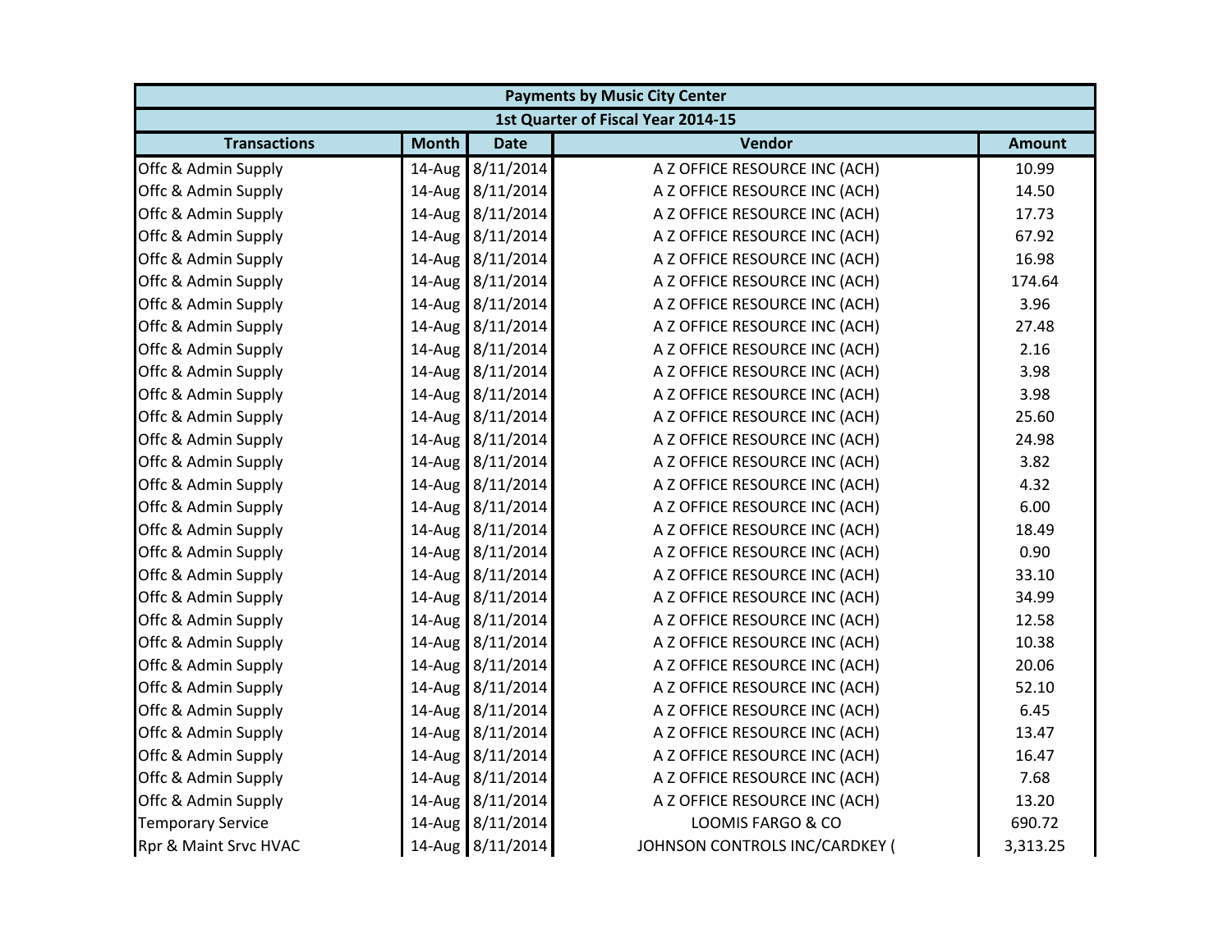| Payments by Music City Center | | | | |
|---|---|---|---|---|
| 1st Quarter of Fiscal Year 2014-15 | | | | |
| **Transactions** | **Month** | **Date** | **Vendor** | **Amount** |
| Offc & Admin Supply | 14-Aug | 8/11/2014 | A Z OFFICE RESOURCE INC (ACH) | 10.99 |
| Offc & Admin Supply | 14-Aug | 8/11/2014 | A Z OFFICE RESOURCE INC (ACH) | 14.50 |
| Offc & Admin Supply | 14-Aug | 8/11/2014 | A Z OFFICE RESOURCE INC (ACH) | 17.73 |
| Offc & Admin Supply | 14-Aug | 8/11/2014 | A Z OFFICE RESOURCE INC (ACH) | 67.92 |
| Offc & Admin Supply | 14-Aug | 8/11/2014 | A Z OFFICE RESOURCE INC (ACH) | 16.98 |
| Offc & Admin Supply | 14-Aug | 8/11/2014 | A Z OFFICE RESOURCE INC (ACH) | 174.64 |
| Offc & Admin Supply | 14-Aug | 8/11/2014 | A Z OFFICE RESOURCE INC (ACH) | 3.96 |
| Offc & Admin Supply | 14-Aug | 8/11/2014 | A Z OFFICE RESOURCE INC (ACH) | 27.48 |
| Offc & Admin Supply | 14-Aug | 8/11/2014 | A Z OFFICE RESOURCE INC (ACH) | 2.16 |
| Offc & Admin Supply | 14-Aug | 8/11/2014 | A Z OFFICE RESOURCE INC (ACH) | 3.98 |
| Offc & Admin Supply | 14-Aug | 8/11/2014 | A Z OFFICE RESOURCE INC (ACH) | 3.98 |
| Offc & Admin Supply | 14-Aug | 8/11/2014 | A Z OFFICE RESOURCE INC (ACH) | 25.60 |
| Offc & Admin Supply | 14-Aug | 8/11/2014 | A Z OFFICE RESOURCE INC (ACH) | 24.98 |
| Offc & Admin Supply | 14-Aug | 8/11/2014 | A Z OFFICE RESOURCE INC (ACH) | 3.82 |
| Offc & Admin Supply | 14-Aug | 8/11/2014 | A Z OFFICE RESOURCE INC (ACH) | 4.32 |
| Offc & Admin Supply | 14-Aug | 8/11/2014 | A Z OFFICE RESOURCE INC (ACH) | 6.00 |
| Offc & Admin Supply | 14-Aug | 8/11/2014 | A Z OFFICE RESOURCE INC (ACH) | 18.49 |
| Offc & Admin Supply | 14-Aug | 8/11/2014 | A Z OFFICE RESOURCE INC (ACH) | 0.90 |
| Offc & Admin Supply | 14-Aug | 8/11/2014 | A Z OFFICE RESOURCE INC (ACH) | 33.10 |
| Offc & Admin Supply | 14-Aug | 8/11/2014 | A Z OFFICE RESOURCE INC (ACH) | 34.99 |
| Offc & Admin Supply | 14-Aug | 8/11/2014 | A Z OFFICE RESOURCE INC (ACH) | 12.58 |
| Offc & Admin Supply | 14-Aug | 8/11/2014 | A Z OFFICE RESOURCE INC (ACH) | 10.38 |
| Offc & Admin Supply | 14-Aug | 8/11/2014 | A Z OFFICE RESOURCE INC (ACH) | 20.06 |
| Offc & Admin Supply | 14-Aug | 8/11/2014 | A Z OFFICE RESOURCE INC (ACH) | 52.10 |
| Offc & Admin Supply | 14-Aug | 8/11/2014 | A Z OFFICE RESOURCE INC (ACH) | 6.45 |
| Offc & Admin Supply | 14-Aug | 8/11/2014 | A Z OFFICE RESOURCE INC (ACH) | 13.47 |
| Offc & Admin Supply | 14-Aug | 8/11/2014 | A Z OFFICE RESOURCE INC (ACH) | 16.47 |
| Offc & Admin Supply | 14-Aug | 8/11/2014 | A Z OFFICE RESOURCE INC (ACH) | 7.68 |
| Offc & Admin Supply | 14-Aug | 8/11/2014 | A Z OFFICE RESOURCE INC (ACH) | 13.20 |
| Temporary Service | 14-Aug | 8/11/2014 | LOOMIS FARGO & CO | 690.72 |
| Rpr & Maint Srvc HVAC | 14-Aug | 8/11/2014 | JOHNSON CONTROLS INC/CARDKEY ( | 3,313.25 |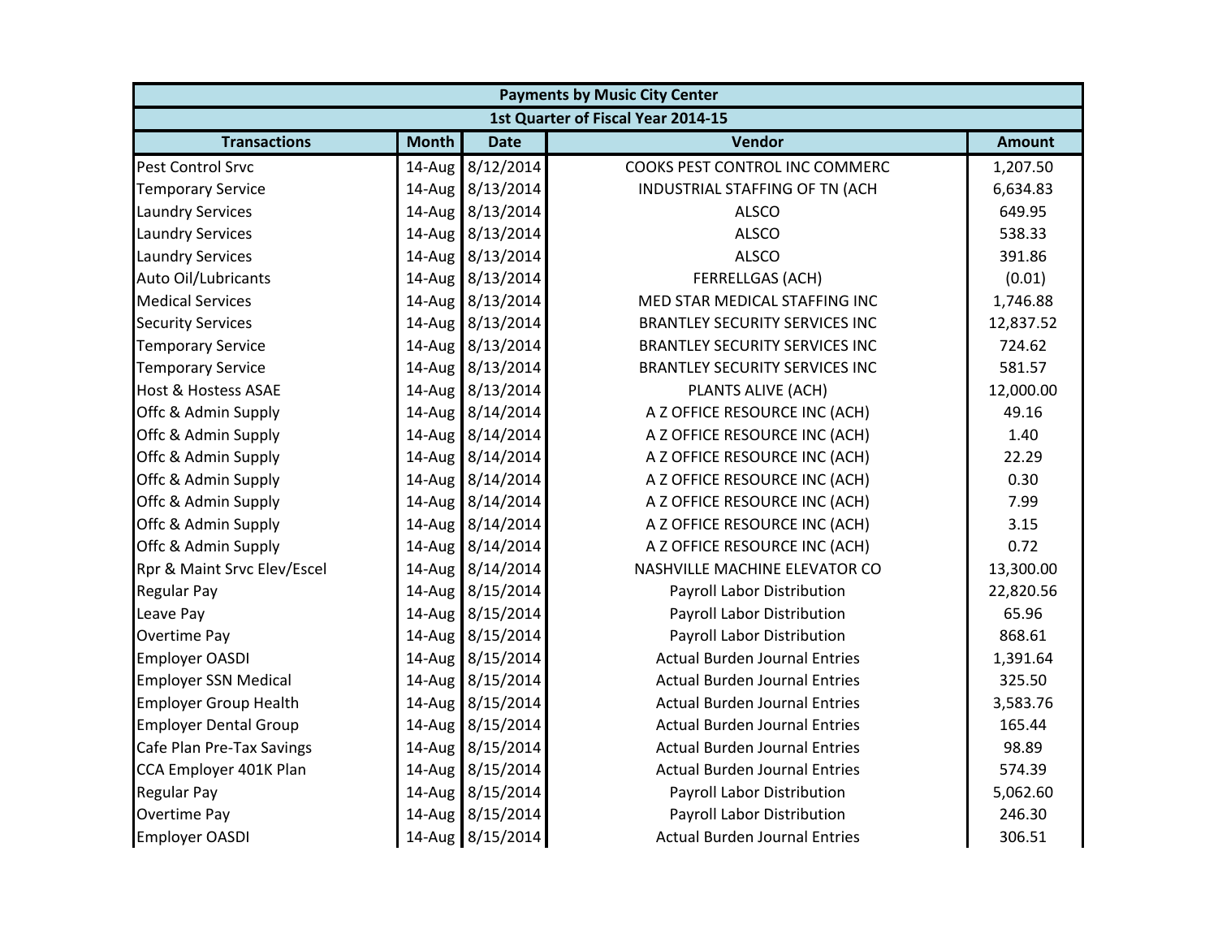| Payments by Music City Center | | | | |
|---|---|---|---|---|
| 1st Quarter of Fiscal Year 2014-15 | | | | |
| **Transactions** | **Month** | **Date** | **Vendor** | **Amount** |
| Pest Control Srvc | 14-Aug | 8/12/2014 | COOKS PEST CONTROL INC COMMERC | 1,207.50 |
| Temporary Service | 14-Aug | 8/13/2014 | INDUSTRIAL STAFFING OF TN (ACH | 6,634.83 |
| Laundry Services | 14-Aug | 8/13/2014 | ALSCO | 649.95 |
| Laundry Services | 14-Aug | 8/13/2014 | ALSCO | 538.33 |
| Laundry Services | 14-Aug | 8/13/2014 | ALSCO | 391.86 |
| Auto Oil/Lubricants | 14-Aug | 8/13/2014 | FERRELLGAS (ACH) | (0.01) |
| Medical Services | 14-Aug | 8/13/2014 | MED STAR MEDICAL STAFFING INC | 1,746.88 |
| Security Services | 14-Aug | 8/13/2014 | BRANTLEY SECURITY SERVICES INC | 12,837.52 |
| Temporary Service | 14-Aug | 8/13/2014 | BRANTLEY SECURITY SERVICES INC | 724.62 |
| Temporary Service | 14-Aug | 8/13/2014 | BRANTLEY SECURITY SERVICES INC | 581.57 |
| Host & Hostess ASAE | 14-Aug | 8/13/2014 | PLANTS ALIVE (ACH) | 12,000.00 |
| Offc & Admin Supply | 14-Aug | 8/14/2014 | A Z OFFICE RESOURCE INC (ACH) | 49.16 |
| Offc & Admin Supply | 14-Aug | 8/14/2014 | A Z OFFICE RESOURCE INC (ACH) | 1.40 |
| Offc & Admin Supply | 14-Aug | 8/14/2014 | A Z OFFICE RESOURCE INC (ACH) | 22.29 |
| Offc & Admin Supply | 14-Aug | 8/14/2014 | A Z OFFICE RESOURCE INC (ACH) | 0.30 |
| Offc & Admin Supply | 14-Aug | 8/14/2014 | A Z OFFICE RESOURCE INC (ACH) | 7.99 |
| Offc & Admin Supply | 14-Aug | 8/14/2014 | A Z OFFICE RESOURCE INC (ACH) | 3.15 |
| Offc & Admin Supply | 14-Aug | 8/14/2014 | A Z OFFICE RESOURCE INC (ACH) | 0.72 |
| Rpr & Maint Srvc Elev/Escel | 14-Aug | 8/14/2014 | NASHVILLE MACHINE ELEVATOR CO | 13,300.00 |
| Regular Pay | 14-Aug | 8/15/2014 | Payroll Labor Distribution | 22,820.56 |
| Leave Pay | 14-Aug | 8/15/2014 | Payroll Labor Distribution | 65.96 |
| Overtime Pay | 14-Aug | 8/15/2014 | Payroll Labor Distribution | 868.61 |
| Employer OASDI | 14-Aug | 8/15/2014 | Actual Burden Journal Entries | 1,391.64 |
| Employer SSN Medical | 14-Aug | 8/15/2014 | Actual Burden Journal Entries | 325.50 |
| Employer Group Health | 14-Aug | 8/15/2014 | Actual Burden Journal Entries | 3,583.76 |
| Employer Dental Group | 14-Aug | 8/15/2014 | Actual Burden Journal Entries | 165.44 |
| Cafe Plan Pre-Tax Savings | 14-Aug | 8/15/2014 | Actual Burden Journal Entries | 98.89 |
| CCA Employer 401K Plan | 14-Aug | 8/15/2014 | Actual Burden Journal Entries | 574.39 |
| Regular Pay | 14-Aug | 8/15/2014 | Payroll Labor Distribution | 5,062.60 |
| Overtime Pay | 14-Aug | 8/15/2014 | Payroll Labor Distribution | 246.30 |
| Employer OASDI | 14-Aug | 8/15/2014 | Actual Burden Journal Entries | 306.51 |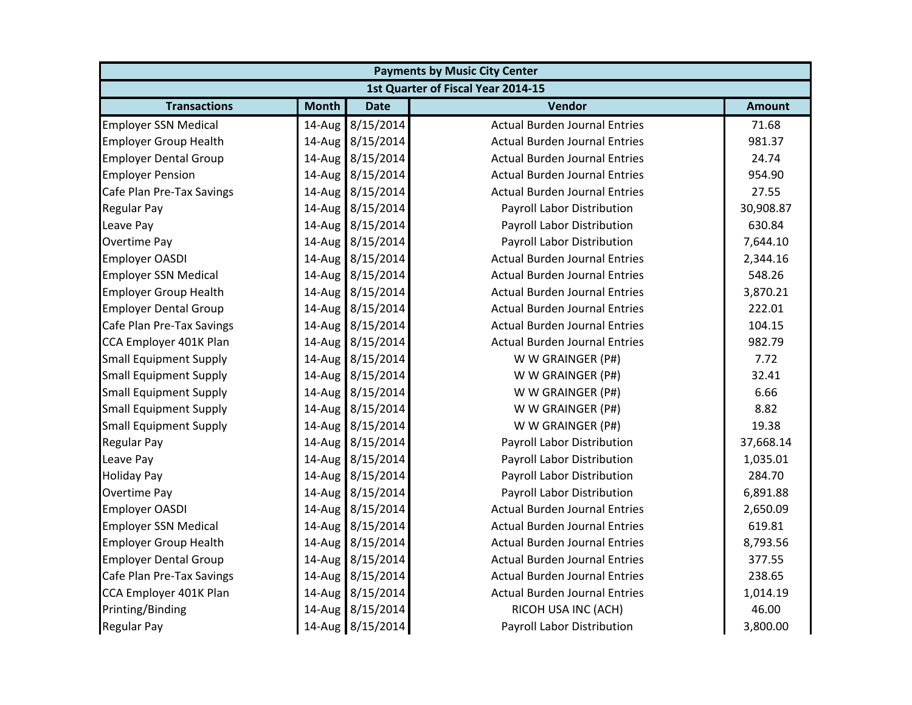| Payments by Music City Center | | | | |
|---|---|---|---|---|
| 1st Quarter of Fiscal Year 2014-15 | | | | |
| Transactions | Month | Date | Vendor | Amount |
| Employer SSN Medical | 14-Aug | 8/15/2014 | Actual Burden Journal Entries | 71.68 |
| Employer Group Health | 14-Aug | 8/15/2014 | Actual Burden Journal Entries | 981.37 |
| Employer Dental Group | 14-Aug | 8/15/2014 | Actual Burden Journal Entries | 24.74 |
| Employer Pension | 14-Aug | 8/15/2014 | Actual Burden Journal Entries | 954.90 |
| Cafe Plan Pre-Tax Savings | 14-Aug | 8/15/2014 | Actual Burden Journal Entries | 27.55 |
| Regular Pay | 14-Aug | 8/15/2014 | Payroll Labor Distribution | 30,908.87 |
| Leave Pay | 14-Aug | 8/15/2014 | Payroll Labor Distribution | 630.84 |
| Overtime Pay | 14-Aug | 8/15/2014 | Payroll Labor Distribution | 7,644.10 |
| Employer OASDI | 14-Aug | 8/15/2014 | Actual Burden Journal Entries | 2,344.16 |
| Employer SSN Medical | 14-Aug | 8/15/2014 | Actual Burden Journal Entries | 548.26 |
| Employer Group Health | 14-Aug | 8/15/2014 | Actual Burden Journal Entries | 3,870.21 |
| Employer Dental Group | 14-Aug | 8/15/2014 | Actual Burden Journal Entries | 222.01 |
| Cafe Plan Pre-Tax Savings | 14-Aug | 8/15/2014 | Actual Burden Journal Entries | 104.15 |
| CCA Employer 401K Plan | 14-Aug | 8/15/2014 | Actual Burden Journal Entries | 982.79 |
| Small Equipment Supply | 14-Aug | 8/15/2014 | W W GRAINGER (P#) | 7.72 |
| Small Equipment Supply | 14-Aug | 8/15/2014 | W W GRAINGER (P#) | 32.41 |
| Small Equipment Supply | 14-Aug | 8/15/2014 | W W GRAINGER (P#) | 6.66 |
| Small Equipment Supply | 14-Aug | 8/15/2014 | W W GRAINGER (P#) | 8.82 |
| Small Equipment Supply | 14-Aug | 8/15/2014 | W W GRAINGER (P#) | 19.38 |
| Regular Pay | 14-Aug | 8/15/2014 | Payroll Labor Distribution | 37,668.14 |
| Leave Pay | 14-Aug | 8/15/2014 | Payroll Labor Distribution | 1,035.01 |
| Holiday Pay | 14-Aug | 8/15/2014 | Payroll Labor Distribution | 284.70 |
| Overtime Pay | 14-Aug | 8/15/2014 | Payroll Labor Distribution | 6,891.88 |
| Employer OASDI | 14-Aug | 8/15/2014 | Actual Burden Journal Entries | 2,650.09 |
| Employer SSN Medical | 14-Aug | 8/15/2014 | Actual Burden Journal Entries | 619.81 |
| Employer Group Health | 14-Aug | 8/15/2014 | Actual Burden Journal Entries | 8,793.56 |
| Employer Dental Group | 14-Aug | 8/15/2014 | Actual Burden Journal Entries | 377.55 |
| Cafe Plan Pre-Tax Savings | 14-Aug | 8/15/2014 | Actual Burden Journal Entries | 238.65 |
| CCA Employer 401K Plan | 14-Aug | 8/15/2014 | Actual Burden Journal Entries | 1,014.19 |
| Printing/Binding | 14-Aug | 8/15/2014 | RICOH USA INC (ACH) | 46.00 |
| Regular Pay | 14-Aug | 8/15/2014 | Payroll Labor Distribution | 3,800.00 |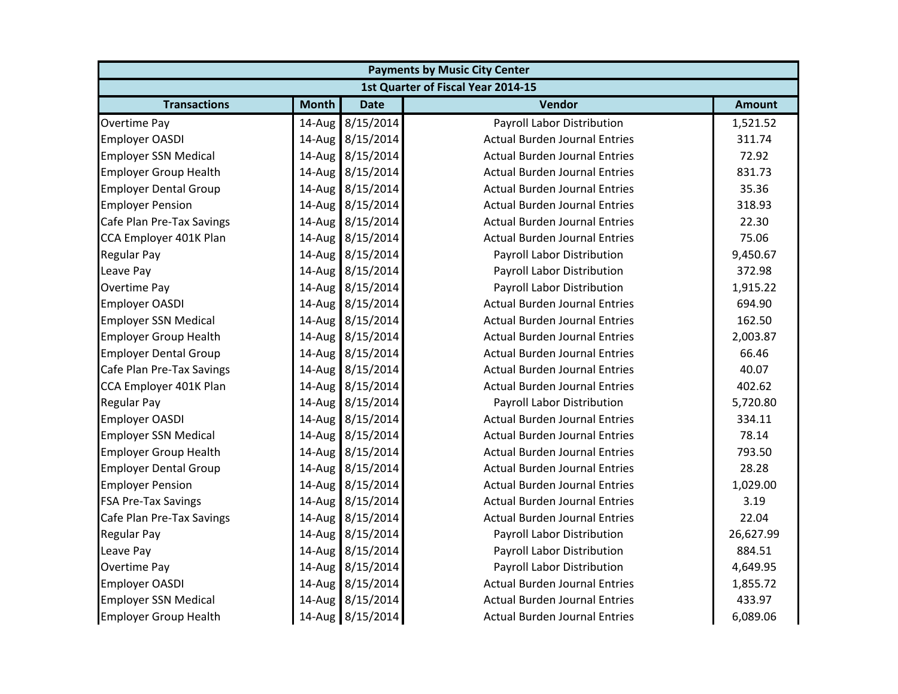| Payments by Music City Center | | | | |
|---|---|---|---|---|
| 1st Quarter of Fiscal Year 2014-15 | | | | |
| Transactions | Month | Date | Vendor | Amount |
| Overtime Pay | 14-Aug | 8/15/2014 | Payroll Labor Distribution | 1,521.52 |
| Employer OASDI | 14-Aug | 8/15/2014 | Actual Burden Journal Entries | 311.74 |
| Employer SSN Medical | 14-Aug | 8/15/2014 | Actual Burden Journal Entries | 72.92 |
| Employer Group Health | 14-Aug | 8/15/2014 | Actual Burden Journal Entries | 831.73 |
| Employer Dental Group | 14-Aug | 8/15/2014 | Actual Burden Journal Entries | 35.36 |
| Employer Pension | 14-Aug | 8/15/2014 | Actual Burden Journal Entries | 318.93 |
| Cafe Plan Pre-Tax Savings | 14-Aug | 8/15/2014 | Actual Burden Journal Entries | 22.30 |
| CCA Employer 401K Plan | 14-Aug | 8/15/2014 | Actual Burden Journal Entries | 75.06 |
| Regular Pay | 14-Aug | 8/15/2014 | Payroll Labor Distribution | 9,450.67 |
| Leave Pay | 14-Aug | 8/15/2014 | Payroll Labor Distribution | 372.98 |
| Overtime Pay | 14-Aug | 8/15/2014 | Payroll Labor Distribution | 1,915.22 |
| Employer OASDI | 14-Aug | 8/15/2014 | Actual Burden Journal Entries | 694.90 |
| Employer SSN Medical | 14-Aug | 8/15/2014 | Actual Burden Journal Entries | 162.50 |
| Employer Group Health | 14-Aug | 8/15/2014 | Actual Burden Journal Entries | 2,003.87 |
| Employer Dental Group | 14-Aug | 8/15/2014 | Actual Burden Journal Entries | 66.46 |
| Cafe Plan Pre-Tax Savings | 14-Aug | 8/15/2014 | Actual Burden Journal Entries | 40.07 |
| CCA Employer 401K Plan | 14-Aug | 8/15/2014 | Actual Burden Journal Entries | 402.62 |
| Regular Pay | 14-Aug | 8/15/2014 | Payroll Labor Distribution | 5,720.80 |
| Employer OASDI | 14-Aug | 8/15/2014 | Actual Burden Journal Entries | 334.11 |
| Employer SSN Medical | 14-Aug | 8/15/2014 | Actual Burden Journal Entries | 78.14 |
| Employer Group Health | 14-Aug | 8/15/2014 | Actual Burden Journal Entries | 793.50 |
| Employer Dental Group | 14-Aug | 8/15/2014 | Actual Burden Journal Entries | 28.28 |
| Employer Pension | 14-Aug | 8/15/2014 | Actual Burden Journal Entries | 1,029.00 |
| FSA Pre-Tax Savings | 14-Aug | 8/15/2014 | Actual Burden Journal Entries | 3.19 |
| Cafe Plan Pre-Tax Savings | 14-Aug | 8/15/2014 | Actual Burden Journal Entries | 22.04 |
| Regular Pay | 14-Aug | 8/15/2014 | Payroll Labor Distribution | 26,627.99 |
| Leave Pay | 14-Aug | 8/15/2014 | Payroll Labor Distribution | 884.51 |
| Overtime Pay | 14-Aug | 8/15/2014 | Payroll Labor Distribution | 4,649.95 |
| Employer OASDI | 14-Aug | 8/15/2014 | Actual Burden Journal Entries | 1,855.72 |
| Employer SSN Medical | 14-Aug | 8/15/2014 | Actual Burden Journal Entries | 433.97 |
| Employer Group Health | 14-Aug | 8/15/2014 | Actual Burden Journal Entries | 6,089.06 |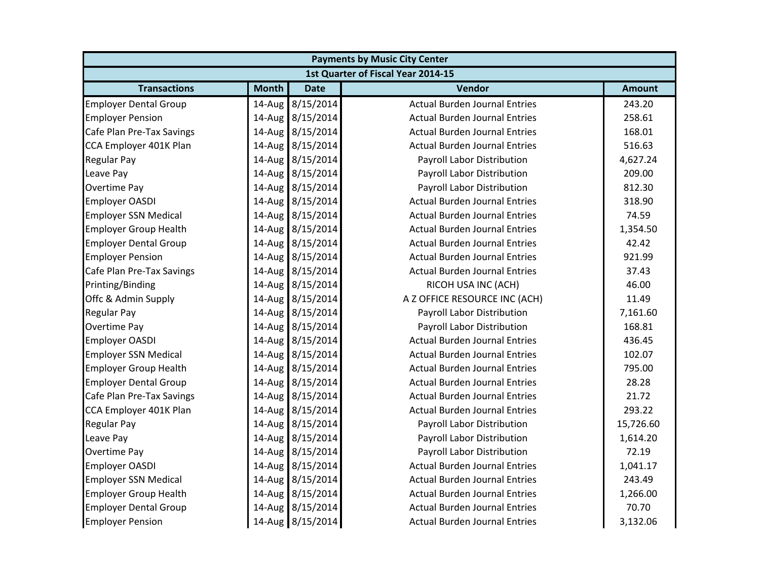| Payments by Music City Center | | | | |
|---|---|---|---|---|
| 1st Quarter of Fiscal Year 2014-15 | | | | |
| Transactions | Month | Date | Vendor | Amount |
| Employer Dental Group | 14-Aug | 8/15/2014 | Actual Burden Journal Entries | 243.20 |
| Employer Pension | 14-Aug | 8/15/2014 | Actual Burden Journal Entries | 258.61 |
| Cafe Plan Pre-Tax Savings | 14-Aug | 8/15/2014 | Actual Burden Journal Entries | 168.01 |
| CCA Employer 401K Plan | 14-Aug | 8/15/2014 | Actual Burden Journal Entries | 516.63 |
| Regular Pay | 14-Aug | 8/15/2014 | Payroll Labor Distribution | 4,627.24 |
| Leave Pay | 14-Aug | 8/15/2014 | Payroll Labor Distribution | 209.00 |
| Overtime Pay | 14-Aug | 8/15/2014 | Payroll Labor Distribution | 812.30 |
| Employer OASDI | 14-Aug | 8/15/2014 | Actual Burden Journal Entries | 318.90 |
| Employer SSN Medical | 14-Aug | 8/15/2014 | Actual Burden Journal Entries | 74.59 |
| Employer Group Health | 14-Aug | 8/15/2014 | Actual Burden Journal Entries | 1,354.50 |
| Employer Dental Group | 14-Aug | 8/15/2014 | Actual Burden Journal Entries | 42.42 |
| Employer Pension | 14-Aug | 8/15/2014 | Actual Burden Journal Entries | 921.99 |
| Cafe Plan Pre-Tax Savings | 14-Aug | 8/15/2014 | Actual Burden Journal Entries | 37.43 |
| Printing/Binding | 14-Aug | 8/15/2014 | RICOH USA INC (ACH) | 46.00 |
| Offc & Admin Supply | 14-Aug | 8/15/2014 | A Z OFFICE RESOURCE INC (ACH) | 11.49 |
| Regular Pay | 14-Aug | 8/15/2014 | Payroll Labor Distribution | 7,161.60 |
| Overtime Pay | 14-Aug | 8/15/2014 | Payroll Labor Distribution | 168.81 |
| Employer OASDI | 14-Aug | 8/15/2014 | Actual Burden Journal Entries | 436.45 |
| Employer SSN Medical | 14-Aug | 8/15/2014 | Actual Burden Journal Entries | 102.07 |
| Employer Group Health | 14-Aug | 8/15/2014 | Actual Burden Journal Entries | 795.00 |
| Employer Dental Group | 14-Aug | 8/15/2014 | Actual Burden Journal Entries | 28.28 |
| Cafe Plan Pre-Tax Savings | 14-Aug | 8/15/2014 | Actual Burden Journal Entries | 21.72 |
| CCA Employer 401K Plan | 14-Aug | 8/15/2014 | Actual Burden Journal Entries | 293.22 |
| Regular Pay | 14-Aug | 8/15/2014 | Payroll Labor Distribution | 15,726.60 |
| Leave Pay | 14-Aug | 8/15/2014 | Payroll Labor Distribution | 1,614.20 |
| Overtime Pay | 14-Aug | 8/15/2014 | Payroll Labor Distribution | 72.19 |
| Employer OASDI | 14-Aug | 8/15/2014 | Actual Burden Journal Entries | 1,041.17 |
| Employer SSN Medical | 14-Aug | 8/15/2014 | Actual Burden Journal Entries | 243.49 |
| Employer Group Health | 14-Aug | 8/15/2014 | Actual Burden Journal Entries | 1,266.00 |
| Employer Dental Group | 14-Aug | 8/15/2014 | Actual Burden Journal Entries | 70.70 |
| Employer Pension | 14-Aug | 8/15/2014 | Actual Burden Journal Entries | 3,132.06 |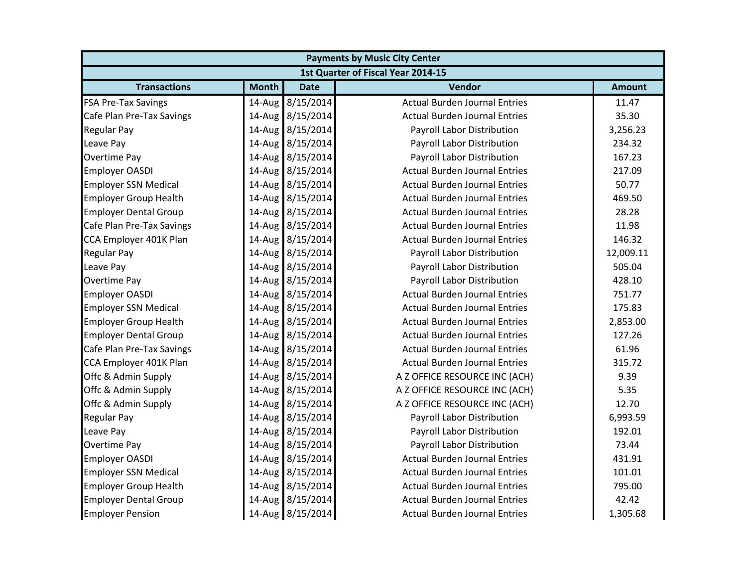| Payments by Music City Center | | | | |
|---|---|---|---|---|
| 1st Quarter of Fiscal Year 2014-15 | | | | |
| Transactions | Month | Date | Vendor | Amount |
| FSA Pre-Tax Savings | 14-Aug | 8/15/2014 | Actual Burden Journal Entries | 11.47 |
| Cafe Plan Pre-Tax Savings | 14-Aug | 8/15/2014 | Actual Burden Journal Entries | 35.30 |
| Regular Pay | 14-Aug | 8/15/2014 | Payroll Labor Distribution | 3,256.23 |
| Leave Pay | 14-Aug | 8/15/2014 | Payroll Labor Distribution | 234.32 |
| Overtime Pay | 14-Aug | 8/15/2014 | Payroll Labor Distribution | 167.23 |
| Employer OASDI | 14-Aug | 8/15/2014 | Actual Burden Journal Entries | 217.09 |
| Employer SSN Medical | 14-Aug | 8/15/2014 | Actual Burden Journal Entries | 50.77 |
| Employer Group Health | 14-Aug | 8/15/2014 | Actual Burden Journal Entries | 469.50 |
| Employer Dental Group | 14-Aug | 8/15/2014 | Actual Burden Journal Entries | 28.28 |
| Cafe Plan Pre-Tax Savings | 14-Aug | 8/15/2014 | Actual Burden Journal Entries | 11.98 |
| CCA Employer 401K Plan | 14-Aug | 8/15/2014 | Actual Burden Journal Entries | 146.32 |
| Regular Pay | 14-Aug | 8/15/2014 | Payroll Labor Distribution | 12,009.11 |
| Leave Pay | 14-Aug | 8/15/2014 | Payroll Labor Distribution | 505.04 |
| Overtime Pay | 14-Aug | 8/15/2014 | Payroll Labor Distribution | 428.10 |
| Employer OASDI | 14-Aug | 8/15/2014 | Actual Burden Journal Entries | 751.77 |
| Employer SSN Medical | 14-Aug | 8/15/2014 | Actual Burden Journal Entries | 175.83 |
| Employer Group Health | 14-Aug | 8/15/2014 | Actual Burden Journal Entries | 2,853.00 |
| Employer Dental Group | 14-Aug | 8/15/2014 | Actual Burden Journal Entries | 127.26 |
| Cafe Plan Pre-Tax Savings | 14-Aug | 8/15/2014 | Actual Burden Journal Entries | 61.96 |
| CCA Employer 401K Plan | 14-Aug | 8/15/2014 | Actual Burden Journal Entries | 315.72 |
| Offc & Admin Supply | 14-Aug | 8/15/2014 | A Z OFFICE RESOURCE INC (ACH) | 9.39 |
| Offc & Admin Supply | 14-Aug | 8/15/2014 | A Z OFFICE RESOURCE INC (ACH) | 5.35 |
| Offc & Admin Supply | 14-Aug | 8/15/2014 | A Z OFFICE RESOURCE INC (ACH) | 12.70 |
| Regular Pay | 14-Aug | 8/15/2014 | Payroll Labor Distribution | 6,993.59 |
| Leave Pay | 14-Aug | 8/15/2014 | Payroll Labor Distribution | 192.01 |
| Overtime Pay | 14-Aug | 8/15/2014 | Payroll Labor Distribution | 73.44 |
| Employer OASDI | 14-Aug | 8/15/2014 | Actual Burden Journal Entries | 431.91 |
| Employer SSN Medical | 14-Aug | 8/15/2014 | Actual Burden Journal Entries | 101.01 |
| Employer Group Health | 14-Aug | 8/15/2014 | Actual Burden Journal Entries | 795.00 |
| Employer Dental Group | 14-Aug | 8/15/2014 | Actual Burden Journal Entries | 42.42 |
| Employer Pension | 14-Aug | 8/15/2014 | Actual Burden Journal Entries | 1,305.68 |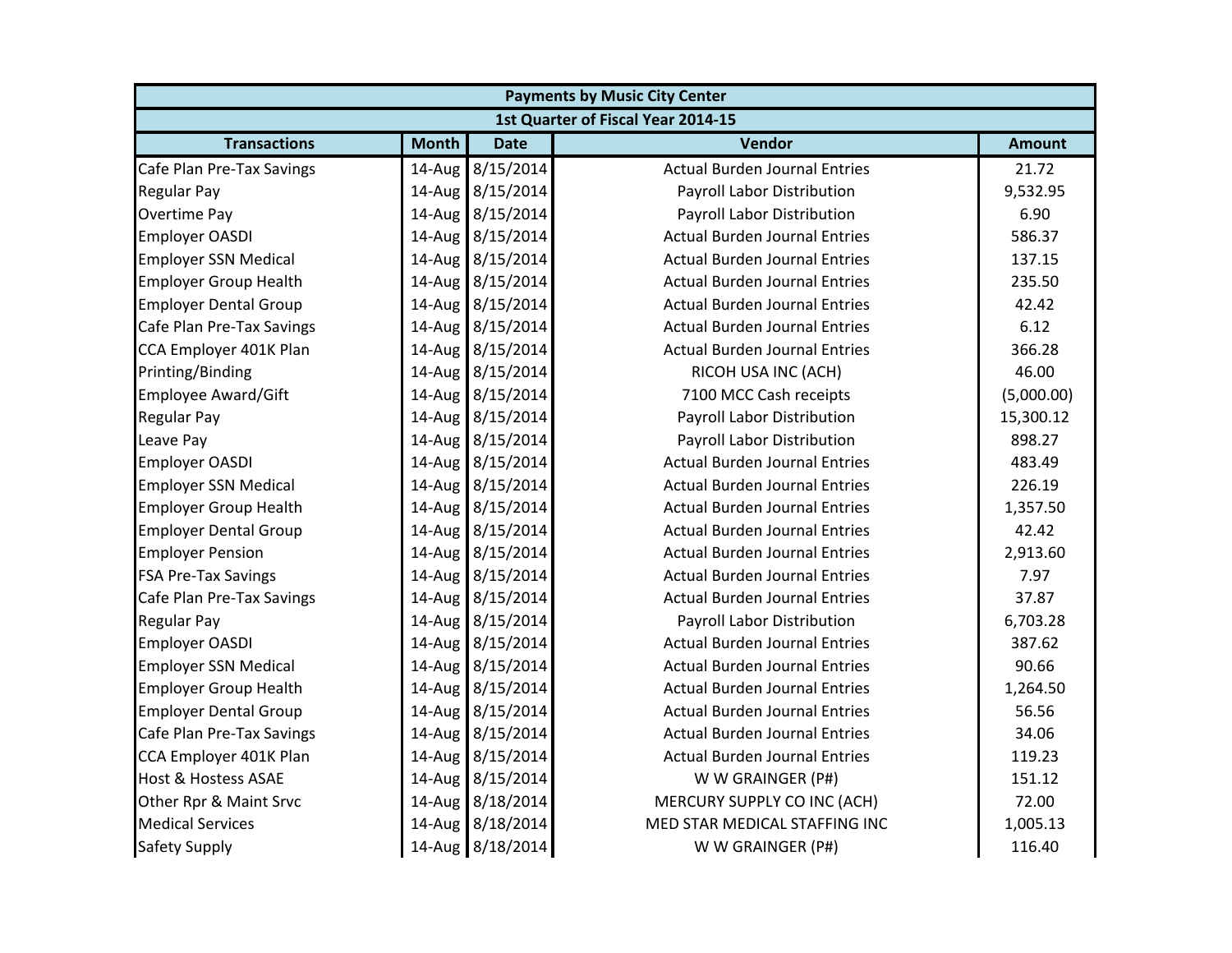| Payments by Music City Center | | | | |
|---|---|---|---|---|
| 1st Quarter of Fiscal Year 2014-15 | | | | |
| **Transactions** | **Month** | **Date** | **Vendor** | **Amount** |
| Cafe Plan Pre-Tax Savings | 14-Aug | 8/15/2014 | Actual Burden Journal Entries | 21.72 |
| Regular Pay | 14-Aug | 8/15/2014 | Payroll Labor Distribution | 9,532.95 |
| Overtime Pay | 14-Aug | 8/15/2014 | Payroll Labor Distribution | 6.90 |
| Employer OASDI | 14-Aug | 8/15/2014 | Actual Burden Journal Entries | 586.37 |
| Employer SSN Medical | 14-Aug | 8/15/2014 | Actual Burden Journal Entries | 137.15 |
| Employer Group Health | 14-Aug | 8/15/2014 | Actual Burden Journal Entries | 235.50 |
| Employer Dental Group | 14-Aug | 8/15/2014 | Actual Burden Journal Entries | 42.42 |
| Cafe Plan Pre-Tax Savings | 14-Aug | 8/15/2014 | Actual Burden Journal Entries | 6.12 |
| CCA Employer 401K Plan | 14-Aug | 8/15/2014 | Actual Burden Journal Entries | 366.28 |
| Printing/Binding | 14-Aug | 8/15/2014 | RICOH USA INC (ACH) | 46.00 |
| Employee Award/Gift | 14-Aug | 8/15/2014 | 7100 MCC Cash receipts | (5,000.00) |
| Regular Pay | 14-Aug | 8/15/2014 | Payroll Labor Distribution | 15,300.12 |
| Leave Pay | 14-Aug | 8/15/2014 | Payroll Labor Distribution | 898.27 |
| Employer OASDI | 14-Aug | 8/15/2014 | Actual Burden Journal Entries | 483.49 |
| Employer SSN Medical | 14-Aug | 8/15/2014 | Actual Burden Journal Entries | 226.19 |
| Employer Group Health | 14-Aug | 8/15/2014 | Actual Burden Journal Entries | 1,357.50 |
| Employer Dental Group | 14-Aug | 8/15/2014 | Actual Burden Journal Entries | 42.42 |
| Employer Pension | 14-Aug | 8/15/2014 | Actual Burden Journal Entries | 2,913.60 |
| FSA Pre-Tax Savings | 14-Aug | 8/15/2014 | Actual Burden Journal Entries | 7.97 |
| Cafe Plan Pre-Tax Savings | 14-Aug | 8/15/2014 | Actual Burden Journal Entries | 37.87 |
| Regular Pay | 14-Aug | 8/15/2014 | Payroll Labor Distribution | 6,703.28 |
| Employer OASDI | 14-Aug | 8/15/2014 | Actual Burden Journal Entries | 387.62 |
| Employer SSN Medical | 14-Aug | 8/15/2014 | Actual Burden Journal Entries | 90.66 |
| Employer Group Health | 14-Aug | 8/15/2014 | Actual Burden Journal Entries | 1,264.50 |
| Employer Dental Group | 14-Aug | 8/15/2014 | Actual Burden Journal Entries | 56.56 |
| Cafe Plan Pre-Tax Savings | 14-Aug | 8/15/2014 | Actual Burden Journal Entries | 34.06 |
| CCA Employer 401K Plan | 14-Aug | 8/15/2014 | Actual Burden Journal Entries | 119.23 |
| Host & Hostess ASAE | 14-Aug | 8/15/2014 | W W GRAINGER (P#) | 151.12 |
| Other Rpr & Maint Srvc | 14-Aug | 8/18/2014 | MERCURY SUPPLY CO INC (ACH) | 72.00 |
| Medical Services | 14-Aug | 8/18/2014 | MED STAR MEDICAL STAFFING INC | 1,005.13 |
| Safety Supply | 14-Aug | 8/18/2014 | W W GRAINGER (P#) | 116.40 |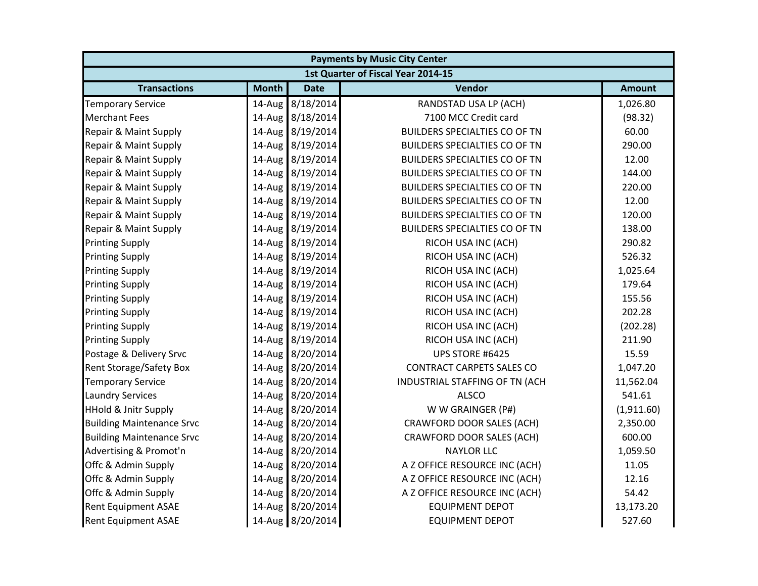| Payments by Music City Center | | | | |
|---|---|---|---|---|
| 1st Quarter of Fiscal Year 2014-15 | | | | |
| Transactions | Month | Date | Vendor | Amount |
| Temporary Service | 14-Aug | 8/18/2014 | RANDSTAD USA LP (ACH) | 1,026.80 |
| Merchant Fees | 14-Aug | 8/18/2014 | 7100 MCC Credit card | (98.32) |
| Repair & Maint Supply | 14-Aug | 8/19/2014 | BUILDERS SPECIALTIES CO OF TN | 60.00 |
| Repair & Maint Supply | 14-Aug | 8/19/2014 | BUILDERS SPECIALTIES CO OF TN | 290.00 |
| Repair & Maint Supply | 14-Aug | 8/19/2014 | BUILDERS SPECIALTIES CO OF TN | 12.00 |
| Repair & Maint Supply | 14-Aug | 8/19/2014 | BUILDERS SPECIALTIES CO OF TN | 144.00 |
| Repair & Maint Supply | 14-Aug | 8/19/2014 | BUILDERS SPECIALTIES CO OF TN | 220.00 |
| Repair & Maint Supply | 14-Aug | 8/19/2014 | BUILDERS SPECIALTIES CO OF TN | 12.00 |
| Repair & Maint Supply | 14-Aug | 8/19/2014 | BUILDERS SPECIALTIES CO OF TN | 120.00 |
| Repair & Maint Supply | 14-Aug | 8/19/2014 | BUILDERS SPECIALTIES CO OF TN | 138.00 |
| Printing Supply | 14-Aug | 8/19/2014 | RICOH USA INC (ACH) | 290.82 |
| Printing Supply | 14-Aug | 8/19/2014 | RICOH USA INC (ACH) | 526.32 |
| Printing Supply | 14-Aug | 8/19/2014 | RICOH USA INC (ACH) | 1,025.64 |
| Printing Supply | 14-Aug | 8/19/2014 | RICOH USA INC (ACH) | 179.64 |
| Printing Supply | 14-Aug | 8/19/2014 | RICOH USA INC (ACH) | 155.56 |
| Printing Supply | 14-Aug | 8/19/2014 | RICOH USA INC (ACH) | 202.28 |
| Printing Supply | 14-Aug | 8/19/2014 | RICOH USA INC (ACH) | (202.28) |
| Printing Supply | 14-Aug | 8/19/2014 | RICOH USA INC (ACH) | 211.90 |
| Postage & Delivery Srvc | 14-Aug | 8/20/2014 | UPS STORE #6425 | 15.59 |
| Rent Storage/Safety Box | 14-Aug | 8/20/2014 | CONTRACT CARPETS SALES CO | 1,047.20 |
| Temporary Service | 14-Aug | 8/20/2014 | INDUSTRIAL STAFFING OF TN (ACH | 11,562.04 |
| Laundry Services | 14-Aug | 8/20/2014 | ALSCO | 541.61 |
| HHold & Jnitr Supply | 14-Aug | 8/20/2014 | W W GRAINGER (P#) | (1,911.60) |
| Building Maintenance Srvc | 14-Aug | 8/20/2014 | CRAWFORD DOOR SALES (ACH) | 2,350.00 |
| Building Maintenance Srvc | 14-Aug | 8/20/2014 | CRAWFORD DOOR SALES (ACH) | 600.00 |
| Advertising & Promot'n | 14-Aug | 8/20/2014 | NAYLOR LLC | 1,059.50 |
| Offc & Admin Supply | 14-Aug | 8/20/2014 | A Z OFFICE RESOURCE INC (ACH) | 11.05 |
| Offc & Admin Supply | 14-Aug | 8/20/2014 | A Z OFFICE RESOURCE INC (ACH) | 12.16 |
| Offc & Admin Supply | 14-Aug | 8/20/2014 | A Z OFFICE RESOURCE INC (ACH) | 54.42 |
| Rent Equipment ASAE | 14-Aug | 8/20/2014 | EQUIPMENT DEPOT | 13,173.20 |
| Rent Equipment ASAE | 14-Aug | 8/20/2014 | EQUIPMENT DEPOT | 527.60 |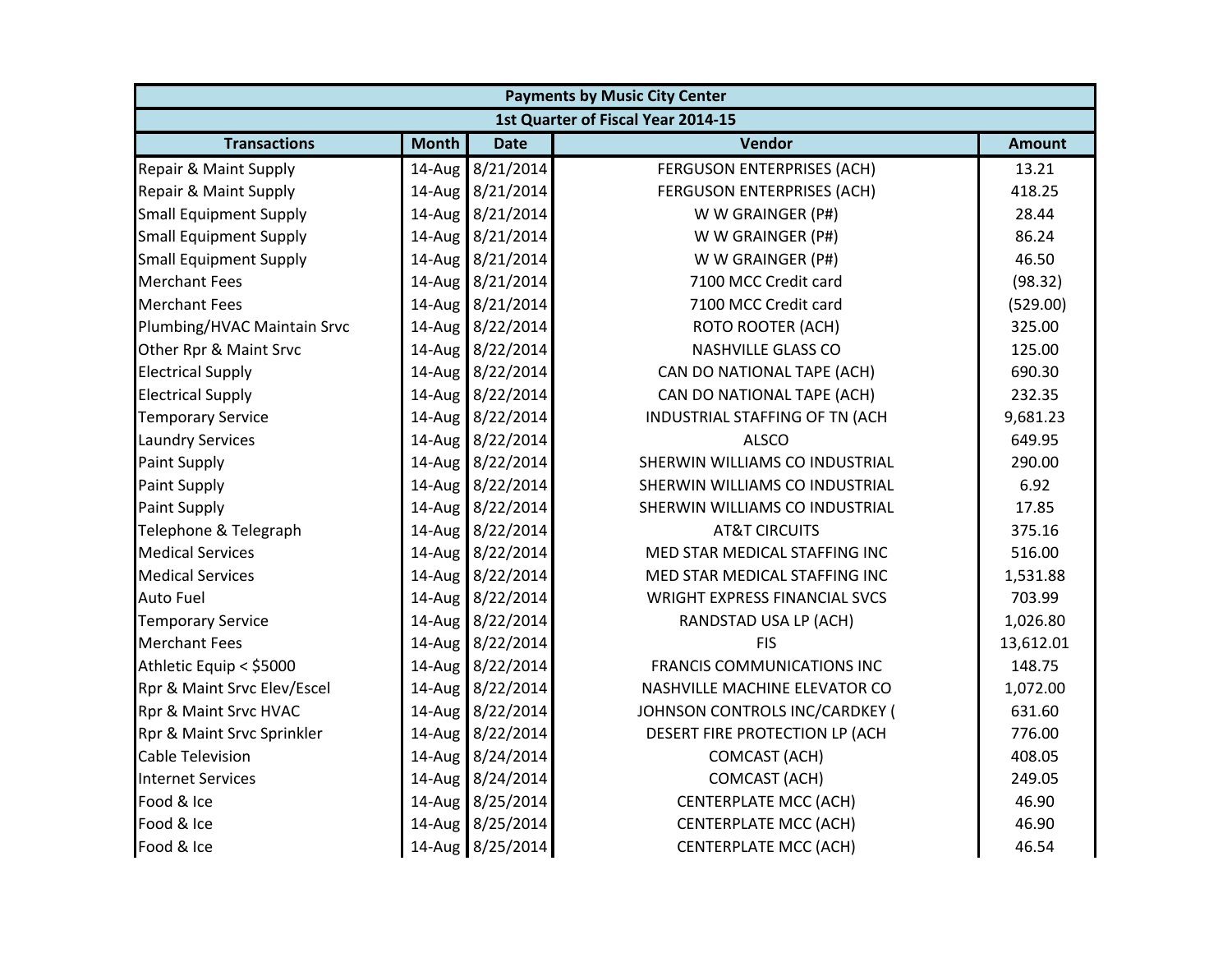| Payments by Music City Center | | | | |
|---|---|---|---|---|
| 1st Quarter of Fiscal Year 2014-15 | | | | |
| **Transactions** | **Month** | **Date** | **Vendor** | **Amount** |
| Repair & Maint Supply | 14-Aug | 8/21/2014 | FERGUSON ENTERPRISES (ACH) | 13.21 |
| Repair & Maint Supply | 14-Aug | 8/21/2014 | FERGUSON ENTERPRISES (ACH) | 418.25 |
| Small Equipment Supply | 14-Aug | 8/21/2014 | W W GRAINGER (P#) | 28.44 |
| Small Equipment Supply | 14-Aug | 8/21/2014 | W W GRAINGER (P#) | 86.24 |
| Small Equipment Supply | 14-Aug | 8/21/2014 | W W GRAINGER (P#) | 46.50 |
| Merchant Fees | 14-Aug | 8/21/2014 | 7100 MCC Credit card | (98.32) |
| Merchant Fees | 14-Aug | 8/21/2014 | 7100 MCC Credit card | (529.00) |
| Plumbing/HVAC Maintain Srvc | 14-Aug | 8/22/2014 | ROTO ROOTER (ACH) | 325.00 |
| Other Rpr & Maint Srvc | 14-Aug | 8/22/2014 | NASHVILLE GLASS CO | 125.00 |
| Electrical Supply | 14-Aug | 8/22/2014 | CAN DO NATIONAL TAPE (ACH) | 690.30 |
| Electrical Supply | 14-Aug | 8/22/2014 | CAN DO NATIONAL TAPE (ACH) | 232.35 |
| Temporary Service | 14-Aug | 8/22/2014 | INDUSTRIAL STAFFING OF TN (ACH | 9,681.23 |
| Laundry Services | 14-Aug | 8/22/2014 | ALSCO | 649.95 |
| Paint Supply | 14-Aug | 8/22/2014 | SHERWIN WILLIAMS CO INDUSTRIAL | 290.00 |
| Paint Supply | 14-Aug | 8/22/2014 | SHERWIN WILLIAMS CO INDUSTRIAL | 6.92 |
| Paint Supply | 14-Aug | 8/22/2014 | SHERWIN WILLIAMS CO INDUSTRIAL | 17.85 |
| Telephone & Telegraph | 14-Aug | 8/22/2014 | AT&T CIRCUITS | 375.16 |
| Medical Services | 14-Aug | 8/22/2014 | MED STAR MEDICAL STAFFING INC | 516.00 |
| Medical Services | 14-Aug | 8/22/2014 | MED STAR MEDICAL STAFFING INC | 1,531.88 |
| Auto Fuel | 14-Aug | 8/22/2014 | WRIGHT EXPRESS FINANCIAL SVCS | 703.99 |
| Temporary Service | 14-Aug | 8/22/2014 | RANDSTAD USA LP (ACH) | 1,026.80 |
| Merchant Fees | 14-Aug | 8/22/2014 | FIS | 13,612.01 |
| Athletic Equip < $5000 | 14-Aug | 8/22/2014 | FRANCIS COMMUNICATIONS INC | 148.75 |
| Rpr & Maint Srvc Elev/Escel | 14-Aug | 8/22/2014 | NASHVILLE MACHINE ELEVATOR CO | 1,072.00 |
| Rpr & Maint Srvc HVAC | 14-Aug | 8/22/2014 | JOHNSON CONTROLS INC/CARDKEY ( | 631.60 |
| Rpr & Maint Srvc Sprinkler | 14-Aug | 8/22/2014 | DESERT FIRE PROTECTION LP (ACH | 776.00 |
| Cable Television | 14-Aug | 8/24/2014 | COMCAST (ACH) | 408.05 |
| Internet Services | 14-Aug | 8/24/2014 | COMCAST (ACH) | 249.05 |
| Food & Ice | 14-Aug | 8/25/2014 | CENTERPLATE MCC (ACH) | 46.90 |
| Food & Ice | 14-Aug | 8/25/2014 | CENTERPLATE MCC (ACH) | 46.90 |
| Food & Ice | 14-Aug | 8/25/2014 | CENTERPLATE MCC (ACH) | 46.54 |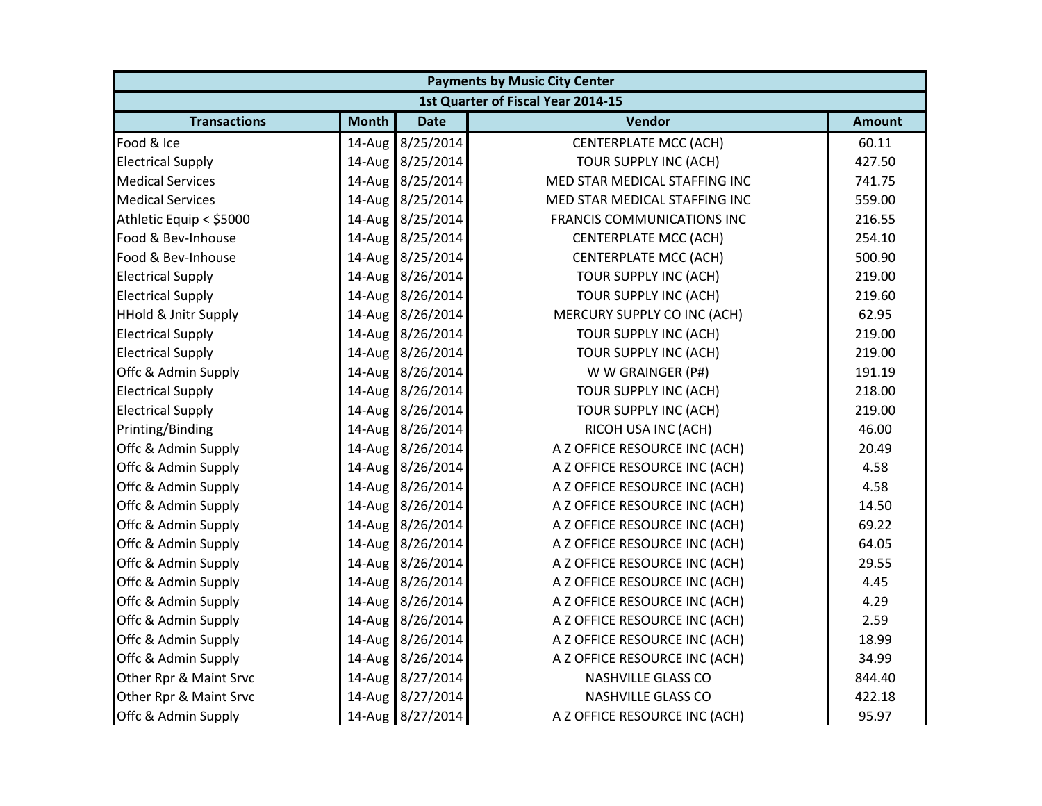| Payments by Music City Center | | | | |
|---|---|---|---|---|
| 1st Quarter of Fiscal Year 2014-15 | | | | |
| Transactions | Month | Date | Vendor | Amount |
| Food & Ice | 14-Aug | 8/25/2014 | CENTERPLATE MCC (ACH) | 60.11 |
| Electrical Supply | 14-Aug | 8/25/2014 | TOUR SUPPLY INC (ACH) | 427.50 |
| Medical Services | 14-Aug | 8/25/2014 | MED STAR MEDICAL STAFFING INC | 741.75 |
| Medical Services | 14-Aug | 8/25/2014 | MED STAR MEDICAL STAFFING INC | 559.00 |
| Athletic Equip < $5000 | 14-Aug | 8/25/2014 | FRANCIS COMMUNICATIONS INC | 216.55 |
| Food & Bev-Inhouse | 14-Aug | 8/25/2014 | CENTERPLATE MCC (ACH) | 254.10 |
| Food & Bev-Inhouse | 14-Aug | 8/25/2014 | CENTERPLATE MCC (ACH) | 500.90 |
| Electrical Supply | 14-Aug | 8/26/2014 | TOUR SUPPLY INC (ACH) | 219.00 |
| Electrical Supply | 14-Aug | 8/26/2014 | TOUR SUPPLY INC (ACH) | 219.60 |
| HHold & Jnitr Supply | 14-Aug | 8/26/2014 | MERCURY SUPPLY CO INC (ACH) | 62.95 |
| Electrical Supply | 14-Aug | 8/26/2014 | TOUR SUPPLY INC (ACH) | 219.00 |
| Electrical Supply | 14-Aug | 8/26/2014 | TOUR SUPPLY INC (ACH) | 219.00 |
| Offc & Admin Supply | 14-Aug | 8/26/2014 | W W GRAINGER (P#) | 191.19 |
| Electrical Supply | 14-Aug | 8/26/2014 | TOUR SUPPLY INC (ACH) | 218.00 |
| Electrical Supply | 14-Aug | 8/26/2014 | TOUR SUPPLY INC (ACH) | 219.00 |
| Printing/Binding | 14-Aug | 8/26/2014 | RICOH USA INC (ACH) | 46.00 |
| Offc & Admin Supply | 14-Aug | 8/26/2014 | A Z OFFICE RESOURCE INC (ACH) | 20.49 |
| Offc & Admin Supply | 14-Aug | 8/26/2014 | A Z OFFICE RESOURCE INC (ACH) | 4.58 |
| Offc & Admin Supply | 14-Aug | 8/26/2014 | A Z OFFICE RESOURCE INC (ACH) | 4.58 |
| Offc & Admin Supply | 14-Aug | 8/26/2014 | A Z OFFICE RESOURCE INC (ACH) | 14.50 |
| Offc & Admin Supply | 14-Aug | 8/26/2014 | A Z OFFICE RESOURCE INC (ACH) | 69.22 |
| Offc & Admin Supply | 14-Aug | 8/26/2014 | A Z OFFICE RESOURCE INC (ACH) | 64.05 |
| Offc & Admin Supply | 14-Aug | 8/26/2014 | A Z OFFICE RESOURCE INC (ACH) | 29.55 |
| Offc & Admin Supply | 14-Aug | 8/26/2014 | A Z OFFICE RESOURCE INC (ACH) | 4.45 |
| Offc & Admin Supply | 14-Aug | 8/26/2014 | A Z OFFICE RESOURCE INC (ACH) | 4.29 |
| Offc & Admin Supply | 14-Aug | 8/26/2014 | A Z OFFICE RESOURCE INC (ACH) | 2.59 |
| Offc & Admin Supply | 14-Aug | 8/26/2014 | A Z OFFICE RESOURCE INC (ACH) | 18.99 |
| Offc & Admin Supply | 14-Aug | 8/26/2014 | A Z OFFICE RESOURCE INC (ACH) | 34.99 |
| Other Rpr & Maint Srvc | 14-Aug | 8/27/2014 | NASHVILLE GLASS CO | 844.40 |
| Other Rpr & Maint Srvc | 14-Aug | 8/27/2014 | NASHVILLE GLASS CO | 422.18 |
| Offc & Admin Supply | 14-Aug | 8/27/2014 | A Z OFFICE RESOURCE INC (ACH) | 95.97 |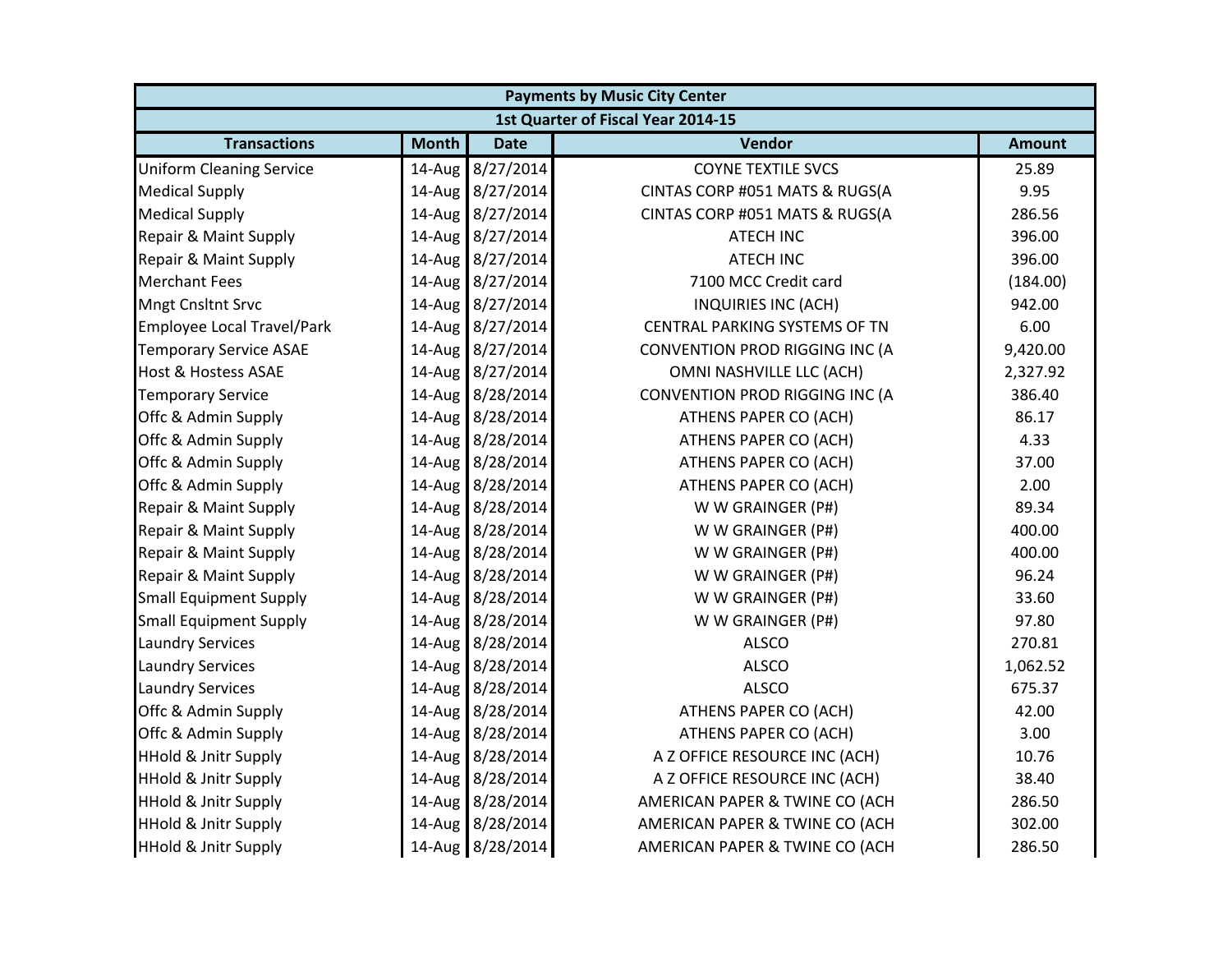| Payments by Music City Center | | | | |
|---|---|---|---|---|
| 1st Quarter of Fiscal Year 2014-15 | | | | |
| **Transactions** | **Month** | **Date** | **Vendor** | **Amount** |
| Uniform Cleaning Service | 14-Aug | 8/27/2014 | COYNE TEXTILE SVCS | 25.89 |
| Medical Supply | 14-Aug | 8/27/2014 | CINTAS CORP #051 MATS & RUGS(A | 9.95 |
| Medical Supply | 14-Aug | 8/27/2014 | CINTAS CORP #051 MATS & RUGS(A | 286.56 |
| Repair & Maint Supply | 14-Aug | 8/27/2014 | ATECH INC | 396.00 |
| Repair & Maint Supply | 14-Aug | 8/27/2014 | ATECH INC | 396.00 |
| Merchant Fees | 14-Aug | 8/27/2014 | 7100 MCC Credit card | (184.00) |
| Mngt Cnsltnt Srvc | 14-Aug | 8/27/2014 | INQUIRIES INC (ACH) | 942.00 |
| Employee Local Travel/Park | 14-Aug | 8/27/2014 | CENTRAL PARKING SYSTEMS OF TN | 6.00 |
| Temporary Service ASAE | 14-Aug | 8/27/2014 | CONVENTION PROD RIGGING INC (A | 9,420.00 |
| Host & Hostess ASAE | 14-Aug | 8/27/2014 | OMNI NASHVILLE LLC (ACH) | 2,327.92 |
| Temporary Service | 14-Aug | 8/28/2014 | CONVENTION PROD RIGGING INC (A | 386.40 |
| Offc & Admin Supply | 14-Aug | 8/28/2014 | ATHENS PAPER CO (ACH) | 86.17 |
| Offc & Admin Supply | 14-Aug | 8/28/2014 | ATHENS PAPER CO (ACH) | 4.33 |
| Offc & Admin Supply | 14-Aug | 8/28/2014 | ATHENS PAPER CO (ACH) | 37.00 |
| Offc & Admin Supply | 14-Aug | 8/28/2014 | ATHENS PAPER CO (ACH) | 2.00 |
| Repair & Maint Supply | 14-Aug | 8/28/2014 | W W GRAINGER (P#) | 89.34 |
| Repair & Maint Supply | 14-Aug | 8/28/2014 | W W GRAINGER (P#) | 400.00 |
| Repair & Maint Supply | 14-Aug | 8/28/2014 | W W GRAINGER (P#) | 400.00 |
| Repair & Maint Supply | 14-Aug | 8/28/2014 | W W GRAINGER (P#) | 96.24 |
| Small Equipment Supply | 14-Aug | 8/28/2014 | W W GRAINGER (P#) | 33.60 |
| Small Equipment Supply | 14-Aug | 8/28/2014 | W W GRAINGER (P#) | 97.80 |
| Laundry Services | 14-Aug | 8/28/2014 | ALSCO | 270.81 |
| Laundry Services | 14-Aug | 8/28/2014 | ALSCO | 1,062.52 |
| Laundry Services | 14-Aug | 8/28/2014 | ALSCO | 675.37 |
| Offc & Admin Supply | 14-Aug | 8/28/2014 | ATHENS PAPER CO (ACH) | 42.00 |
| Offc & Admin Supply | 14-Aug | 8/28/2014 | ATHENS PAPER CO (ACH) | 3.00 |
| HHold & Jnitr Supply | 14-Aug | 8/28/2014 | A Z OFFICE RESOURCE INC (ACH) | 10.76 |
| HHold & Jnitr Supply | 14-Aug | 8/28/2014 | A Z OFFICE RESOURCE INC (ACH) | 38.40 |
| HHold & Jnitr Supply | 14-Aug | 8/28/2014 | AMERICAN PAPER & TWINE CO (ACH | 286.50 |
| HHold & Jnitr Supply | 14-Aug | 8/28/2014 | AMERICAN PAPER & TWINE CO (ACH | 302.00 |
| HHold & Jnitr Supply | 14-Aug | 8/28/2014 | AMERICAN PAPER & TWINE CO (ACH | 286.50 |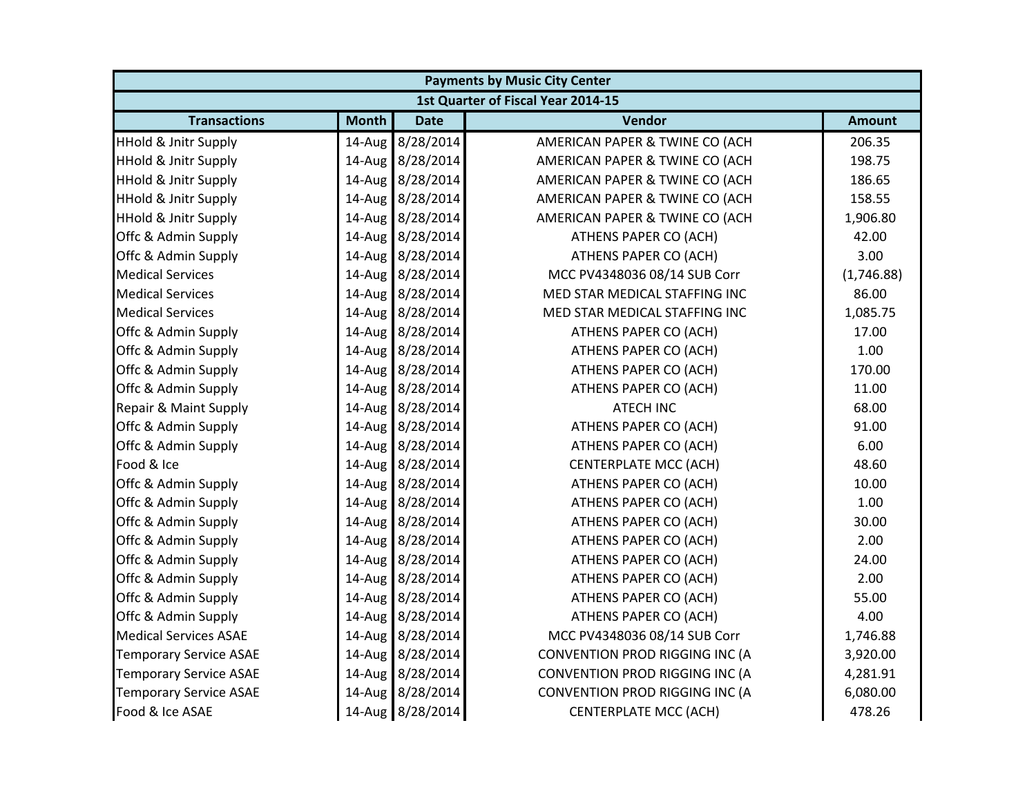| Payments by Music City Center | | | | |
|---|---|---|---|---|
| 1st Quarter of Fiscal Year 2014-15 | | | | |
| Transactions | Month | Date | Vendor | Amount |
| HHold & Jnitr Supply | 14-Aug | 8/28/2014 | AMERICAN PAPER & TWINE CO (ACH | 206.35 |
| HHold & Jnitr Supply | 14-Aug | 8/28/2014 | AMERICAN PAPER & TWINE CO (ACH | 198.75 |
| HHold & Jnitr Supply | 14-Aug | 8/28/2014 | AMERICAN PAPER & TWINE CO (ACH | 186.65 |
| HHold & Jnitr Supply | 14-Aug | 8/28/2014 | AMERICAN PAPER & TWINE CO (ACH | 158.55 |
| HHold & Jnitr Supply | 14-Aug | 8/28/2014 | AMERICAN PAPER & TWINE CO (ACH | 1,906.80 |
| Offc & Admin Supply | 14-Aug | 8/28/2014 | ATHENS PAPER CO (ACH) | 42.00 |
| Offc & Admin Supply | 14-Aug | 8/28/2014 | ATHENS PAPER CO (ACH) | 3.00 |
| Medical Services | 14-Aug | 8/28/2014 | MCC PV4348036 08/14 SUB Corr | (1,746.88) |
| Medical Services | 14-Aug | 8/28/2014 | MED STAR MEDICAL STAFFING INC | 86.00 |
| Medical Services | 14-Aug | 8/28/2014 | MED STAR MEDICAL STAFFING INC | 1,085.75 |
| Offc & Admin Supply | 14-Aug | 8/28/2014 | ATHENS PAPER CO (ACH) | 17.00 |
| Offc & Admin Supply | 14-Aug | 8/28/2014 | ATHENS PAPER CO (ACH) | 1.00 |
| Offc & Admin Supply | 14-Aug | 8/28/2014 | ATHENS PAPER CO (ACH) | 170.00 |
| Offc & Admin Supply | 14-Aug | 8/28/2014 | ATHENS PAPER CO (ACH) | 11.00 |
| Repair & Maint Supply | 14-Aug | 8/28/2014 | ATECH INC | 68.00 |
| Offc & Admin Supply | 14-Aug | 8/28/2014 | ATHENS PAPER CO (ACH) | 91.00 |
| Offc & Admin Supply | 14-Aug | 8/28/2014 | ATHENS PAPER CO (ACH) | 6.00 |
| Food & Ice | 14-Aug | 8/28/2014 | CENTERPLATE MCC (ACH) | 48.60 |
| Offc & Admin Supply | 14-Aug | 8/28/2014 | ATHENS PAPER CO (ACH) | 10.00 |
| Offc & Admin Supply | 14-Aug | 8/28/2014 | ATHENS PAPER CO (ACH) | 1.00 |
| Offc & Admin Supply | 14-Aug | 8/28/2014 | ATHENS PAPER CO (ACH) | 30.00 |
| Offc & Admin Supply | 14-Aug | 8/28/2014 | ATHENS PAPER CO (ACH) | 2.00 |
| Offc & Admin Supply | 14-Aug | 8/28/2014 | ATHENS PAPER CO (ACH) | 24.00 |
| Offc & Admin Supply | 14-Aug | 8/28/2014 | ATHENS PAPER CO (ACH) | 2.00 |
| Offc & Admin Supply | 14-Aug | 8/28/2014 | ATHENS PAPER CO (ACH) | 55.00 |
| Offc & Admin Supply | 14-Aug | 8/28/2014 | ATHENS PAPER CO (ACH) | 4.00 |
| Medical Services ASAE | 14-Aug | 8/28/2014 | MCC PV4348036 08/14 SUB Corr | 1,746.88 |
| Temporary Service ASAE | 14-Aug | 8/28/2014 | CONVENTION PROD RIGGING INC (A | 3,920.00 |
| Temporary Service ASAE | 14-Aug | 8/28/2014 | CONVENTION PROD RIGGING INC (A | 4,281.91 |
| Temporary Service ASAE | 14-Aug | 8/28/2014 | CONVENTION PROD RIGGING INC (A | 6,080.00 |
| Food & Ice ASAE | 14-Aug | 8/28/2014 | CENTERPLATE MCC (ACH) | 478.26 |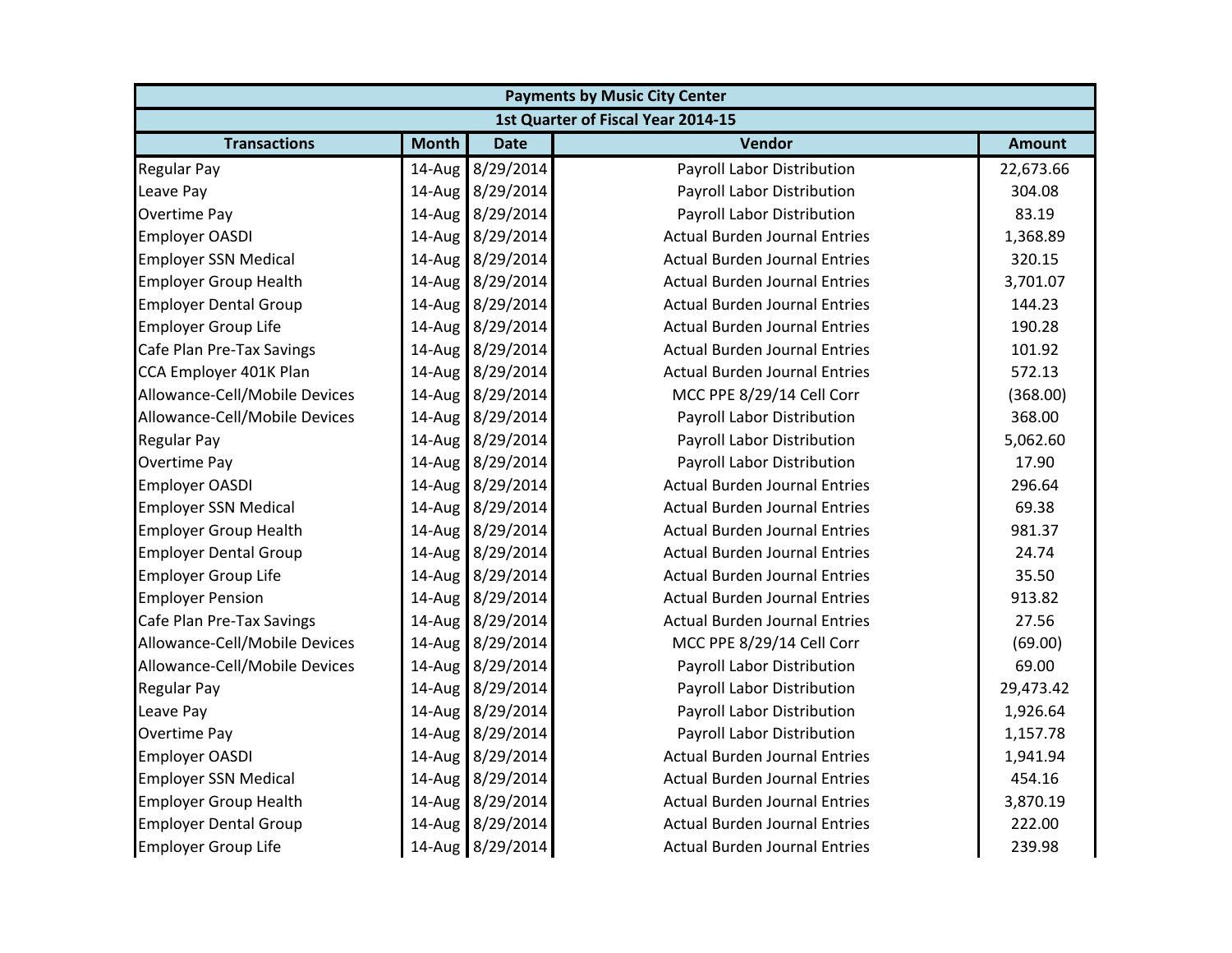| Payments by Music City Center | | | | |
|---|---|---|---|---|
| 1st Quarter of Fiscal Year 2014-15 | | | | |
| Transactions | Month | Date | Vendor | Amount |
| Regular Pay | 14-Aug | 8/29/2014 | Payroll Labor Distribution | 22,673.66 |
| Leave Pay | 14-Aug | 8/29/2014 | Payroll Labor Distribution | 304.08 |
| Overtime Pay | 14-Aug | 8/29/2014 | Payroll Labor Distribution | 83.19 |
| Employer OASDI | 14-Aug | 8/29/2014 | Actual Burden Journal Entries | 1,368.89 |
| Employer SSN Medical | 14-Aug | 8/29/2014 | Actual Burden Journal Entries | 320.15 |
| Employer Group Health | 14-Aug | 8/29/2014 | Actual Burden Journal Entries | 3,701.07 |
| Employer Dental Group | 14-Aug | 8/29/2014 | Actual Burden Journal Entries | 144.23 |
| Employer Group Life | 14-Aug | 8/29/2014 | Actual Burden Journal Entries | 190.28 |
| Cafe Plan Pre-Tax Savings | 14-Aug | 8/29/2014 | Actual Burden Journal Entries | 101.92 |
| CCA Employer 401K Plan | 14-Aug | 8/29/2014 | Actual Burden Journal Entries | 572.13 |
| Allowance-Cell/Mobile Devices | 14-Aug | 8/29/2014 | MCC PPE 8/29/14 Cell Corr | (368.00) |
| Allowance-Cell/Mobile Devices | 14-Aug | 8/29/2014 | Payroll Labor Distribution | 368.00 |
| Regular Pay | 14-Aug | 8/29/2014 | Payroll Labor Distribution | 5,062.60 |
| Overtime Pay | 14-Aug | 8/29/2014 | Payroll Labor Distribution | 17.90 |
| Employer OASDI | 14-Aug | 8/29/2014 | Actual Burden Journal Entries | 296.64 |
| Employer SSN Medical | 14-Aug | 8/29/2014 | Actual Burden Journal Entries | 69.38 |
| Employer Group Health | 14-Aug | 8/29/2014 | Actual Burden Journal Entries | 981.37 |
| Employer Dental Group | 14-Aug | 8/29/2014 | Actual Burden Journal Entries | 24.74 |
| Employer Group Life | 14-Aug | 8/29/2014 | Actual Burden Journal Entries | 35.50 |
| Employer Pension | 14-Aug | 8/29/2014 | Actual Burden Journal Entries | 913.82 |
| Cafe Plan Pre-Tax Savings | 14-Aug | 8/29/2014 | Actual Burden Journal Entries | 27.56 |
| Allowance-Cell/Mobile Devices | 14-Aug | 8/29/2014 | MCC PPE 8/29/14 Cell Corr | (69.00) |
| Allowance-Cell/Mobile Devices | 14-Aug | 8/29/2014 | Payroll Labor Distribution | 69.00 |
| Regular Pay | 14-Aug | 8/29/2014 | Payroll Labor Distribution | 29,473.42 |
| Leave Pay | 14-Aug | 8/29/2014 | Payroll Labor Distribution | 1,926.64 |
| Overtime Pay | 14-Aug | 8/29/2014 | Payroll Labor Distribution | 1,157.78 |
| Employer OASDI | 14-Aug | 8/29/2014 | Actual Burden Journal Entries | 1,941.94 |
| Employer SSN Medical | 14-Aug | 8/29/2014 | Actual Burden Journal Entries | 454.16 |
| Employer Group Health | 14-Aug | 8/29/2014 | Actual Burden Journal Entries | 3,870.19 |
| Employer Dental Group | 14-Aug | 8/29/2014 | Actual Burden Journal Entries | 222.00 |
| Employer Group Life | 14-Aug | 8/29/2014 | Actual Burden Journal Entries | 239.98 |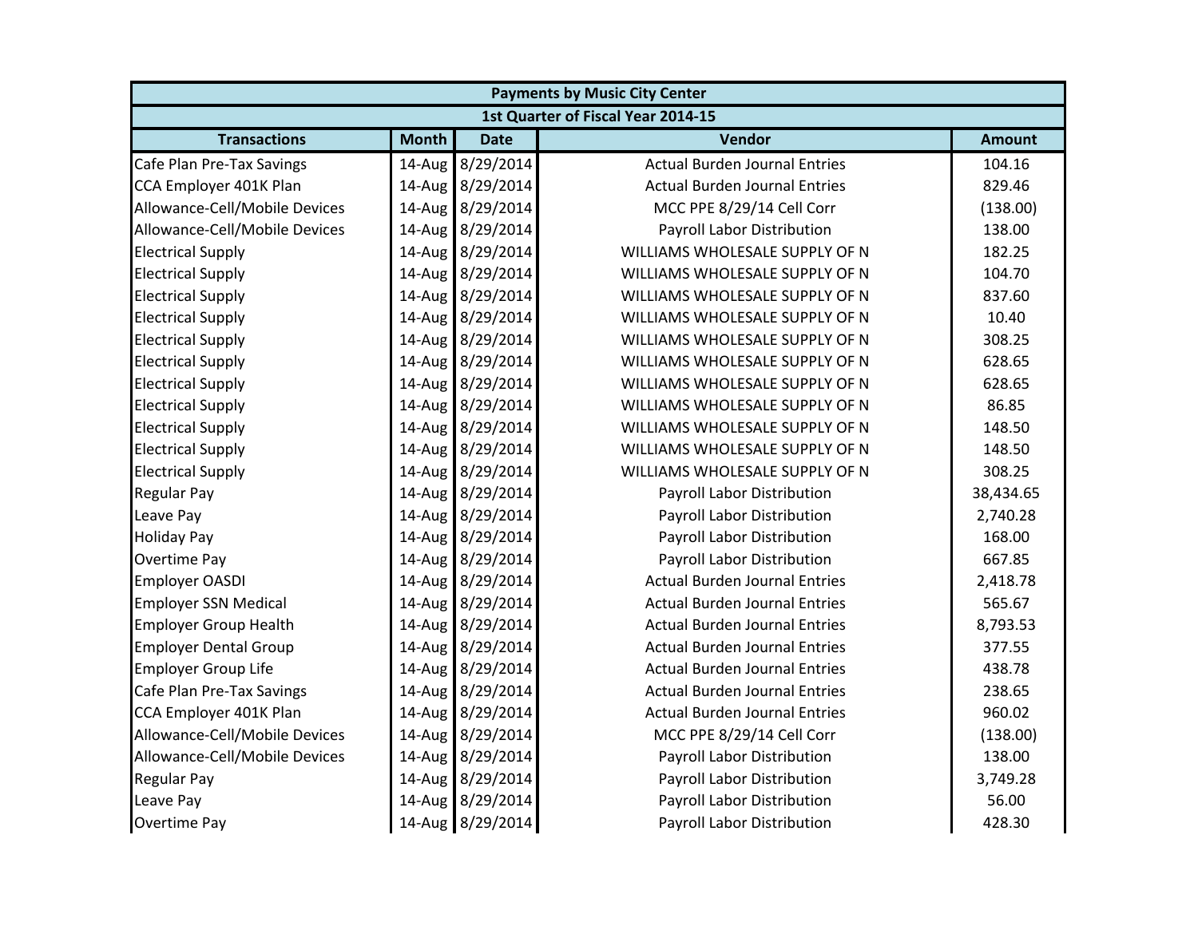| Payments by Music City Center | | | | |
| --- | --- | --- | --- | --- |
| 1st Quarter of Fiscal Year 2014-15 | | | | |
| Transactions | Month | Date | Vendor | Amount |
| Cafe Plan Pre-Tax Savings | 14-Aug | 8/29/2014 | Actual Burden Journal Entries | 104.16 |
| CCA Employer 401K Plan | 14-Aug | 8/29/2014 | Actual Burden Journal Entries | 829.46 |
| Allowance-Cell/Mobile Devices | 14-Aug | 8/29/2014 | MCC PPE 8/29/14 Cell Corr | (138.00) |
| Allowance-Cell/Mobile Devices | 14-Aug | 8/29/2014 | Payroll Labor Distribution | 138.00 |
| Electrical Supply | 14-Aug | 8/29/2014 | WILLIAMS WHOLESALE SUPPLY OF N | 182.25 |
| Electrical Supply | 14-Aug | 8/29/2014 | WILLIAMS WHOLESALE SUPPLY OF N | 104.70 |
| Electrical Supply | 14-Aug | 8/29/2014 | WILLIAMS WHOLESALE SUPPLY OF N | 837.60 |
| Electrical Supply | 14-Aug | 8/29/2014 | WILLIAMS WHOLESALE SUPPLY OF N | 10.40 |
| Electrical Supply | 14-Aug | 8/29/2014 | WILLIAMS WHOLESALE SUPPLY OF N | 308.25 |
| Electrical Supply | 14-Aug | 8/29/2014 | WILLIAMS WHOLESALE SUPPLY OF N | 628.65 |
| Electrical Supply | 14-Aug | 8/29/2014 | WILLIAMS WHOLESALE SUPPLY OF N | 628.65 |
| Electrical Supply | 14-Aug | 8/29/2014 | WILLIAMS WHOLESALE SUPPLY OF N | 86.85 |
| Electrical Supply | 14-Aug | 8/29/2014 | WILLIAMS WHOLESALE SUPPLY OF N | 148.50 |
| Electrical Supply | 14-Aug | 8/29/2014 | WILLIAMS WHOLESALE SUPPLY OF N | 148.50 |
| Electrical Supply | 14-Aug | 8/29/2014 | WILLIAMS WHOLESALE SUPPLY OF N | 308.25 |
| Regular Pay | 14-Aug | 8/29/2014 | Payroll Labor Distribution | 38,434.65 |
| Leave Pay | 14-Aug | 8/29/2014 | Payroll Labor Distribution | 2,740.28 |
| Holiday Pay | 14-Aug | 8/29/2014 | Payroll Labor Distribution | 168.00 |
| Overtime Pay | 14-Aug | 8/29/2014 | Payroll Labor Distribution | 667.85 |
| Employer OASDI | 14-Aug | 8/29/2014 | Actual Burden Journal Entries | 2,418.78 |
| Employer SSN Medical | 14-Aug | 8/29/2014 | Actual Burden Journal Entries | 565.67 |
| Employer Group Health | 14-Aug | 8/29/2014 | Actual Burden Journal Entries | 8,793.53 |
| Employer Dental Group | 14-Aug | 8/29/2014 | Actual Burden Journal Entries | 377.55 |
| Employer Group Life | 14-Aug | 8/29/2014 | Actual Burden Journal Entries | 438.78 |
| Cafe Plan Pre-Tax Savings | 14-Aug | 8/29/2014 | Actual Burden Journal Entries | 238.65 |
| CCA Employer 401K Plan | 14-Aug | 8/29/2014 | Actual Burden Journal Entries | 960.02 |
| Allowance-Cell/Mobile Devices | 14-Aug | 8/29/2014 | MCC PPE 8/29/14 Cell Corr | (138.00) |
| Allowance-Cell/Mobile Devices | 14-Aug | 8/29/2014 | Payroll Labor Distribution | 138.00 |
| Regular Pay | 14-Aug | 8/29/2014 | Payroll Labor Distribution | 3,749.28 |
| Leave Pay | 14-Aug | 8/29/2014 | Payroll Labor Distribution | 56.00 |
| Overtime Pay | 14-Aug | 8/29/2014 | Payroll Labor Distribution | 428.30 |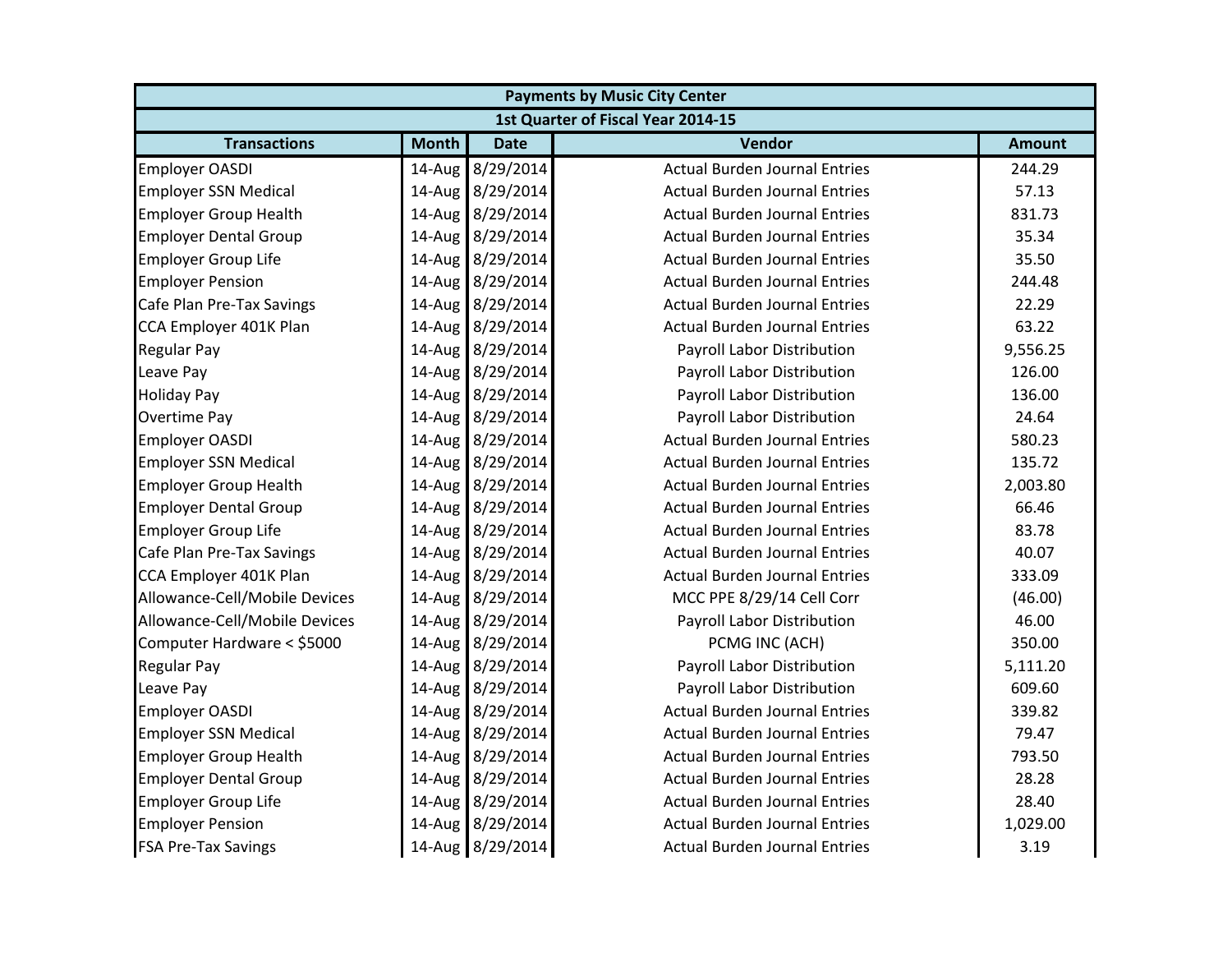| Payments by Music City Center | | | | |
|---|---|---|---|---|
| 1st Quarter of Fiscal Year 2014-15 | | | | |
| Transactions | Month | Date | Vendor | Amount |
| Employer OASDI | 14-Aug | 8/29/2014 | Actual Burden Journal Entries | 244.29 |
| Employer SSN Medical | 14-Aug | 8/29/2014 | Actual Burden Journal Entries | 57.13 |
| Employer Group Health | 14-Aug | 8/29/2014 | Actual Burden Journal Entries | 831.73 |
| Employer Dental Group | 14-Aug | 8/29/2014 | Actual Burden Journal Entries | 35.34 |
| Employer Group Life | 14-Aug | 8/29/2014 | Actual Burden Journal Entries | 35.50 |
| Employer Pension | 14-Aug | 8/29/2014 | Actual Burden Journal Entries | 244.48 |
| Cafe Plan Pre-Tax Savings | 14-Aug | 8/29/2014 | Actual Burden Journal Entries | 22.29 |
| CCA Employer 401K Plan | 14-Aug | 8/29/2014 | Actual Burden Journal Entries | 63.22 |
| Regular Pay | 14-Aug | 8/29/2014 | Payroll Labor Distribution | 9,556.25 |
| Leave Pay | 14-Aug | 8/29/2014 | Payroll Labor Distribution | 126.00 |
| Holiday Pay | 14-Aug | 8/29/2014 | Payroll Labor Distribution | 136.00 |
| Overtime Pay | 14-Aug | 8/29/2014 | Payroll Labor Distribution | 24.64 |
| Employer OASDI | 14-Aug | 8/29/2014 | Actual Burden Journal Entries | 580.23 |
| Employer SSN Medical | 14-Aug | 8/29/2014 | Actual Burden Journal Entries | 135.72 |
| Employer Group Health | 14-Aug | 8/29/2014 | Actual Burden Journal Entries | 2,003.80 |
| Employer Dental Group | 14-Aug | 8/29/2014 | Actual Burden Journal Entries | 66.46 |
| Employer Group Life | 14-Aug | 8/29/2014 | Actual Burden Journal Entries | 83.78 |
| Cafe Plan Pre-Tax Savings | 14-Aug | 8/29/2014 | Actual Burden Journal Entries | 40.07 |
| CCA Employer 401K Plan | 14-Aug | 8/29/2014 | Actual Burden Journal Entries | 333.09 |
| Allowance-Cell/Mobile Devices | 14-Aug | 8/29/2014 | MCC PPE 8/29/14 Cell Corr | (46.00) |
| Allowance-Cell/Mobile Devices | 14-Aug | 8/29/2014 | Payroll Labor Distribution | 46.00 |
| Computer Hardware < $5000 | 14-Aug | 8/29/2014 | PCMG INC (ACH) | 350.00 |
| Regular Pay | 14-Aug | 8/29/2014 | Payroll Labor Distribution | 5,111.20 |
| Leave Pay | 14-Aug | 8/29/2014 | Payroll Labor Distribution | 609.60 |
| Employer OASDI | 14-Aug | 8/29/2014 | Actual Burden Journal Entries | 339.82 |
| Employer SSN Medical | 14-Aug | 8/29/2014 | Actual Burden Journal Entries | 79.47 |
| Employer Group Health | 14-Aug | 8/29/2014 | Actual Burden Journal Entries | 793.50 |
| Employer Dental Group | 14-Aug | 8/29/2014 | Actual Burden Journal Entries | 28.28 |
| Employer Group Life | 14-Aug | 8/29/2014 | Actual Burden Journal Entries | 28.40 |
| Employer Pension | 14-Aug | 8/29/2014 | Actual Burden Journal Entries | 1,029.00 |
| FSA Pre-Tax Savings | 14-Aug | 8/29/2014 | Actual Burden Journal Entries | 3.19 |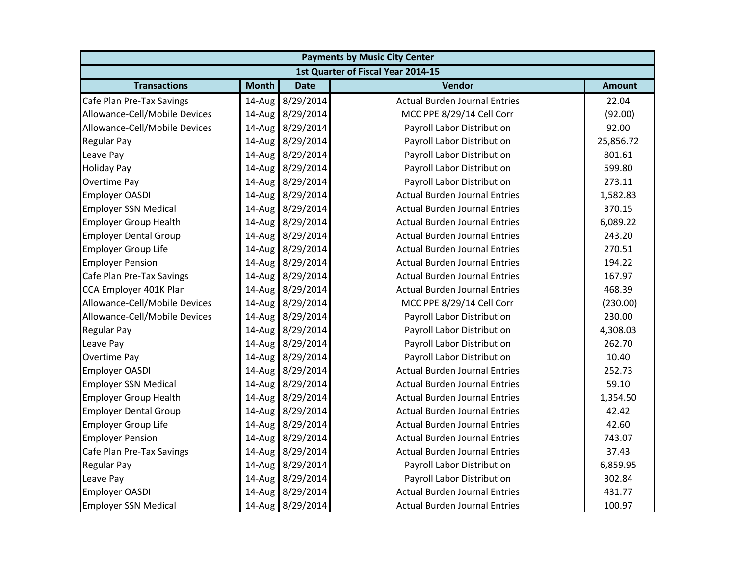| Payments by Music City Center | | | | |
|---|---|---|---|---|
| 1st Quarter of Fiscal Year 2014-15 | | | | |
| **Transactions** | **Month** | **Date** | **Vendor** | **Amount** |
| Cafe Plan Pre-Tax Savings | 14-Aug | 8/29/2014 | Actual Burden Journal Entries | 22.04 |
| Allowance-Cell/Mobile Devices | 14-Aug | 8/29/2014 | MCC PPE 8/29/14 Cell Corr | (92.00) |
| Allowance-Cell/Mobile Devices | 14-Aug | 8/29/2014 | Payroll Labor Distribution | 92.00 |
| Regular Pay | 14-Aug | 8/29/2014 | Payroll Labor Distribution | 25,856.72 |
| Leave Pay | 14-Aug | 8/29/2014 | Payroll Labor Distribution | 801.61 |
| Holiday Pay | 14-Aug | 8/29/2014 | Payroll Labor Distribution | 599.80 |
| Overtime Pay | 14-Aug | 8/29/2014 | Payroll Labor Distribution | 273.11 |
| Employer OASDI | 14-Aug | 8/29/2014 | Actual Burden Journal Entries | 1,582.83 |
| Employer SSN Medical | 14-Aug | 8/29/2014 | Actual Burden Journal Entries | 370.15 |
| Employer Group Health | 14-Aug | 8/29/2014 | Actual Burden Journal Entries | 6,089.22 |
| Employer Dental Group | 14-Aug | 8/29/2014 | Actual Burden Journal Entries | 243.20 |
| Employer Group Life | 14-Aug | 8/29/2014 | Actual Burden Journal Entries | 270.51 |
| Employer Pension | 14-Aug | 8/29/2014 | Actual Burden Journal Entries | 194.22 |
| Cafe Plan Pre-Tax Savings | 14-Aug | 8/29/2014 | Actual Burden Journal Entries | 167.97 |
| CCA Employer 401K Plan | 14-Aug | 8/29/2014 | Actual Burden Journal Entries | 468.39 |
| Allowance-Cell/Mobile Devices | 14-Aug | 8/29/2014 | MCC PPE 8/29/14 Cell Corr | (230.00) |
| Allowance-Cell/Mobile Devices | 14-Aug | 8/29/2014 | Payroll Labor Distribution | 230.00 |
| Regular Pay | 14-Aug | 8/29/2014 | Payroll Labor Distribution | 4,308.03 |
| Leave Pay | 14-Aug | 8/29/2014 | Payroll Labor Distribution | 262.70 |
| Overtime Pay | 14-Aug | 8/29/2014 | Payroll Labor Distribution | 10.40 |
| Employer OASDI | 14-Aug | 8/29/2014 | Actual Burden Journal Entries | 252.73 |
| Employer SSN Medical | 14-Aug | 8/29/2014 | Actual Burden Journal Entries | 59.10 |
| Employer Group Health | 14-Aug | 8/29/2014 | Actual Burden Journal Entries | 1,354.50 |
| Employer Dental Group | 14-Aug | 8/29/2014 | Actual Burden Journal Entries | 42.42 |
| Employer Group Life | 14-Aug | 8/29/2014 | Actual Burden Journal Entries | 42.60 |
| Employer Pension | 14-Aug | 8/29/2014 | Actual Burden Journal Entries | 743.07 |
| Cafe Plan Pre-Tax Savings | 14-Aug | 8/29/2014 | Actual Burden Journal Entries | 37.43 |
| Regular Pay | 14-Aug | 8/29/2014 | Payroll Labor Distribution | 6,859.95 |
| Leave Pay | 14-Aug | 8/29/2014 | Payroll Labor Distribution | 302.84 |
| Employer OASDI | 14-Aug | 8/29/2014 | Actual Burden Journal Entries | 431.77 |
| Employer SSN Medical | 14-Aug | 8/29/2014 | Actual Burden Journal Entries | 100.97 |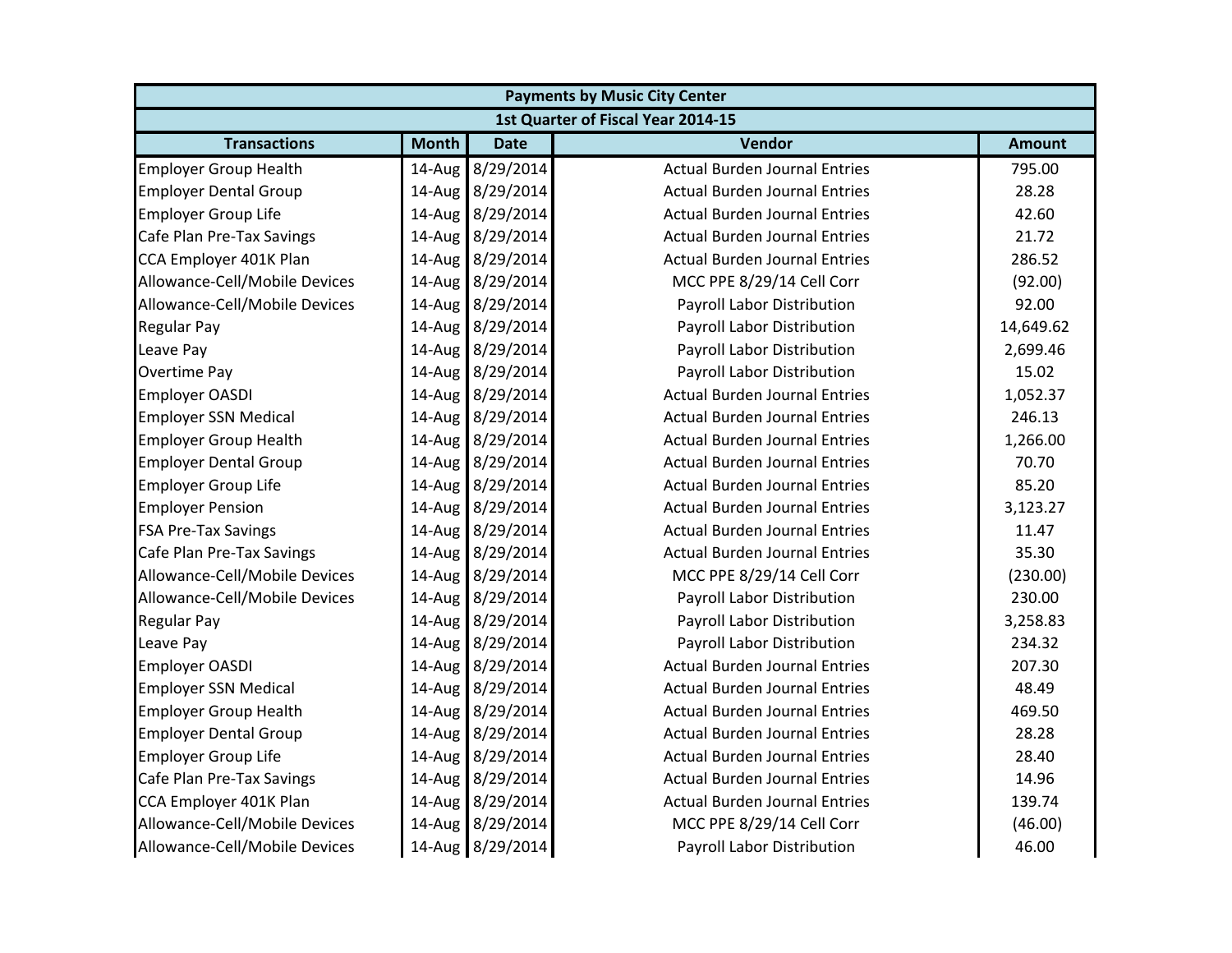| Payments by Music City Center | | | | |
|---|---|---|---|---|
| 1st Quarter of Fiscal Year 2014-15 | | | | |
| Transactions | Month | Date | Vendor | Amount |
| Employer Group Health | 14-Aug | 8/29/2014 | Actual Burden Journal Entries | 795.00 |
| Employer Dental Group | 14-Aug | 8/29/2014 | Actual Burden Journal Entries | 28.28 |
| Employer Group Life | 14-Aug | 8/29/2014 | Actual Burden Journal Entries | 42.60 |
| Cafe Plan Pre-Tax Savings | 14-Aug | 8/29/2014 | Actual Burden Journal Entries | 21.72 |
| CCA Employer 401K Plan | 14-Aug | 8/29/2014 | Actual Burden Journal Entries | 286.52 |
| Allowance-Cell/Mobile Devices | 14-Aug | 8/29/2014 | MCC PPE 8/29/14 Cell Corr | (92.00) |
| Allowance-Cell/Mobile Devices | 14-Aug | 8/29/2014 | Payroll Labor Distribution | 92.00 |
| Regular Pay | 14-Aug | 8/29/2014 | Payroll Labor Distribution | 14,649.62 |
| Leave Pay | 14-Aug | 8/29/2014 | Payroll Labor Distribution | 2,699.46 |
| Overtime Pay | 14-Aug | 8/29/2014 | Payroll Labor Distribution | 15.02 |
| Employer OASDI | 14-Aug | 8/29/2014 | Actual Burden Journal Entries | 1,052.37 |
| Employer SSN Medical | 14-Aug | 8/29/2014 | Actual Burden Journal Entries | 246.13 |
| Employer Group Health | 14-Aug | 8/29/2014 | Actual Burden Journal Entries | 1,266.00 |
| Employer Dental Group | 14-Aug | 8/29/2014 | Actual Burden Journal Entries | 70.70 |
| Employer Group Life | 14-Aug | 8/29/2014 | Actual Burden Journal Entries | 85.20 |
| Employer Pension | 14-Aug | 8/29/2014 | Actual Burden Journal Entries | 3,123.27 |
| FSA Pre-Tax Savings | 14-Aug | 8/29/2014 | Actual Burden Journal Entries | 11.47 |
| Cafe Plan Pre-Tax Savings | 14-Aug | 8/29/2014 | Actual Burden Journal Entries | 35.30 |
| Allowance-Cell/Mobile Devices | 14-Aug | 8/29/2014 | MCC PPE 8/29/14 Cell Corr | (230.00) |
| Allowance-Cell/Mobile Devices | 14-Aug | 8/29/2014 | Payroll Labor Distribution | 230.00 |
| Regular Pay | 14-Aug | 8/29/2014 | Payroll Labor Distribution | 3,258.83 |
| Leave Pay | 14-Aug | 8/29/2014 | Payroll Labor Distribution | 234.32 |
| Employer OASDI | 14-Aug | 8/29/2014 | Actual Burden Journal Entries | 207.30 |
| Employer SSN Medical | 14-Aug | 8/29/2014 | Actual Burden Journal Entries | 48.49 |
| Employer Group Health | 14-Aug | 8/29/2014 | Actual Burden Journal Entries | 469.50 |
| Employer Dental Group | 14-Aug | 8/29/2014 | Actual Burden Journal Entries | 28.28 |
| Employer Group Life | 14-Aug | 8/29/2014 | Actual Burden Journal Entries | 28.40 |
| Cafe Plan Pre-Tax Savings | 14-Aug | 8/29/2014 | Actual Burden Journal Entries | 14.96 |
| CCA Employer 401K Plan | 14-Aug | 8/29/2014 | Actual Burden Journal Entries | 139.74 |
| Allowance-Cell/Mobile Devices | 14-Aug | 8/29/2014 | MCC PPE 8/29/14 Cell Corr | (46.00) |
| Allowance-Cell/Mobile Devices | 14-Aug | 8/29/2014 | Payroll Labor Distribution | 46.00 |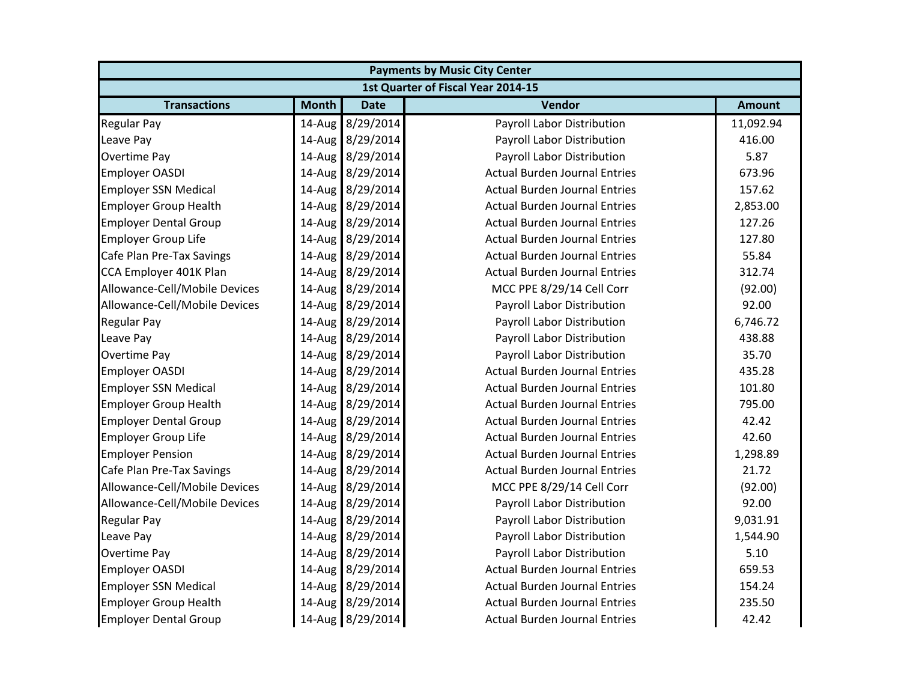| Payments by Music City Center | | | | |
|---|---|---|---|---|
| 1st Quarter of Fiscal Year 2014-15 | | | | |
| Transactions | Month | Date | Vendor | Amount |
| Regular Pay | 14-Aug | 8/29/2014 | Payroll Labor Distribution | 11,092.94 |
| Leave Pay | 14-Aug | 8/29/2014 | Payroll Labor Distribution | 416.00 |
| Overtime Pay | 14-Aug | 8/29/2014 | Payroll Labor Distribution | 5.87 |
| Employer OASDI | 14-Aug | 8/29/2014 | Actual Burden Journal Entries | 673.96 |
| Employer SSN Medical | 14-Aug | 8/29/2014 | Actual Burden Journal Entries | 157.62 |
| Employer Group Health | 14-Aug | 8/29/2014 | Actual Burden Journal Entries | 2,853.00 |
| Employer Dental Group | 14-Aug | 8/29/2014 | Actual Burden Journal Entries | 127.26 |
| Employer Group Life | 14-Aug | 8/29/2014 | Actual Burden Journal Entries | 127.80 |
| Cafe Plan Pre-Tax Savings | 14-Aug | 8/29/2014 | Actual Burden Journal Entries | 55.84 |
| CCA Employer 401K Plan | 14-Aug | 8/29/2014 | Actual Burden Journal Entries | 312.74 |
| Allowance-Cell/Mobile Devices | 14-Aug | 8/29/2014 | MCC PPE 8/29/14 Cell Corr | (92.00) |
| Allowance-Cell/Mobile Devices | 14-Aug | 8/29/2014 | Payroll Labor Distribution | 92.00 |
| Regular Pay | 14-Aug | 8/29/2014 | Payroll Labor Distribution | 6,746.72 |
| Leave Pay | 14-Aug | 8/29/2014 | Payroll Labor Distribution | 438.88 |
| Overtime Pay | 14-Aug | 8/29/2014 | Payroll Labor Distribution | 35.70 |
| Employer OASDI | 14-Aug | 8/29/2014 | Actual Burden Journal Entries | 435.28 |
| Employer SSN Medical | 14-Aug | 8/29/2014 | Actual Burden Journal Entries | 101.80 |
| Employer Group Health | 14-Aug | 8/29/2014 | Actual Burden Journal Entries | 795.00 |
| Employer Dental Group | 14-Aug | 8/29/2014 | Actual Burden Journal Entries | 42.42 |
| Employer Group Life | 14-Aug | 8/29/2014 | Actual Burden Journal Entries | 42.60 |
| Employer Pension | 14-Aug | 8/29/2014 | Actual Burden Journal Entries | 1,298.89 |
| Cafe Plan Pre-Tax Savings | 14-Aug | 8/29/2014 | Actual Burden Journal Entries | 21.72 |
| Allowance-Cell/Mobile Devices | 14-Aug | 8/29/2014 | MCC PPE 8/29/14 Cell Corr | (92.00) |
| Allowance-Cell/Mobile Devices | 14-Aug | 8/29/2014 | Payroll Labor Distribution | 92.00 |
| Regular Pay | 14-Aug | 8/29/2014 | Payroll Labor Distribution | 9,031.91 |
| Leave Pay | 14-Aug | 8/29/2014 | Payroll Labor Distribution | 1,544.90 |
| Overtime Pay | 14-Aug | 8/29/2014 | Payroll Labor Distribution | 5.10 |
| Employer OASDI | 14-Aug | 8/29/2014 | Actual Burden Journal Entries | 659.53 |
| Employer SSN Medical | 14-Aug | 8/29/2014 | Actual Burden Journal Entries | 154.24 |
| Employer Group Health | 14-Aug | 8/29/2014 | Actual Burden Journal Entries | 235.50 |
| Employer Dental Group | 14-Aug | 8/29/2014 | Actual Burden Journal Entries | 42.42 |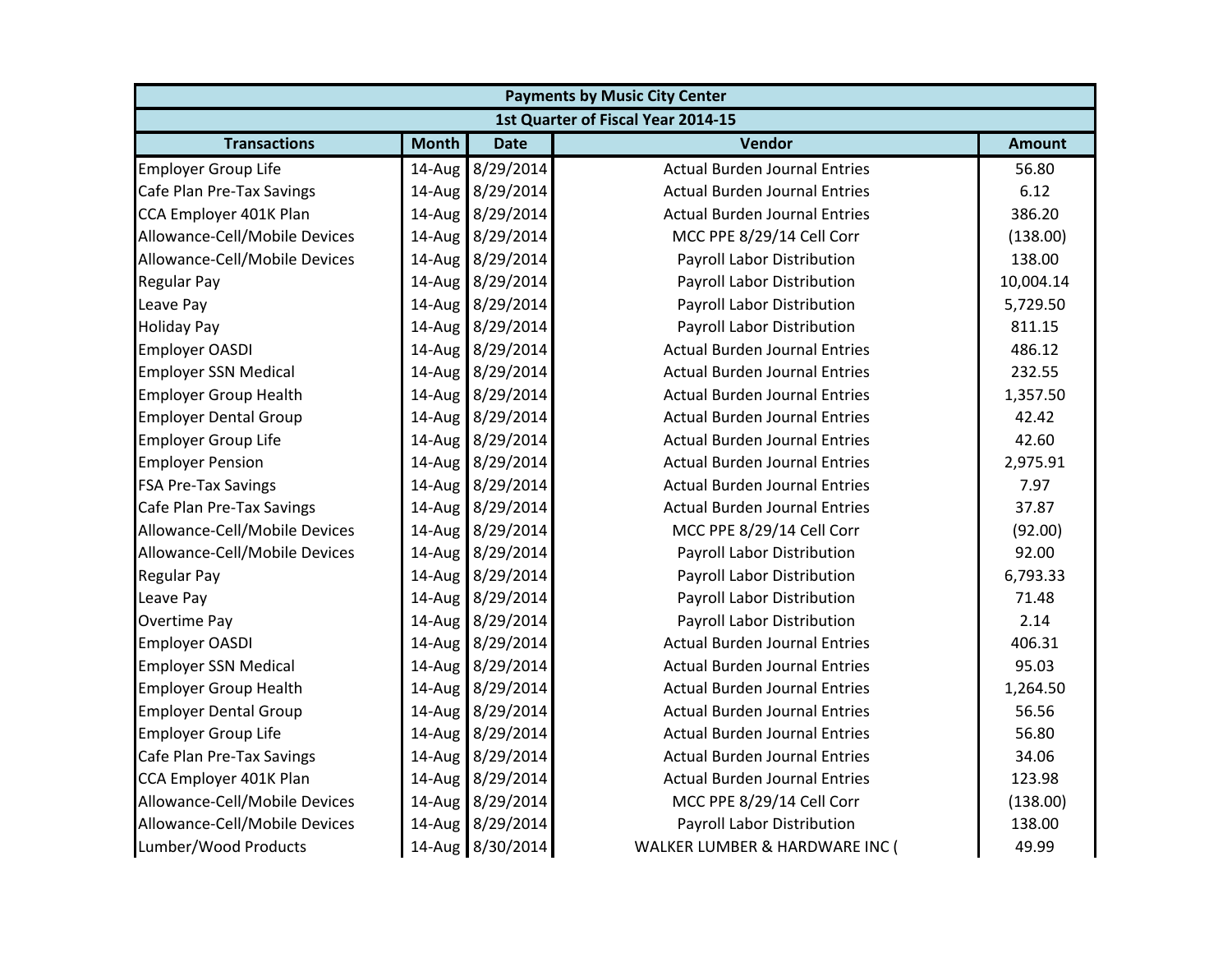| Payments by Music City Center | | | | |
|---|---|---|---|---|
| 1st Quarter of Fiscal Year 2014-15 | | | | |
| **Transactions** | **Month** | **Date** | **Vendor** | **Amount** |
| Employer Group Life | 14-Aug | 8/29/2014 | Actual Burden Journal Entries | 56.80 |
| Cafe Plan Pre-Tax Savings | 14-Aug | 8/29/2014 | Actual Burden Journal Entries | 6.12 |
| CCA Employer 401K Plan | 14-Aug | 8/29/2014 | Actual Burden Journal Entries | 386.20 |
| Allowance-Cell/Mobile Devices | 14-Aug | 8/29/2014 | MCC PPE 8/29/14 Cell Corr | (138.00) |
| Allowance-Cell/Mobile Devices | 14-Aug | 8/29/2014 | Payroll Labor Distribution | 138.00 |
| Regular Pay | 14-Aug | 8/29/2014 | Payroll Labor Distribution | 10,004.14 |
| Leave Pay | 14-Aug | 8/29/2014 | Payroll Labor Distribution | 5,729.50 |
| Holiday Pay | 14-Aug | 8/29/2014 | Payroll Labor Distribution | 811.15 |
| Employer OASDI | 14-Aug | 8/29/2014 | Actual Burden Journal Entries | 486.12 |
| Employer SSN Medical | 14-Aug | 8/29/2014 | Actual Burden Journal Entries | 232.55 |
| Employer Group Health | 14-Aug | 8/29/2014 | Actual Burden Journal Entries | 1,357.50 |
| Employer Dental Group | 14-Aug | 8/29/2014 | Actual Burden Journal Entries | 42.42 |
| Employer Group Life | 14-Aug | 8/29/2014 | Actual Burden Journal Entries | 42.60 |
| Employer Pension | 14-Aug | 8/29/2014 | Actual Burden Journal Entries | 2,975.91 |
| FSA Pre-Tax Savings | 14-Aug | 8/29/2014 | Actual Burden Journal Entries | 7.97 |
| Cafe Plan Pre-Tax Savings | 14-Aug | 8/29/2014 | Actual Burden Journal Entries | 37.87 |
| Allowance-Cell/Mobile Devices | 14-Aug | 8/29/2014 | MCC PPE 8/29/14 Cell Corr | (92.00) |
| Allowance-Cell/Mobile Devices | 14-Aug | 8/29/2014 | Payroll Labor Distribution | 92.00 |
| Regular Pay | 14-Aug | 8/29/2014 | Payroll Labor Distribution | 6,793.33 |
| Leave Pay | 14-Aug | 8/29/2014 | Payroll Labor Distribution | 71.48 |
| Overtime Pay | 14-Aug | 8/29/2014 | Payroll Labor Distribution | 2.14 |
| Employer OASDI | 14-Aug | 8/29/2014 | Actual Burden Journal Entries | 406.31 |
| Employer SSN Medical | 14-Aug | 8/29/2014 | Actual Burden Journal Entries | 95.03 |
| Employer Group Health | 14-Aug | 8/29/2014 | Actual Burden Journal Entries | 1,264.50 |
| Employer Dental Group | 14-Aug | 8/29/2014 | Actual Burden Journal Entries | 56.56 |
| Employer Group Life | 14-Aug | 8/29/2014 | Actual Burden Journal Entries | 56.80 |
| Cafe Plan Pre-Tax Savings | 14-Aug | 8/29/2014 | Actual Burden Journal Entries | 34.06 |
| CCA Employer 401K Plan | 14-Aug | 8/29/2014 | Actual Burden Journal Entries | 123.98 |
| Allowance-Cell/Mobile Devices | 14-Aug | 8/29/2014 | MCC PPE 8/29/14 Cell Corr | (138.00) |
| Allowance-Cell/Mobile Devices | 14-Aug | 8/29/2014 | Payroll Labor Distribution | 138.00 |
| Lumber/Wood Products | 14-Aug | 8/30/2014 | WALKER LUMBER & HARDWARE INC ( | 49.99 |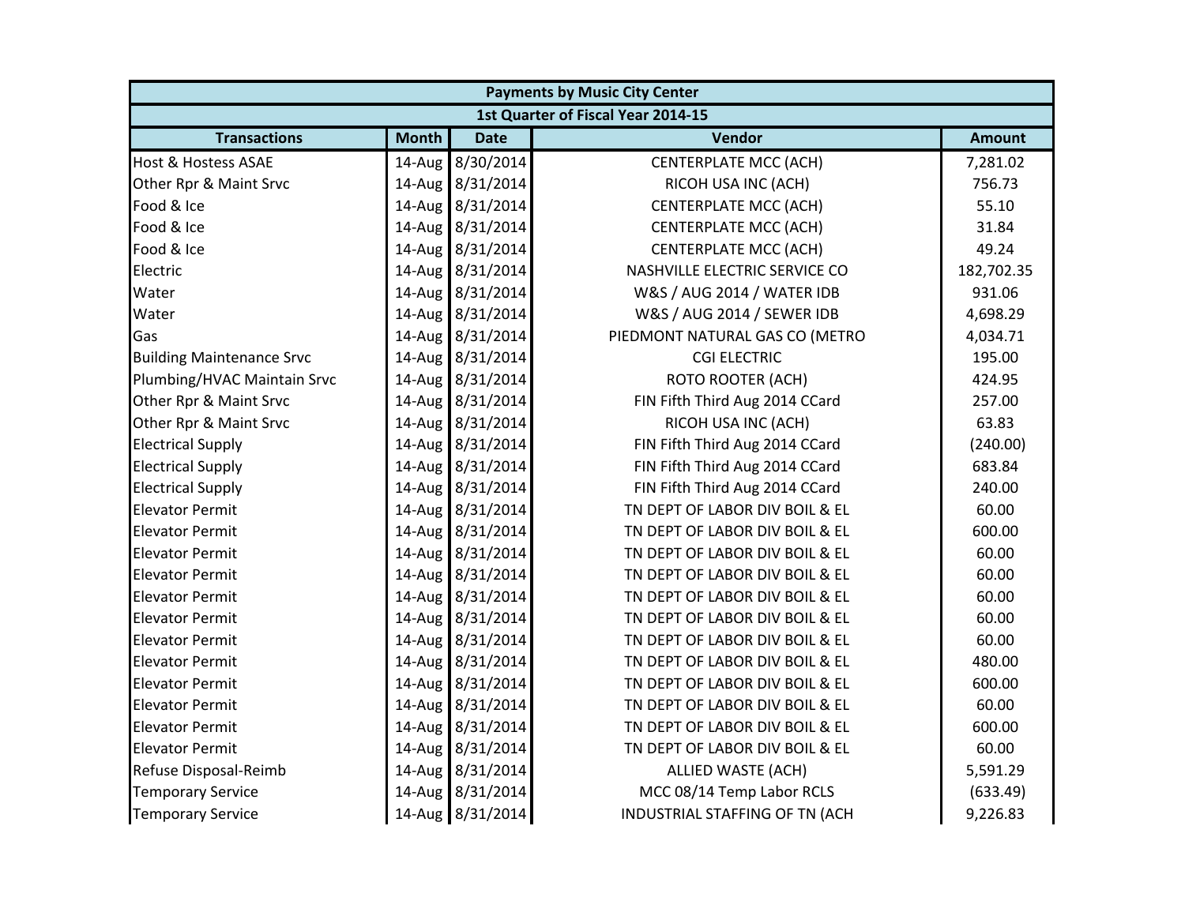| Payments by Music City Center | | | | |
|---|---|---|---|---|
| 1st Quarter of Fiscal Year 2014-15 | | | | |
| Transactions | Month | Date | Vendor | Amount |
| Host & Hostess ASAE | 14-Aug | 8/30/2014 | CENTERPLATE MCC (ACH) | 7,281.02 |
| Other Rpr & Maint Srvc | 14-Aug | 8/31/2014 | RICOH USA INC (ACH) | 756.73 |
| Food & Ice | 14-Aug | 8/31/2014 | CENTERPLATE MCC (ACH) | 55.10 |
| Food & Ice | 14-Aug | 8/31/2014 | CENTERPLATE MCC (ACH) | 31.84 |
| Food & Ice | 14-Aug | 8/31/2014 | CENTERPLATE MCC (ACH) | 49.24 |
| Electric | 14-Aug | 8/31/2014 | NASHVILLE ELECTRIC SERVICE CO | 182,702.35 |
| Water | 14-Aug | 8/31/2014 | W&S / AUG 2014 / WATER IDB | 931.06 |
| Water | 14-Aug | 8/31/2014 | W&S / AUG 2014 / SEWER IDB | 4,698.29 |
| Gas | 14-Aug | 8/31/2014 | PIEDMONT NATURAL GAS CO (METRO | 4,034.71 |
| Building Maintenance Srvc | 14-Aug | 8/31/2014 | CGI ELECTRIC | 195.00 |
| Plumbing/HVAC Maintain Srvc | 14-Aug | 8/31/2014 | ROTO ROOTER (ACH) | 424.95 |
| Other Rpr & Maint Srvc | 14-Aug | 8/31/2014 | FIN Fifth Third Aug 2014 CCard | 257.00 |
| Other Rpr & Maint Srvc | 14-Aug | 8/31/2014 | RICOH USA INC (ACH) | 63.83 |
| Electrical Supply | 14-Aug | 8/31/2014 | FIN Fifth Third Aug 2014 CCard | (240.00) |
| Electrical Supply | 14-Aug | 8/31/2014 | FIN Fifth Third Aug 2014 CCard | 683.84 |
| Electrical Supply | 14-Aug | 8/31/2014 | FIN Fifth Third Aug 2014 CCard | 240.00 |
| Elevator Permit | 14-Aug | 8/31/2014 | TN DEPT OF LABOR DIV BOIL & EL | 60.00 |
| Elevator Permit | 14-Aug | 8/31/2014 | TN DEPT OF LABOR DIV BOIL & EL | 600.00 |
| Elevator Permit | 14-Aug | 8/31/2014 | TN DEPT OF LABOR DIV BOIL & EL | 60.00 |
| Elevator Permit | 14-Aug | 8/31/2014 | TN DEPT OF LABOR DIV BOIL & EL | 60.00 |
| Elevator Permit | 14-Aug | 8/31/2014 | TN DEPT OF LABOR DIV BOIL & EL | 60.00 |
| Elevator Permit | 14-Aug | 8/31/2014 | TN DEPT OF LABOR DIV BOIL & EL | 60.00 |
| Elevator Permit | 14-Aug | 8/31/2014 | TN DEPT OF LABOR DIV BOIL & EL | 60.00 |
| Elevator Permit | 14-Aug | 8/31/2014 | TN DEPT OF LABOR DIV BOIL & EL | 480.00 |
| Elevator Permit | 14-Aug | 8/31/2014 | TN DEPT OF LABOR DIV BOIL & EL | 600.00 |
| Elevator Permit | 14-Aug | 8/31/2014 | TN DEPT OF LABOR DIV BOIL & EL | 60.00 |
| Elevator Permit | 14-Aug | 8/31/2014 | TN DEPT OF LABOR DIV BOIL & EL | 600.00 |
| Elevator Permit | 14-Aug | 8/31/2014 | TN DEPT OF LABOR DIV BOIL & EL | 60.00 |
| Refuse Disposal-Reimb | 14-Aug | 8/31/2014 | ALLIED WASTE (ACH) | 5,591.29 |
| Temporary Service | 14-Aug | 8/31/2014 | MCC 08/14 Temp Labor RCLS | (633.49) |
| Temporary Service | 14-Aug | 8/31/2014 | INDUSTRIAL STAFFING OF TN (ACH | 9,226.83 |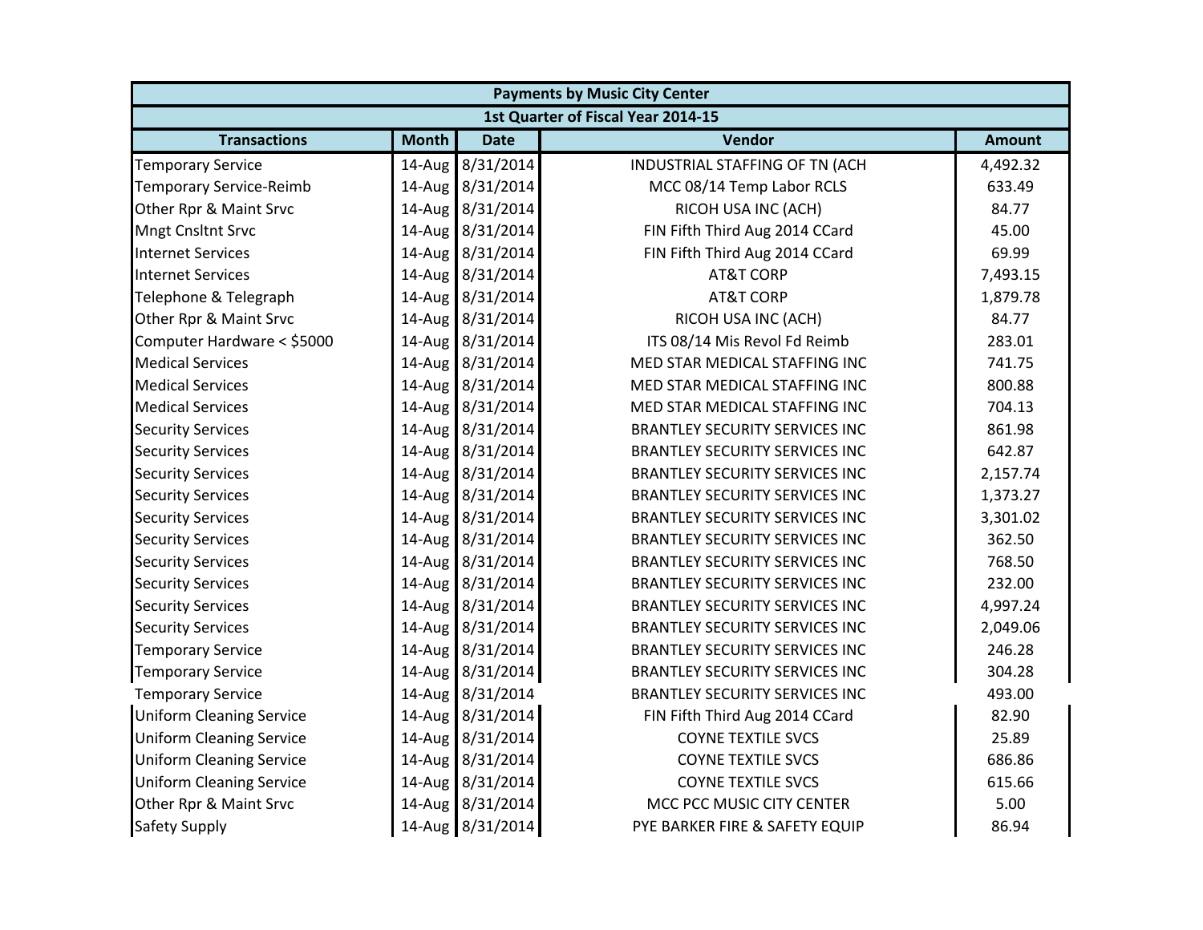| Payments by Music City Center | | | | |
|---|---|---|---|---|
| 1st Quarter of Fiscal Year 2014-15 | | | | |
| Transactions | Month | Date | Vendor | Amount |
| Temporary Service | 14-Aug | 8/31/2014 | INDUSTRIAL STAFFING OF TN (ACH | 4,492.32 |
| Temporary Service-Reimb | 14-Aug | 8/31/2014 | MCC 08/14 Temp Labor RCLS | 633.49 |
| Other Rpr & Maint Srvc | 14-Aug | 8/31/2014 | RICOH USA INC (ACH) | 84.77 |
| Mngt Cnsltnt Srvc | 14-Aug | 8/31/2014 | FIN Fifth Third Aug 2014 CCard | 45.00 |
| Internet Services | 14-Aug | 8/31/2014 | FIN Fifth Third Aug 2014 CCard | 69.99 |
| Internet Services | 14-Aug | 8/31/2014 | AT&T CORP | 7,493.15 |
| Telephone & Telegraph | 14-Aug | 8/31/2014 | AT&T CORP | 1,879.78 |
| Other Rpr & Maint Srvc | 14-Aug | 8/31/2014 | RICOH USA INC (ACH) | 84.77 |
| Computer Hardware < $5000 | 14-Aug | 8/31/2014 | ITS 08/14 Mis Revol Fd Reimb | 283.01 |
| Medical Services | 14-Aug | 8/31/2014 | MED STAR MEDICAL STAFFING INC | 741.75 |
| Medical Services | 14-Aug | 8/31/2014 | MED STAR MEDICAL STAFFING INC | 800.88 |
| Medical Services | 14-Aug | 8/31/2014 | MED STAR MEDICAL STAFFING INC | 704.13 |
| Security Services | 14-Aug | 8/31/2014 | BRANTLEY SECURITY SERVICES INC | 861.98 |
| Security Services | 14-Aug | 8/31/2014 | BRANTLEY SECURITY SERVICES INC | 642.87 |
| Security Services | 14-Aug | 8/31/2014 | BRANTLEY SECURITY SERVICES INC | 2,157.74 |
| Security Services | 14-Aug | 8/31/2014 | BRANTLEY SECURITY SERVICES INC | 1,373.27 |
| Security Services | 14-Aug | 8/31/2014 | BRANTLEY SECURITY SERVICES INC | 3,301.02 |
| Security Services | 14-Aug | 8/31/2014 | BRANTLEY SECURITY SERVICES INC | 362.50 |
| Security Services | 14-Aug | 8/31/2014 | BRANTLEY SECURITY SERVICES INC | 768.50 |
| Security Services | 14-Aug | 8/31/2014 | BRANTLEY SECURITY SERVICES INC | 232.00 |
| Security Services | 14-Aug | 8/31/2014 | BRANTLEY SECURITY SERVICES INC | 4,997.24 |
| Security Services | 14-Aug | 8/31/2014 | BRANTLEY SECURITY SERVICES INC | 2,049.06 |
| Temporary Service | 14-Aug | 8/31/2014 | BRANTLEY SECURITY SERVICES INC | 246.28 |
| Temporary Service | 14-Aug | 8/31/2014 | BRANTLEY SECURITY SERVICES INC | 304.28 |
| Temporary Service | 14-Aug | 8/31/2014 | BRANTLEY SECURITY SERVICES INC | 493.00 |
| Uniform Cleaning Service | 14-Aug | 8/31/2014 | FIN Fifth Third Aug 2014 CCard | 82.90 |
| Uniform Cleaning Service | 14-Aug | 8/31/2014 | COYNE TEXTILE SVCS | 25.89 |
| Uniform Cleaning Service | 14-Aug | 8/31/2014 | COYNE TEXTILE SVCS | 686.86 |
| Uniform Cleaning Service | 14-Aug | 8/31/2014 | COYNE TEXTILE SVCS | 615.66 |
| Other Rpr & Maint Srvc | 14-Aug | 8/31/2014 | MCC PCC MUSIC CITY CENTER | 5.00 |
| Safety Supply | 14-Aug | 8/31/2014 | PYE BARKER FIRE & SAFETY EQUIP | 86.94 |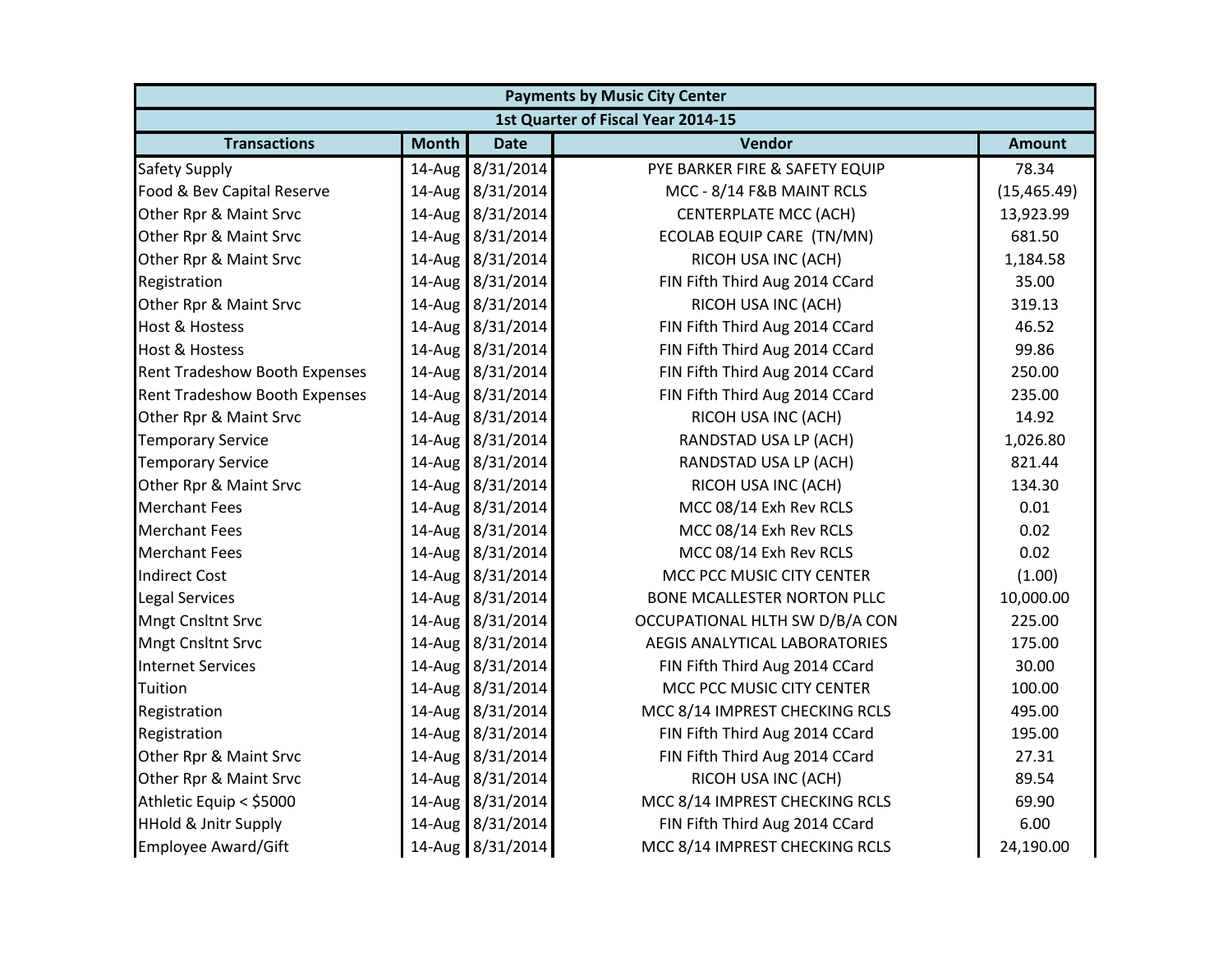| Payments by Music City Center | | | | |
|---|---|---|---|---|
| 1st Quarter of Fiscal Year 2014-15 | | | | |
| Transactions | Month | Date | Vendor | Amount |
| Safety Supply | 14-Aug | 8/31/2014 | PYE BARKER FIRE & SAFETY EQUIP | 78.34 |
| Food & Bev Capital Reserve | 14-Aug | 8/31/2014 | MCC - 8/14 F&B MAINT RCLS | (15,465.49) |
| Other Rpr & Maint Srvc | 14-Aug | 8/31/2014 | CENTERPLATE MCC (ACH) | 13,923.99 |
| Other Rpr & Maint Srvc | 14-Aug | 8/31/2014 | ECOLAB EQUIP CARE (TN/MN) | 681.50 |
| Other Rpr & Maint Srvc | 14-Aug | 8/31/2014 | RICOH USA INC (ACH) | 1,184.58 |
| Registration | 14-Aug | 8/31/2014 | FIN Fifth Third Aug 2014 CCard | 35.00 |
| Other Rpr & Maint Srvc | 14-Aug | 8/31/2014 | RICOH USA INC (ACH) | 319.13 |
| Host & Hostess | 14-Aug | 8/31/2014 | FIN Fifth Third Aug 2014 CCard | 46.52 |
| Host & Hostess | 14-Aug | 8/31/2014 | FIN Fifth Third Aug 2014 CCard | 99.86 |
| Rent Tradeshow Booth Expenses | 14-Aug | 8/31/2014 | FIN Fifth Third Aug 2014 CCard | 250.00 |
| Rent Tradeshow Booth Expenses | 14-Aug | 8/31/2014 | FIN Fifth Third Aug 2014 CCard | 235.00 |
| Other Rpr & Maint Srvc | 14-Aug | 8/31/2014 | RICOH USA INC (ACH) | 14.92 |
| Temporary Service | 14-Aug | 8/31/2014 | RANDSTAD USA LP (ACH) | 1,026.80 |
| Temporary Service | 14-Aug | 8/31/2014 | RANDSTAD USA LP (ACH) | 821.44 |
| Other Rpr & Maint Srvc | 14-Aug | 8/31/2014 | RICOH USA INC (ACH) | 134.30 |
| Merchant Fees | 14-Aug | 8/31/2014 | MCC 08/14 Exh Rev RCLS | 0.01 |
| Merchant Fees | 14-Aug | 8/31/2014 | MCC 08/14 Exh Rev RCLS | 0.02 |
| Merchant Fees | 14-Aug | 8/31/2014 | MCC 08/14 Exh Rev RCLS | 0.02 |
| Indirect Cost | 14-Aug | 8/31/2014 | MCC PCC MUSIC CITY CENTER | (1.00) |
| Legal Services | 14-Aug | 8/31/2014 | BONE MCALLESTER NORTON PLLC | 10,000.00 |
| Mngt Cnsltnt Srvc | 14-Aug | 8/31/2014 | OCCUPATIONAL HLTH SW D/B/A CON | 225.00 |
| Mngt Cnsltnt Srvc | 14-Aug | 8/31/2014 | AEGIS ANALYTICAL LABORATORIES | 175.00 |
| Internet Services | 14-Aug | 8/31/2014 | FIN Fifth Third Aug 2014 CCard | 30.00 |
| Tuition | 14-Aug | 8/31/2014 | MCC PCC MUSIC CITY CENTER | 100.00 |
| Registration | 14-Aug | 8/31/2014 | MCC 8/14 IMPREST CHECKING RCLS | 495.00 |
| Registration | 14-Aug | 8/31/2014 | FIN Fifth Third Aug 2014 CCard | 195.00 |
| Other Rpr & Maint Srvc | 14-Aug | 8/31/2014 | FIN Fifth Third Aug 2014 CCard | 27.31 |
| Other Rpr & Maint Srvc | 14-Aug | 8/31/2014 | RICOH USA INC (ACH) | 89.54 |
| Athletic Equip < $5000 | 14-Aug | 8/31/2014 | MCC 8/14 IMPREST CHECKING RCLS | 69.90 |
| HHold & Jnitr Supply | 14-Aug | 8/31/2014 | FIN Fifth Third Aug 2014 CCard | 6.00 |
| Employee Award/Gift | 14-Aug | 8/31/2014 | MCC 8/14 IMPREST CHECKING RCLS | 24,190.00 |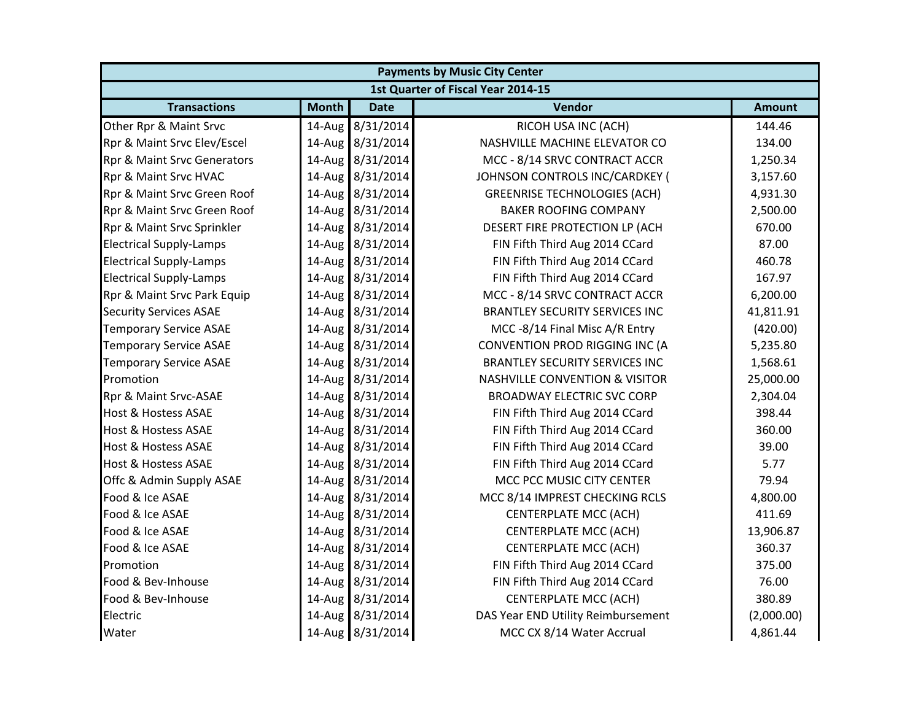| Payments by Music City Center | | | | |
|---|---|---|---|---|
| 1st Quarter of Fiscal Year 2014-15 | | | | |
| **Transactions** | **Month** | **Date** | **Vendor** | **Amount** |
| Other Rpr & Maint Srvc | 14-Aug | 8/31/2014 | RICOH USA INC (ACH) | 144.46 |
| Rpr & Maint Srvc Elev/Escel | 14-Aug | 8/31/2014 | NASHVILLE MACHINE ELEVATOR CO | 134.00 |
| Rpr & Maint Srvc Generators | 14-Aug | 8/31/2014 | MCC - 8/14 SRVC CONTRACT ACCR | 1,250.34 |
| Rpr & Maint Srvc HVAC | 14-Aug | 8/31/2014 | JOHNSON CONTROLS INC/CARDKEY ( | 3,157.60 |
| Rpr & Maint Srvc Green Roof | 14-Aug | 8/31/2014 | GREENRISE TECHNOLOGIES (ACH) | 4,931.30 |
| Rpr & Maint Srvc Green Roof | 14-Aug | 8/31/2014 | BAKER ROOFING COMPANY | 2,500.00 |
| Rpr & Maint Srvc Sprinkler | 14-Aug | 8/31/2014 | DESERT FIRE PROTECTION LP (ACH | 670.00 |
| Electrical Supply-Lamps | 14-Aug | 8/31/2014 | FIN Fifth Third Aug 2014 CCard | 87.00 |
| Electrical Supply-Lamps | 14-Aug | 8/31/2014 | FIN Fifth Third Aug 2014 CCard | 460.78 |
| Electrical Supply-Lamps | 14-Aug | 8/31/2014 | FIN Fifth Third Aug 2014 CCard | 167.97 |
| Rpr & Maint Srvc Park Equip | 14-Aug | 8/31/2014 | MCC - 8/14 SRVC CONTRACT ACCR | 6,200.00 |
| Security Services ASAE | 14-Aug | 8/31/2014 | BRANTLEY SECURITY SERVICES INC | 41,811.91 |
| Temporary Service ASAE | 14-Aug | 8/31/2014 | MCC -8/14 Final Misc A/R Entry | (420.00) |
| Temporary Service ASAE | 14-Aug | 8/31/2014 | CONVENTION PROD RIGGING INC (A | 5,235.80 |
| Temporary Service ASAE | 14-Aug | 8/31/2014 | BRANTLEY SECURITY SERVICES INC | 1,568.61 |
| Promotion | 14-Aug | 8/31/2014 | NASHVILLE CONVENTION & VISITOR | 25,000.00 |
| Rpr & Maint Srvc-ASAE | 14-Aug | 8/31/2014 | BROADWAY ELECTRIC SVC CORP | 2,304.04 |
| Host & Hostess ASAE | 14-Aug | 8/31/2014 | FIN Fifth Third Aug 2014 CCard | 398.44 |
| Host & Hostess ASAE | 14-Aug | 8/31/2014 | FIN Fifth Third Aug 2014 CCard | 360.00 |
| Host & Hostess ASAE | 14-Aug | 8/31/2014 | FIN Fifth Third Aug 2014 CCard | 39.00 |
| Host & Hostess ASAE | 14-Aug | 8/31/2014 | FIN Fifth Third Aug 2014 CCard | 5.77 |
| Offc & Admin Supply ASAE | 14-Aug | 8/31/2014 | MCC PCC MUSIC CITY CENTER | 79.94 |
| Food & Ice ASAE | 14-Aug | 8/31/2014 | MCC 8/14 IMPREST CHECKING RCLS | 4,800.00 |
| Food & Ice ASAE | 14-Aug | 8/31/2014 | CENTERPLATE MCC (ACH) | 411.69 |
| Food & Ice ASAE | 14-Aug | 8/31/2014 | CENTERPLATE MCC (ACH) | 13,906.87 |
| Food & Ice ASAE | 14-Aug | 8/31/2014 | CENTERPLATE MCC (ACH) | 360.37 |
| Promotion | 14-Aug | 8/31/2014 | FIN Fifth Third Aug 2014 CCard | 375.00 |
| Food & Bev-Inhouse | 14-Aug | 8/31/2014 | FIN Fifth Third Aug 2014 CCard | 76.00 |
| Food & Bev-Inhouse | 14-Aug | 8/31/2014 | CENTERPLATE MCC (ACH) | 380.89 |
| Electric | 14-Aug | 8/31/2014 | DAS Year END Utility Reimbursement | (2,000.00) |
| Water | 14-Aug | 8/31/2014 | MCC CX 8/14 Water Accrual | 4,861.44 |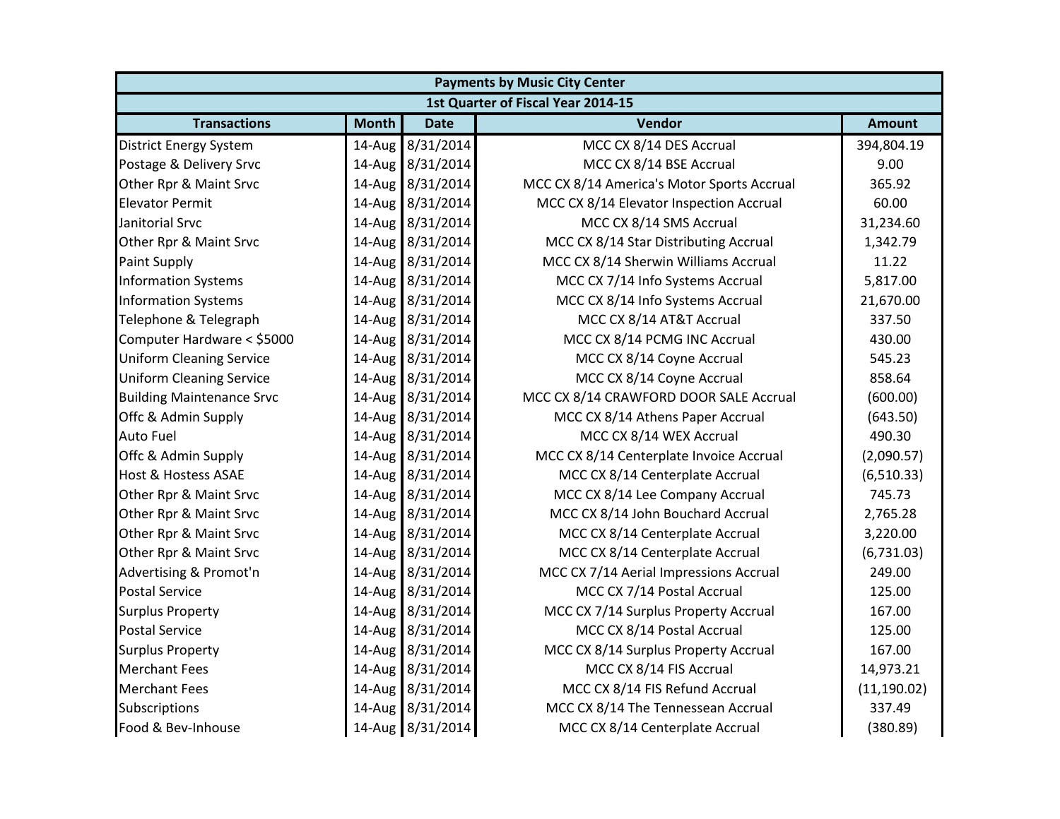| Payments by Music City Center | | | | |
|---|---|---|---|---|
| 1st Quarter of Fiscal Year 2014-15 | | | | |
| Transactions | Month | Date | Vendor | Amount |
| District Energy System | 14-Aug | 8/31/2014 | MCC CX 8/14 DES Accrual | 394,804.19 |
| Postage & Delivery Srvc | 14-Aug | 8/31/2014 | MCC CX 8/14 BSE Accrual | 9.00 |
| Other Rpr & Maint Srvc | 14-Aug | 8/31/2014 | MCC CX 8/14 America's Motor Sports Accrual | 365.92 |
| Elevator Permit | 14-Aug | 8/31/2014 | MCC CX 8/14 Elevator Inspection Accrual | 60.00 |
| Janitorial Srvc | 14-Aug | 8/31/2014 | MCC CX 8/14 SMS Accrual | 31,234.60 |
| Other Rpr & Maint Srvc | 14-Aug | 8/31/2014 | MCC CX 8/14 Star Distributing Accrual | 1,342.79 |
| Paint Supply | 14-Aug | 8/31/2014 | MCC CX 8/14 Sherwin Williams Accrual | 11.22 |
| Information Systems | 14-Aug | 8/31/2014 | MCC CX 7/14 Info Systems Accrual | 5,817.00 |
| Information Systems | 14-Aug | 8/31/2014 | MCC CX 8/14 Info Systems Accrual | 21,670.00 |
| Telephone & Telegraph | 14-Aug | 8/31/2014 | MCC CX 8/14 AT&T Accrual | 337.50 |
| Computer Hardware < $5000 | 14-Aug | 8/31/2014 | MCC CX 8/14 PCMG INC Accrual | 430.00 |
| Uniform Cleaning Service | 14-Aug | 8/31/2014 | MCC CX 8/14 Coyne Accrual | 545.23 |
| Uniform Cleaning Service | 14-Aug | 8/31/2014 | MCC CX 8/14 Coyne Accrual | 858.64 |
| Building Maintenance Srvc | 14-Aug | 8/31/2014 | MCC CX 8/14 CRAWFORD DOOR SALE Accrual | (600.00) |
| Offc & Admin Supply | 14-Aug | 8/31/2014 | MCC CX 8/14 Athens Paper Accrual | (643.50) |
| Auto Fuel | 14-Aug | 8/31/2014 | MCC CX 8/14 WEX Accrual | 490.30 |
| Offc & Admin Supply | 14-Aug | 8/31/2014 | MCC CX 8/14 Centerplate Invoice Accrual | (2,090.57) |
| Host & Hostess ASAE | 14-Aug | 8/31/2014 | MCC CX 8/14 Centerplate Accrual | (6,510.33) |
| Other Rpr & Maint Srvc | 14-Aug | 8/31/2014 | MCC CX 8/14 Lee Company Accrual | 745.73 |
| Other Rpr & Maint Srvc | 14-Aug | 8/31/2014 | MCC CX 8/14 John Bouchard Accrual | 2,765.28 |
| Other Rpr & Maint Srvc | 14-Aug | 8/31/2014 | MCC CX 8/14 Centerplate Accrual | 3,220.00 |
| Other Rpr & Maint Srvc | 14-Aug | 8/31/2014 | MCC CX 8/14 Centerplate Accrual | (6,731.03) |
| Advertising & Promot'n | 14-Aug | 8/31/2014 | MCC CX 7/14 Aerial Impressions Accrual | 249.00 |
| Postal Service | 14-Aug | 8/31/2014 | MCC CX 7/14 Postal Accrual | 125.00 |
| Surplus Property | 14-Aug | 8/31/2014 | MCC CX 7/14 Surplus Property Accrual | 167.00 |
| Postal Service | 14-Aug | 8/31/2014 | MCC CX 8/14 Postal Accrual | 125.00 |
| Surplus Property | 14-Aug | 8/31/2014 | MCC CX 8/14 Surplus Property Accrual | 167.00 |
| Merchant Fees | 14-Aug | 8/31/2014 | MCC CX 8/14 FIS Accrual | 14,973.21 |
| Merchant Fees | 14-Aug | 8/31/2014 | MCC CX 8/14 FIS Refund Accrual | (11,190.02) |
| Subscriptions | 14-Aug | 8/31/2014 | MCC CX 8/14 The Tennessean Accrual | 337.49 |
| Food & Bev-Inhouse | 14-Aug | 8/31/2014 | MCC CX 8/14 Centerplate Accrual | (380.89) |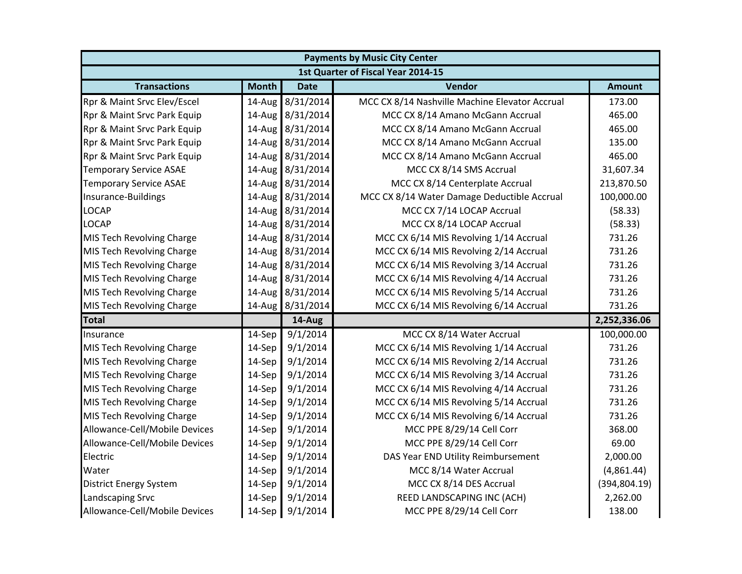| Payments by Music City Center | | | | |
| --- | --- | --- | --- | --- |
| 1st Quarter of Fiscal Year 2014-15 | | | | |
| **Transactions** | **Month** | **Date** | **Vendor** | **Amount** |
| Rpr & Maint Srvc Elev/Escel | 14-Aug | 8/31/2014 | MCC CX 8/14 Nashville Machine Elevator Accrual | 173.00 |
| Rpr & Maint Srvc Park Equip | 14-Aug | 8/31/2014 | MCC CX 8/14 Amano McGann Accrual | 465.00 |
| Rpr & Maint Srvc Park Equip | 14-Aug | 8/31/2014 | MCC CX 8/14 Amano McGann Accrual | 465.00 |
| Rpr & Maint Srvc Park Equip | 14-Aug | 8/31/2014 | MCC CX 8/14 Amano McGann Accrual | 135.00 |
| Rpr & Maint Srvc Park Equip | 14-Aug | 8/31/2014 | MCC CX 8/14 Amano McGann Accrual | 465.00 |
| Temporary Service ASAE | 14-Aug | 8/31/2014 | MCC CX 8/14 SMS Accrual | 31,607.34 |
| Temporary Service ASAE | 14-Aug | 8/31/2014 | MCC CX 8/14 Centerplate Accrual | 213,870.50 |
| Insurance-Buildings | 14-Aug | 8/31/2014 | MCC CX 8/14 Water Damage Deductible Accrual | 100,000.00 |
| LOCAP | 14-Aug | 8/31/2014 | MCC CX 7/14 LOCAP Accrual | (58.33) |
| LOCAP | 14-Aug | 8/31/2014 | MCC CX 8/14 LOCAP Accrual | (58.33) |
| MIS Tech Revolving Charge | 14-Aug | 8/31/2014 | MCC CX 6/14 MIS Revolving 1/14 Accrual | 731.26 |
| MIS Tech Revolving Charge | 14-Aug | 8/31/2014 | MCC CX 6/14 MIS Revolving 2/14 Accrual | 731.26 |
| MIS Tech Revolving Charge | 14-Aug | 8/31/2014 | MCC CX 6/14 MIS Revolving 3/14 Accrual | 731.26 |
| MIS Tech Revolving Charge | 14-Aug | 8/31/2014 | MCC CX 6/14 MIS Revolving 4/14 Accrual | 731.26 |
| MIS Tech Revolving Charge | 14-Aug | 8/31/2014 | MCC CX 6/14 MIS Revolving 5/14 Accrual | 731.26 |
| MIS Tech Revolving Charge | 14-Aug | 8/31/2014 | MCC CX 6/14 MIS Revolving 6/14 Accrual | 731.26 |
| **Total** | | **14-Aug** | | **2,252,336.06** |
| Insurance | 14-Sep | 9/1/2014 | MCC CX 8/14 Water Accrual | 100,000.00 |
| MIS Tech Revolving Charge | 14-Sep | 9/1/2014 | MCC CX 6/14 MIS Revolving 1/14 Accrual | 731.26 |
| MIS Tech Revolving Charge | 14-Sep | 9/1/2014 | MCC CX 6/14 MIS Revolving 2/14 Accrual | 731.26 |
| MIS Tech Revolving Charge | 14-Sep | 9/1/2014 | MCC CX 6/14 MIS Revolving 3/14 Accrual | 731.26 |
| MIS Tech Revolving Charge | 14-Sep | 9/1/2014 | MCC CX 6/14 MIS Revolving 4/14 Accrual | 731.26 |
| MIS Tech Revolving Charge | 14-Sep | 9/1/2014 | MCC CX 6/14 MIS Revolving 5/14 Accrual | 731.26 |
| MIS Tech Revolving Charge | 14-Sep | 9/1/2014 | MCC CX 6/14 MIS Revolving 6/14 Accrual | 731.26 |
| Allowance-Cell/Mobile Devices | 14-Sep | 9/1/2014 | MCC PPE 8/29/14 Cell Corr | 368.00 |
| Allowance-Cell/Mobile Devices | 14-Sep | 9/1/2014 | MCC PPE 8/29/14 Cell Corr | 69.00 |
| Electric | 14-Sep | 9/1/2014 | DAS Year END Utility Reimbursement | 2,000.00 |
| Water | 14-Sep | 9/1/2014 | MCC 8/14 Water Accrual | (4,861.44) |
| District Energy System | 14-Sep | 9/1/2014 | MCC CX 8/14 DES Accrual | (394,804.19) |
| Landscaping Srvc | 14-Sep | 9/1/2014 | REED LANDSCAPING INC (ACH) | 2,262.00 |
| Allowance-Cell/Mobile Devices | 14-Sep | 9/1/2014 | MCC PPE 8/29/14 Cell Corr | 138.00 |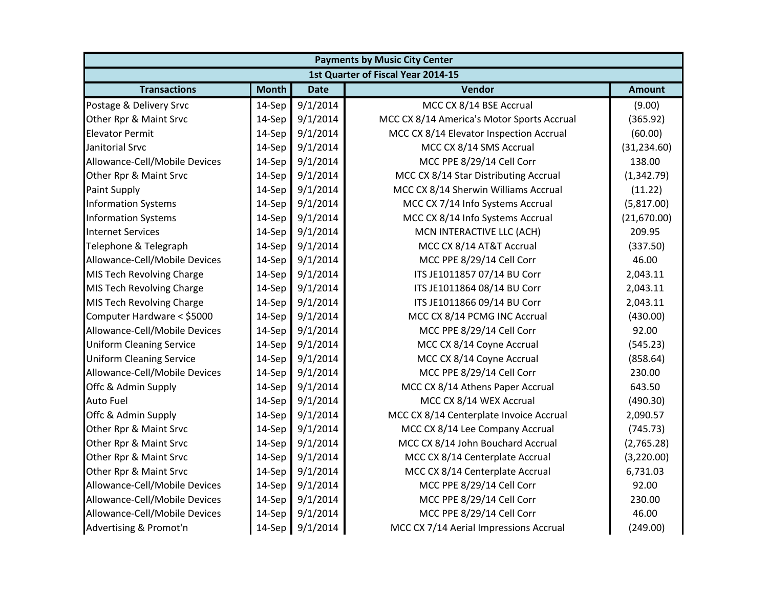| Payments by Music City Center | | | | |
|---|---|---|---|---|
| 1st Quarter of Fiscal Year 2014-15 | | | | |
| Transactions | Month | Date | Vendor | Amount |
| Postage & Delivery Srvc | 14-Sep | 9/1/2014 | MCC CX 8/14 BSE Accrual | (9.00) |
| Other Rpr & Maint Srvc | 14-Sep | 9/1/2014 | MCC CX 8/14 America's Motor Sports Accrual | (365.92) |
| Elevator Permit | 14-Sep | 9/1/2014 | MCC CX 8/14 Elevator Inspection Accrual | (60.00) |
| Janitorial Srvc | 14-Sep | 9/1/2014 | MCC CX 8/14 SMS Accrual | (31,234.60) |
| Allowance-Cell/Mobile Devices | 14-Sep | 9/1/2014 | MCC PPE 8/29/14 Cell Corr | 138.00 |
| Other Rpr & Maint Srvc | 14-Sep | 9/1/2014 | MCC CX 8/14 Star Distributing Accrual | (1,342.79) |
| Paint Supply | 14-Sep | 9/1/2014 | MCC CX 8/14 Sherwin Williams Accrual | (11.22) |
| Information Systems | 14-Sep | 9/1/2014 | MCC CX 7/14 Info Systems Accrual | (5,817.00) |
| Information Systems | 14-Sep | 9/1/2014 | MCC CX 8/14 Info Systems Accrual | (21,670.00) |
| Internet Services | 14-Sep | 9/1/2014 | MCN INTERACTIVE LLC (ACH) | 209.95 |
| Telephone & Telegraph | 14-Sep | 9/1/2014 | MCC CX 8/14 AT&T Accrual | (337.50) |
| Allowance-Cell/Mobile Devices | 14-Sep | 9/1/2014 | MCC PPE 8/29/14 Cell Corr | 46.00 |
| MIS Tech Revolving Charge | 14-Sep | 9/1/2014 | ITS JE1011857 07/14 BU Corr | 2,043.11 |
| MIS Tech Revolving Charge | 14-Sep | 9/1/2014 | ITS JE1011864 08/14 BU Corr | 2,043.11 |
| MIS Tech Revolving Charge | 14-Sep | 9/1/2014 | ITS JE1011866 09/14 BU Corr | 2,043.11 |
| Computer Hardware < $5000 | 14-Sep | 9/1/2014 | MCC CX 8/14 PCMG INC Accrual | (430.00) |
| Allowance-Cell/Mobile Devices | 14-Sep | 9/1/2014 | MCC PPE 8/29/14 Cell Corr | 92.00 |
| Uniform Cleaning Service | 14-Sep | 9/1/2014 | MCC CX 8/14 Coyne Accrual | (545.23) |
| Uniform Cleaning Service | 14-Sep | 9/1/2014 | MCC CX 8/14 Coyne Accrual | (858.64) |
| Allowance-Cell/Mobile Devices | 14-Sep | 9/1/2014 | MCC PPE 8/29/14 Cell Corr | 230.00 |
| Offc & Admin Supply | 14-Sep | 9/1/2014 | MCC CX 8/14 Athens Paper Accrual | 643.50 |
| Auto Fuel | 14-Sep | 9/1/2014 | MCC CX 8/14 WEX Accrual | (490.30) |
| Offc & Admin Supply | 14-Sep | 9/1/2014 | MCC CX 8/14 Centerplate Invoice Accrual | 2,090.57 |
| Other Rpr & Maint Srvc | 14-Sep | 9/1/2014 | MCC CX 8/14 Lee Company Accrual | (745.73) |
| Other Rpr & Maint Srvc | 14-Sep | 9/1/2014 | MCC CX 8/14 John Bouchard Accrual | (2,765.28) |
| Other Rpr & Maint Srvc | 14-Sep | 9/1/2014 | MCC CX 8/14 Centerplate Accrual | (3,220.00) |
| Other Rpr & Maint Srvc | 14-Sep | 9/1/2014 | MCC CX 8/14 Centerplate Accrual | 6,731.03 |
| Allowance-Cell/Mobile Devices | 14-Sep | 9/1/2014 | MCC PPE 8/29/14 Cell Corr | 92.00 |
| Allowance-Cell/Mobile Devices | 14-Sep | 9/1/2014 | MCC PPE 8/29/14 Cell Corr | 230.00 |
| Allowance-Cell/Mobile Devices | 14-Sep | 9/1/2014 | MCC PPE 8/29/14 Cell Corr | 46.00 |
| Advertising & Promot'n | 14-Sep | 9/1/2014 | MCC CX 7/14 Aerial Impressions Accrual | (249.00) |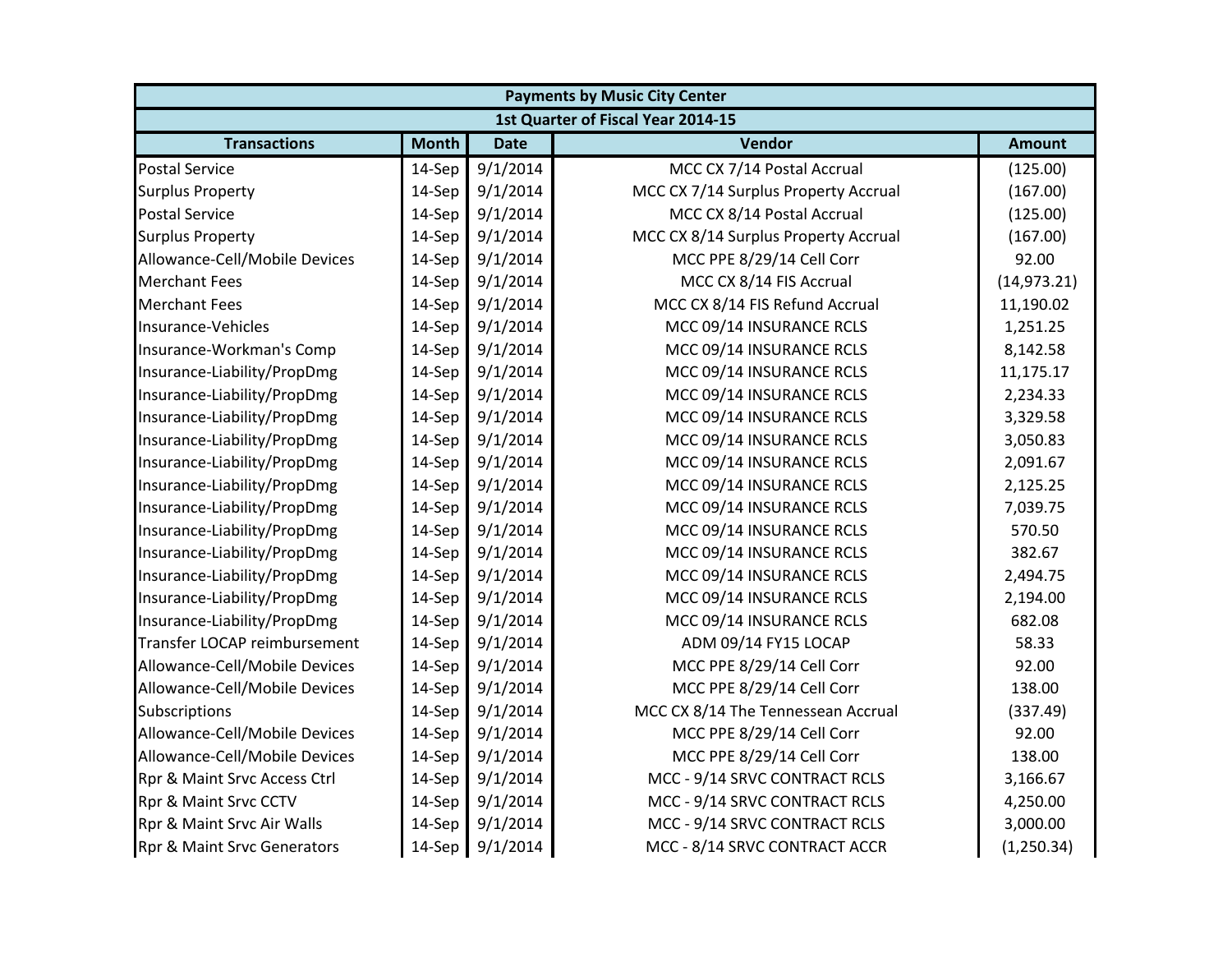| Payments by Music City Center | | | | |
|---|---|---|---|---|
| 1st Quarter of Fiscal Year 2014-15 | | | | |
| **Transactions** | **Month** | **Date** | **Vendor** | **Amount** |
| Postal Service | 14-Sep | 9/1/2014 | MCC CX 7/14 Postal Accrual | (125.00) |
| Surplus Property | 14-Sep | 9/1/2014 | MCC CX 7/14 Surplus Property Accrual | (167.00) |
| Postal Service | 14-Sep | 9/1/2014 | MCC CX 8/14 Postal Accrual | (125.00) |
| Surplus Property | 14-Sep | 9/1/2014 | MCC CX 8/14 Surplus Property Accrual | (167.00) |
| Allowance-Cell/Mobile Devices | 14-Sep | 9/1/2014 | MCC PPE 8/29/14 Cell Corr | 92.00 |
| Merchant Fees | 14-Sep | 9/1/2014 | MCC CX 8/14 FIS Accrual | (14,973.21) |
| Merchant Fees | 14-Sep | 9/1/2014 | MCC CX 8/14 FIS Refund Accrual | 11,190.02 |
| Insurance-Vehicles | 14-Sep | 9/1/2014 | MCC 09/14 INSURANCE RCLS | 1,251.25 |
| Insurance-Workman's Comp | 14-Sep | 9/1/2014 | MCC 09/14 INSURANCE RCLS | 8,142.58 |
| Insurance-Liability/PropDmg | 14-Sep | 9/1/2014 | MCC 09/14 INSURANCE RCLS | 11,175.17 |
| Insurance-Liability/PropDmg | 14-Sep | 9/1/2014 | MCC 09/14 INSURANCE RCLS | 2,234.33 |
| Insurance-Liability/PropDmg | 14-Sep | 9/1/2014 | MCC 09/14 INSURANCE RCLS | 3,329.58 |
| Insurance-Liability/PropDmg | 14-Sep | 9/1/2014 | MCC 09/14 INSURANCE RCLS | 3,050.83 |
| Insurance-Liability/PropDmg | 14-Sep | 9/1/2014 | MCC 09/14 INSURANCE RCLS | 2,091.67 |
| Insurance-Liability/PropDmg | 14-Sep | 9/1/2014 | MCC 09/14 INSURANCE RCLS | 2,125.25 |
| Insurance-Liability/PropDmg | 14-Sep | 9/1/2014 | MCC 09/14 INSURANCE RCLS | 7,039.75 |
| Insurance-Liability/PropDmg | 14-Sep | 9/1/2014 | MCC 09/14 INSURANCE RCLS | 570.50 |
| Insurance-Liability/PropDmg | 14-Sep | 9/1/2014 | MCC 09/14 INSURANCE RCLS | 382.67 |
| Insurance-Liability/PropDmg | 14-Sep | 9/1/2014 | MCC 09/14 INSURANCE RCLS | 2,494.75 |
| Insurance-Liability/PropDmg | 14-Sep | 9/1/2014 | MCC 09/14 INSURANCE RCLS | 2,194.00 |
| Insurance-Liability/PropDmg | 14-Sep | 9/1/2014 | MCC 09/14 INSURANCE RCLS | 682.08 |
| Transfer LOCAP reimbursement | 14-Sep | 9/1/2014 | ADM 09/14 FY15 LOCAP | 58.33 |
| Allowance-Cell/Mobile Devices | 14-Sep | 9/1/2014 | MCC PPE 8/29/14 Cell Corr | 92.00 |
| Allowance-Cell/Mobile Devices | 14-Sep | 9/1/2014 | MCC PPE 8/29/14 Cell Corr | 138.00 |
| Subscriptions | 14-Sep | 9/1/2014 | MCC CX 8/14 The Tennessean Accrual | (337.49) |
| Allowance-Cell/Mobile Devices | 14-Sep | 9/1/2014 | MCC PPE 8/29/14 Cell Corr | 92.00 |
| Allowance-Cell/Mobile Devices | 14-Sep | 9/1/2014 | MCC PPE 8/29/14 Cell Corr | 138.00 |
| Rpr & Maint Srvc Access Ctrl | 14-Sep | 9/1/2014 | MCC - 9/14 SRVC CONTRACT RCLS | 3,166.67 |
| Rpr & Maint Srvc CCTV | 14-Sep | 9/1/2014 | MCC - 9/14 SRVC CONTRACT RCLS | 4,250.00 |
| Rpr & Maint Srvc Air Walls | 14-Sep | 9/1/2014 | MCC - 9/14 SRVC CONTRACT RCLS | 3,000.00 |
| Rpr & Maint Srvc Generators | 14-Sep | 9/1/2014 | MCC - 8/14 SRVC CONTRACT ACCR | (1,250.34) |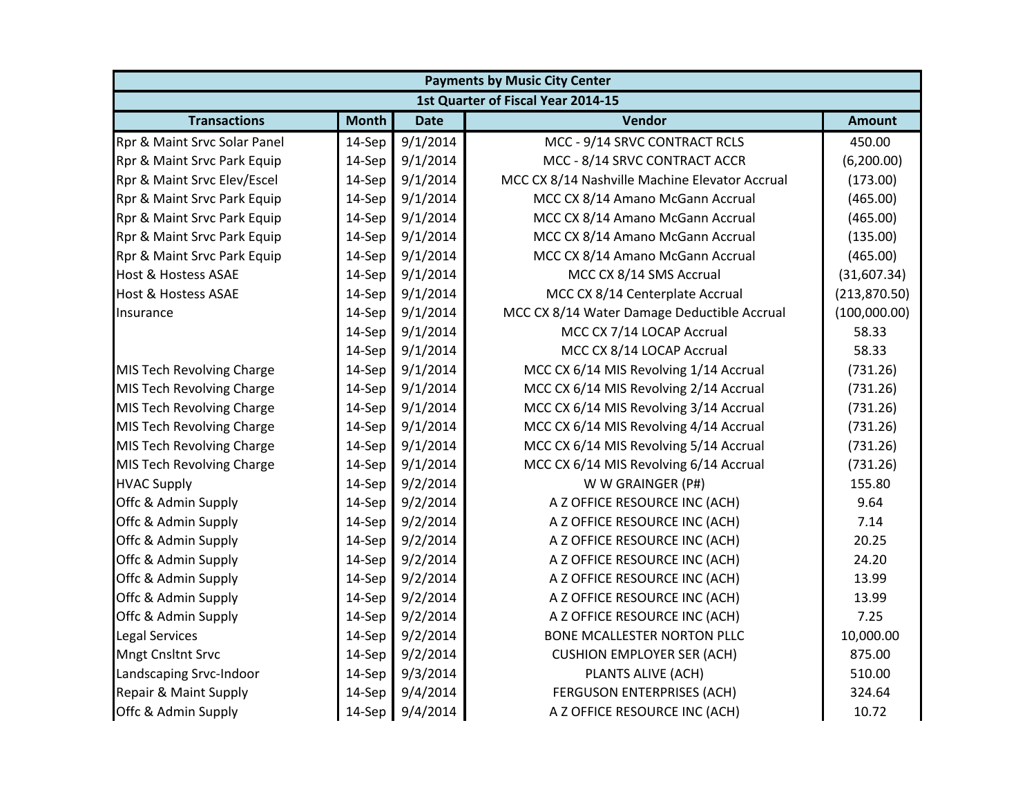| Payments by Music City Center | | | | |
|---|---|---|---|---|
| 1st Quarter of Fiscal Year 2014-15 | | | | |
| Transactions | Month | Date | Vendor | Amount |
| Rpr & Maint Srvc Solar Panel | 14-Sep | 9/1/2014 | MCC - 9/14 SRVC CONTRACT RCLS | 450.00 |
| Rpr & Maint Srvc Park Equip | 14-Sep | 9/1/2014 | MCC - 8/14 SRVC CONTRACT ACCR | (6,200.00) |
| Rpr & Maint Srvc Elev/Escel | 14-Sep | 9/1/2014 | MCC CX 8/14 Nashville Machine Elevator Accrual | (173.00) |
| Rpr & Maint Srvc Park Equip | 14-Sep | 9/1/2014 | MCC CX 8/14 Amano McGann Accrual | (465.00) |
| Rpr & Maint Srvc Park Equip | 14-Sep | 9/1/2014 | MCC CX 8/14 Amano McGann Accrual | (465.00) |
| Rpr & Maint Srvc Park Equip | 14-Sep | 9/1/2014 | MCC CX 8/14 Amano McGann Accrual | (135.00) |
| Rpr & Maint Srvc Park Equip | 14-Sep | 9/1/2014 | MCC CX 8/14 Amano McGann Accrual | (465.00) |
| Host & Hostess ASAE | 14-Sep | 9/1/2014 | MCC CX 8/14 SMS Accrual | (31,607.34) |
| Host & Hostess ASAE | 14-Sep | 9/1/2014 | MCC CX 8/14 Centerplate Accrual | (213,870.50) |
| Insurance | 14-Sep | 9/1/2014 | MCC CX 8/14 Water Damage Deductible Accrual | (100,000.00) |
| | 14-Sep | 9/1/2014 | MCC CX 7/14 LOCAP Accrual | 58.33 |
| | 14-Sep | 9/1/2014 | MCC CX 8/14 LOCAP Accrual | 58.33 |
| MIS Tech Revolving Charge | 14-Sep | 9/1/2014 | MCC CX 6/14 MIS Revolving 1/14 Accrual | (731.26) |
| MIS Tech Revolving Charge | 14-Sep | 9/1/2014 | MCC CX 6/14 MIS Revolving 2/14 Accrual | (731.26) |
| MIS Tech Revolving Charge | 14-Sep | 9/1/2014 | MCC CX 6/14 MIS Revolving 3/14 Accrual | (731.26) |
| MIS Tech Revolving Charge | 14-Sep | 9/1/2014 | MCC CX 6/14 MIS Revolving 4/14 Accrual | (731.26) |
| MIS Tech Revolving Charge | 14-Sep | 9/1/2014 | MCC CX 6/14 MIS Revolving 5/14 Accrual | (731.26) |
| MIS Tech Revolving Charge | 14-Sep | 9/1/2014 | MCC CX 6/14 MIS Revolving 6/14 Accrual | (731.26) |
| HVAC Supply | 14-Sep | 9/2/2014 | W W GRAINGER (P#) | 155.80 |
| Offc & Admin Supply | 14-Sep | 9/2/2014 | A Z OFFICE RESOURCE INC (ACH) | 9.64 |
| Offc & Admin Supply | 14-Sep | 9/2/2014 | A Z OFFICE RESOURCE INC (ACH) | 7.14 |
| Offc & Admin Supply | 14-Sep | 9/2/2014 | A Z OFFICE RESOURCE INC (ACH) | 20.25 |
| Offc & Admin Supply | 14-Sep | 9/2/2014 | A Z OFFICE RESOURCE INC (ACH) | 24.20 |
| Offc & Admin Supply | 14-Sep | 9/2/2014 | A Z OFFICE RESOURCE INC (ACH) | 13.99 |
| Offc & Admin Supply | 14-Sep | 9/2/2014 | A Z OFFICE RESOURCE INC (ACH) | 13.99 |
| Offc & Admin Supply | 14-Sep | 9/2/2014 | A Z OFFICE RESOURCE INC (ACH) | 7.25 |
| Legal Services | 14-Sep | 9/2/2014 | BONE MCALLESTER NORTON PLLC | 10,000.00 |
| Mngt Cnsltnt Srvc | 14-Sep | 9/2/2014 | CUSHION EMPLOYER SER (ACH) | 875.00 |
| Landscaping Srvc-Indoor | 14-Sep | 9/3/2014 | PLANTS ALIVE (ACH) | 510.00 |
| Repair & Maint Supply | 14-Sep | 9/4/2014 | FERGUSON ENTERPRISES (ACH) | 324.64 |
| Offc & Admin Supply | 14-Sep | 9/4/2014 | A Z OFFICE RESOURCE INC (ACH) | 10.72 |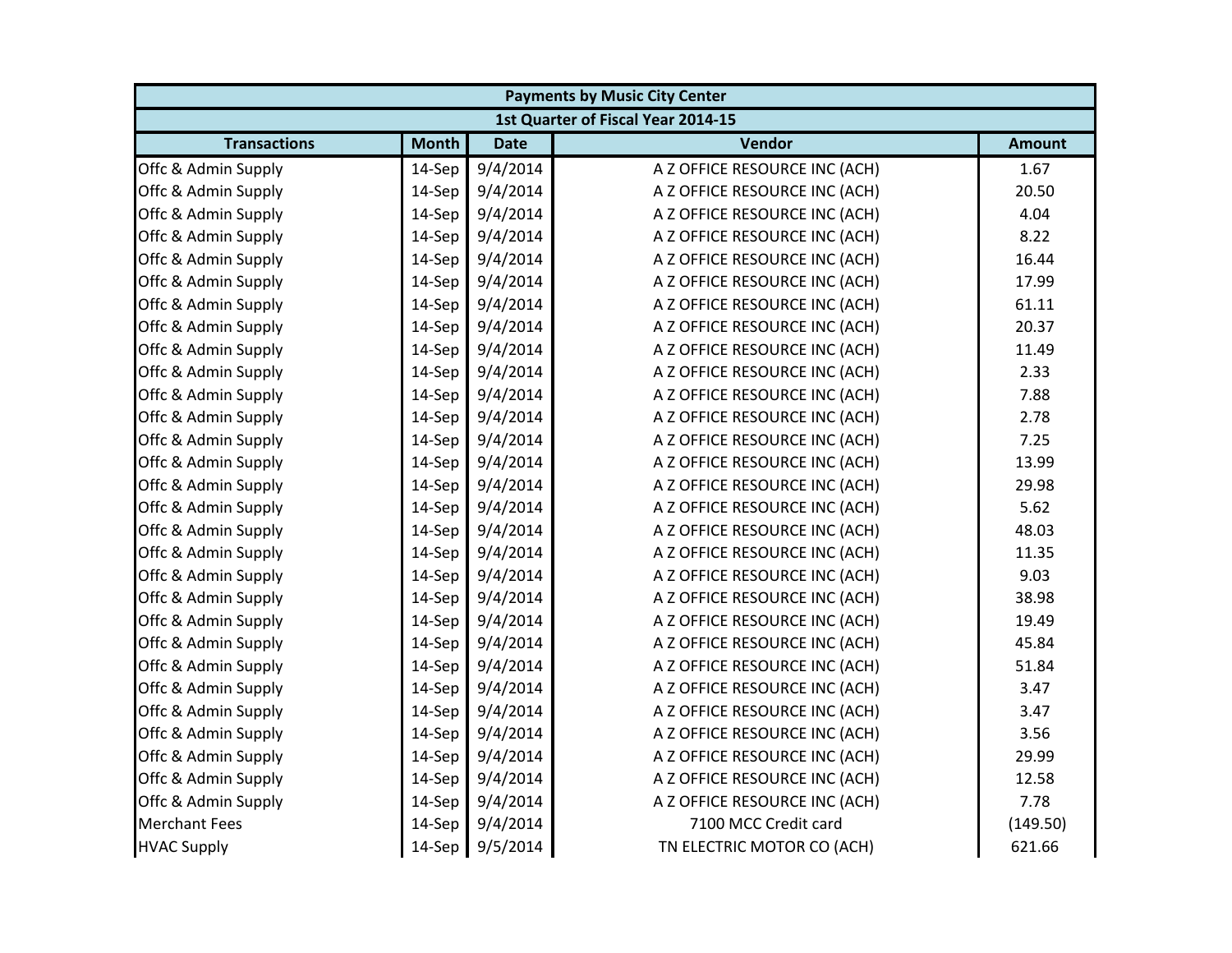| Payments by Music City Center | | | | |
|---|---|---|---|---|
| 1st Quarter of Fiscal Year 2014-15 | | | | |
| Transactions | Month | Date | Vendor | Amount |
| Offc & Admin Supply | 14-Sep | 9/4/2014 | A Z OFFICE RESOURCE INC (ACH) | 1.67 |
| Offc & Admin Supply | 14-Sep | 9/4/2014 | A Z OFFICE RESOURCE INC (ACH) | 20.50 |
| Offc & Admin Supply | 14-Sep | 9/4/2014 | A Z OFFICE RESOURCE INC (ACH) | 4.04 |
| Offc & Admin Supply | 14-Sep | 9/4/2014 | A Z OFFICE RESOURCE INC (ACH) | 8.22 |
| Offc & Admin Supply | 14-Sep | 9/4/2014 | A Z OFFICE RESOURCE INC (ACH) | 16.44 |
| Offc & Admin Supply | 14-Sep | 9/4/2014 | A Z OFFICE RESOURCE INC (ACH) | 17.99 |
| Offc & Admin Supply | 14-Sep | 9/4/2014 | A Z OFFICE RESOURCE INC (ACH) | 61.11 |
| Offc & Admin Supply | 14-Sep | 9/4/2014 | A Z OFFICE RESOURCE INC (ACH) | 20.37 |
| Offc & Admin Supply | 14-Sep | 9/4/2014 | A Z OFFICE RESOURCE INC (ACH) | 11.49 |
| Offc & Admin Supply | 14-Sep | 9/4/2014 | A Z OFFICE RESOURCE INC (ACH) | 2.33 |
| Offc & Admin Supply | 14-Sep | 9/4/2014 | A Z OFFICE RESOURCE INC (ACH) | 7.88 |
| Offc & Admin Supply | 14-Sep | 9/4/2014 | A Z OFFICE RESOURCE INC (ACH) | 2.78 |
| Offc & Admin Supply | 14-Sep | 9/4/2014 | A Z OFFICE RESOURCE INC (ACH) | 7.25 |
| Offc & Admin Supply | 14-Sep | 9/4/2014 | A Z OFFICE RESOURCE INC (ACH) | 13.99 |
| Offc & Admin Supply | 14-Sep | 9/4/2014 | A Z OFFICE RESOURCE INC (ACH) | 29.98 |
| Offc & Admin Supply | 14-Sep | 9/4/2014 | A Z OFFICE RESOURCE INC (ACH) | 5.62 |
| Offc & Admin Supply | 14-Sep | 9/4/2014 | A Z OFFICE RESOURCE INC (ACH) | 48.03 |
| Offc & Admin Supply | 14-Sep | 9/4/2014 | A Z OFFICE RESOURCE INC (ACH) | 11.35 |
| Offc & Admin Supply | 14-Sep | 9/4/2014 | A Z OFFICE RESOURCE INC (ACH) | 9.03 |
| Offc & Admin Supply | 14-Sep | 9/4/2014 | A Z OFFICE RESOURCE INC (ACH) | 38.98 |
| Offc & Admin Supply | 14-Sep | 9/4/2014 | A Z OFFICE RESOURCE INC (ACH) | 19.49 |
| Offc & Admin Supply | 14-Sep | 9/4/2014 | A Z OFFICE RESOURCE INC (ACH) | 45.84 |
| Offc & Admin Supply | 14-Sep | 9/4/2014 | A Z OFFICE RESOURCE INC (ACH) | 51.84 |
| Offc & Admin Supply | 14-Sep | 9/4/2014 | A Z OFFICE RESOURCE INC (ACH) | 3.47 |
| Offc & Admin Supply | 14-Sep | 9/4/2014 | A Z OFFICE RESOURCE INC (ACH) | 3.47 |
| Offc & Admin Supply | 14-Sep | 9/4/2014 | A Z OFFICE RESOURCE INC (ACH) | 3.56 |
| Offc & Admin Supply | 14-Sep | 9/4/2014 | A Z OFFICE RESOURCE INC (ACH) | 29.99 |
| Offc & Admin Supply | 14-Sep | 9/4/2014 | A Z OFFICE RESOURCE INC (ACH) | 12.58 |
| Offc & Admin Supply | 14-Sep | 9/4/2014 | A Z OFFICE RESOURCE INC (ACH) | 7.78 |
| Merchant Fees | 14-Sep | 9/4/2014 | 7100 MCC Credit card | (149.50) |
| HVAC Supply | 14-Sep | 9/5/2014 | TN ELECTRIC MOTOR CO (ACH) | 621.66 |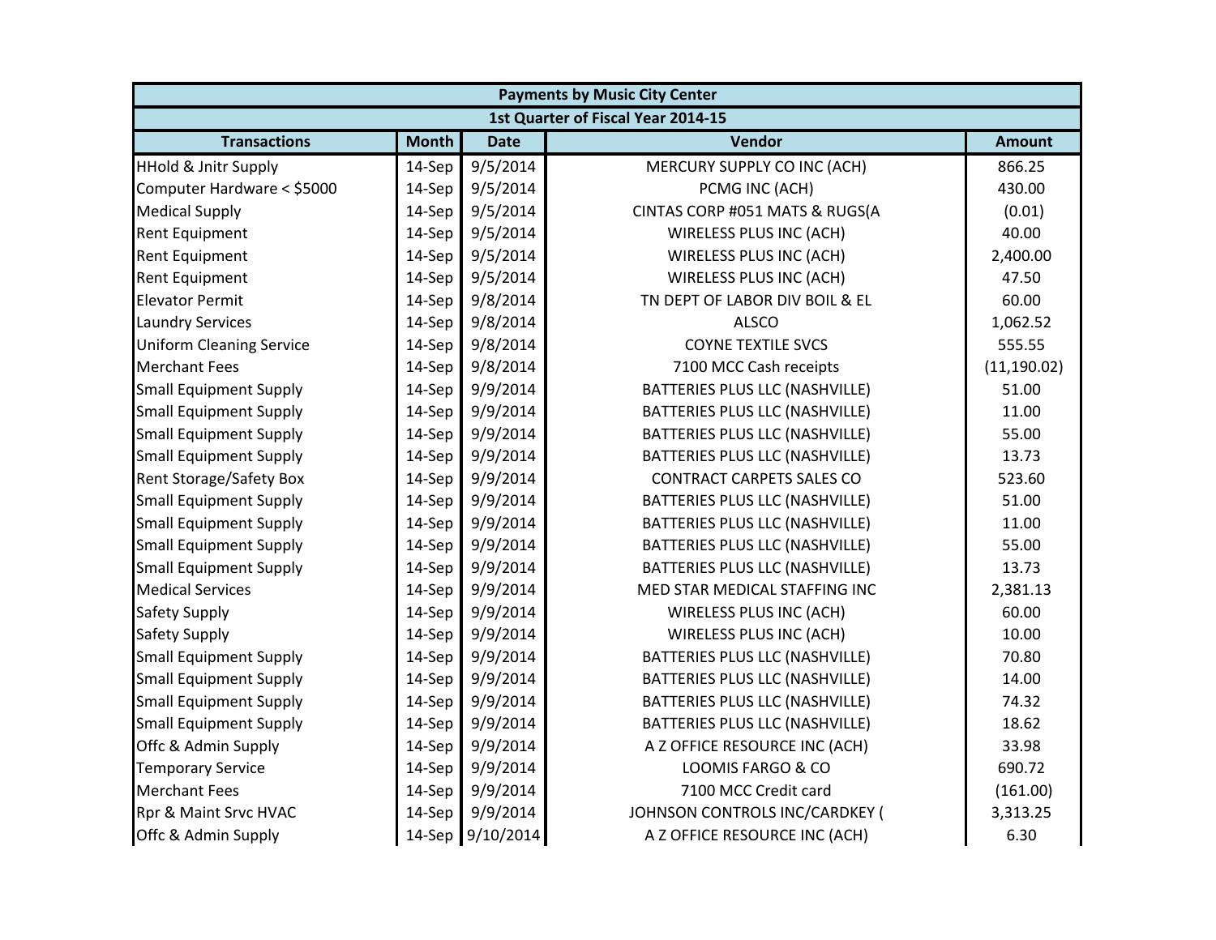| Payments by Music City Center | | | | |
|---|---|---|---|---|
| 1st Quarter of Fiscal Year 2014-15 | | | | |
| Transactions | Month | Date | Vendor | Amount |
| HHold & Jnitr Supply | 14-Sep | 9/5/2014 | MERCURY SUPPLY CO INC (ACH) | 866.25 |
| Computer Hardware < $5000 | 14-Sep | 9/5/2014 | PCMG INC (ACH) | 430.00 |
| Medical Supply | 14-Sep | 9/5/2014 | CINTAS CORP #051 MATS & RUGS(A | (0.01) |
| Rent Equipment | 14-Sep | 9/5/2014 | WIRELESS PLUS INC (ACH) | 40.00 |
| Rent Equipment | 14-Sep | 9/5/2014 | WIRELESS PLUS INC (ACH) | 2,400.00 |
| Rent Equipment | 14-Sep | 9/5/2014 | WIRELESS PLUS INC (ACH) | 47.50 |
| Elevator Permit | 14-Sep | 9/8/2014 | TN DEPT OF LABOR DIV BOIL & EL | 60.00 |
| Laundry Services | 14-Sep | 9/8/2014 | ALSCO | 1,062.52 |
| Uniform Cleaning Service | 14-Sep | 9/8/2014 | COYNE TEXTILE SVCS | 555.55 |
| Merchant Fees | 14-Sep | 9/8/2014 | 7100 MCC Cash receipts | (11,190.02) |
| Small Equipment Supply | 14-Sep | 9/9/2014 | BATTERIES PLUS LLC (NASHVILLE) | 51.00 |
| Small Equipment Supply | 14-Sep | 9/9/2014 | BATTERIES PLUS LLC (NASHVILLE) | 11.00 |
| Small Equipment Supply | 14-Sep | 9/9/2014 | BATTERIES PLUS LLC (NASHVILLE) | 55.00 |
| Small Equipment Supply | 14-Sep | 9/9/2014 | BATTERIES PLUS LLC (NASHVILLE) | 13.73 |
| Rent Storage/Safety Box | 14-Sep | 9/9/2014 | CONTRACT CARPETS SALES CO | 523.60 |
| Small Equipment Supply | 14-Sep | 9/9/2014 | BATTERIES PLUS LLC (NASHVILLE) | 51.00 |
| Small Equipment Supply | 14-Sep | 9/9/2014 | BATTERIES PLUS LLC (NASHVILLE) | 11.00 |
| Small Equipment Supply | 14-Sep | 9/9/2014 | BATTERIES PLUS LLC (NASHVILLE) | 55.00 |
| Small Equipment Supply | 14-Sep | 9/9/2014 | BATTERIES PLUS LLC (NASHVILLE) | 13.73 |
| Medical Services | 14-Sep | 9/9/2014 | MED STAR MEDICAL STAFFING INC | 2,381.13 |
| Safety Supply | 14-Sep | 9/9/2014 | WIRELESS PLUS INC (ACH) | 60.00 |
| Safety Supply | 14-Sep | 9/9/2014 | WIRELESS PLUS INC (ACH) | 10.00 |
| Small Equipment Supply | 14-Sep | 9/9/2014 | BATTERIES PLUS LLC (NASHVILLE) | 70.80 |
| Small Equipment Supply | 14-Sep | 9/9/2014 | BATTERIES PLUS LLC (NASHVILLE) | 14.00 |
| Small Equipment Supply | 14-Sep | 9/9/2014 | BATTERIES PLUS LLC (NASHVILLE) | 74.32 |
| Small Equipment Supply | 14-Sep | 9/9/2014 | BATTERIES PLUS LLC (NASHVILLE) | 18.62 |
| Offc & Admin Supply | 14-Sep | 9/9/2014 | A Z OFFICE RESOURCE INC (ACH) | 33.98 |
| Temporary Service | 14-Sep | 9/9/2014 | LOOMIS FARGO & CO | 690.72 |
| Merchant Fees | 14-Sep | 9/9/2014 | 7100 MCC Credit card | (161.00) |
| Rpr & Maint Srvc HVAC | 14-Sep | 9/9/2014 | JOHNSON CONTROLS INC/CARDKEY ( | 3,313.25 |
| Offc & Admin Supply | 14-Sep | 9/10/2014 | A Z OFFICE RESOURCE INC (ACH) | 6.30 |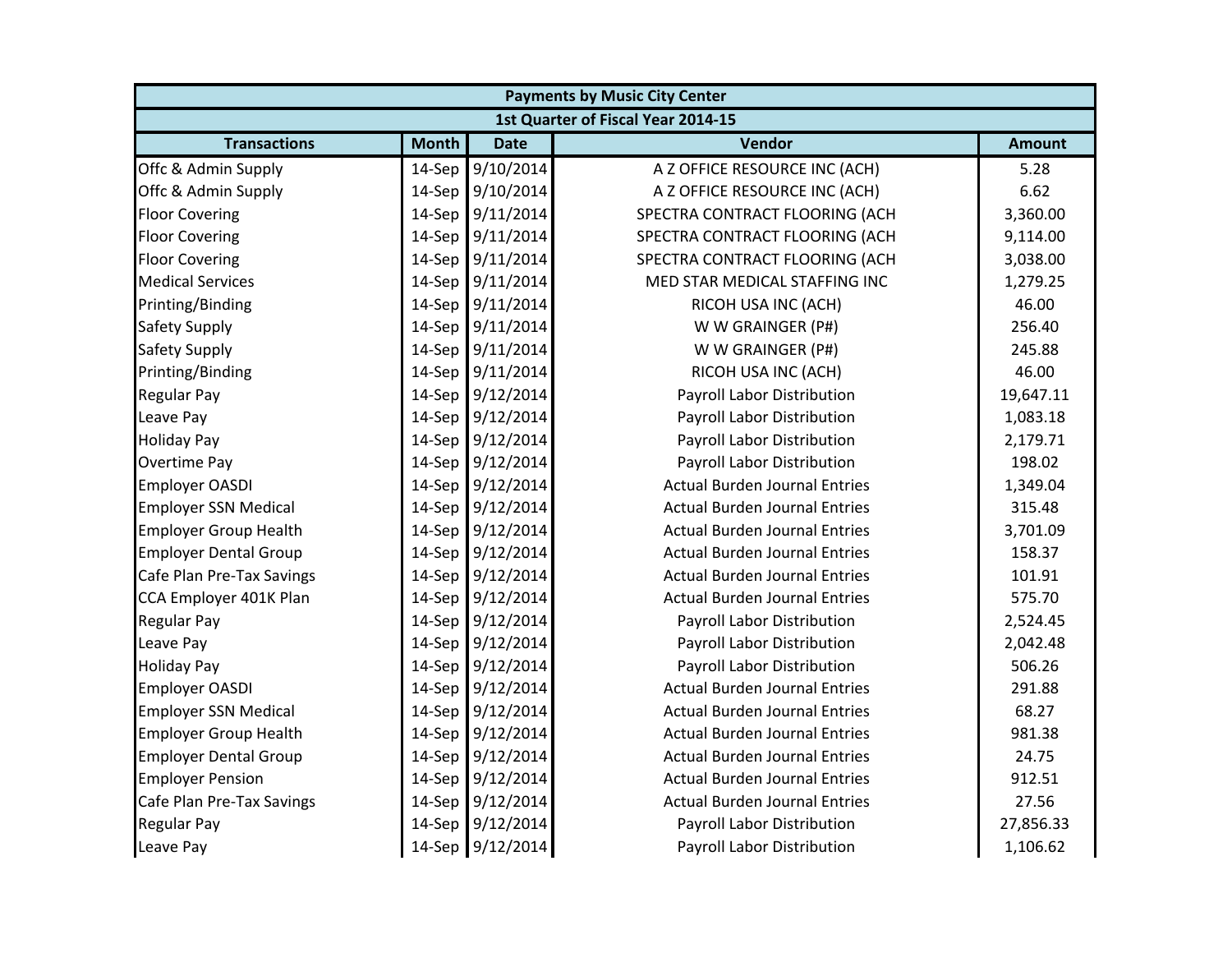| Payments by Music City Center | | | | |
|---|---|---|---|---|
| 1st Quarter of Fiscal Year 2014-15 | | | | |
| **Transactions** | **Month** | **Date** | **Vendor** | **Amount** |
| Offc & Admin Supply | 14-Sep | 9/10/2014 | A Z OFFICE RESOURCE INC (ACH) | 5.28 |
| Offc & Admin Supply | 14-Sep | 9/10/2014 | A Z OFFICE RESOURCE INC (ACH) | 6.62 |
| Floor Covering | 14-Sep | 9/11/2014 | SPECTRA CONTRACT FLOORING (ACH | 3,360.00 |
| Floor Covering | 14-Sep | 9/11/2014 | SPECTRA CONTRACT FLOORING (ACH | 9,114.00 |
| Floor Covering | 14-Sep | 9/11/2014 | SPECTRA CONTRACT FLOORING (ACH | 3,038.00 |
| Medical Services | 14-Sep | 9/11/2014 | MED STAR MEDICAL STAFFING INC | 1,279.25 |
| Printing/Binding | 14-Sep | 9/11/2014 | RICOH USA INC (ACH) | 46.00 |
| Safety Supply | 14-Sep | 9/11/2014 | W W GRAINGER (P#) | 256.40 |
| Safety Supply | 14-Sep | 9/11/2014 | W W GRAINGER (P#) | 245.88 |
| Printing/Binding | 14-Sep | 9/11/2014 | RICOH USA INC (ACH) | 46.00 |
| Regular Pay | 14-Sep | 9/12/2014 | Payroll Labor Distribution | 19,647.11 |
| Leave Pay | 14-Sep | 9/12/2014 | Payroll Labor Distribution | 1,083.18 |
| Holiday Pay | 14-Sep | 9/12/2014 | Payroll Labor Distribution | 2,179.71 |
| Overtime Pay | 14-Sep | 9/12/2014 | Payroll Labor Distribution | 198.02 |
| Employer OASDI | 14-Sep | 9/12/2014 | Actual Burden Journal Entries | 1,349.04 |
| Employer SSN Medical | 14-Sep | 9/12/2014 | Actual Burden Journal Entries | 315.48 |
| Employer Group Health | 14-Sep | 9/12/2014 | Actual Burden Journal Entries | 3,701.09 |
| Employer Dental Group | 14-Sep | 9/12/2014 | Actual Burden Journal Entries | 158.37 |
| Cafe Plan Pre-Tax Savings | 14-Sep | 9/12/2014 | Actual Burden Journal Entries | 101.91 |
| CCA Employer 401K Plan | 14-Sep | 9/12/2014 | Actual Burden Journal Entries | 575.70 |
| Regular Pay | 14-Sep | 9/12/2014 | Payroll Labor Distribution | 2,524.45 |
| Leave Pay | 14-Sep | 9/12/2014 | Payroll Labor Distribution | 2,042.48 |
| Holiday Pay | 14-Sep | 9/12/2014 | Payroll Labor Distribution | 506.26 |
| Employer OASDI | 14-Sep | 9/12/2014 | Actual Burden Journal Entries | 291.88 |
| Employer SSN Medical | 14-Sep | 9/12/2014 | Actual Burden Journal Entries | 68.27 |
| Employer Group Health | 14-Sep | 9/12/2014 | Actual Burden Journal Entries | 981.38 |
| Employer Dental Group | 14-Sep | 9/12/2014 | Actual Burden Journal Entries | 24.75 |
| Employer Pension | 14-Sep | 9/12/2014 | Actual Burden Journal Entries | 912.51 |
| Cafe Plan Pre-Tax Savings | 14-Sep | 9/12/2014 | Actual Burden Journal Entries | 27.56 |
| Regular Pay | 14-Sep | 9/12/2014 | Payroll Labor Distribution | 27,856.33 |
| Leave Pay | 14-Sep | 9/12/2014 | Payroll Labor Distribution | 1,106.62 |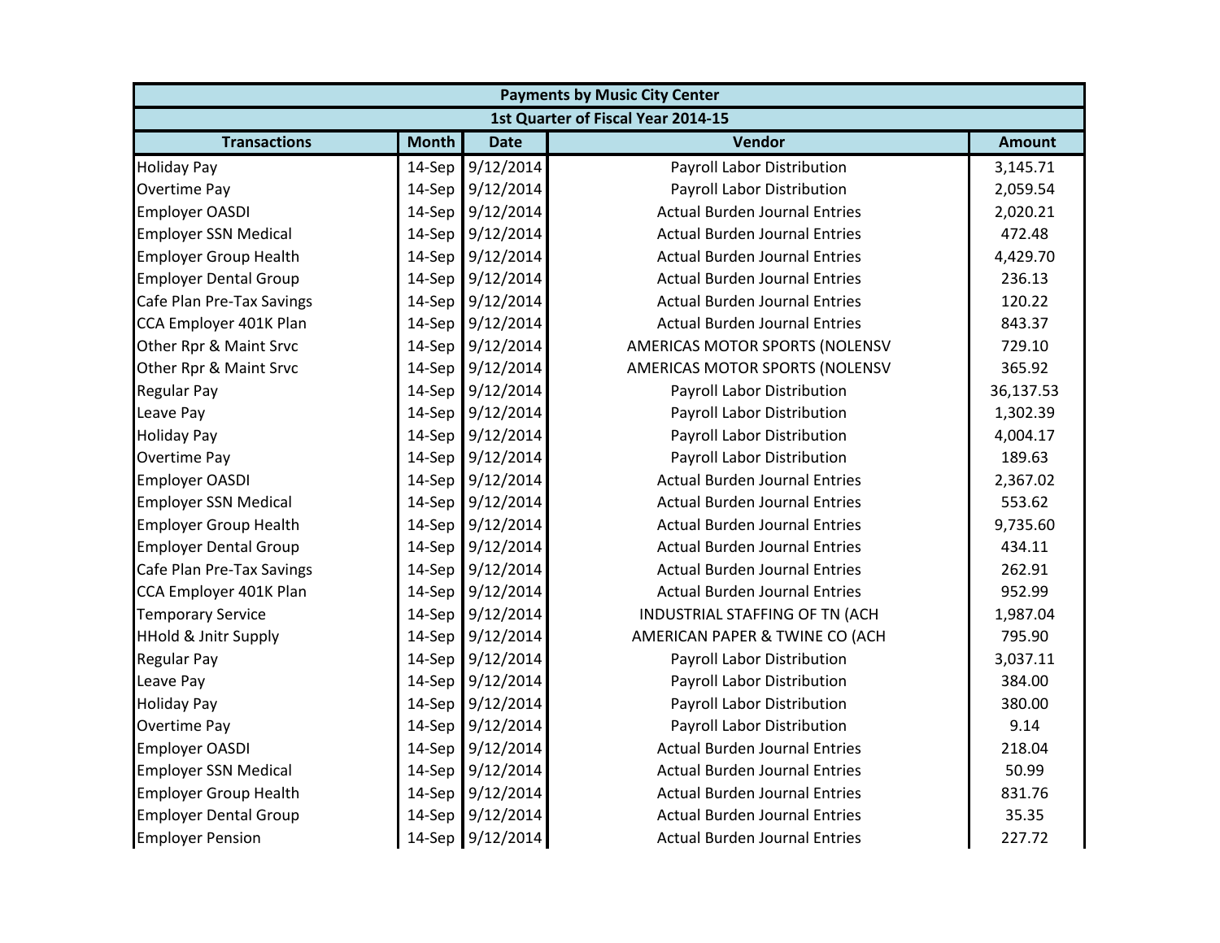| Payments by Music City Center | | | | |
|---|---|---|---|---|
| 1st Quarter of Fiscal Year 2014-15 | | | | |
| Transactions | Month | Date | Vendor | Amount |
| Holiday Pay | 14-Sep | 9/12/2014 | Payroll Labor Distribution | 3,145.71 |
| Overtime Pay | 14-Sep | 9/12/2014 | Payroll Labor Distribution | 2,059.54 |
| Employer OASDI | 14-Sep | 9/12/2014 | Actual Burden Journal Entries | 2,020.21 |
| Employer SSN Medical | 14-Sep | 9/12/2014 | Actual Burden Journal Entries | 472.48 |
| Employer Group Health | 14-Sep | 9/12/2014 | Actual Burden Journal Entries | 4,429.70 |
| Employer Dental Group | 14-Sep | 9/12/2014 | Actual Burden Journal Entries | 236.13 |
| Cafe Plan Pre-Tax Savings | 14-Sep | 9/12/2014 | Actual Burden Journal Entries | 120.22 |
| CCA Employer 401K Plan | 14-Sep | 9/12/2014 | Actual Burden Journal Entries | 843.37 |
| Other Rpr & Maint Srvc | 14-Sep | 9/12/2014 | AMERICAS MOTOR SPORTS (NOLENSV | 729.10 |
| Other Rpr & Maint Srvc | 14-Sep | 9/12/2014 | AMERICAS MOTOR SPORTS (NOLENSV | 365.92 |
| Regular Pay | 14-Sep | 9/12/2014 | Payroll Labor Distribution | 36,137.53 |
| Leave Pay | 14-Sep | 9/12/2014 | Payroll Labor Distribution | 1,302.39 |
| Holiday Pay | 14-Sep | 9/12/2014 | Payroll Labor Distribution | 4,004.17 |
| Overtime Pay | 14-Sep | 9/12/2014 | Payroll Labor Distribution | 189.63 |
| Employer OASDI | 14-Sep | 9/12/2014 | Actual Burden Journal Entries | 2,367.02 |
| Employer SSN Medical | 14-Sep | 9/12/2014 | Actual Burden Journal Entries | 553.62 |
| Employer Group Health | 14-Sep | 9/12/2014 | Actual Burden Journal Entries | 9,735.60 |
| Employer Dental Group | 14-Sep | 9/12/2014 | Actual Burden Journal Entries | 434.11 |
| Cafe Plan Pre-Tax Savings | 14-Sep | 9/12/2014 | Actual Burden Journal Entries | 262.91 |
| CCA Employer 401K Plan | 14-Sep | 9/12/2014 | Actual Burden Journal Entries | 952.99 |
| Temporary Service | 14-Sep | 9/12/2014 | INDUSTRIAL STAFFING OF TN (ACH | 1,987.04 |
| HHold & Jnitr Supply | 14-Sep | 9/12/2014 | AMERICAN PAPER & TWINE CO (ACH | 795.90 |
| Regular Pay | 14-Sep | 9/12/2014 | Payroll Labor Distribution | 3,037.11 |
| Leave Pay | 14-Sep | 9/12/2014 | Payroll Labor Distribution | 384.00 |
| Holiday Pay | 14-Sep | 9/12/2014 | Payroll Labor Distribution | 380.00 |
| Overtime Pay | 14-Sep | 9/12/2014 | Payroll Labor Distribution | 9.14 |
| Employer OASDI | 14-Sep | 9/12/2014 | Actual Burden Journal Entries | 218.04 |
| Employer SSN Medical | 14-Sep | 9/12/2014 | Actual Burden Journal Entries | 50.99 |
| Employer Group Health | 14-Sep | 9/12/2014 | Actual Burden Journal Entries | 831.76 |
| Employer Dental Group | 14-Sep | 9/12/2014 | Actual Burden Journal Entries | 35.35 |
| Employer Pension | 14-Sep | 9/12/2014 | Actual Burden Journal Entries | 227.72 |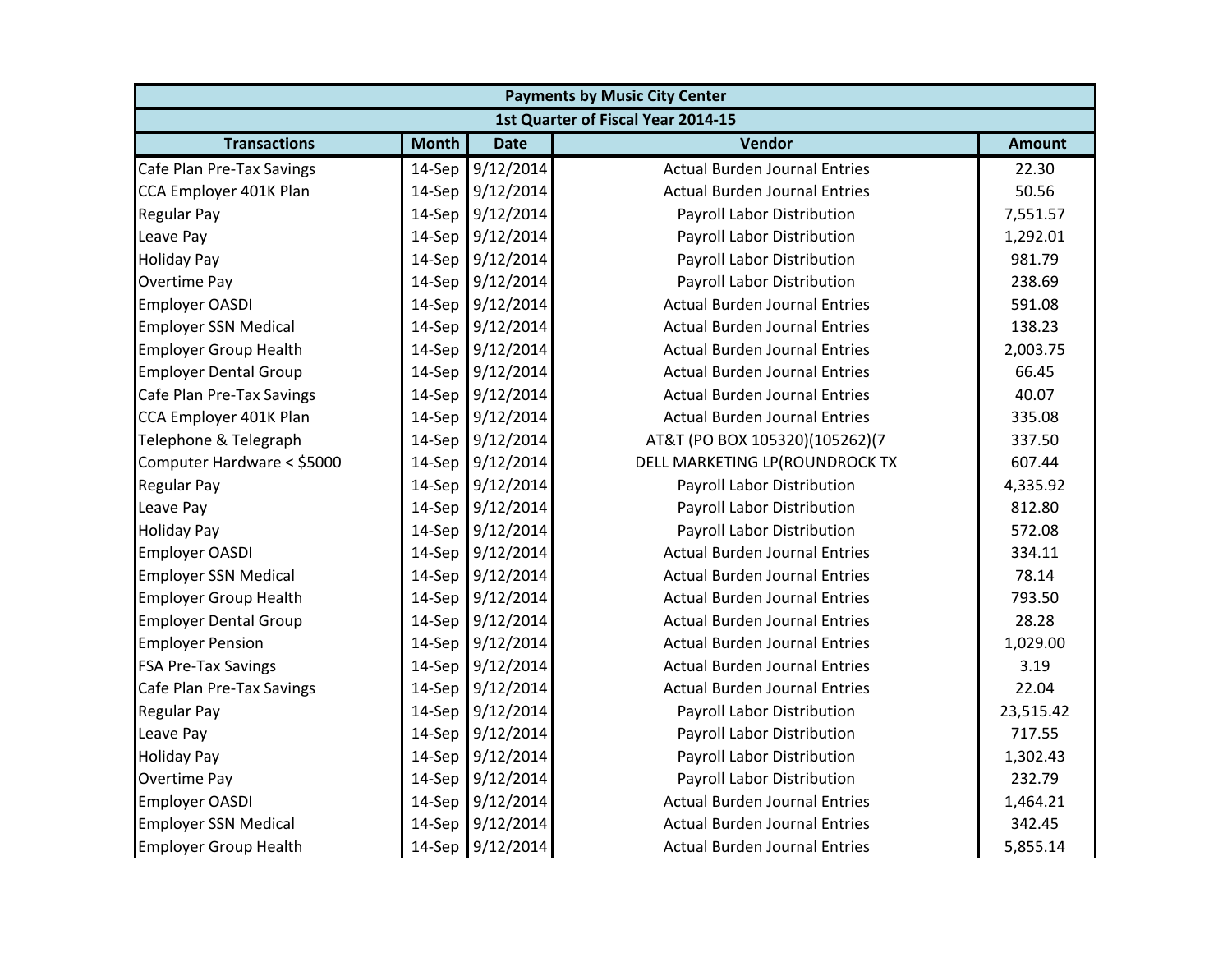| Payments by Music City Center | | | | |
|---|---|---|---|---|
| 1st Quarter of Fiscal Year 2014-15 | | | | |
| Transactions | Month | Date | Vendor | Amount |
| Cafe Plan Pre-Tax Savings | 14-Sep | 9/12/2014 | Actual Burden Journal Entries | 22.30 |
| CCA Employer 401K Plan | 14-Sep | 9/12/2014 | Actual Burden Journal Entries | 50.56 |
| Regular Pay | 14-Sep | 9/12/2014 | Payroll Labor Distribution | 7,551.57 |
| Leave Pay | 14-Sep | 9/12/2014 | Payroll Labor Distribution | 1,292.01 |
| Holiday Pay | 14-Sep | 9/12/2014 | Payroll Labor Distribution | 981.79 |
| Overtime Pay | 14-Sep | 9/12/2014 | Payroll Labor Distribution | 238.69 |
| Employer OASDI | 14-Sep | 9/12/2014 | Actual Burden Journal Entries | 591.08 |
| Employer SSN Medical | 14-Sep | 9/12/2014 | Actual Burden Journal Entries | 138.23 |
| Employer Group Health | 14-Sep | 9/12/2014 | Actual Burden Journal Entries | 2,003.75 |
| Employer Dental Group | 14-Sep | 9/12/2014 | Actual Burden Journal Entries | 66.45 |
| Cafe Plan Pre-Tax Savings | 14-Sep | 9/12/2014 | Actual Burden Journal Entries | 40.07 |
| CCA Employer 401K Plan | 14-Sep | 9/12/2014 | Actual Burden Journal Entries | 335.08 |
| Telephone & Telegraph | 14-Sep | 9/12/2014 | AT&T (PO BOX 105320)(105262)(7 | 337.50 |
| Computer Hardware < $5000 | 14-Sep | 9/12/2014 | DELL MARKETING LP(ROUNDROCK TX | 607.44 |
| Regular Pay | 14-Sep | 9/12/2014 | Payroll Labor Distribution | 4,335.92 |
| Leave Pay | 14-Sep | 9/12/2014 | Payroll Labor Distribution | 812.80 |
| Holiday Pay | 14-Sep | 9/12/2014 | Payroll Labor Distribution | 572.08 |
| Employer OASDI | 14-Sep | 9/12/2014 | Actual Burden Journal Entries | 334.11 |
| Employer SSN Medical | 14-Sep | 9/12/2014 | Actual Burden Journal Entries | 78.14 |
| Employer Group Health | 14-Sep | 9/12/2014 | Actual Burden Journal Entries | 793.50 |
| Employer Dental Group | 14-Sep | 9/12/2014 | Actual Burden Journal Entries | 28.28 |
| Employer Pension | 14-Sep | 9/12/2014 | Actual Burden Journal Entries | 1,029.00 |
| FSA Pre-Tax Savings | 14-Sep | 9/12/2014 | Actual Burden Journal Entries | 3.19 |
| Cafe Plan Pre-Tax Savings | 14-Sep | 9/12/2014 | Actual Burden Journal Entries | 22.04 |
| Regular Pay | 14-Sep | 9/12/2014 | Payroll Labor Distribution | 23,515.42 |
| Leave Pay | 14-Sep | 9/12/2014 | Payroll Labor Distribution | 717.55 |
| Holiday Pay | 14-Sep | 9/12/2014 | Payroll Labor Distribution | 1,302.43 |
| Overtime Pay | 14-Sep | 9/12/2014 | Payroll Labor Distribution | 232.79 |
| Employer OASDI | 14-Sep | 9/12/2014 | Actual Burden Journal Entries | 1,464.21 |
| Employer SSN Medical | 14-Sep | 9/12/2014 | Actual Burden Journal Entries | 342.45 |
| Employer Group Health | 14-Sep | 9/12/2014 | Actual Burden Journal Entries | 5,855.14 |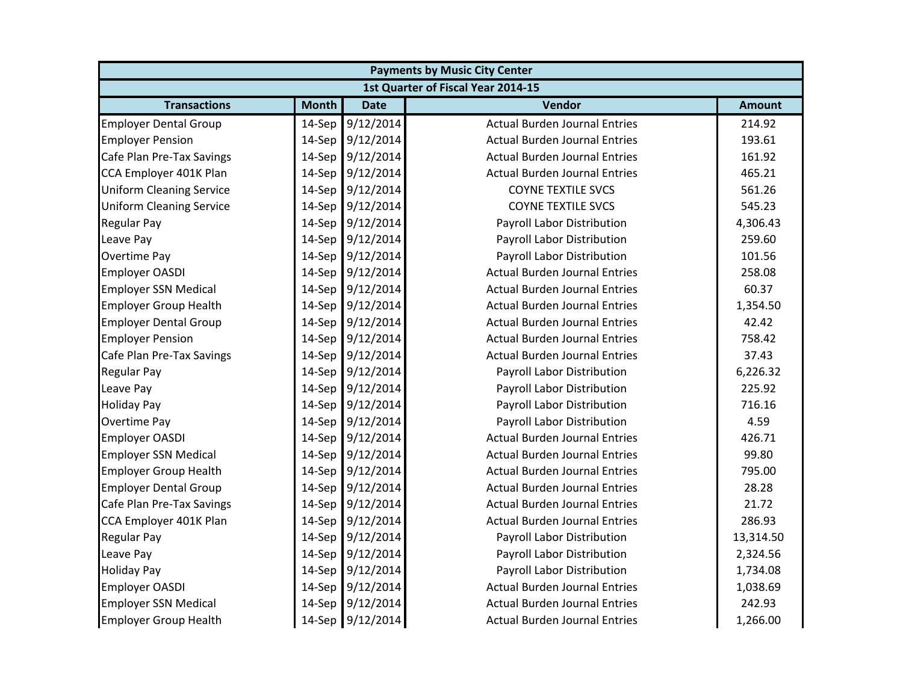| Payments by Music City Center | | | | |
|---|---|---|---|---|
| 1st Quarter of Fiscal Year 2014-15 | | | | |
| Transactions | Month | Date | Vendor | Amount |
| Employer Dental Group | 14-Sep | 9/12/2014 | Actual Burden Journal Entries | 214.92 |
| Employer Pension | 14-Sep | 9/12/2014 | Actual Burden Journal Entries | 193.61 |
| Cafe Plan Pre-Tax Savings | 14-Sep | 9/12/2014 | Actual Burden Journal Entries | 161.92 |
| CCA Employer 401K Plan | 14-Sep | 9/12/2014 | Actual Burden Journal Entries | 465.21 |
| Uniform Cleaning Service | 14-Sep | 9/12/2014 | COYNE TEXTILE SVCS | 561.26 |
| Uniform Cleaning Service | 14-Sep | 9/12/2014 | COYNE TEXTILE SVCS | 545.23 |
| Regular Pay | 14-Sep | 9/12/2014 | Payroll Labor Distribution | 4,306.43 |
| Leave Pay | 14-Sep | 9/12/2014 | Payroll Labor Distribution | 259.60 |
| Overtime Pay | 14-Sep | 9/12/2014 | Payroll Labor Distribution | 101.56 |
| Employer OASDI | 14-Sep | 9/12/2014 | Actual Burden Journal Entries | 258.08 |
| Employer SSN Medical | 14-Sep | 9/12/2014 | Actual Burden Journal Entries | 60.37 |
| Employer Group Health | 14-Sep | 9/12/2014 | Actual Burden Journal Entries | 1,354.50 |
| Employer Dental Group | 14-Sep | 9/12/2014 | Actual Burden Journal Entries | 42.42 |
| Employer Pension | 14-Sep | 9/12/2014 | Actual Burden Journal Entries | 758.42 |
| Cafe Plan Pre-Tax Savings | 14-Sep | 9/12/2014 | Actual Burden Journal Entries | 37.43 |
| Regular Pay | 14-Sep | 9/12/2014 | Payroll Labor Distribution | 6,226.32 |
| Leave Pay | 14-Sep | 9/12/2014 | Payroll Labor Distribution | 225.92 |
| Holiday Pay | 14-Sep | 9/12/2014 | Payroll Labor Distribution | 716.16 |
| Overtime Pay | 14-Sep | 9/12/2014 | Payroll Labor Distribution | 4.59 |
| Employer OASDI | 14-Sep | 9/12/2014 | Actual Burden Journal Entries | 426.71 |
| Employer SSN Medical | 14-Sep | 9/12/2014 | Actual Burden Journal Entries | 99.80 |
| Employer Group Health | 14-Sep | 9/12/2014 | Actual Burden Journal Entries | 795.00 |
| Employer Dental Group | 14-Sep | 9/12/2014 | Actual Burden Journal Entries | 28.28 |
| Cafe Plan Pre-Tax Savings | 14-Sep | 9/12/2014 | Actual Burden Journal Entries | 21.72 |
| CCA Employer 401K Plan | 14-Sep | 9/12/2014 | Actual Burden Journal Entries | 286.93 |
| Regular Pay | 14-Sep | 9/12/2014 | Payroll Labor Distribution | 13,314.50 |
| Leave Pay | 14-Sep | 9/12/2014 | Payroll Labor Distribution | 2,324.56 |
| Holiday Pay | 14-Sep | 9/12/2014 | Payroll Labor Distribution | 1,734.08 |
| Employer OASDI | 14-Sep | 9/12/2014 | Actual Burden Journal Entries | 1,038.69 |
| Employer SSN Medical | 14-Sep | 9/12/2014 | Actual Burden Journal Entries | 242.93 |
| Employer Group Health | 14-Sep | 9/12/2014 | Actual Burden Journal Entries | 1,266.00 |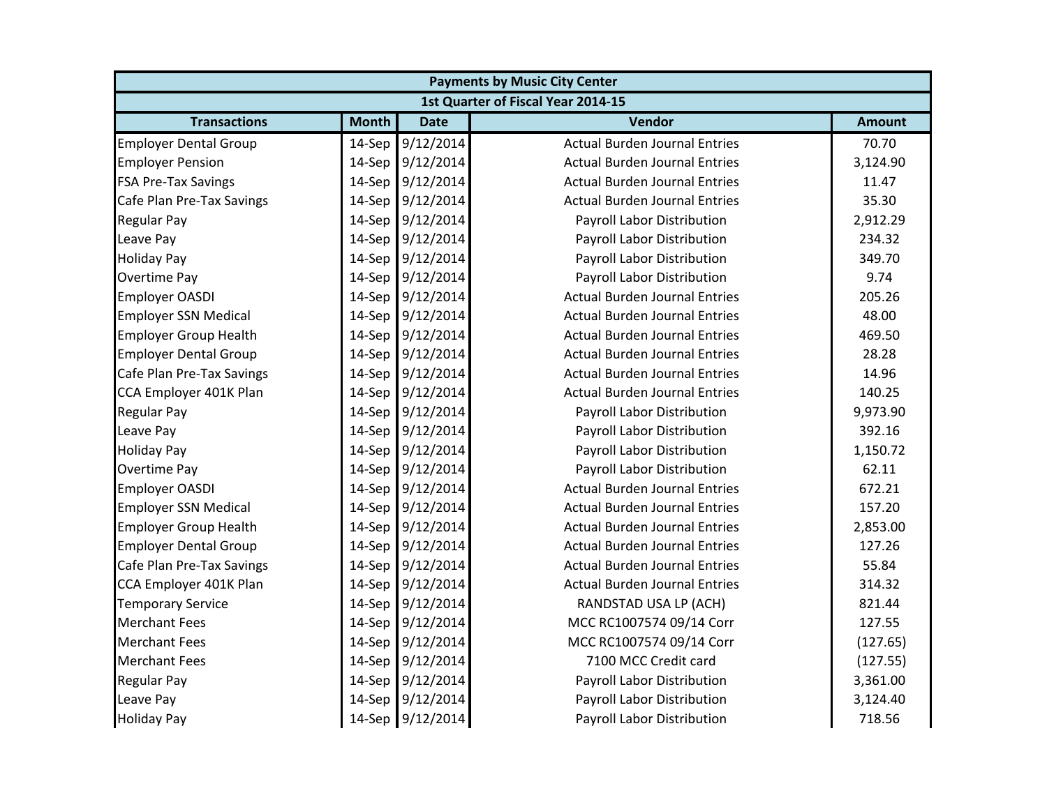| Payments by Music City Center | | | | |
|---|---|---|---|---|
| 1st Quarter of Fiscal Year 2014-15 | | | | |
| Transactions | Month | Date | Vendor | Amount |
| Employer Dental Group | 14-Sep | 9/12/2014 | Actual Burden Journal Entries | 70.70 |
| Employer Pension | 14-Sep | 9/12/2014 | Actual Burden Journal Entries | 3,124.90 |
| FSA Pre-Tax Savings | 14-Sep | 9/12/2014 | Actual Burden Journal Entries | 11.47 |
| Cafe Plan Pre-Tax Savings | 14-Sep | 9/12/2014 | Actual Burden Journal Entries | 35.30 |
| Regular Pay | 14-Sep | 9/12/2014 | Payroll Labor Distribution | 2,912.29 |
| Leave Pay | 14-Sep | 9/12/2014 | Payroll Labor Distribution | 234.32 |
| Holiday Pay | 14-Sep | 9/12/2014 | Payroll Labor Distribution | 349.70 |
| Overtime Pay | 14-Sep | 9/12/2014 | Payroll Labor Distribution | 9.74 |
| Employer OASDI | 14-Sep | 9/12/2014 | Actual Burden Journal Entries | 205.26 |
| Employer SSN Medical | 14-Sep | 9/12/2014 | Actual Burden Journal Entries | 48.00 |
| Employer Group Health | 14-Sep | 9/12/2014 | Actual Burden Journal Entries | 469.50 |
| Employer Dental Group | 14-Sep | 9/12/2014 | Actual Burden Journal Entries | 28.28 |
| Cafe Plan Pre-Tax Savings | 14-Sep | 9/12/2014 | Actual Burden Journal Entries | 14.96 |
| CCA Employer 401K Plan | 14-Sep | 9/12/2014 | Actual Burden Journal Entries | 140.25 |
| Regular Pay | 14-Sep | 9/12/2014 | Payroll Labor Distribution | 9,973.90 |
| Leave Pay | 14-Sep | 9/12/2014 | Payroll Labor Distribution | 392.16 |
| Holiday Pay | 14-Sep | 9/12/2014 | Payroll Labor Distribution | 1,150.72 |
| Overtime Pay | 14-Sep | 9/12/2014 | Payroll Labor Distribution | 62.11 |
| Employer OASDI | 14-Sep | 9/12/2014 | Actual Burden Journal Entries | 672.21 |
| Employer SSN Medical | 14-Sep | 9/12/2014 | Actual Burden Journal Entries | 157.20 |
| Employer Group Health | 14-Sep | 9/12/2014 | Actual Burden Journal Entries | 2,853.00 |
| Employer Dental Group | 14-Sep | 9/12/2014 | Actual Burden Journal Entries | 127.26 |
| Cafe Plan Pre-Tax Savings | 14-Sep | 9/12/2014 | Actual Burden Journal Entries | 55.84 |
| CCA Employer 401K Plan | 14-Sep | 9/12/2014 | Actual Burden Journal Entries | 314.32 |
| Temporary Service | 14-Sep | 9/12/2014 | RANDSTAD USA LP (ACH) | 821.44 |
| Merchant Fees | 14-Sep | 9/12/2014 | MCC RC1007574 09/14 Corr | 127.55 |
| Merchant Fees | 14-Sep | 9/12/2014 | MCC RC1007574 09/14 Corr | (127.65) |
| Merchant Fees | 14-Sep | 9/12/2014 | 7100 MCC Credit card | (127.55) |
| Regular Pay | 14-Sep | 9/12/2014 | Payroll Labor Distribution | 3,361.00 |
| Leave Pay | 14-Sep | 9/12/2014 | Payroll Labor Distribution | 3,124.40 |
| Holiday Pay | 14-Sep | 9/12/2014 | Payroll Labor Distribution | 718.56 |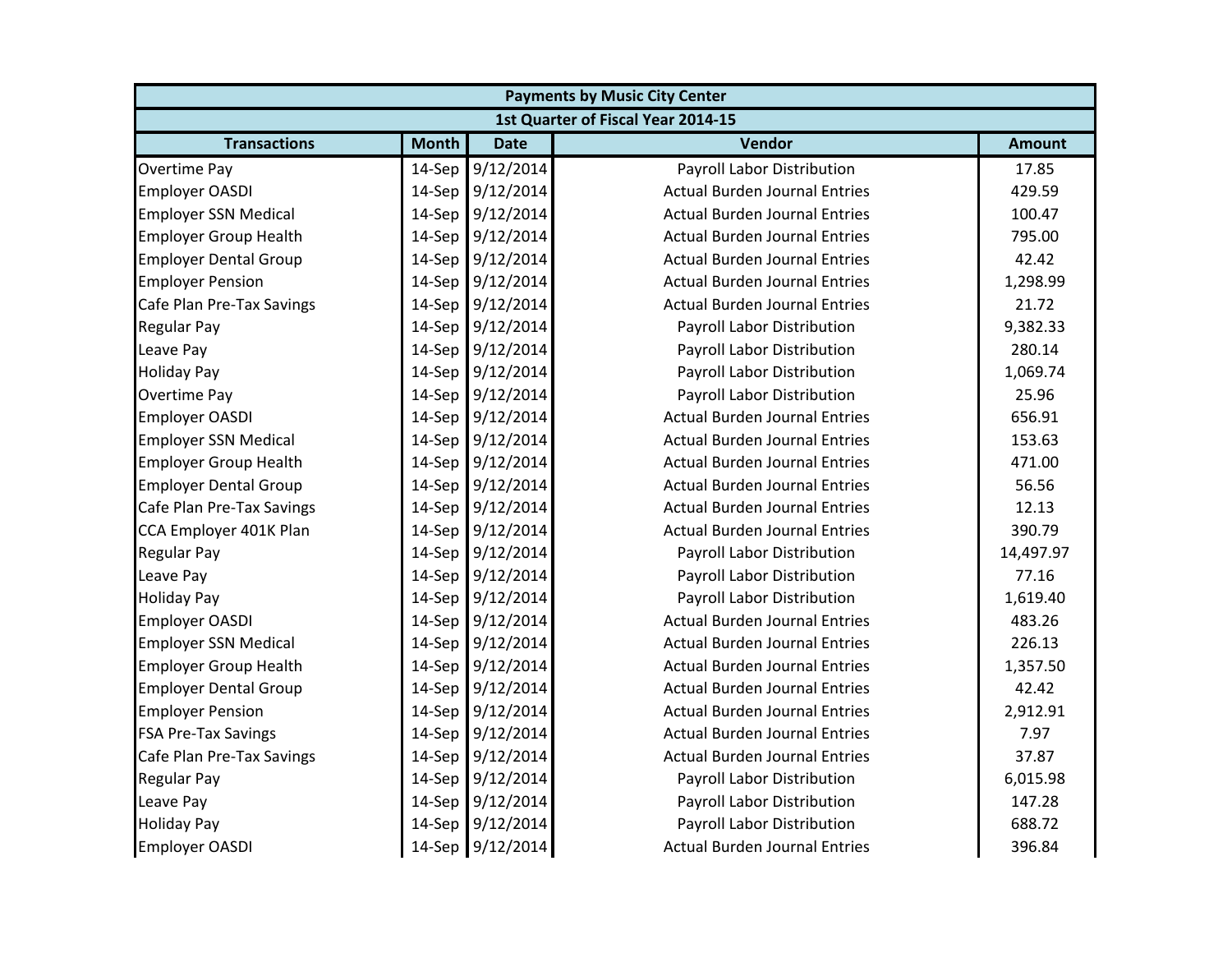| Payments by Music City Center | | | | |
|---|---|---|---|---|
| 1st Quarter of Fiscal Year 2014-15 | | | | |
| Transactions | Month | Date | Vendor | Amount |
| Overtime Pay | 14-Sep | 9/12/2014 | Payroll Labor Distribution | 17.85 |
| Employer OASDI | 14-Sep | 9/12/2014 | Actual Burden Journal Entries | 429.59 |
| Employer SSN Medical | 14-Sep | 9/12/2014 | Actual Burden Journal Entries | 100.47 |
| Employer Group Health | 14-Sep | 9/12/2014 | Actual Burden Journal Entries | 795.00 |
| Employer Dental Group | 14-Sep | 9/12/2014 | Actual Burden Journal Entries | 42.42 |
| Employer Pension | 14-Sep | 9/12/2014 | Actual Burden Journal Entries | 1,298.99 |
| Cafe Plan Pre-Tax Savings | 14-Sep | 9/12/2014 | Actual Burden Journal Entries | 21.72 |
| Regular Pay | 14-Sep | 9/12/2014 | Payroll Labor Distribution | 9,382.33 |
| Leave Pay | 14-Sep | 9/12/2014 | Payroll Labor Distribution | 280.14 |
| Holiday Pay | 14-Sep | 9/12/2014 | Payroll Labor Distribution | 1,069.74 |
| Overtime Pay | 14-Sep | 9/12/2014 | Payroll Labor Distribution | 25.96 |
| Employer OASDI | 14-Sep | 9/12/2014 | Actual Burden Journal Entries | 656.91 |
| Employer SSN Medical | 14-Sep | 9/12/2014 | Actual Burden Journal Entries | 153.63 |
| Employer Group Health | 14-Sep | 9/12/2014 | Actual Burden Journal Entries | 471.00 |
| Employer Dental Group | 14-Sep | 9/12/2014 | Actual Burden Journal Entries | 56.56 |
| Cafe Plan Pre-Tax Savings | 14-Sep | 9/12/2014 | Actual Burden Journal Entries | 12.13 |
| CCA Employer 401K Plan | 14-Sep | 9/12/2014 | Actual Burden Journal Entries | 390.79 |
| Regular Pay | 14-Sep | 9/12/2014 | Payroll Labor Distribution | 14,497.97 |
| Leave Pay | 14-Sep | 9/12/2014 | Payroll Labor Distribution | 77.16 |
| Holiday Pay | 14-Sep | 9/12/2014 | Payroll Labor Distribution | 1,619.40 |
| Employer OASDI | 14-Sep | 9/12/2014 | Actual Burden Journal Entries | 483.26 |
| Employer SSN Medical | 14-Sep | 9/12/2014 | Actual Burden Journal Entries | 226.13 |
| Employer Group Health | 14-Sep | 9/12/2014 | Actual Burden Journal Entries | 1,357.50 |
| Employer Dental Group | 14-Sep | 9/12/2014 | Actual Burden Journal Entries | 42.42 |
| Employer Pension | 14-Sep | 9/12/2014 | Actual Burden Journal Entries | 2,912.91 |
| FSA Pre-Tax Savings | 14-Sep | 9/12/2014 | Actual Burden Journal Entries | 7.97 |
| Cafe Plan Pre-Tax Savings | 14-Sep | 9/12/2014 | Actual Burden Journal Entries | 37.87 |
| Regular Pay | 14-Sep | 9/12/2014 | Payroll Labor Distribution | 6,015.98 |
| Leave Pay | 14-Sep | 9/12/2014 | Payroll Labor Distribution | 147.28 |
| Holiday Pay | 14-Sep | 9/12/2014 | Payroll Labor Distribution | 688.72 |
| Employer OASDI | 14-Sep | 9/12/2014 | Actual Burden Journal Entries | 396.84 |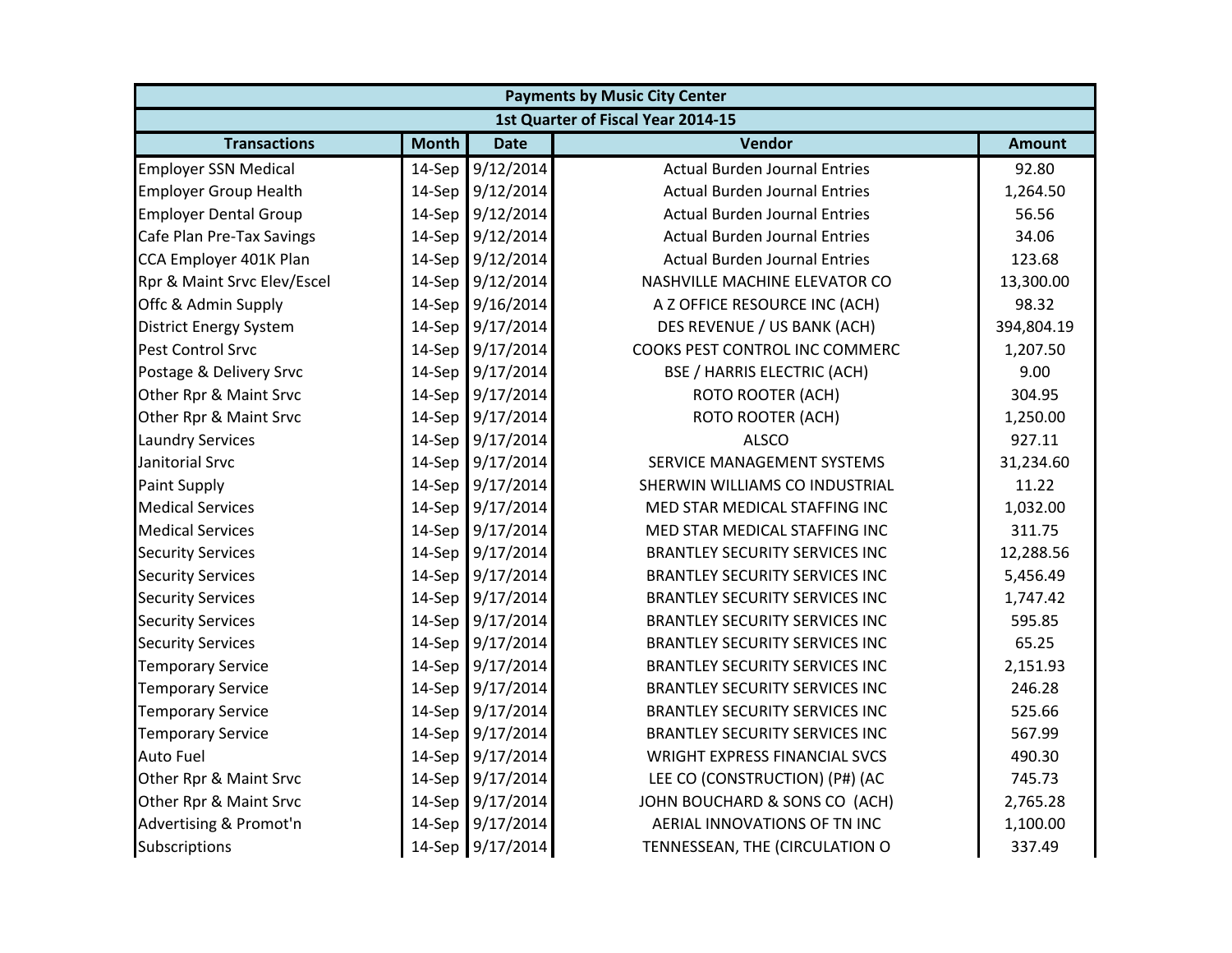| Payments by Music City Center | | | | |
|---|---|---|---|---|
| 1st Quarter of Fiscal Year 2014-15 | | | | |
| **Transactions** | **Month** | **Date** | **Vendor** | **Amount** |
| Employer SSN Medical | 14-Sep | 9/12/2014 | Actual Burden Journal Entries | 92.80 |
| Employer Group Health | 14-Sep | 9/12/2014 | Actual Burden Journal Entries | 1,264.50 |
| Employer Dental Group | 14-Sep | 9/12/2014 | Actual Burden Journal Entries | 56.56 |
| Cafe Plan Pre-Tax Savings | 14-Sep | 9/12/2014 | Actual Burden Journal Entries | 34.06 |
| CCA Employer 401K Plan | 14-Sep | 9/12/2014 | Actual Burden Journal Entries | 123.68 |
| Rpr & Maint Srvc Elev/Escel | 14-Sep | 9/12/2014 | NASHVILLE MACHINE ELEVATOR CO | 13,300.00 |
| Offc & Admin Supply | 14-Sep | 9/16/2014 | A Z OFFICE RESOURCE INC (ACH) | 98.32 |
| District Energy System | 14-Sep | 9/17/2014 | DES REVENUE / US BANK (ACH) | 394,804.19 |
| Pest Control Srvc | 14-Sep | 9/17/2014 | COOKS PEST CONTROL INC COMMERC | 1,207.50 |
| Postage & Delivery Srvc | 14-Sep | 9/17/2014 | BSE / HARRIS ELECTRIC (ACH) | 9.00 |
| Other Rpr & Maint Srvc | 14-Sep | 9/17/2014 | ROTO ROOTER (ACH) | 304.95 |
| Other Rpr & Maint Srvc | 14-Sep | 9/17/2014 | ROTO ROOTER (ACH) | 1,250.00 |
| Laundry Services | 14-Sep | 9/17/2014 | ALSCO | 927.11 |
| Janitorial Srvc | 14-Sep | 9/17/2014 | SERVICE MANAGEMENT SYSTEMS | 31,234.60 |
| Paint Supply | 14-Sep | 9/17/2014 | SHERWIN WILLIAMS CO INDUSTRIAL | 11.22 |
| Medical Services | 14-Sep | 9/17/2014 | MED STAR MEDICAL STAFFING INC | 1,032.00 |
| Medical Services | 14-Sep | 9/17/2014 | MED STAR MEDICAL STAFFING INC | 311.75 |
| Security Services | 14-Sep | 9/17/2014 | BRANTLEY SECURITY SERVICES INC | 12,288.56 |
| Security Services | 14-Sep | 9/17/2014 | BRANTLEY SECURITY SERVICES INC | 5,456.49 |
| Security Services | 14-Sep | 9/17/2014 | BRANTLEY SECURITY SERVICES INC | 1,747.42 |
| Security Services | 14-Sep | 9/17/2014 | BRANTLEY SECURITY SERVICES INC | 595.85 |
| Security Services | 14-Sep | 9/17/2014 | BRANTLEY SECURITY SERVICES INC | 65.25 |
| Temporary Service | 14-Sep | 9/17/2014 | BRANTLEY SECURITY SERVICES INC | 2,151.93 |
| Temporary Service | 14-Sep | 9/17/2014 | BRANTLEY SECURITY SERVICES INC | 246.28 |
| Temporary Service | 14-Sep | 9/17/2014 | BRANTLEY SECURITY SERVICES INC | 525.66 |
| Temporary Service | 14-Sep | 9/17/2014 | BRANTLEY SECURITY SERVICES INC | 567.99 |
| Auto Fuel | 14-Sep | 9/17/2014 | WRIGHT EXPRESS FINANCIAL SVCS | 490.30 |
| Other Rpr & Maint Srvc | 14-Sep | 9/17/2014 | LEE CO (CONSTRUCTION) (P#) (AC | 745.73 |
| Other Rpr & Maint Srvc | 14-Sep | 9/17/2014 | JOHN BOUCHARD & SONS CO (ACH) | 2,765.28 |
| Advertising & Promot'n | 14-Sep | 9/17/2014 | AERIAL INNOVATIONS OF TN INC | 1,100.00 |
| Subscriptions | 14-Sep | 9/17/2014 | TENNESSEAN, THE (CIRCULATION O | 337.49 |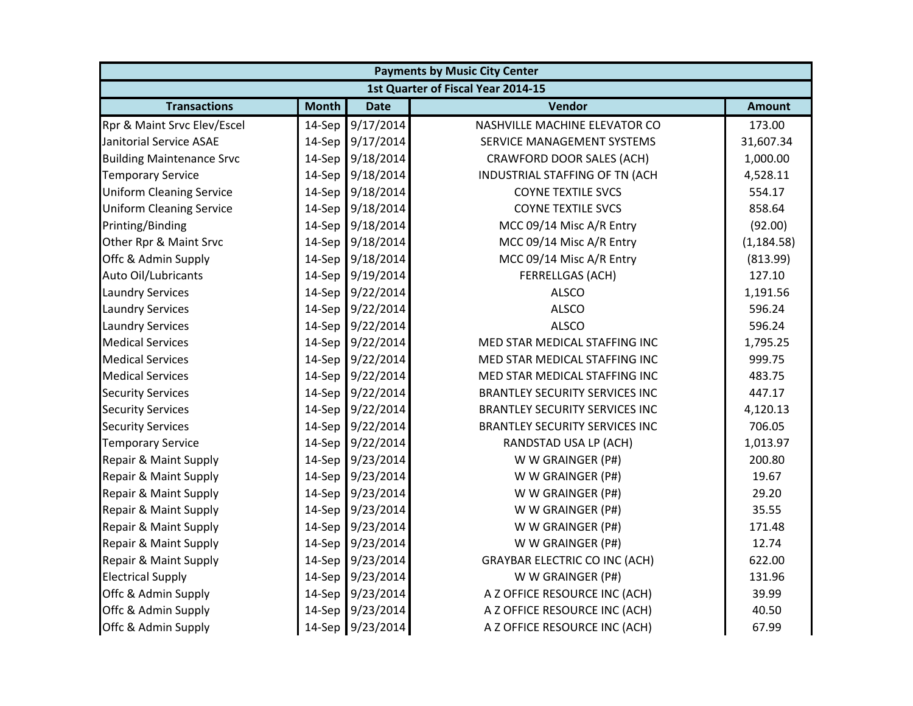| Payments by Music City Center | | | | |
|---|---|---|---|---|
| 1st Quarter of Fiscal Year 2014-15 | | | | |
| **Transactions** | **Month** | **Date** | **Vendor** | **Amount** |
| Rpr & Maint Srvc Elev/Escel | 14-Sep | 9/17/2014 | NASHVILLE MACHINE ELEVATOR CO | 173.00 |
| Janitorial Service ASAE | 14-Sep | 9/17/2014 | SERVICE MANAGEMENT SYSTEMS | 31,607.34 |
| Building Maintenance Srvc | 14-Sep | 9/18/2014 | CRAWFORD DOOR SALES (ACH) | 1,000.00 |
| Temporary Service | 14-Sep | 9/18/2014 | INDUSTRIAL STAFFING OF TN (ACH | 4,528.11 |
| Uniform Cleaning Service | 14-Sep | 9/18/2014 | COYNE TEXTILE SVCS | 554.17 |
| Uniform Cleaning Service | 14-Sep | 9/18/2014 | COYNE TEXTILE SVCS | 858.64 |
| Printing/Binding | 14-Sep | 9/18/2014 | MCC 09/14 Misc A/R Entry | (92.00) |
| Other Rpr & Maint Srvc | 14-Sep | 9/18/2014 | MCC 09/14 Misc A/R Entry | (1,184.58) |
| Offc & Admin Supply | 14-Sep | 9/18/2014 | MCC 09/14 Misc A/R Entry | (813.99) |
| Auto Oil/Lubricants | 14-Sep | 9/19/2014 | FERRELLGAS (ACH) | 127.10 |
| Laundry Services | 14-Sep | 9/22/2014 | ALSCO | 1,191.56 |
| Laundry Services | 14-Sep | 9/22/2014 | ALSCO | 596.24 |
| Laundry Services | 14-Sep | 9/22/2014 | ALSCO | 596.24 |
| Medical Services | 14-Sep | 9/22/2014 | MED STAR MEDICAL STAFFING INC | 1,795.25 |
| Medical Services | 14-Sep | 9/22/2014 | MED STAR MEDICAL STAFFING INC | 999.75 |
| Medical Services | 14-Sep | 9/22/2014 | MED STAR MEDICAL STAFFING INC | 483.75 |
| Security Services | 14-Sep | 9/22/2014 | BRANTLEY SECURITY SERVICES INC | 447.17 |
| Security Services | 14-Sep | 9/22/2014 | BRANTLEY SECURITY SERVICES INC | 4,120.13 |
| Security Services | 14-Sep | 9/22/2014 | BRANTLEY SECURITY SERVICES INC | 706.05 |
| Temporary Service | 14-Sep | 9/22/2014 | RANDSTAD USA LP (ACH) | 1,013.97 |
| Repair & Maint Supply | 14-Sep | 9/23/2014 | W W GRAINGER (P#) | 200.80 |
| Repair & Maint Supply | 14-Sep | 9/23/2014 | W W GRAINGER (P#) | 19.67 |
| Repair & Maint Supply | 14-Sep | 9/23/2014 | W W GRAINGER (P#) | 29.20 |
| Repair & Maint Supply | 14-Sep | 9/23/2014 | W W GRAINGER (P#) | 35.55 |
| Repair & Maint Supply | 14-Sep | 9/23/2014 | W W GRAINGER (P#) | 171.48 |
| Repair & Maint Supply | 14-Sep | 9/23/2014 | W W GRAINGER (P#) | 12.74 |
| Repair & Maint Supply | 14-Sep | 9/23/2014 | GRAYBAR ELECTRIC CO INC (ACH) | 622.00 |
| Electrical Supply | 14-Sep | 9/23/2014 | W W GRAINGER (P#) | 131.96 |
| Offc & Admin Supply | 14-Sep | 9/23/2014 | A Z OFFICE RESOURCE INC (ACH) | 39.99 |
| Offc & Admin Supply | 14-Sep | 9/23/2014 | A Z OFFICE RESOURCE INC (ACH) | 40.50 |
| Offc & Admin Supply | 14-Sep | 9/23/2014 | A Z OFFICE RESOURCE INC (ACH) | 67.99 |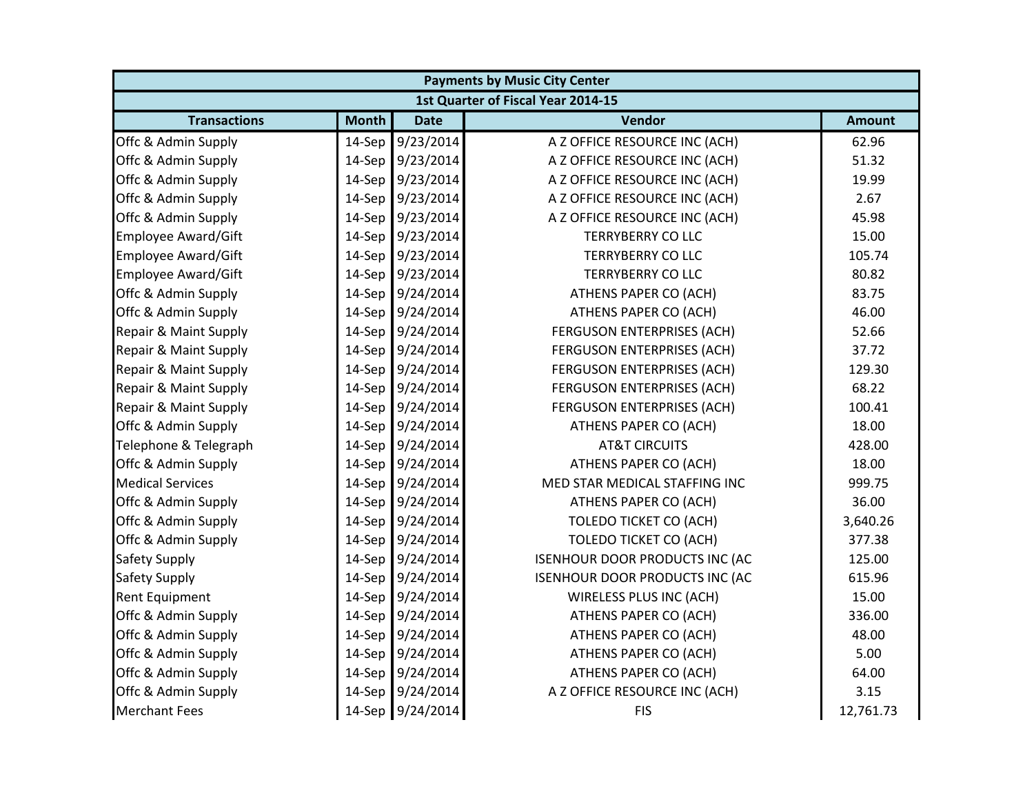| Payments by Music City Center | | | | |
|---|---|---|---|---|
| 1st Quarter of Fiscal Year 2014-15 | | | | |
| Transactions | Month | Date | Vendor | Amount |
| Offc & Admin Supply | 14-Sep | 9/23/2014 | A Z OFFICE RESOURCE INC (ACH) | 62.96 |
| Offc & Admin Supply | 14-Sep | 9/23/2014 | A Z OFFICE RESOURCE INC (ACH) | 51.32 |
| Offc & Admin Supply | 14-Sep | 9/23/2014 | A Z OFFICE RESOURCE INC (ACH) | 19.99 |
| Offc & Admin Supply | 14-Sep | 9/23/2014 | A Z OFFICE RESOURCE INC (ACH) | 2.67 |
| Offc & Admin Supply | 14-Sep | 9/23/2014 | A Z OFFICE RESOURCE INC (ACH) | 45.98 |
| Employee Award/Gift | 14-Sep | 9/23/2014 | TERRYBERRY CO LLC | 15.00 |
| Employee Award/Gift | 14-Sep | 9/23/2014 | TERRYBERRY CO LLC | 105.74 |
| Employee Award/Gift | 14-Sep | 9/23/2014 | TERRYBERRY CO LLC | 80.82 |
| Offc & Admin Supply | 14-Sep | 9/24/2014 | ATHENS PAPER CO (ACH) | 83.75 |
| Offc & Admin Supply | 14-Sep | 9/24/2014 | ATHENS PAPER CO (ACH) | 46.00 |
| Repair & Maint Supply | 14-Sep | 9/24/2014 | FERGUSON ENTERPRISES (ACH) | 52.66 |
| Repair & Maint Supply | 14-Sep | 9/24/2014 | FERGUSON ENTERPRISES (ACH) | 37.72 |
| Repair & Maint Supply | 14-Sep | 9/24/2014 | FERGUSON ENTERPRISES (ACH) | 129.30 |
| Repair & Maint Supply | 14-Sep | 9/24/2014 | FERGUSON ENTERPRISES (ACH) | 68.22 |
| Repair & Maint Supply | 14-Sep | 9/24/2014 | FERGUSON ENTERPRISES (ACH) | 100.41 |
| Offc & Admin Supply | 14-Sep | 9/24/2014 | ATHENS PAPER CO (ACH) | 18.00 |
| Telephone & Telegraph | 14-Sep | 9/24/2014 | AT&T CIRCUITS | 428.00 |
| Offc & Admin Supply | 14-Sep | 9/24/2014 | ATHENS PAPER CO (ACH) | 18.00 |
| Medical Services | 14-Sep | 9/24/2014 | MED STAR MEDICAL STAFFING INC | 999.75 |
| Offc & Admin Supply | 14-Sep | 9/24/2014 | ATHENS PAPER CO (ACH) | 36.00 |
| Offc & Admin Supply | 14-Sep | 9/24/2014 | TOLEDO TICKET CO (ACH) | 3,640.26 |
| Offc & Admin Supply | 14-Sep | 9/24/2014 | TOLEDO TICKET CO (ACH) | 377.38 |
| Safety Supply | 14-Sep | 9/24/2014 | ISENHOUR DOOR PRODUCTS INC (AC | 125.00 |
| Safety Supply | 14-Sep | 9/24/2014 | ISENHOUR DOOR PRODUCTS INC (AC | 615.96 |
| Rent Equipment | 14-Sep | 9/24/2014 | WIRELESS PLUS INC (ACH) | 15.00 |
| Offc & Admin Supply | 14-Sep | 9/24/2014 | ATHENS PAPER CO (ACH) | 336.00 |
| Offc & Admin Supply | 14-Sep | 9/24/2014 | ATHENS PAPER CO (ACH) | 48.00 |
| Offc & Admin Supply | 14-Sep | 9/24/2014 | ATHENS PAPER CO (ACH) | 5.00 |
| Offc & Admin Supply | 14-Sep | 9/24/2014 | ATHENS PAPER CO (ACH) | 64.00 |
| Offc & Admin Supply | 14-Sep | 9/24/2014 | A Z OFFICE RESOURCE INC (ACH) | 3.15 |
| Merchant Fees | 14-Sep | 9/24/2014 | FIS | 12,761.73 |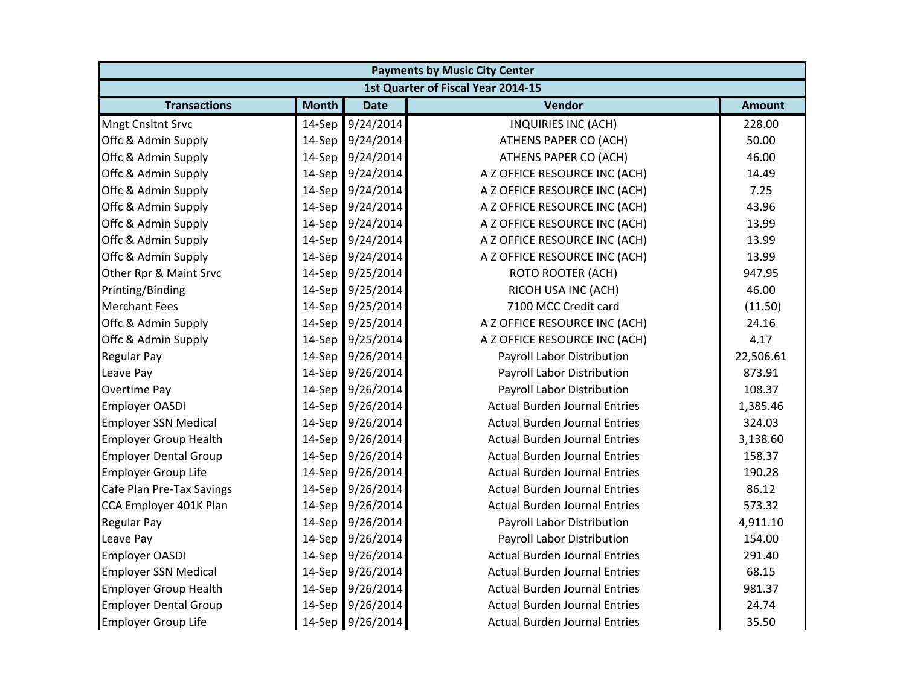| Payments by Music City Center | | | | |
|---|---|---|---|---|
| 1st Quarter of Fiscal Year 2014-15 | | | | |
| Transactions | Month | Date | Vendor | Amount |
| Mngt Cnsltnt Srvc | 14-Sep | 9/24/2014 | INQUIRIES INC (ACH) | 228.00 |
| Offc & Admin Supply | 14-Sep | 9/24/2014 | ATHENS PAPER CO (ACH) | 50.00 |
| Offc & Admin Supply | 14-Sep | 9/24/2014 | ATHENS PAPER CO (ACH) | 46.00 |
| Offc & Admin Supply | 14-Sep | 9/24/2014 | A Z OFFICE RESOURCE INC (ACH) | 14.49 |
| Offc & Admin Supply | 14-Sep | 9/24/2014 | A Z OFFICE RESOURCE INC (ACH) | 7.25 |
| Offc & Admin Supply | 14-Sep | 9/24/2014 | A Z OFFICE RESOURCE INC (ACH) | 43.96 |
| Offc & Admin Supply | 14-Sep | 9/24/2014 | A Z OFFICE RESOURCE INC (ACH) | 13.99 |
| Offc & Admin Supply | 14-Sep | 9/24/2014 | A Z OFFICE RESOURCE INC (ACH) | 13.99 |
| Offc & Admin Supply | 14-Sep | 9/24/2014 | A Z OFFICE RESOURCE INC (ACH) | 13.99 |
| Other Rpr & Maint Srvc | 14-Sep | 9/25/2014 | ROTO ROOTER (ACH) | 947.95 |
| Printing/Binding | 14-Sep | 9/25/2014 | RICOH USA INC (ACH) | 46.00 |
| Merchant Fees | 14-Sep | 9/25/2014 | 7100 MCC Credit card | (11.50) |
| Offc & Admin Supply | 14-Sep | 9/25/2014 | A Z OFFICE RESOURCE INC (ACH) | 24.16 |
| Offc & Admin Supply | 14-Sep | 9/25/2014 | A Z OFFICE RESOURCE INC (ACH) | 4.17 |
| Regular Pay | 14-Sep | 9/26/2014 | Payroll Labor Distribution | 22,506.61 |
| Leave Pay | 14-Sep | 9/26/2014 | Payroll Labor Distribution | 873.91 |
| Overtime Pay | 14-Sep | 9/26/2014 | Payroll Labor Distribution | 108.37 |
| Employer OASDI | 14-Sep | 9/26/2014 | Actual Burden Journal Entries | 1,385.46 |
| Employer SSN Medical | 14-Sep | 9/26/2014 | Actual Burden Journal Entries | 324.03 |
| Employer Group Health | 14-Sep | 9/26/2014 | Actual Burden Journal Entries | 3,138.60 |
| Employer Dental Group | 14-Sep | 9/26/2014 | Actual Burden Journal Entries | 158.37 |
| Employer Group Life | 14-Sep | 9/26/2014 | Actual Burden Journal Entries | 190.28 |
| Cafe Plan Pre-Tax Savings | 14-Sep | 9/26/2014 | Actual Burden Journal Entries | 86.12 |
| CCA Employer 401K Plan | 14-Sep | 9/26/2014 | Actual Burden Journal Entries | 573.32 |
| Regular Pay | 14-Sep | 9/26/2014 | Payroll Labor Distribution | 4,911.10 |
| Leave Pay | 14-Sep | 9/26/2014 | Payroll Labor Distribution | 154.00 |
| Employer OASDI | 14-Sep | 9/26/2014 | Actual Burden Journal Entries | 291.40 |
| Employer SSN Medical | 14-Sep | 9/26/2014 | Actual Burden Journal Entries | 68.15 |
| Employer Group Health | 14-Sep | 9/26/2014 | Actual Burden Journal Entries | 981.37 |
| Employer Dental Group | 14-Sep | 9/26/2014 | Actual Burden Journal Entries | 24.74 |
| Employer Group Life | 14-Sep | 9/26/2014 | Actual Burden Journal Entries | 35.50 |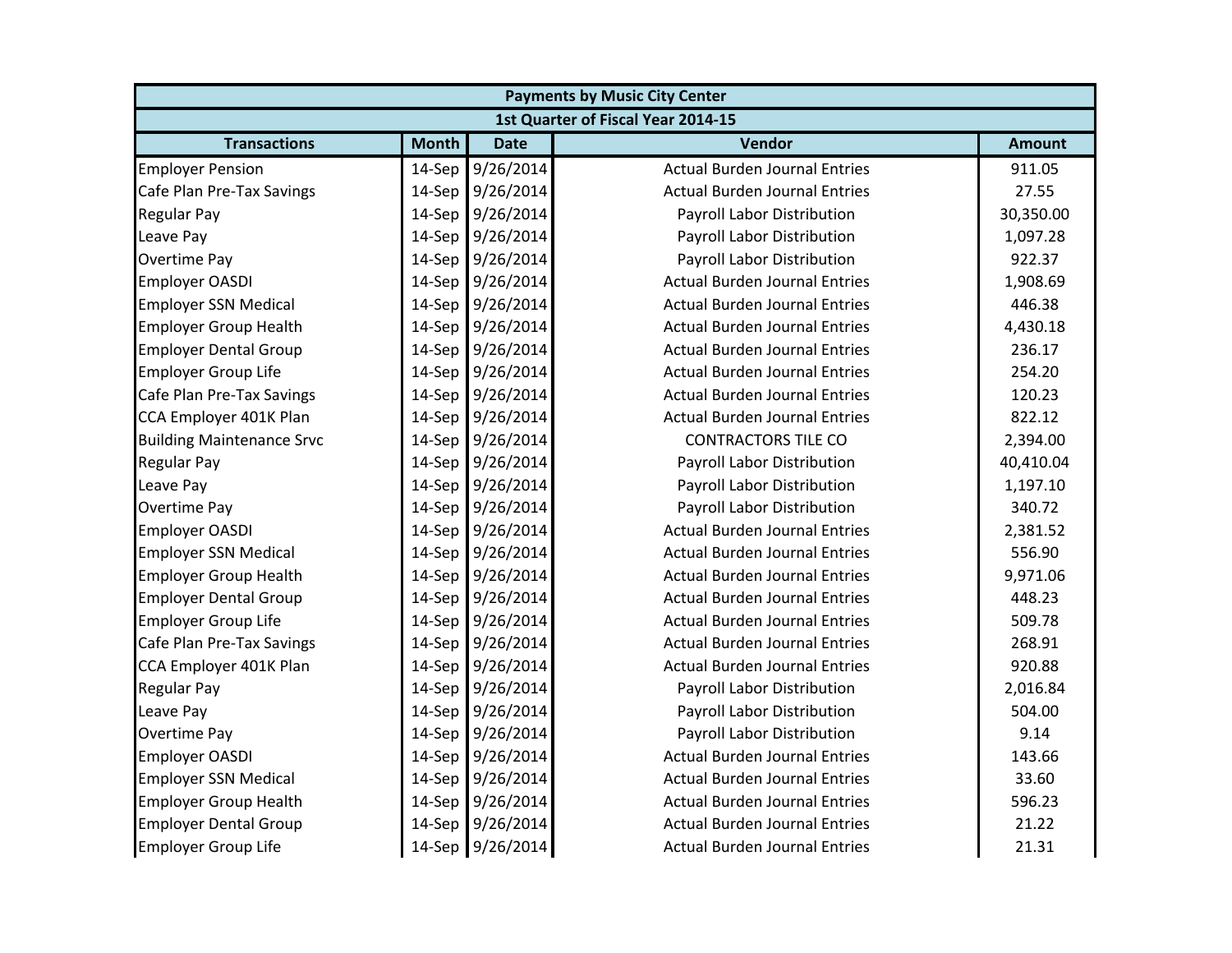| Payments by Music City Center | | | | |
|---|---|---|---|---|
| 1st Quarter of Fiscal Year 2014-15 | | | | |
| Transactions | Month | Date | Vendor | Amount |
| Employer Pension | 14-Sep | 9/26/2014 | Actual Burden Journal Entries | 911.05 |
| Cafe Plan Pre-Tax Savings | 14-Sep | 9/26/2014 | Actual Burden Journal Entries | 27.55 |
| Regular Pay | 14-Sep | 9/26/2014 | Payroll Labor Distribution | 30,350.00 |
| Leave Pay | 14-Sep | 9/26/2014 | Payroll Labor Distribution | 1,097.28 |
| Overtime Pay | 14-Sep | 9/26/2014 | Payroll Labor Distribution | 922.37 |
| Employer OASDI | 14-Sep | 9/26/2014 | Actual Burden Journal Entries | 1,908.69 |
| Employer SSN Medical | 14-Sep | 9/26/2014 | Actual Burden Journal Entries | 446.38 |
| Employer Group Health | 14-Sep | 9/26/2014 | Actual Burden Journal Entries | 4,430.18 |
| Employer Dental Group | 14-Sep | 9/26/2014 | Actual Burden Journal Entries | 236.17 |
| Employer Group Life | 14-Sep | 9/26/2014 | Actual Burden Journal Entries | 254.20 |
| Cafe Plan Pre-Tax Savings | 14-Sep | 9/26/2014 | Actual Burden Journal Entries | 120.23 |
| CCA Employer 401K Plan | 14-Sep | 9/26/2014 | Actual Burden Journal Entries | 822.12 |
| Building Maintenance Srvc | 14-Sep | 9/26/2014 | CONTRACTORS TILE CO | 2,394.00 |
| Regular Pay | 14-Sep | 9/26/2014 | Payroll Labor Distribution | 40,410.04 |
| Leave Pay | 14-Sep | 9/26/2014 | Payroll Labor Distribution | 1,197.10 |
| Overtime Pay | 14-Sep | 9/26/2014 | Payroll Labor Distribution | 340.72 |
| Employer OASDI | 14-Sep | 9/26/2014 | Actual Burden Journal Entries | 2,381.52 |
| Employer SSN Medical | 14-Sep | 9/26/2014 | Actual Burden Journal Entries | 556.90 |
| Employer Group Health | 14-Sep | 9/26/2014 | Actual Burden Journal Entries | 9,971.06 |
| Employer Dental Group | 14-Sep | 9/26/2014 | Actual Burden Journal Entries | 448.23 |
| Employer Group Life | 14-Sep | 9/26/2014 | Actual Burden Journal Entries | 509.78 |
| Cafe Plan Pre-Tax Savings | 14-Sep | 9/26/2014 | Actual Burden Journal Entries | 268.91 |
| CCA Employer 401K Plan | 14-Sep | 9/26/2014 | Actual Burden Journal Entries | 920.88 |
| Regular Pay | 14-Sep | 9/26/2014 | Payroll Labor Distribution | 2,016.84 |
| Leave Pay | 14-Sep | 9/26/2014 | Payroll Labor Distribution | 504.00 |
| Overtime Pay | 14-Sep | 9/26/2014 | Payroll Labor Distribution | 9.14 |
| Employer OASDI | 14-Sep | 9/26/2014 | Actual Burden Journal Entries | 143.66 |
| Employer SSN Medical | 14-Sep | 9/26/2014 | Actual Burden Journal Entries | 33.60 |
| Employer Group Health | 14-Sep | 9/26/2014 | Actual Burden Journal Entries | 596.23 |
| Employer Dental Group | 14-Sep | 9/26/2014 | Actual Burden Journal Entries | 21.22 |
| Employer Group Life | 14-Sep | 9/26/2014 | Actual Burden Journal Entries | 21.31 |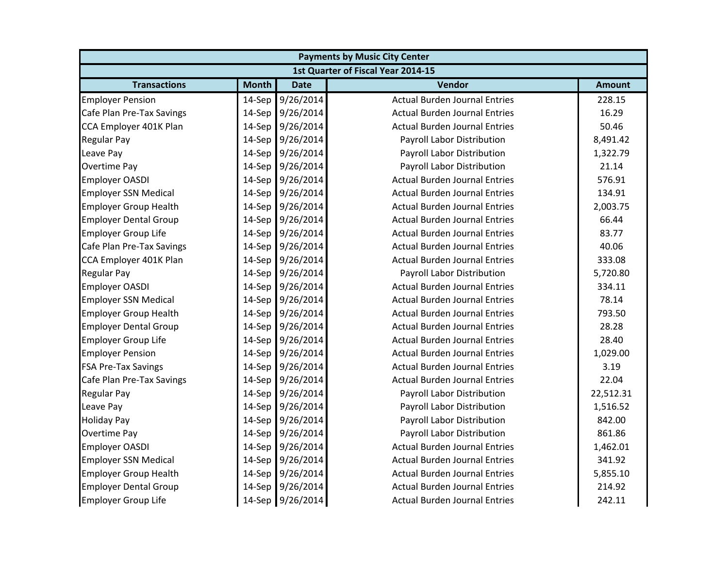| Payments by Music City Center | | | | |
|---|---|---|---|---|
| 1st Quarter of Fiscal Year 2014-15 | | | | |
| Transactions | Month | Date | Vendor | Amount |
| Employer Pension | 14-Sep | 9/26/2014 | Actual Burden Journal Entries | 228.15 |
| Cafe Plan Pre-Tax Savings | 14-Sep | 9/26/2014 | Actual Burden Journal Entries | 16.29 |
| CCA Employer 401K Plan | 14-Sep | 9/26/2014 | Actual Burden Journal Entries | 50.46 |
| Regular Pay | 14-Sep | 9/26/2014 | Payroll Labor Distribution | 8,491.42 |
| Leave Pay | 14-Sep | 9/26/2014 | Payroll Labor Distribution | 1,322.79 |
| Overtime Pay | 14-Sep | 9/26/2014 | Payroll Labor Distribution | 21.14 |
| Employer OASDI | 14-Sep | 9/26/2014 | Actual Burden Journal Entries | 576.91 |
| Employer SSN Medical | 14-Sep | 9/26/2014 | Actual Burden Journal Entries | 134.91 |
| Employer Group Health | 14-Sep | 9/26/2014 | Actual Burden Journal Entries | 2,003.75 |
| Employer Dental Group | 14-Sep | 9/26/2014 | Actual Burden Journal Entries | 66.44 |
| Employer Group Life | 14-Sep | 9/26/2014 | Actual Burden Journal Entries | 83.77 |
| Cafe Plan Pre-Tax Savings | 14-Sep | 9/26/2014 | Actual Burden Journal Entries | 40.06 |
| CCA Employer 401K Plan | 14-Sep | 9/26/2014 | Actual Burden Journal Entries | 333.08 |
| Regular Pay | 14-Sep | 9/26/2014 | Payroll Labor Distribution | 5,720.80 |
| Employer OASDI | 14-Sep | 9/26/2014 | Actual Burden Journal Entries | 334.11 |
| Employer SSN Medical | 14-Sep | 9/26/2014 | Actual Burden Journal Entries | 78.14 |
| Employer Group Health | 14-Sep | 9/26/2014 | Actual Burden Journal Entries | 793.50 |
| Employer Dental Group | 14-Sep | 9/26/2014 | Actual Burden Journal Entries | 28.28 |
| Employer Group Life | 14-Sep | 9/26/2014 | Actual Burden Journal Entries | 28.40 |
| Employer Pension | 14-Sep | 9/26/2014 | Actual Burden Journal Entries | 1,029.00 |
| FSA Pre-Tax Savings | 14-Sep | 9/26/2014 | Actual Burden Journal Entries | 3.19 |
| Cafe Plan Pre-Tax Savings | 14-Sep | 9/26/2014 | Actual Burden Journal Entries | 22.04 |
| Regular Pay | 14-Sep | 9/26/2014 | Payroll Labor Distribution | 22,512.31 |
| Leave Pay | 14-Sep | 9/26/2014 | Payroll Labor Distribution | 1,516.52 |
| Holiday Pay | 14-Sep | 9/26/2014 | Payroll Labor Distribution | 842.00 |
| Overtime Pay | 14-Sep | 9/26/2014 | Payroll Labor Distribution | 861.86 |
| Employer OASDI | 14-Sep | 9/26/2014 | Actual Burden Journal Entries | 1,462.01 |
| Employer SSN Medical | 14-Sep | 9/26/2014 | Actual Burden Journal Entries | 341.92 |
| Employer Group Health | 14-Sep | 9/26/2014 | Actual Burden Journal Entries | 5,855.10 |
| Employer Dental Group | 14-Sep | 9/26/2014 | Actual Burden Journal Entries | 214.92 |
| Employer Group Life | 14-Sep | 9/26/2014 | Actual Burden Journal Entries | 242.11 |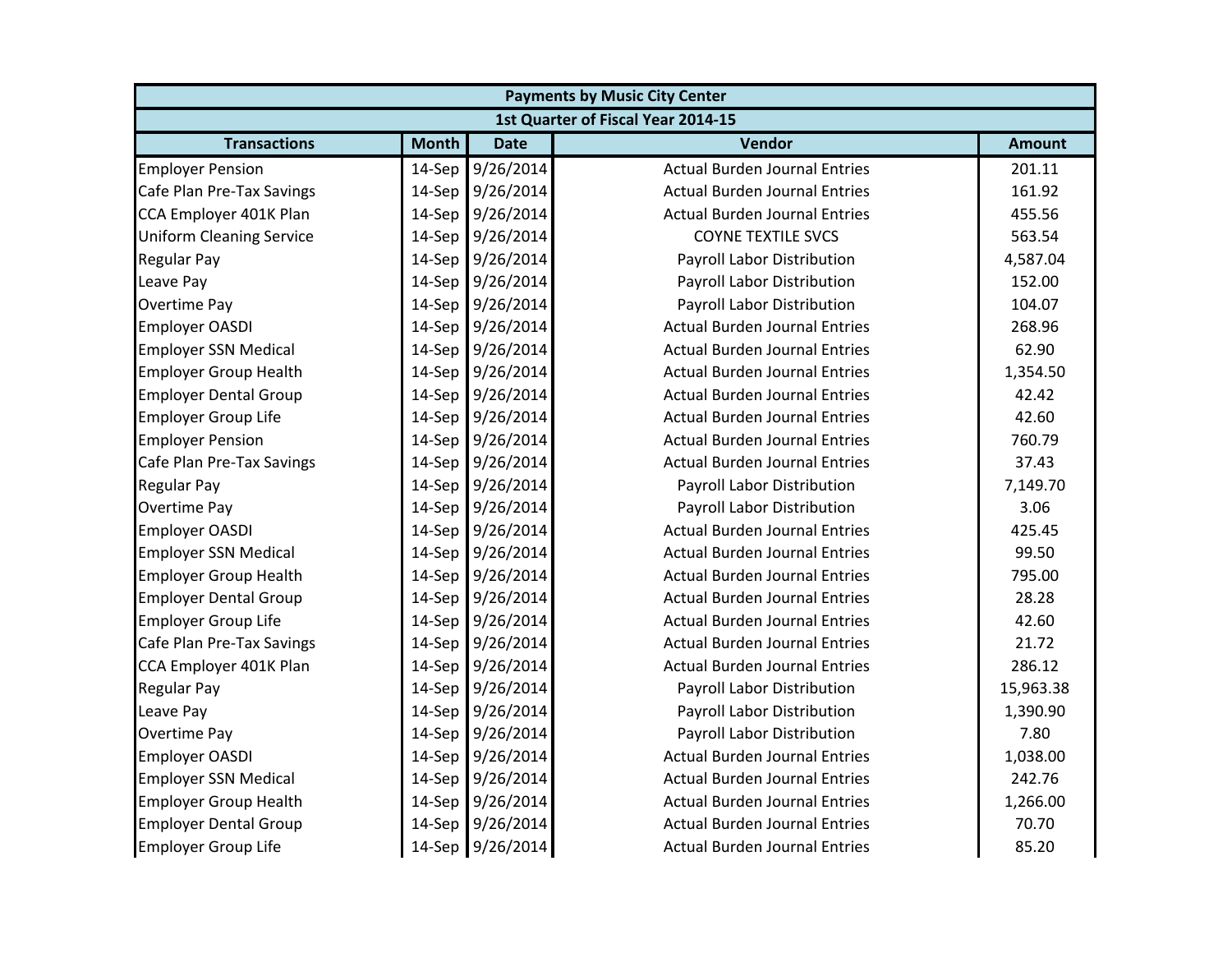| Payments by Music City Center | | | | |
|---|---|---|---|---|
| 1st Quarter of Fiscal Year 2014-15 | | | | |
| Transactions | Month | Date | Vendor | Amount |
| Employer Pension | 14-Sep | 9/26/2014 | Actual Burden Journal Entries | 201.11 |
| Cafe Plan Pre-Tax Savings | 14-Sep | 9/26/2014 | Actual Burden Journal Entries | 161.92 |
| CCA Employer 401K Plan | 14-Sep | 9/26/2014 | Actual Burden Journal Entries | 455.56 |
| Uniform Cleaning Service | 14-Sep | 9/26/2014 | COYNE TEXTILE SVCS | 563.54 |
| Regular Pay | 14-Sep | 9/26/2014 | Payroll Labor Distribution | 4,587.04 |
| Leave Pay | 14-Sep | 9/26/2014 | Payroll Labor Distribution | 152.00 |
| Overtime Pay | 14-Sep | 9/26/2014 | Payroll Labor Distribution | 104.07 |
| Employer OASDI | 14-Sep | 9/26/2014 | Actual Burden Journal Entries | 268.96 |
| Employer SSN Medical | 14-Sep | 9/26/2014 | Actual Burden Journal Entries | 62.90 |
| Employer Group Health | 14-Sep | 9/26/2014 | Actual Burden Journal Entries | 1,354.50 |
| Employer Dental Group | 14-Sep | 9/26/2014 | Actual Burden Journal Entries | 42.42 |
| Employer Group Life | 14-Sep | 9/26/2014 | Actual Burden Journal Entries | 42.60 |
| Employer Pension | 14-Sep | 9/26/2014 | Actual Burden Journal Entries | 760.79 |
| Cafe Plan Pre-Tax Savings | 14-Sep | 9/26/2014 | Actual Burden Journal Entries | 37.43 |
| Regular Pay | 14-Sep | 9/26/2014 | Payroll Labor Distribution | 7,149.70 |
| Overtime Pay | 14-Sep | 9/26/2014 | Payroll Labor Distribution | 3.06 |
| Employer OASDI | 14-Sep | 9/26/2014 | Actual Burden Journal Entries | 425.45 |
| Employer SSN Medical | 14-Sep | 9/26/2014 | Actual Burden Journal Entries | 99.50 |
| Employer Group Health | 14-Sep | 9/26/2014 | Actual Burden Journal Entries | 795.00 |
| Employer Dental Group | 14-Sep | 9/26/2014 | Actual Burden Journal Entries | 28.28 |
| Employer Group Life | 14-Sep | 9/26/2014 | Actual Burden Journal Entries | 42.60 |
| Cafe Plan Pre-Tax Savings | 14-Sep | 9/26/2014 | Actual Burden Journal Entries | 21.72 |
| CCA Employer 401K Plan | 14-Sep | 9/26/2014 | Actual Burden Journal Entries | 286.12 |
| Regular Pay | 14-Sep | 9/26/2014 | Payroll Labor Distribution | 15,963.38 |
| Leave Pay | 14-Sep | 9/26/2014 | Payroll Labor Distribution | 1,390.90 |
| Overtime Pay | 14-Sep | 9/26/2014 | Payroll Labor Distribution | 7.80 |
| Employer OASDI | 14-Sep | 9/26/2014 | Actual Burden Journal Entries | 1,038.00 |
| Employer SSN Medical | 14-Sep | 9/26/2014 | Actual Burden Journal Entries | 242.76 |
| Employer Group Health | 14-Sep | 9/26/2014 | Actual Burden Journal Entries | 1,266.00 |
| Employer Dental Group | 14-Sep | 9/26/2014 | Actual Burden Journal Entries | 70.70 |
| Employer Group Life | 14-Sep | 9/26/2014 | Actual Burden Journal Entries | 85.20 |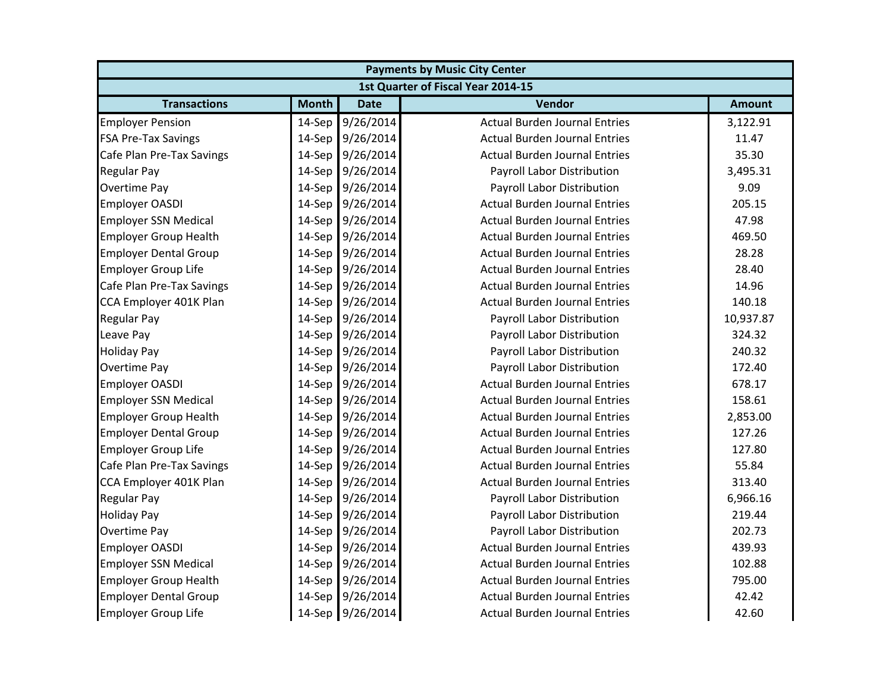| Payments by Music City Center | | | | |
|---|---|---|---|---|
| 1st Quarter of Fiscal Year 2014-15 | | | | |
| Transactions | Month | Date | Vendor | Amount |
| Employer Pension | 14-Sep | 9/26/2014 | Actual Burden Journal Entries | 3,122.91 |
| FSA Pre-Tax Savings | 14-Sep | 9/26/2014 | Actual Burden Journal Entries | 11.47 |
| Cafe Plan Pre-Tax Savings | 14-Sep | 9/26/2014 | Actual Burden Journal Entries | 35.30 |
| Regular Pay | 14-Sep | 9/26/2014 | Payroll Labor Distribution | 3,495.31 |
| Overtime Pay | 14-Sep | 9/26/2014 | Payroll Labor Distribution | 9.09 |
| Employer OASDI | 14-Sep | 9/26/2014 | Actual Burden Journal Entries | 205.15 |
| Employer SSN Medical | 14-Sep | 9/26/2014 | Actual Burden Journal Entries | 47.98 |
| Employer Group Health | 14-Sep | 9/26/2014 | Actual Burden Journal Entries | 469.50 |
| Employer Dental Group | 14-Sep | 9/26/2014 | Actual Burden Journal Entries | 28.28 |
| Employer Group Life | 14-Sep | 9/26/2014 | Actual Burden Journal Entries | 28.40 |
| Cafe Plan Pre-Tax Savings | 14-Sep | 9/26/2014 | Actual Burden Journal Entries | 14.96 |
| CCA Employer 401K Plan | 14-Sep | 9/26/2014 | Actual Burden Journal Entries | 140.18 |
| Regular Pay | 14-Sep | 9/26/2014 | Payroll Labor Distribution | 10,937.87 |
| Leave Pay | 14-Sep | 9/26/2014 | Payroll Labor Distribution | 324.32 |
| Holiday Pay | 14-Sep | 9/26/2014 | Payroll Labor Distribution | 240.32 |
| Overtime Pay | 14-Sep | 9/26/2014 | Payroll Labor Distribution | 172.40 |
| Employer OASDI | 14-Sep | 9/26/2014 | Actual Burden Journal Entries | 678.17 |
| Employer SSN Medical | 14-Sep | 9/26/2014 | Actual Burden Journal Entries | 158.61 |
| Employer Group Health | 14-Sep | 9/26/2014 | Actual Burden Journal Entries | 2,853.00 |
| Employer Dental Group | 14-Sep | 9/26/2014 | Actual Burden Journal Entries | 127.26 |
| Employer Group Life | 14-Sep | 9/26/2014 | Actual Burden Journal Entries | 127.80 |
| Cafe Plan Pre-Tax Savings | 14-Sep | 9/26/2014 | Actual Burden Journal Entries | 55.84 |
| CCA Employer 401K Plan | 14-Sep | 9/26/2014 | Actual Burden Journal Entries | 313.40 |
| Regular Pay | 14-Sep | 9/26/2014 | Payroll Labor Distribution | 6,966.16 |
| Holiday Pay | 14-Sep | 9/26/2014 | Payroll Labor Distribution | 219.44 |
| Overtime Pay | 14-Sep | 9/26/2014 | Payroll Labor Distribution | 202.73 |
| Employer OASDI | 14-Sep | 9/26/2014 | Actual Burden Journal Entries | 439.93 |
| Employer SSN Medical | 14-Sep | 9/26/2014 | Actual Burden Journal Entries | 102.88 |
| Employer Group Health | 14-Sep | 9/26/2014 | Actual Burden Journal Entries | 795.00 |
| Employer Dental Group | 14-Sep | 9/26/2014 | Actual Burden Journal Entries | 42.42 |
| Employer Group Life | 14-Sep | 9/26/2014 | Actual Burden Journal Entries | 42.60 |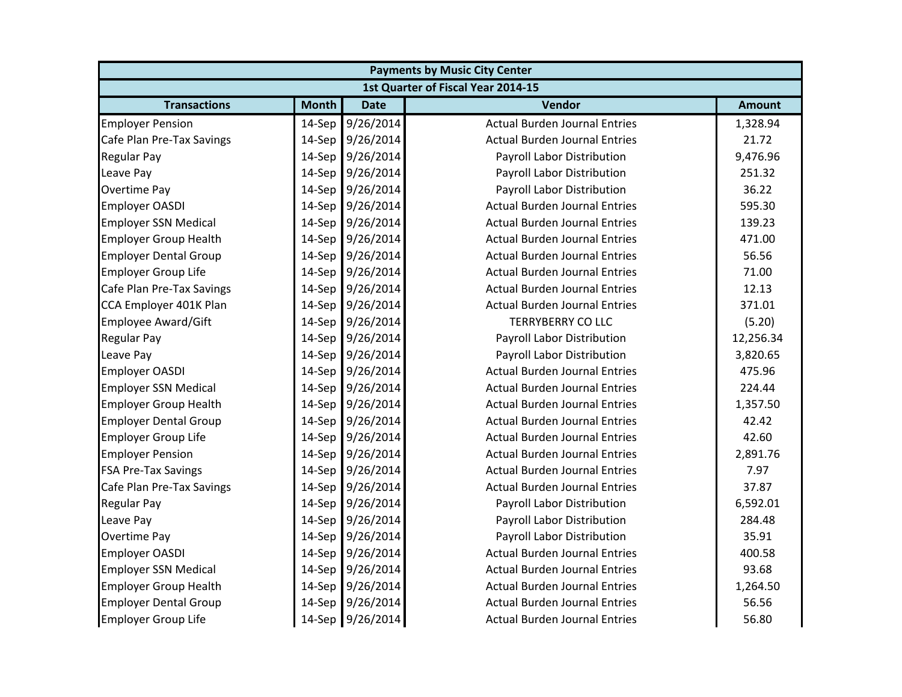| Payments by Music City Center | | | | |
|---|---|---|---|---|
| 1st Quarter of Fiscal Year 2014-15 | | | | |
| Transactions | Month | Date | Vendor | Amount |
| Employer Pension | 14-Sep | 9/26/2014 | Actual Burden Journal Entries | 1,328.94 |
| Cafe Plan Pre-Tax Savings | 14-Sep | 9/26/2014 | Actual Burden Journal Entries | 21.72 |
| Regular Pay | 14-Sep | 9/26/2014 | Payroll Labor Distribution | 9,476.96 |
| Leave Pay | 14-Sep | 9/26/2014 | Payroll Labor Distribution | 251.32 |
| Overtime Pay | 14-Sep | 9/26/2014 | Payroll Labor Distribution | 36.22 |
| Employer OASDI | 14-Sep | 9/26/2014 | Actual Burden Journal Entries | 595.30 |
| Employer SSN Medical | 14-Sep | 9/26/2014 | Actual Burden Journal Entries | 139.23 |
| Employer Group Health | 14-Sep | 9/26/2014 | Actual Burden Journal Entries | 471.00 |
| Employer Dental Group | 14-Sep | 9/26/2014 | Actual Burden Journal Entries | 56.56 |
| Employer Group Life | 14-Sep | 9/26/2014 | Actual Burden Journal Entries | 71.00 |
| Cafe Plan Pre-Tax Savings | 14-Sep | 9/26/2014 | Actual Burden Journal Entries | 12.13 |
| CCA Employer 401K Plan | 14-Sep | 9/26/2014 | Actual Burden Journal Entries | 371.01 |
| Employee Award/Gift | 14-Sep | 9/26/2014 | TERRYBERRY CO LLC | (5.20) |
| Regular Pay | 14-Sep | 9/26/2014 | Payroll Labor Distribution | 12,256.34 |
| Leave Pay | 14-Sep | 9/26/2014 | Payroll Labor Distribution | 3,820.65 |
| Employer OASDI | 14-Sep | 9/26/2014 | Actual Burden Journal Entries | 475.96 |
| Employer SSN Medical | 14-Sep | 9/26/2014 | Actual Burden Journal Entries | 224.44 |
| Employer Group Health | 14-Sep | 9/26/2014 | Actual Burden Journal Entries | 1,357.50 |
| Employer Dental Group | 14-Sep | 9/26/2014 | Actual Burden Journal Entries | 42.42 |
| Employer Group Life | 14-Sep | 9/26/2014 | Actual Burden Journal Entries | 42.60 |
| Employer Pension | 14-Sep | 9/26/2014 | Actual Burden Journal Entries | 2,891.76 |
| FSA Pre-Tax Savings | 14-Sep | 9/26/2014 | Actual Burden Journal Entries | 7.97 |
| Cafe Plan Pre-Tax Savings | 14-Sep | 9/26/2014 | Actual Burden Journal Entries | 37.87 |
| Regular Pay | 14-Sep | 9/26/2014 | Payroll Labor Distribution | 6,592.01 |
| Leave Pay | 14-Sep | 9/26/2014 | Payroll Labor Distribution | 284.48 |
| Overtime Pay | 14-Sep | 9/26/2014 | Payroll Labor Distribution | 35.91 |
| Employer OASDI | 14-Sep | 9/26/2014 | Actual Burden Journal Entries | 400.58 |
| Employer SSN Medical | 14-Sep | 9/26/2014 | Actual Burden Journal Entries | 93.68 |
| Employer Group Health | 14-Sep | 9/26/2014 | Actual Burden Journal Entries | 1,264.50 |
| Employer Dental Group | 14-Sep | 9/26/2014 | Actual Burden Journal Entries | 56.56 |
| Employer Group Life | 14-Sep | 9/26/2014 | Actual Burden Journal Entries | 56.80 |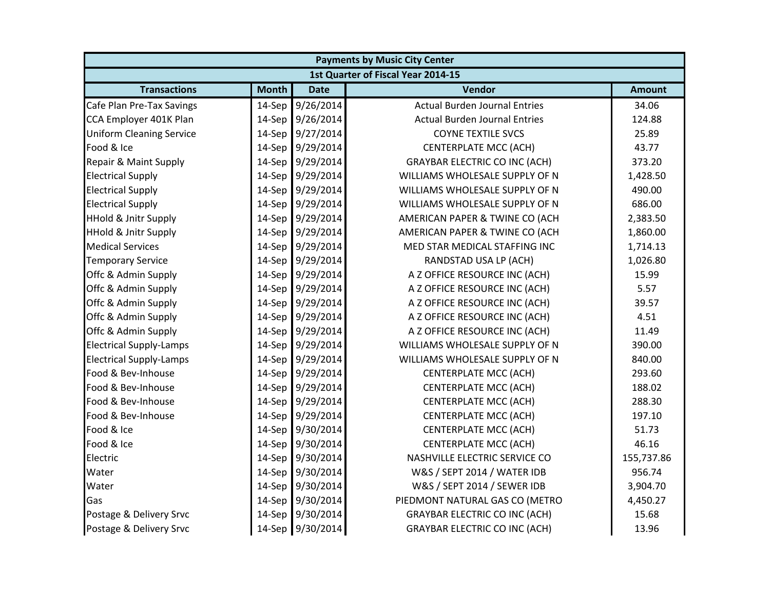| Payments by Music City Center | | | | |
|---|---|---|---|---|
| 1st Quarter of Fiscal Year 2014-15 | | | | |
| **Transactions** | **Month** | **Date** | **Vendor** | **Amount** |
| Cafe Plan Pre-Tax Savings | 14-Sep | 9/26/2014 | Actual Burden Journal Entries | 34.06 |
| CCA Employer 401K Plan | 14-Sep | 9/26/2014 | Actual Burden Journal Entries | 124.88 |
| Uniform Cleaning Service | 14-Sep | 9/27/2014 | COYNE TEXTILE SVCS | 25.89 |
| Food & Ice | 14-Sep | 9/29/2014 | CENTERPLATE MCC (ACH) | 43.77 |
| Repair & Maint Supply | 14-Sep | 9/29/2014 | GRAYBAR ELECTRIC CO INC (ACH) | 373.20 |
| Electrical Supply | 14-Sep | 9/29/2014 | WILLIAMS WHOLESALE SUPPLY OF N | 1,428.50 |
| Electrical Supply | 14-Sep | 9/29/2014 | WILLIAMS WHOLESALE SUPPLY OF N | 490.00 |
| Electrical Supply | 14-Sep | 9/29/2014 | WILLIAMS WHOLESALE SUPPLY OF N | 686.00 |
| HHold & Jnitr Supply | 14-Sep | 9/29/2014 | AMERICAN PAPER & TWINE CO (ACH | 2,383.50 |
| HHold & Jnitr Supply | 14-Sep | 9/29/2014 | AMERICAN PAPER & TWINE CO (ACH | 1,860.00 |
| Medical Services | 14-Sep | 9/29/2014 | MED STAR MEDICAL STAFFING INC | 1,714.13 |
| Temporary Service | 14-Sep | 9/29/2014 | RANDSTAD USA LP (ACH) | 1,026.80 |
| Offc & Admin Supply | 14-Sep | 9/29/2014 | A Z OFFICE RESOURCE INC (ACH) | 15.99 |
| Offc & Admin Supply | 14-Sep | 9/29/2014 | A Z OFFICE RESOURCE INC (ACH) | 5.57 |
| Offc & Admin Supply | 14-Sep | 9/29/2014 | A Z OFFICE RESOURCE INC (ACH) | 39.57 |
| Offc & Admin Supply | 14-Sep | 9/29/2014 | A Z OFFICE RESOURCE INC (ACH) | 4.51 |
| Offc & Admin Supply | 14-Sep | 9/29/2014 | A Z OFFICE RESOURCE INC (ACH) | 11.49 |
| Electrical Supply-Lamps | 14-Sep | 9/29/2014 | WILLIAMS WHOLESALE SUPPLY OF N | 390.00 |
| Electrical Supply-Lamps | 14-Sep | 9/29/2014 | WILLIAMS WHOLESALE SUPPLY OF N | 840.00 |
| Food & Bev-Inhouse | 14-Sep | 9/29/2014 | CENTERPLATE MCC (ACH) | 293.60 |
| Food & Bev-Inhouse | 14-Sep | 9/29/2014 | CENTERPLATE MCC (ACH) | 188.02 |
| Food & Bev-Inhouse | 14-Sep | 9/29/2014 | CENTERPLATE MCC (ACH) | 288.30 |
| Food & Bev-Inhouse | 14-Sep | 9/29/2014 | CENTERPLATE MCC (ACH) | 197.10 |
| Food & Ice | 14-Sep | 9/30/2014 | CENTERPLATE MCC (ACH) | 51.73 |
| Food & Ice | 14-Sep | 9/30/2014 | CENTERPLATE MCC (ACH) | 46.16 |
| Electric | 14-Sep | 9/30/2014 | NASHVILLE ELECTRIC SERVICE CO | 155,737.86 |
| Water | 14-Sep | 9/30/2014 | W&S / SEPT 2014 / WATER IDB | 956.74 |
| Water | 14-Sep | 9/30/2014 | W&S / SEPT 2014 / SEWER IDB | 3,904.70 |
| Gas | 14-Sep | 9/30/2014 | PIEDMONT NATURAL GAS CO (METRO | 4,450.27 |
| Postage & Delivery Srvc | 14-Sep | 9/30/2014 | GRAYBAR ELECTRIC CO INC (ACH) | 15.68 |
| Postage & Delivery Srvc | 14-Sep | 9/30/2014 | GRAYBAR ELECTRIC CO INC (ACH) | 13.96 |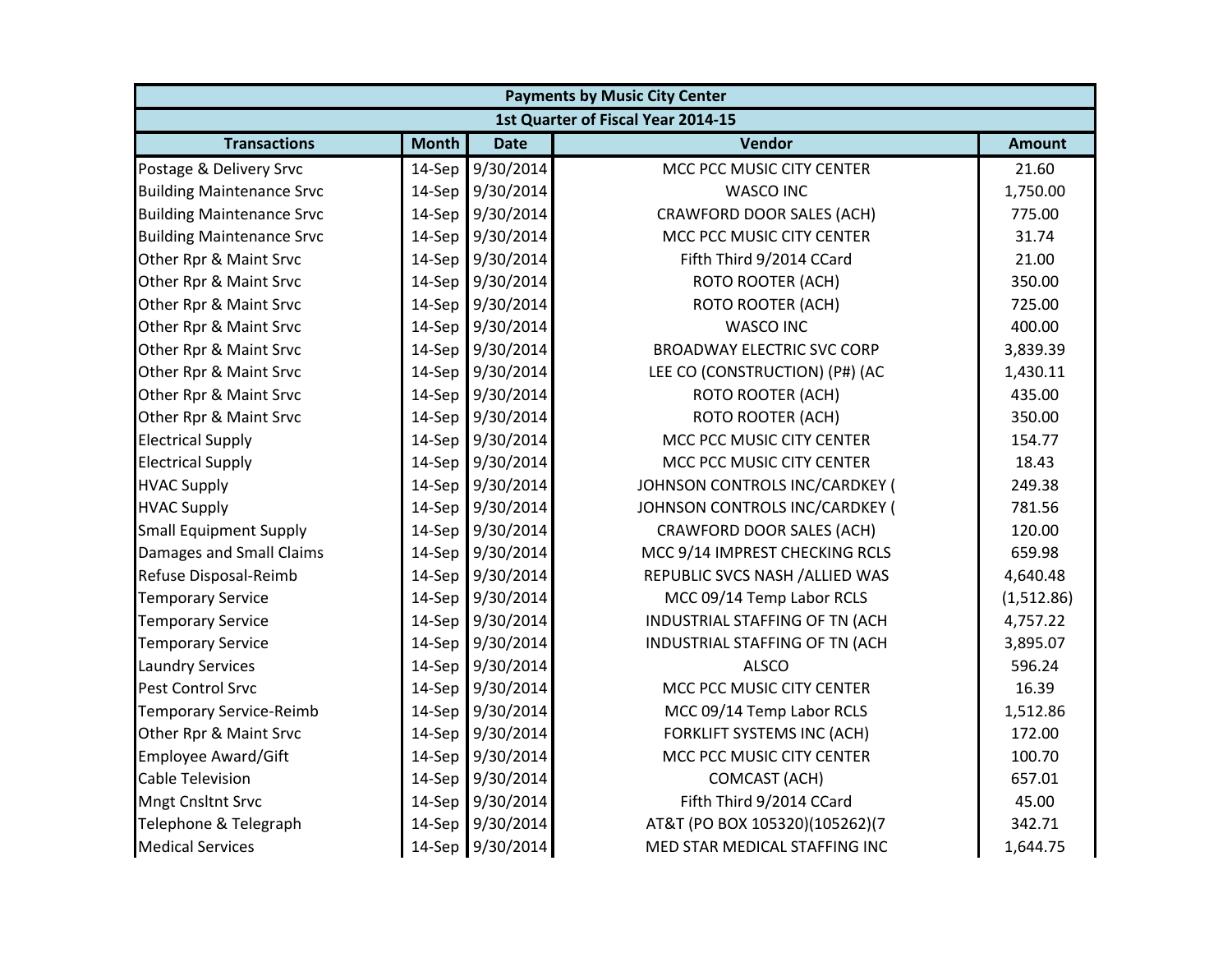| Payments by Music City Center | | | | |
|---|---|---|---|---|
| 1st Quarter of Fiscal Year 2014-15 | | | | |
| **Transactions** | **Month** | **Date** | **Vendor** | **Amount** |
| Postage & Delivery Srvc | 14-Sep | 9/30/2014 | MCC PCC MUSIC CITY CENTER | 21.60 |
| Building Maintenance Srvc | 14-Sep | 9/30/2014 | WASCO INC | 1,750.00 |
| Building Maintenance Srvc | 14-Sep | 9/30/2014 | CRAWFORD DOOR SALES (ACH) | 775.00 |
| Building Maintenance Srvc | 14-Sep | 9/30/2014 | MCC PCC MUSIC CITY CENTER | 31.74 |
| Other Rpr & Maint Srvc | 14-Sep | 9/30/2014 | Fifth Third 9/2014 CCard | 21.00 |
| Other Rpr & Maint Srvc | 14-Sep | 9/30/2014 | ROTO ROOTER (ACH) | 350.00 |
| Other Rpr & Maint Srvc | 14-Sep | 9/30/2014 | ROTO ROOTER (ACH) | 725.00 |
| Other Rpr & Maint Srvc | 14-Sep | 9/30/2014 | WASCO INC | 400.00 |
| Other Rpr & Maint Srvc | 14-Sep | 9/30/2014 | BROADWAY ELECTRIC SVC CORP | 3,839.39 |
| Other Rpr & Maint Srvc | 14-Sep | 9/30/2014 | LEE CO (CONSTRUCTION) (P#) (AC | 1,430.11 |
| Other Rpr & Maint Srvc | 14-Sep | 9/30/2014 | ROTO ROOTER (ACH) | 435.00 |
| Other Rpr & Maint Srvc | 14-Sep | 9/30/2014 | ROTO ROOTER (ACH) | 350.00 |
| Electrical Supply | 14-Sep | 9/30/2014 | MCC PCC MUSIC CITY CENTER | 154.77 |
| Electrical Supply | 14-Sep | 9/30/2014 | MCC PCC MUSIC CITY CENTER | 18.43 |
| HVAC Supply | 14-Sep | 9/30/2014 | JOHNSON CONTROLS INC/CARDKEY ( | 249.38 |
| HVAC Supply | 14-Sep | 9/30/2014 | JOHNSON CONTROLS INC/CARDKEY ( | 781.56 |
| Small Equipment Supply | 14-Sep | 9/30/2014 | CRAWFORD DOOR SALES (ACH) | 120.00 |
| Damages and Small Claims | 14-Sep | 9/30/2014 | MCC 9/14 IMPREST CHECKING RCLS | 659.98 |
| Refuse Disposal-Reimb | 14-Sep | 9/30/2014 | REPUBLIC SVCS NASH /ALLIED WAS | 4,640.48 |
| Temporary Service | 14-Sep | 9/30/2014 | MCC 09/14 Temp Labor RCLS | (1,512.86) |
| Temporary Service | 14-Sep | 9/30/2014 | INDUSTRIAL STAFFING OF TN (ACH | 4,757.22 |
| Temporary Service | 14-Sep | 9/30/2014 | INDUSTRIAL STAFFING OF TN (ACH | 3,895.07 |
| Laundry Services | 14-Sep | 9/30/2014 | ALSCO | 596.24 |
| Pest Control Srvc | 14-Sep | 9/30/2014 | MCC PCC MUSIC CITY CENTER | 16.39 |
| Temporary Service-Reimb | 14-Sep | 9/30/2014 | MCC 09/14 Temp Labor RCLS | 1,512.86 |
| Other Rpr & Maint Srvc | 14-Sep | 9/30/2014 | FORKLIFT SYSTEMS INC (ACH) | 172.00 |
| Employee Award/Gift | 14-Sep | 9/30/2014 | MCC PCC MUSIC CITY CENTER | 100.70 |
| Cable Television | 14-Sep | 9/30/2014 | COMCAST (ACH) | 657.01 |
| Mngt Cnsltnt Srvc | 14-Sep | 9/30/2014 | Fifth Third 9/2014 CCard | 45.00 |
| Telephone & Telegraph | 14-Sep | 9/30/2014 | AT&T (PO BOX 105320)(105262)(7 | 342.71 |
| Medical Services | 14-Sep | 9/30/2014 | MED STAR MEDICAL STAFFING INC | 1,644.75 |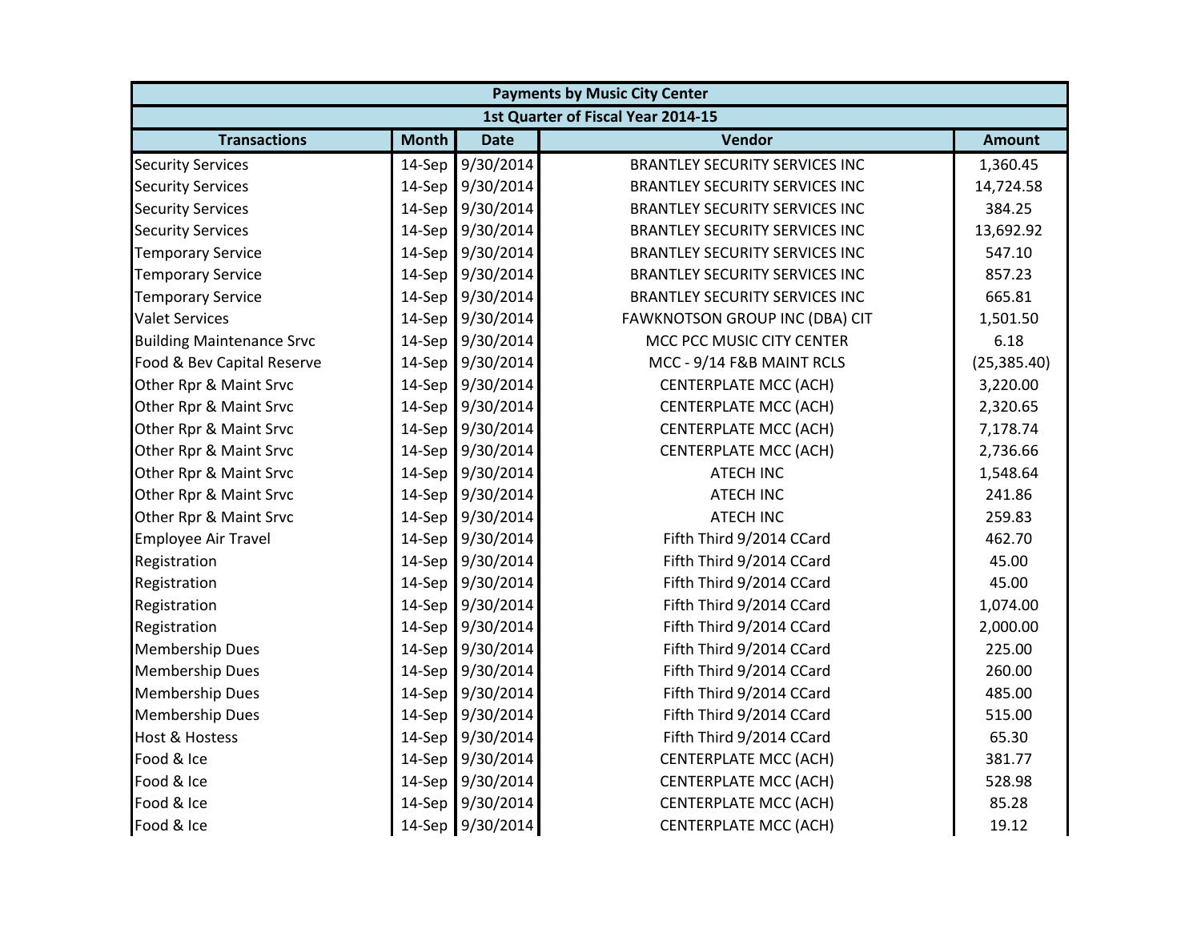| Payments by Music City Center | | | | |
|---|---|---|---|---|
| 1st Quarter of Fiscal Year 2014-15 | | | | |
| Transactions | Month | Date | Vendor | Amount |
| Security Services | 14-Sep | 9/30/2014 | BRANTLEY SECURITY SERVICES INC | 1,360.45 |
| Security Services | 14-Sep | 9/30/2014 | BRANTLEY SECURITY SERVICES INC | 14,724.58 |
| Security Services | 14-Sep | 9/30/2014 | BRANTLEY SECURITY SERVICES INC | 384.25 |
| Security Services | 14-Sep | 9/30/2014 | BRANTLEY SECURITY SERVICES INC | 13,692.92 |
| Temporary Service | 14-Sep | 9/30/2014 | BRANTLEY SECURITY SERVICES INC | 547.10 |
| Temporary Service | 14-Sep | 9/30/2014 | BRANTLEY SECURITY SERVICES INC | 857.23 |
| Temporary Service | 14-Sep | 9/30/2014 | BRANTLEY SECURITY SERVICES INC | 665.81 |
| Valet Services | 14-Sep | 9/30/2014 | FAWKNOTSON GROUP INC (DBA) CIT | 1,501.50 |
| Building Maintenance Srvc | 14-Sep | 9/30/2014 | MCC PCC MUSIC CITY CENTER | 6.18 |
| Food & Bev Capital Reserve | 14-Sep | 9/30/2014 | MCC - 9/14 F&B MAINT RCLS | (25,385.40) |
| Other Rpr & Maint Srvc | 14-Sep | 9/30/2014 | CENTERPLATE MCC (ACH) | 3,220.00 |
| Other Rpr & Maint Srvc | 14-Sep | 9/30/2014 | CENTERPLATE MCC (ACH) | 2,320.65 |
| Other Rpr & Maint Srvc | 14-Sep | 9/30/2014 | CENTERPLATE MCC (ACH) | 7,178.74 |
| Other Rpr & Maint Srvc | 14-Sep | 9/30/2014 | CENTERPLATE MCC (ACH) | 2,736.66 |
| Other Rpr & Maint Srvc | 14-Sep | 9/30/2014 | ATECH INC | 1,548.64 |
| Other Rpr & Maint Srvc | 14-Sep | 9/30/2014 | ATECH INC | 241.86 |
| Other Rpr & Maint Srvc | 14-Sep | 9/30/2014 | ATECH INC | 259.83 |
| Employee Air Travel | 14-Sep | 9/30/2014 | Fifth Third 9/2014 CCard | 462.70 |
| Registration | 14-Sep | 9/30/2014 | Fifth Third 9/2014 CCard | 45.00 |
| Registration | 14-Sep | 9/30/2014 | Fifth Third 9/2014 CCard | 45.00 |
| Registration | 14-Sep | 9/30/2014 | Fifth Third 9/2014 CCard | 1,074.00 |
| Registration | 14-Sep | 9/30/2014 | Fifth Third 9/2014 CCard | 2,000.00 |
| Membership Dues | 14-Sep | 9/30/2014 | Fifth Third 9/2014 CCard | 225.00 |
| Membership Dues | 14-Sep | 9/30/2014 | Fifth Third 9/2014 CCard | 260.00 |
| Membership Dues | 14-Sep | 9/30/2014 | Fifth Third 9/2014 CCard | 485.00 |
| Membership Dues | 14-Sep | 9/30/2014 | Fifth Third 9/2014 CCard | 515.00 |
| Host & Hostess | 14-Sep | 9/30/2014 | Fifth Third 9/2014 CCard | 65.30 |
| Food & Ice | 14-Sep | 9/30/2014 | CENTERPLATE MCC (ACH) | 381.77 |
| Food & Ice | 14-Sep | 9/30/2014 | CENTERPLATE MCC (ACH) | 528.98 |
| Food & Ice | 14-Sep | 9/30/2014 | CENTERPLATE MCC (ACH) | 85.28 |
| Food & Ice | 14-Sep | 9/30/2014 | CENTERPLATE MCC (ACH) | 19.12 |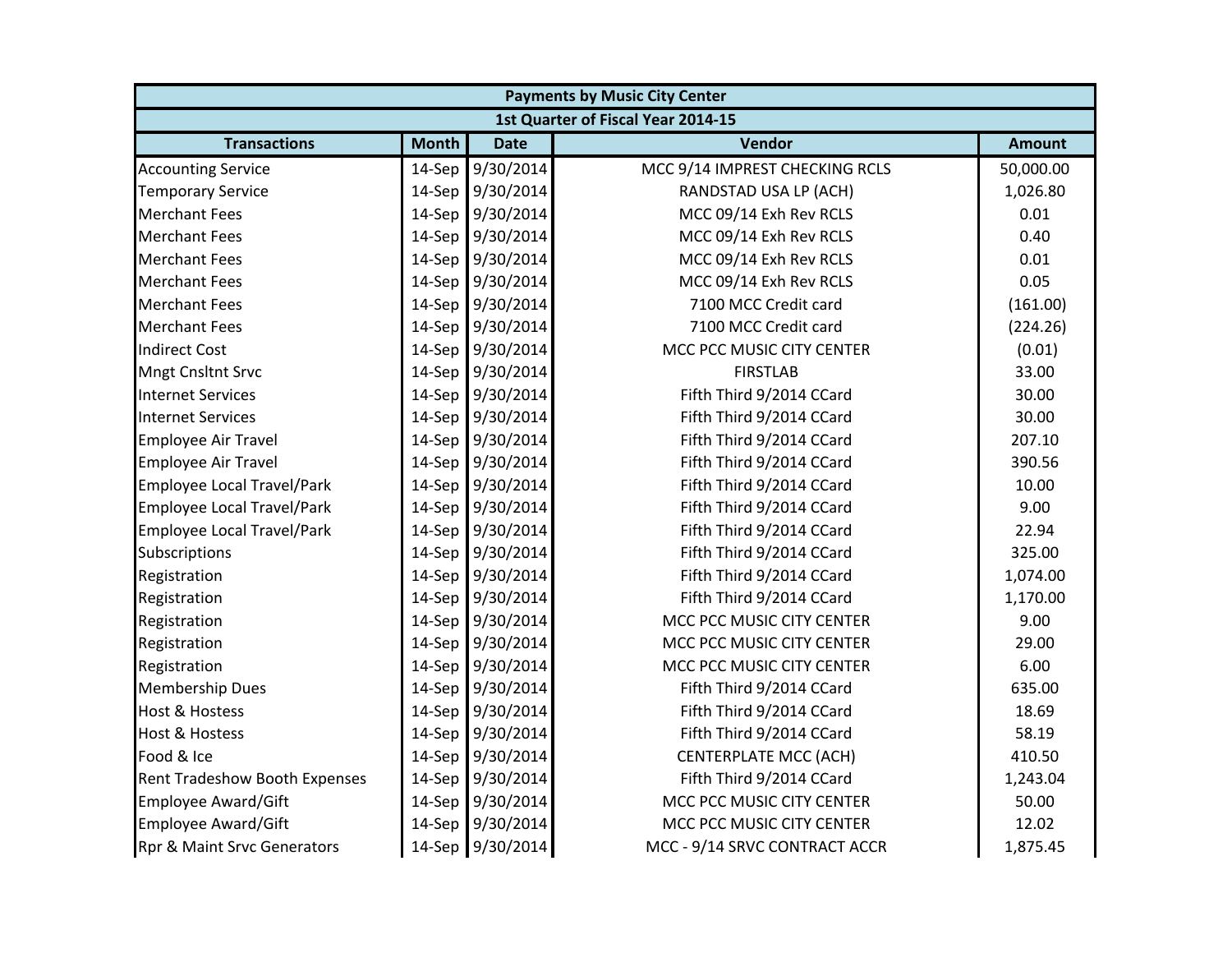| Payments by Music City Center | | | | |
|---|---|---|---|---|
| 1st Quarter of Fiscal Year 2014-15 | | | | |
| **Transactions** | **Month** | **Date** | **Vendor** | **Amount** |
| Accounting Service | 14-Sep | 9/30/2014 | MCC 9/14 IMPREST CHECKING RCLS | 50,000.00 |
| Temporary Service | 14-Sep | 9/30/2014 | RANDSTAD USA LP (ACH) | 1,026.80 |
| Merchant Fees | 14-Sep | 9/30/2014 | MCC 09/14 Exh Rev RCLS | 0.01 |
| Merchant Fees | 14-Sep | 9/30/2014 | MCC 09/14 Exh Rev RCLS | 0.40 |
| Merchant Fees | 14-Sep | 9/30/2014 | MCC 09/14 Exh Rev RCLS | 0.01 |
| Merchant Fees | 14-Sep | 9/30/2014 | MCC 09/14 Exh Rev RCLS | 0.05 |
| Merchant Fees | 14-Sep | 9/30/2014 | 7100 MCC Credit card | (161.00) |
| Merchant Fees | 14-Sep | 9/30/2014 | 7100 MCC Credit card | (224.26) |
| Indirect Cost | 14-Sep | 9/30/2014 | MCC PCC MUSIC CITY CENTER | (0.01) |
| Mngt Cnsltnt Srvc | 14-Sep | 9/30/2014 | FIRSTLAB | 33.00 |
| Internet Services | 14-Sep | 9/30/2014 | Fifth Third 9/2014 CCard | 30.00 |
| Internet Services | 14-Sep | 9/30/2014 | Fifth Third 9/2014 CCard | 30.00 |
| Employee Air Travel | 14-Sep | 9/30/2014 | Fifth Third 9/2014 CCard | 207.10 |
| Employee Air Travel | 14-Sep | 9/30/2014 | Fifth Third 9/2014 CCard | 390.56 |
| Employee Local Travel/Park | 14-Sep | 9/30/2014 | Fifth Third 9/2014 CCard | 10.00 |
| Employee Local Travel/Park | 14-Sep | 9/30/2014 | Fifth Third 9/2014 CCard | 9.00 |
| Employee Local Travel/Park | 14-Sep | 9/30/2014 | Fifth Third 9/2014 CCard | 22.94 |
| Subscriptions | 14-Sep | 9/30/2014 | Fifth Third 9/2014 CCard | 325.00 |
| Registration | 14-Sep | 9/30/2014 | Fifth Third 9/2014 CCard | 1,074.00 |
| Registration | 14-Sep | 9/30/2014 | Fifth Third 9/2014 CCard | 1,170.00 |
| Registration | 14-Sep | 9/30/2014 | MCC PCC MUSIC CITY CENTER | 9.00 |
| Registration | 14-Sep | 9/30/2014 | MCC PCC MUSIC CITY CENTER | 29.00 |
| Registration | 14-Sep | 9/30/2014 | MCC PCC MUSIC CITY CENTER | 6.00 |
| Membership Dues | 14-Sep | 9/30/2014 | Fifth Third 9/2014 CCard | 635.00 |
| Host & Hostess | 14-Sep | 9/30/2014 | Fifth Third 9/2014 CCard | 18.69 |
| Host & Hostess | 14-Sep | 9/30/2014 | Fifth Third 9/2014 CCard | 58.19 |
| Food & Ice | 14-Sep | 9/30/2014 | CENTERPLATE MCC (ACH) | 410.50 |
| Rent Tradeshow Booth Expenses | 14-Sep | 9/30/2014 | Fifth Third 9/2014 CCard | 1,243.04 |
| Employee Award/Gift | 14-Sep | 9/30/2014 | MCC PCC MUSIC CITY CENTER | 50.00 |
| Employee Award/Gift | 14-Sep | 9/30/2014 | MCC PCC MUSIC CITY CENTER | 12.02 |
| Rpr & Maint Srvc Generators | 14-Sep | 9/30/2014 | MCC - 9/14 SRVC CONTRACT ACCR | 1,875.45 |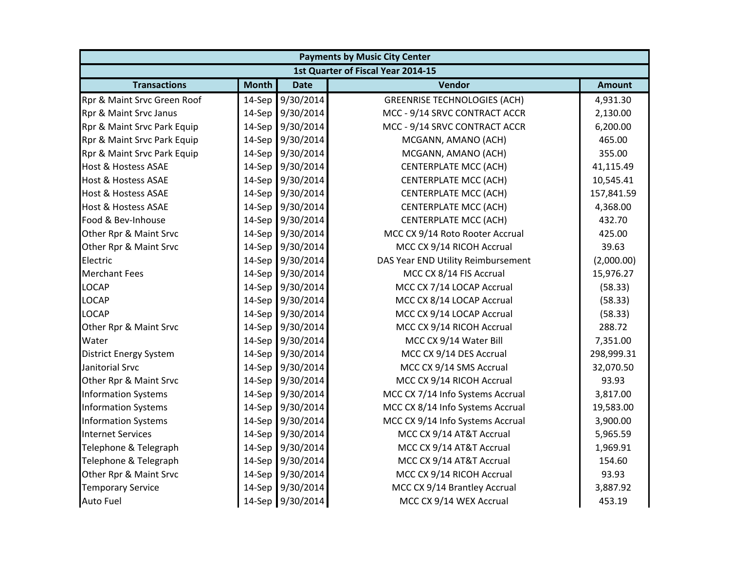| Payments by Music City Center | | | | |
|---|---|---|---|---|
| 1st Quarter of Fiscal Year 2014-15 | | | | |
| Transactions | Month | Date | Vendor | Amount |
| Rpr & Maint Srvc Green Roof | 14-Sep | 9/30/2014 | GREENRISE TECHNOLOGIES (ACH) | 4,931.30 |
| Rpr & Maint Srvc Janus | 14-Sep | 9/30/2014 | MCC - 9/14 SRVC CONTRACT ACCR | 2,130.00 |
| Rpr & Maint Srvc Park Equip | 14-Sep | 9/30/2014 | MCC - 9/14 SRVC CONTRACT ACCR | 6,200.00 |
| Rpr & Maint Srvc Park Equip | 14-Sep | 9/30/2014 | MCGANN, AMANO (ACH) | 465.00 |
| Rpr & Maint Srvc Park Equip | 14-Sep | 9/30/2014 | MCGANN, AMANO (ACH) | 355.00 |
| Host & Hostess ASAE | 14-Sep | 9/30/2014 | CENTERPLATE MCC (ACH) | 41,115.49 |
| Host & Hostess ASAE | 14-Sep | 9/30/2014 | CENTERPLATE MCC (ACH) | 10,545.41 |
| Host & Hostess ASAE | 14-Sep | 9/30/2014 | CENTERPLATE MCC (ACH) | 157,841.59 |
| Host & Hostess ASAE | 14-Sep | 9/30/2014 | CENTERPLATE MCC (ACH) | 4,368.00 |
| Food & Bev-Inhouse | 14-Sep | 9/30/2014 | CENTERPLATE MCC (ACH) | 432.70 |
| Other Rpr & Maint Srvc | 14-Sep | 9/30/2014 | MCC CX 9/14 Roto Rooter Accrual | 425.00 |
| Other Rpr & Maint Srvc | 14-Sep | 9/30/2014 | MCC CX 9/14 RICOH Accrual | 39.63 |
| Electric | 14-Sep | 9/30/2014 | DAS Year END Utility Reimbursement | (2,000.00) |
| Merchant Fees | 14-Sep | 9/30/2014 | MCC CX 8/14 FIS Accrual | 15,976.27 |
| LOCAP | 14-Sep | 9/30/2014 | MCC CX 7/14 LOCAP Accrual | (58.33) |
| LOCAP | 14-Sep | 9/30/2014 | MCC CX 8/14 LOCAP Accrual | (58.33) |
| LOCAP | 14-Sep | 9/30/2014 | MCC CX 9/14 LOCAP Accrual | (58.33) |
| Other Rpr & Maint Srvc | 14-Sep | 9/30/2014 | MCC CX 9/14 RICOH Accrual | 288.72 |
| Water | 14-Sep | 9/30/2014 | MCC CX 9/14 Water Bill | 7,351.00 |
| District Energy System | 14-Sep | 9/30/2014 | MCC CX 9/14 DES Accrual | 298,999.31 |
| Janitorial Srvc | 14-Sep | 9/30/2014 | MCC CX 9/14 SMS Accrual | 32,070.50 |
| Other Rpr & Maint Srvc | 14-Sep | 9/30/2014 | MCC CX 9/14 RICOH Accrual | 93.93 |
| Information Systems | 14-Sep | 9/30/2014 | MCC CX 7/14 Info Systems Accrual | 3,817.00 |
| Information Systems | 14-Sep | 9/30/2014 | MCC CX 8/14 Info Systems Accrual | 19,583.00 |
| Information Systems | 14-Sep | 9/30/2014 | MCC CX 9/14 Info Systems Accrual | 3,900.00 |
| Internet Services | 14-Sep | 9/30/2014 | MCC CX 9/14 AT&T Accrual | 5,965.59 |
| Telephone & Telegraph | 14-Sep | 9/30/2014 | MCC CX 9/14 AT&T Accrual | 1,969.91 |
| Telephone & Telegraph | 14-Sep | 9/30/2014 | MCC CX 9/14 AT&T Accrual | 154.60 |
| Other Rpr & Maint Srvc | 14-Sep | 9/30/2014 | MCC CX 9/14 RICOH Accrual | 93.93 |
| Temporary Service | 14-Sep | 9/30/2014 | MCC CX 9/14 Brantley Accrual | 3,887.92 |
| Auto Fuel | 14-Sep | 9/30/2014 | MCC CX 9/14 WEX Accrual | 453.19 |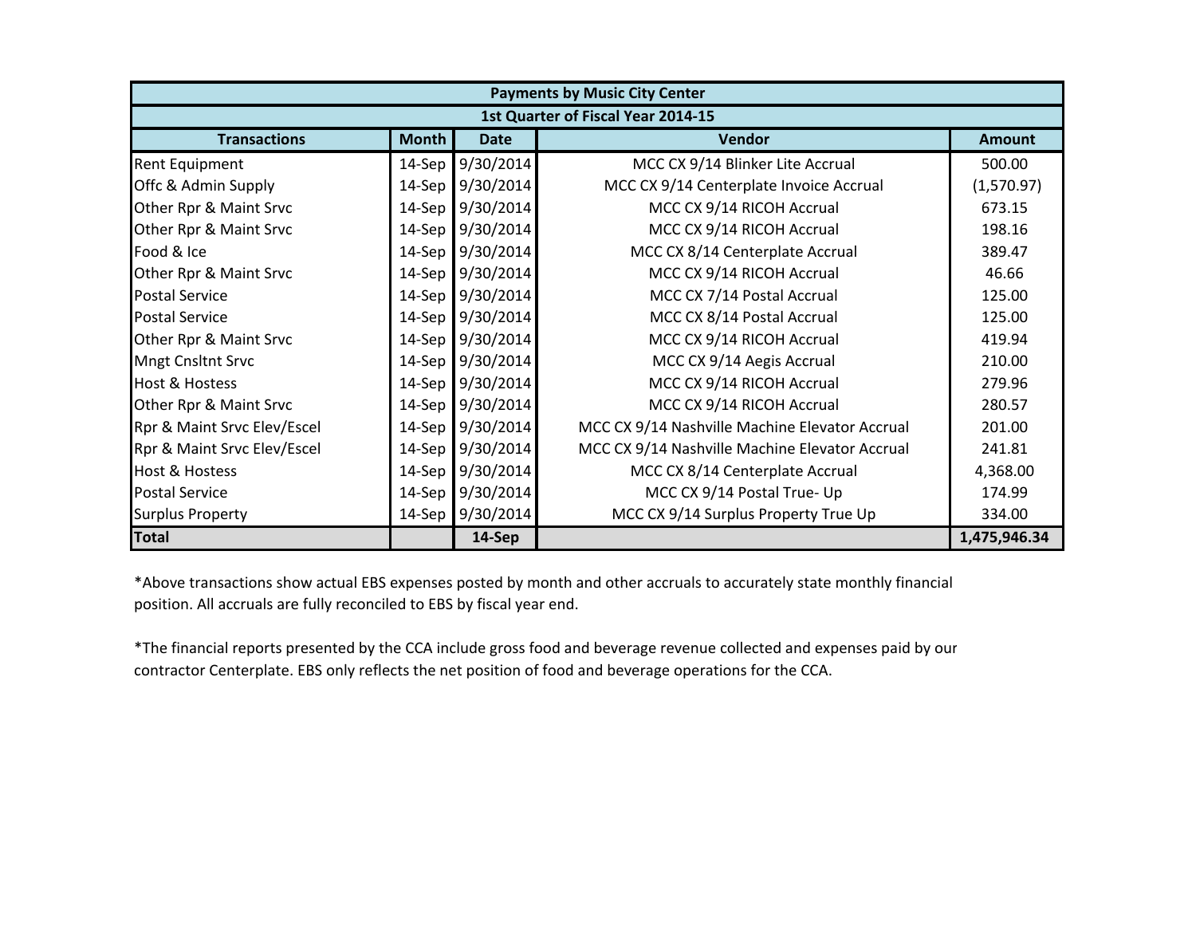| Payments by Music City Center | | | | |
|---|---|---|---|---|
| 1st Quarter of Fiscal Year 2014-15 | | | | |
| Transactions | Month | Date | Vendor | Amount |
| Rent Equipment | 14-Sep | 9/30/2014 | MCC CX 9/14 Blinker Lite Accrual | 500.00 |
| Offc & Admin Supply | 14-Sep | 9/30/2014 | MCC CX 9/14 Centerplate Invoice Accrual | (1,570.97) |
| Other Rpr & Maint Srvc | 14-Sep | 9/30/2014 | MCC CX 9/14 RICOH Accrual | 673.15 |
| Other Rpr & Maint Srvc | 14-Sep | 9/30/2014 | MCC CX 9/14 RICOH Accrual | 198.16 |
| Food & Ice | 14-Sep | 9/30/2014 | MCC CX 8/14 Centerplate Accrual | 389.47 |
| Other Rpr & Maint Srvc | 14-Sep | 9/30/2014 | MCC CX 9/14 RICOH Accrual | 46.66 |
| Postal Service | 14-Sep | 9/30/2014 | MCC CX 7/14 Postal Accrual | 125.00 |
| Postal Service | 14-Sep | 9/30/2014 | MCC CX 8/14 Postal Accrual | 125.00 |
| Other Rpr & Maint Srvc | 14-Sep | 9/30/2014 | MCC CX 9/14 RICOH Accrual | 419.94 |
| Mngt Cnsltnt Srvc | 14-Sep | 9/30/2014 | MCC CX 9/14 Aegis Accrual | 210.00 |
| Host & Hostess | 14-Sep | 9/30/2014 | MCC CX 9/14 RICOH Accrual | 279.96 |
| Other Rpr & Maint Srvc | 14-Sep | 9/30/2014 | MCC CX 9/14 RICOH Accrual | 280.57 |
| Rpr & Maint Srvc Elev/Escel | 14-Sep | 9/30/2014 | MCC CX 9/14 Nashville Machine Elevator Accrual | 201.00 |
| Rpr & Maint Srvc Elev/Escel | 14-Sep | 9/30/2014 | MCC CX 9/14 Nashville Machine Elevator Accrual | 241.81 |
| Host & Hostess | 14-Sep | 9/30/2014 | MCC CX 8/14 Centerplate Accrual | 4,368.00 |
| Postal Service | 14-Sep | 9/30/2014 | MCC CX 9/14 Postal True- Up | 174.99 |
| Surplus Property | 14-Sep | 9/30/2014 | MCC CX 9/14 Surplus Property True Up | 334.00 |
| **Total** | | **14-Sep** | | **1,475,946.34** |

*Above transactions show actual EBS expenses posted by month and other accruals to accurately state monthly financial position. All accruals are fully reconciled to EBS by fiscal year end.

*The financial reports presented by the CCA include gross food and beverage revenue collected and expenses paid by our contractor Centerplate. EBS only reflects the net position of food and beverage operations for the CCA.